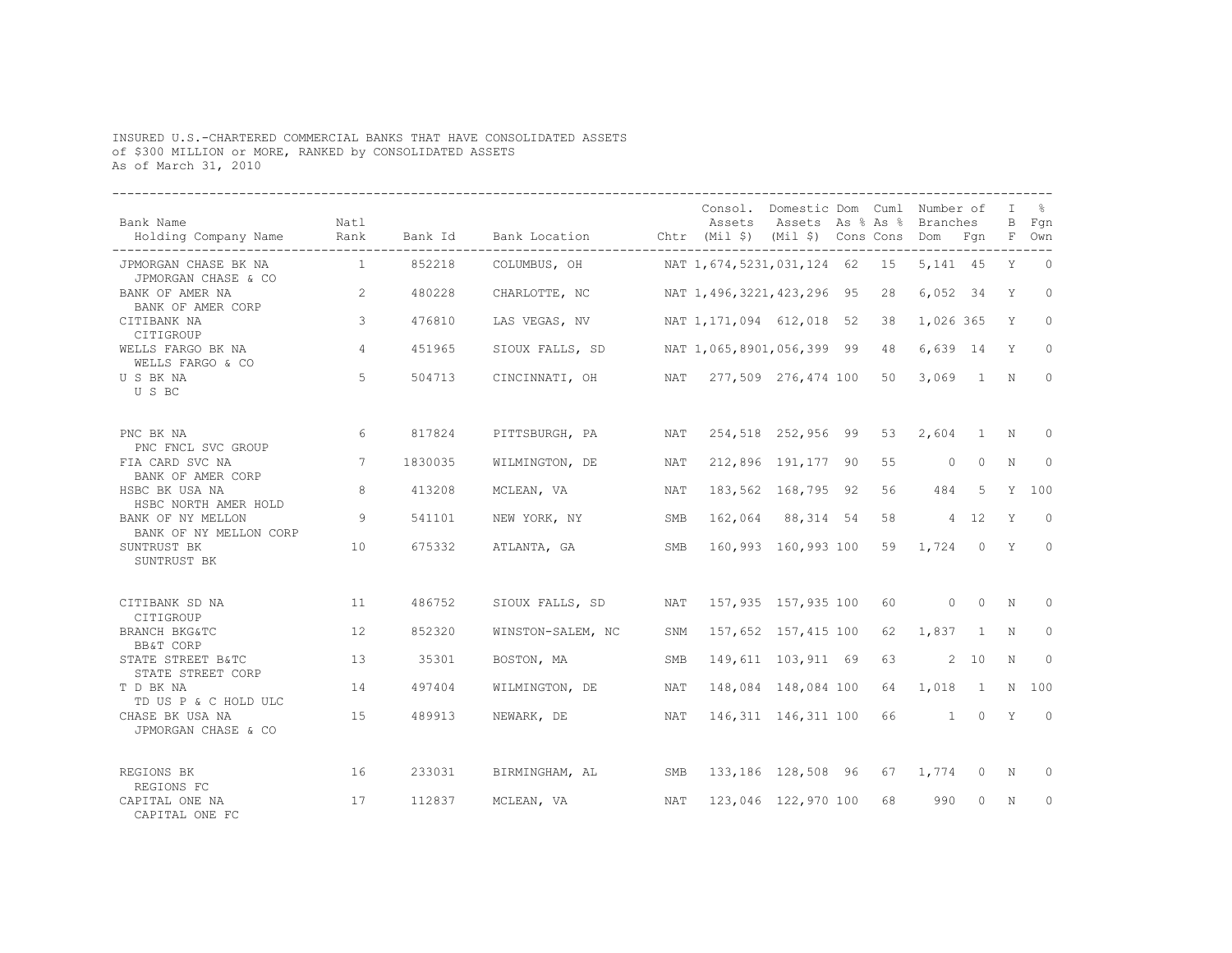INSURED U.S.-CHARTERED COMMERCIAL BANKS THAT HAVE CONSOLIDATED ASSETS
of $300 MILLION or MORE, RANKED by CONSOLIDATED ASSETS
As of March 31, 2010

| Bank Name / Holding Company Name | Natl Rank | Bank Id | Bank Location | Chtr | Consol. Assets (Mil $) | Domestic Assets (Mil $) | Dom As % Cons | Cuml As % Cons | Number of Branches Dom | Number of Branches Fgn | IBF | % Fgn Own |
|---|---|---|---|---|---|---|---|---|---|---|---|---|
| JPMORGAN CHASE BK NA / JPMORGAN CHASE & CO | 1 | 852218 | COLUMBUS, OH | NAT | 1,674,523 | 1,031,124 | 62 | 15 | 5,141 | 45 | Y | 0 |
| BANK OF AMER NA / BANK OF AMER CORP | 2 | 480228 | CHARLOTTE, NC | NAT | 1,496,322 | 1,423,296 | 95 | 28 | 6,052 | 34 | Y | 0 |
| CITIBANK NA / CITIGROUP | 3 | 476810 | LAS VEGAS, NV | NAT | 1,171,094 | 612,018 | 52 | 38 | 1,026 | 365 | Y | 0 |
| WELLS FARGO BK NA / WELLS FARGO & CO | 4 | 451965 | SIOUX FALLS, SD | NAT | 1,065,890 | 1,056,399 | 99 | 48 | 6,639 | 14 | Y | 0 |
| U S BK NA / U S BC | 5 | 504713 | CINCINNATI, OH | NAT | 277,509 | 276,474 | 100 | 50 | 3,069 | 1 | N | 0 |
| PNC BK NA / PNC FNCL SVC GROUP | 6 | 817824 | PITTSBURGH, PA | NAT | 254,518 | 252,956 | 99 | 53 | 2,604 | 1 | N | 0 |
| FIA CARD SVC NA / BANK OF AMER CORP | 7 | 1830035 | WILMINGTON, DE | NAT | 212,896 | 191,177 | 90 | 55 | 0 | 0 | N | 0 |
| HSBC BK USA NA / HSBC NORTH AMER HOLD | 8 | 413208 | MCLEAN, VA | NAT | 183,562 | 168,795 | 92 | 56 | 484 | 5 | Y | 100 |
| BANK OF NY MELLON / BANK OF NY MELLON CORP | 9 | 541101 | NEW YORK, NY | SMB | 162,064 | 88,314 | 54 | 58 | 4 | 12 | Y | 0 |
| SUNTRUST BK / SUNTRUST BK | 10 | 675332 | ATLANTA, GA | SMB | 160,993 | 160,993 | 100 | 59 | 1,724 | 0 | Y | 0 |
| CITIBANK SD NA / CITIGROUP | 11 | 486752 | SIOUX FALLS, SD | NAT | 157,935 | 157,935 | 100 | 60 | 0 | 0 | N | 0 |
| BRANCH BKG&TC / BB&T CORP | 12 | 852320 | WINSTON-SALEM, NC | SNM | 157,652 | 157,415 | 100 | 62 | 1,837 | 1 | N | 0 |
| STATE STREET B&TC / STATE STREET CORP | 13 | 35301 | BOSTON, MA | SMB | 149,611 | 103,911 | 69 | 63 | 2 | 10 | N | 0 |
| T D BK NA / TD US P & C HOLD ULC | 14 | 497404 | WILMINGTON, DE | NAT | 148,084 | 148,084 | 100 | 64 | 1,018 | 1 | N | 100 |
| CHASE BK USA NA / JPMORGAN CHASE & CO | 15 | 489913 | NEWARK, DE | NAT | 146,311 | 146,311 | 100 | 66 | 1 | 0 | Y | 0 |
| REGIONS BK / REGIONS FC | 16 | 233031 | BIRMINGHAM, AL | SMB | 133,186 | 128,508 | 96 | 67 | 1,774 | 0 | N | 0 |
| CAPITAL ONE NA / CAPITAL ONE FC | 17 | 112837 | MCLEAN, VA | NAT | 123,046 | 122,970 | 100 | 68 | 990 | 0 | N | 0 |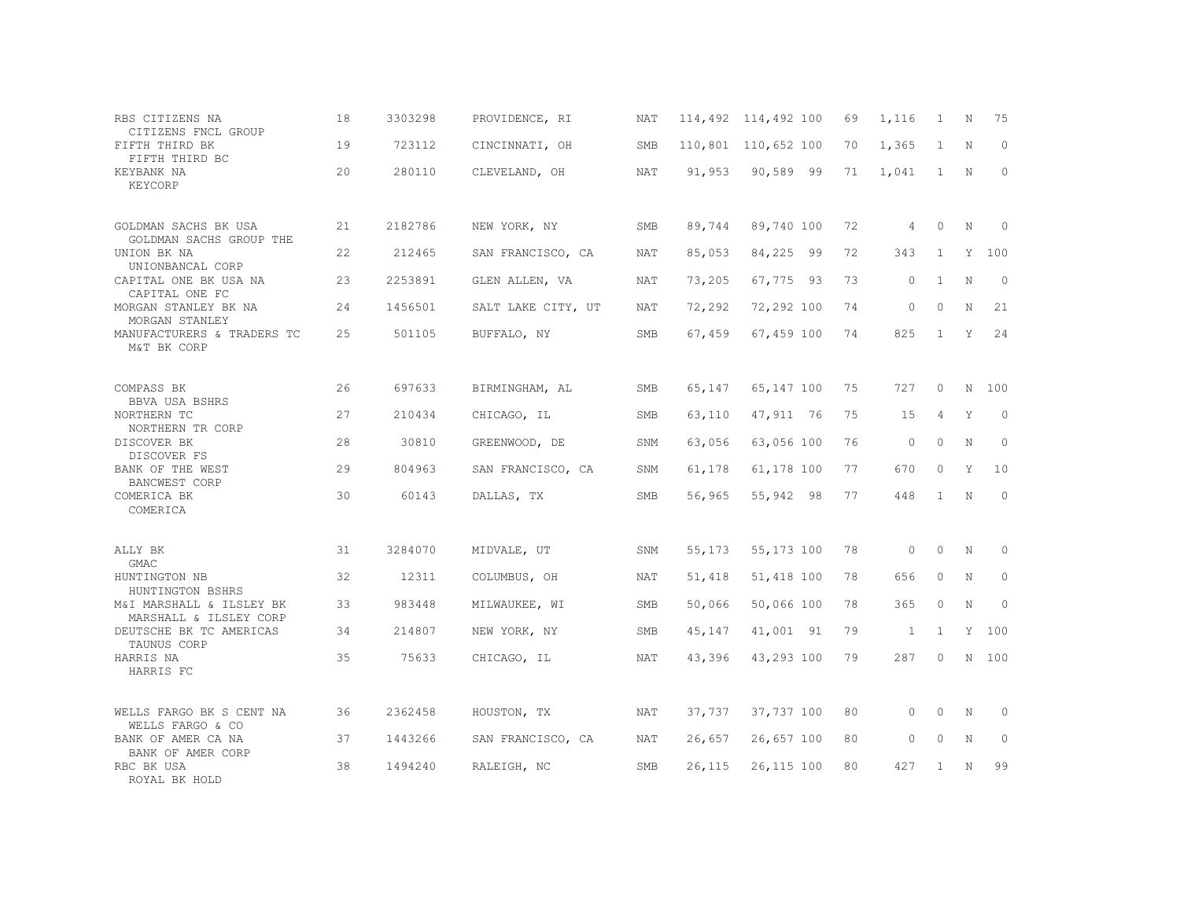| | | | | | | | | | | | | |
|---|---|---|---|---|---|---|---|---|---|---|---|---|
| RBS CITIZENS NA<br>CITIZENS FNCL GROUP | 18 | 3303298 | PROVIDENCE, RI | NAT | 114,492 | 114,492 | 100 | 69 | 1,116 | 1 | N | 75 |
| FIFTH THIRD BK<br>FIFTH THIRD BC | 19 | 723112 | CINCINNATI, OH | SMB | 110,801 | 110,652 | 100 | 70 | 1,365 | 1 | N | 0 |
| KEYBANK NA<br>KEYCORP | 20 | 280110 | CLEVELAND, OH | NAT | 91,953 | 90,589 | 99 | 71 | 1,041 | 1 | N | 0 |
| GOLDMAN SACHS BK USA<br>GOLDMAN SACHS GROUP THE | 21 | 2182786 | NEW YORK, NY | SMB | 89,744 | 89,740 | 100 | 72 | 4 | 0 | N | 0 |
| UNION BK NA<br>UNIONBANCAL CORP | 22 | 212465 | SAN FRANCISCO, CA | NAT | 85,053 | 84,225 | 99 | 72 | 343 | 1 | Y | 100 |
| CAPITAL ONE BK USA NA<br>CAPITAL ONE FC | 23 | 2253891 | GLEN ALLEN, VA | NAT | 73,205 | 67,775 | 93 | 73 | 0 | 1 | N | 0 |
| MORGAN STANLEY BK NA<br>MORGAN STANLEY | 24 | 1456501 | SALT LAKE CITY, UT | NAT | 72,292 | 72,292 | 100 | 74 | 0 | 0 | N | 21 |
| MANUFACTURERS & TRADERS TC<br>M&T BK CORP | 25 | 501105 | BUFFALO, NY | SMB | 67,459 | 67,459 | 100 | 74 | 825 | 1 | Y | 24 |
| COMPASS BK<br>BBVA USA BSHRS | 26 | 697633 | BIRMINGHAM, AL | SMB | 65,147 | 65,147 | 100 | 75 | 727 | 0 | N | 100 |
| NORTHERN TC<br>NORTHERN TR CORP | 27 | 210434 | CHICAGO, IL | SMB | 63,110 | 47,911 | 76 | 75 | 15 | 4 | Y | 0 |
| DISCOVER BK<br>DISCOVER FS | 28 | 30810 | GREENWOOD, DE | SNM | 63,056 | 63,056 | 100 | 76 | 0 | 0 | N | 0 |
| BANK OF THE WEST<br>BANCWEST CORP | 29 | 804963 | SAN FRANCISCO, CA | SNM | 61,178 | 61,178 | 100 | 77 | 670 | 0 | Y | 10 |
| COMERICA BK<br>COMERICA | 30 | 60143 | DALLAS, TX | SMB | 56,965 | 55,942 | 98 | 77 | 448 | 1 | N | 0 |
| ALLY BK<br>GMAC | 31 | 3284070 | MIDVALE, UT | SNM | 55,173 | 55,173 | 100 | 78 | 0 | 0 | N | 0 |
| HUNTINGTON NB<br>HUNTINGTON BSHRS | 32 | 12311 | COLUMBUS, OH | NAT | 51,418 | 51,418 | 100 | 78 | 656 | 0 | N | 0 |
| M&I MARSHALL & ILSLEY BK<br>MARSHALL & ILSLEY CORP | 33 | 983448 | MILWAUKEE, WI | SMB | 50,066 | 50,066 | 100 | 78 | 365 | 0 | N | 0 |
| DEUTSCHE BK TC AMERICAS<br>TAUNUS CORP | 34 | 214807 | NEW YORK, NY | SMB | 45,147 | 41,001 | 91 | 79 | 1 | 1 | Y | 100 |
| HARRIS NA<br>HARRIS FC | 35 | 75633 | CHICAGO, IL | NAT | 43,396 | 43,293 | 100 | 79 | 287 | 0 | N | 100 |
| WELLS FARGO BK S CENT NA<br>WELLS FARGO & CO | 36 | 2362458 | HOUSTON, TX | NAT | 37,737 | 37,737 | 100 | 80 | 0 | 0 | N | 0 |
| BANK OF AMER CA NA<br>BANK OF AMER CORP | 37 | 1443266 | SAN FRANCISCO, CA | NAT | 26,657 | 26,657 | 100 | 80 | 0 | 0 | N | 0 |
| RBC BK USA<br>ROYAL BK HOLD | 38 | 1494240 | RALEIGH, NC | SMB | 26,115 | 26,115 | 100 | 80 | 427 | 1 | N | 99 |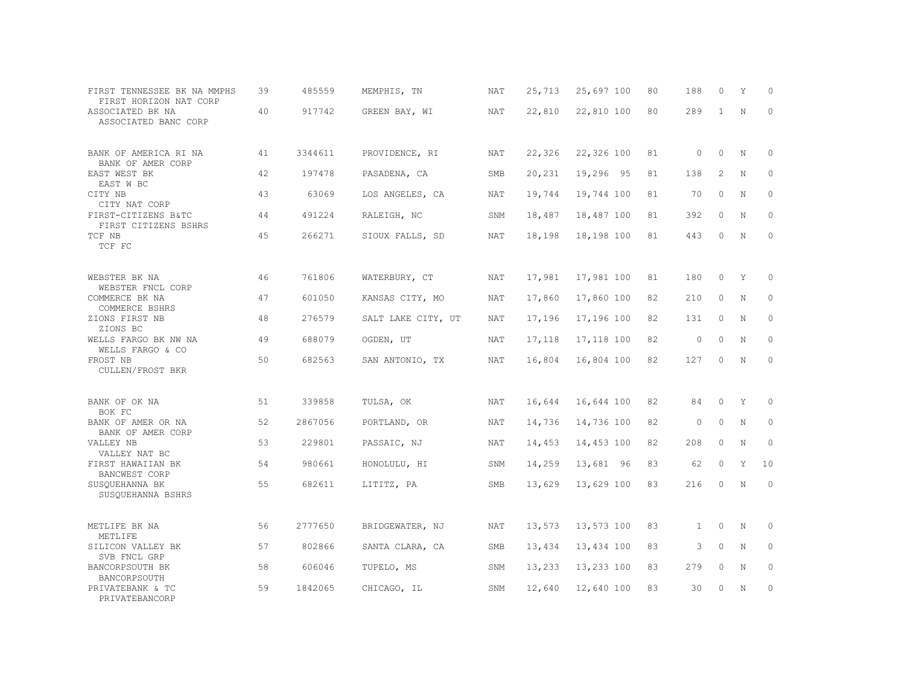| | | | | | | | | | | | |
|---|---|---|---|---|---|---|---|---|---|---|---|
| FIRST TENNESSEE BK NA MMPHS<br>FIRST HORIZON NAT CORP | 39 | 485559 | MEMPHIS, TN | NAT | 25,713 | 25,697 | 100 | 80 | 188 | 0 | Y | 0 |
| ASSOCIATED BK NA<br>ASSOCIATED BANC CORP | 40 | 917742 | GREEN BAY, WI | NAT | 22,810 | 22,810 | 100 | 80 | 289 | 1 | N | 0 |
| BANK OF AMERICA RI NA<br>BANK OF AMER CORP | 41 | 3344611 | PROVIDENCE, RI | NAT | 22,326 | 22,326 | 100 | 81 | 0 | 0 | N | 0 |
| EAST WEST BK<br>EAST W BC | 42 | 197478 | PASADENA, CA | SMB | 20,231 | 19,296 | 95 | 81 | 138 | 2 | N | 0 |
| CITY NB<br>CITY NAT CORP | 43 | 63069 | LOS ANGELES, CA | NAT | 19,744 | 19,744 | 100 | 81 | 70 | 0 | N | 0 |
| FIRST-CITIZENS B&TC<br>FIRST CITIZENS BSHRS | 44 | 491224 | RALEIGH, NC | SNM | 18,487 | 18,487 | 100 | 81 | 392 | 0 | N | 0 |
| TCF NB<br>TCF FC | 45 | 266271 | SIOUX FALLS, SD | NAT | 18,198 | 18,198 | 100 | 81 | 443 | 0 | N | 0 |
| WEBSTER BK NA<br>WEBSTER FNCL CORP | 46 | 761806 | WATERBURY, CT | NAT | 17,981 | 17,981 | 100 | 81 | 180 | 0 | Y | 0 |
| COMMERCE BK NA<br>COMMERCE BSHRS | 47 | 601050 | KANSAS CITY, MO | NAT | 17,860 | 17,860 | 100 | 82 | 210 | 0 | N | 0 |
| ZIONS FIRST NB<br>ZIONS BC | 48 | 276579 | SALT LAKE CITY, UT | NAT | 17,196 | 17,196 | 100 | 82 | 131 | 0 | N | 0 |
| WELLS FARGO BK NW NA<br>WELLS FARGO & CO | 49 | 688079 | OGDEN, UT | NAT | 17,118 | 17,118 | 100 | 82 | 0 | 0 | N | 0 |
| FROST NB<br>CULLEN/FROST BKR | 50 | 682563 | SAN ANTONIO, TX | NAT | 16,804 | 16,804 | 100 | 82 | 127 | 0 | N | 0 |
| BANK OF OK NA<br>BOK FC | 51 | 339858 | TULSA, OK | NAT | 16,644 | 16,644 | 100 | 82 | 84 | 0 | Y | 0 |
| BANK OF AMER OR NA<br>BANK OF AMER CORP | 52 | 2867056 | PORTLAND, OR | NAT | 14,736 | 14,736 | 100 | 82 | 0 | 0 | N | 0 |
| VALLEY NB<br>VALLEY NAT BC | 53 | 229801 | PASSAIC, NJ | NAT | 14,453 | 14,453 | 100 | 82 | 208 | 0 | N | 0 |
| FIRST HAWAIIAN BK<br>BANCWEST CORP | 54 | 980661 | HONOLULU, HI | SNM | 14,259 | 13,681 | 96 | 83 | 62 | 0 | Y | 10 |
| SUSQUEHANNA BK<br>SUSQUEHANNA BSHRS | 55 | 682611 | LITITZ, PA | SMB | 13,629 | 13,629 | 100 | 83 | 216 | 0 | N | 0 |
| METLIFE BK NA<br>METLIFE | 56 | 2777650 | BRIDGEWATER, NJ | NAT | 13,573 | 13,573 | 100 | 83 | 1 | 0 | N | 0 |
| SILICON VALLEY BK<br>SVB FNCL GRP | 57 | 802866 | SANTA CLARA, CA | SMB | 13,434 | 13,434 | 100 | 83 | 3 | 0 | N | 0 |
| BANCORPSOUTH BK<br>BANCORPSOUTH | 58 | 606046 | TUPELO, MS | SNM | 13,233 | 13,233 | 100 | 83 | 279 | 0 | N | 0 |
| PRIVATEBANK & TC<br>PRIVATEBANCORP | 59 | 1842065 | CHICAGO, IL | SNM | 12,640 | 12,640 | 100 | 83 | 30 | 0 | N | 0 |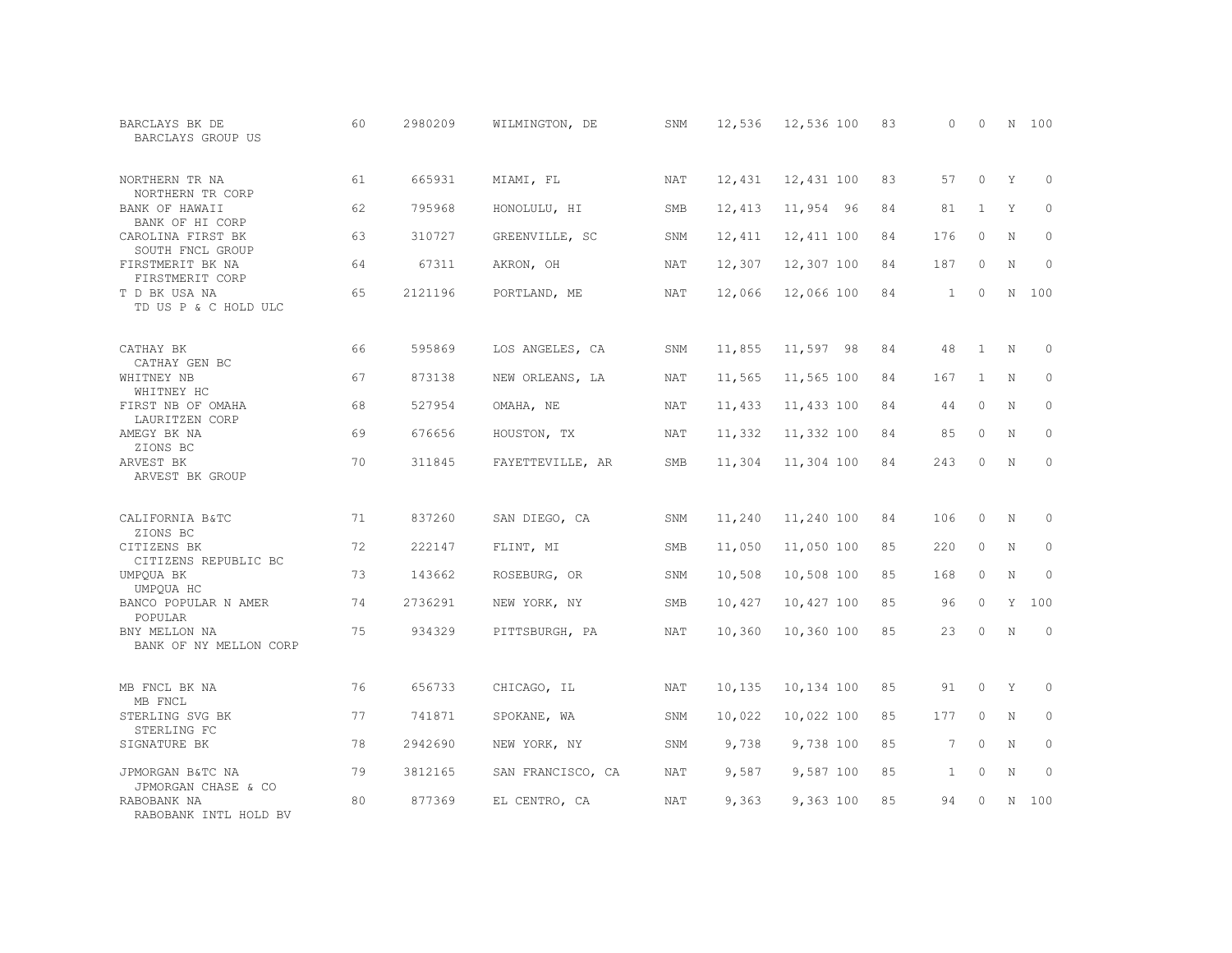| | | | | | | | | | | | |
|---|---|---|---|---|---|---|---|---|---|---|---|
| BARCLAYS BK DE<br>BARCLAYS GROUP US | 60 | 2980209 | WILMINGTON, DE | SNM | 12,536 | 12,536 | 100 | 83 | 0 | 0 | N 100 |
| NORTHERN TR NA<br>NORTHERN TR CORP | 61 | 665931 | MIAMI, FL | NAT | 12,431 | 12,431 | 100 | 83 | 57 | 0 | Y 0 |
| BANK OF HAWAII<br>BANK OF HI CORP | 62 | 795968 | HONOLULU, HI | SMB | 12,413 | 11,954 | 96 | 84 | 81 | 1 | Y 0 |
| CAROLINA FIRST BK<br>SOUTH FNCL GROUP | 63 | 310727 | GREENVILLE, SC | SNM | 12,411 | 12,411 | 100 | 84 | 176 | 0 | N 0 |
| FIRSTMERIT BK NA<br>FIRSTMERIT CORP | 64 | 67311 | AKRON, OH | NAT | 12,307 | 12,307 | 100 | 84 | 187 | 0 | N 0 |
| T D BK USA NA<br>TD US P & C HOLD ULC | 65 | 2121196 | PORTLAND, ME | NAT | 12,066 | 12,066 | 100 | 84 | 1 | 0 | N 100 |
| CATHAY BK<br>CATHAY GEN BC | 66 | 595869 | LOS ANGELES, CA | SNM | 11,855 | 11,597 | 98 | 84 | 48 | 1 | N 0 |
| WHITNEY NB<br>WHITNEY HC | 67 | 873138 | NEW ORLEANS, LA | NAT | 11,565 | 11,565 | 100 | 84 | 167 | 1 | N 0 |
| FIRST NB OF OMAHA<br>LAURITZEN CORP | 68 | 527954 | OMAHA, NE | NAT | 11,433 | 11,433 | 100 | 84 | 44 | 0 | N 0 |
| AMEGY BK NA<br>ZIONS BC | 69 | 676656 | HOUSTON, TX | NAT | 11,332 | 11,332 | 100 | 84 | 85 | 0 | N 0 |
| ARVEST BK<br>ARVEST BK GROUP | 70 | 311845 | FAYETTEVILLE, AR | SMB | 11,304 | 11,304 | 100 | 84 | 243 | 0 | N 0 |
| CALIFORNIA B&TC<br>ZIONS BC | 71 | 837260 | SAN DIEGO, CA | SNM | 11,240 | 11,240 | 100 | 84 | 106 | 0 | N 0 |
| CITIZENS BK<br>CITIZENS REPUBLIC BC | 72 | 222147 | FLINT, MI | SMB | 11,050 | 11,050 | 100 | 85 | 220 | 0 | N 0 |
| UMPQUA BK<br>UMPQUA HC | 73 | 143662 | ROSEBURG, OR | SNM | 10,508 | 10,508 | 100 | 85 | 168 | 0 | N 0 |
| BANCO POPULAR N AMER<br>POPULAR | 74 | 2736291 | NEW YORK, NY | SMB | 10,427 | 10,427 | 100 | 85 | 96 | 0 | Y 100 |
| BNY MELLON NA<br>BANK OF NY MELLON CORP | 75 | 934329 | PITTSBURGH, PA | NAT | 10,360 | 10,360 | 100 | 85 | 23 | 0 | N 0 |
| MB FNCL BK NA<br>MB FNCL | 76 | 656733 | CHICAGO, IL | NAT | 10,135 | 10,134 | 100 | 85 | 91 | 0 | Y 0 |
| STERLING SVG BK<br>STERLING FC | 77 | 741871 | SPOKANE, WA | SNM | 10,022 | 10,022 | 100 | 85 | 177 | 0 | N 0 |
| SIGNATURE BK | 78 | 2942690 | NEW YORK, NY | SNM | 9,738 | 9,738 | 100 | 85 | 7 | 0 | N 0 |
| JPMORGAN B&TC NA<br>JPMORGAN CHASE & CO | 79 | 3812165 | SAN FRANCISCO, CA | NAT | 9,587 | 9,587 | 100 | 85 | 1 | 0 | N 0 |
| RABOBANK NA<br>RABOBANK INTL HOLD BV | 80 | 877369 | EL CENTRO, CA | NAT | 9,363 | 9,363 | 100 | 85 | 94 | 0 | N 100 |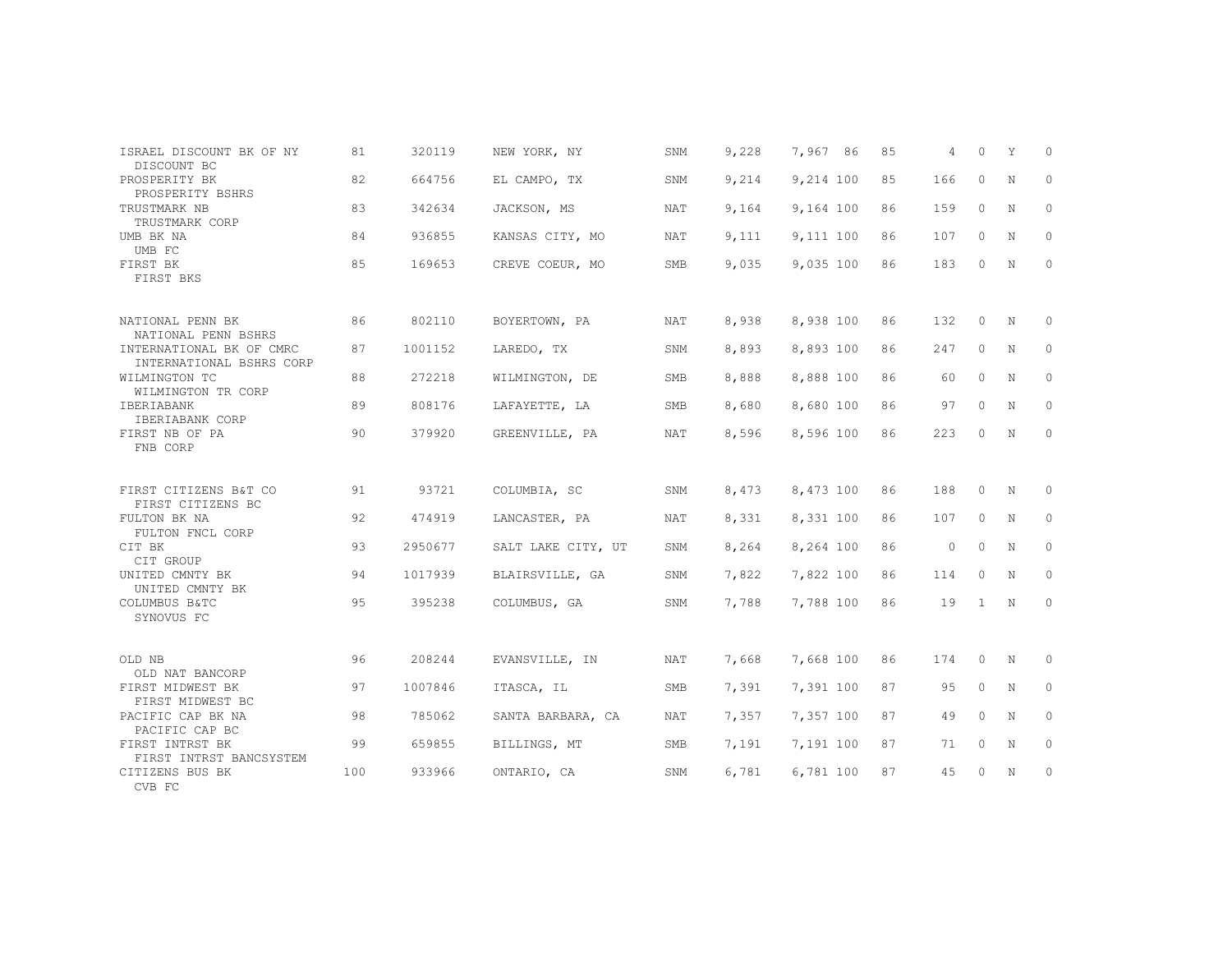| | | | | | | | | | | | |
|---|---|---|---|---|---|---|---|---|---|---|---|
| ISRAEL DISCOUNT BK OF NY<br>DISCOUNT BC | 81 | 320119 | NEW YORK, NY | SNM | 9,228 | 7,967 | 86 | 85 | 4 | 0 | Y | 0 |
| PROSPERITY BK<br>PROSPERITY BSHRS | 82 | 664756 | EL CAMPO, TX | SNM | 9,214 | 9,214 | 100 | 85 | 166 | 0 | N | 0 |
| TRUSTMARK NB<br>TRUSTMARK CORP | 83 | 342634 | JACKSON, MS | NAT | 9,164 | 9,164 | 100 | 86 | 159 | 0 | N | 0 |
| UMB BK NA<br>UMB FC | 84 | 936855 | KANSAS CITY, MO | NAT | 9,111 | 9,111 | 100 | 86 | 107 | 0 | N | 0 |
| FIRST BK<br>FIRST BKS | 85 | 169653 | CREVE COEUR, MO | SMB | 9,035 | 9,035 | 100 | 86 | 183 | 0 | N | 0 |
| NATIONAL PENN BK<br>NATIONAL PENN BSHRS | 86 | 802110 | BOYERTOWN, PA | NAT | 8,938 | 8,938 | 100 | 86 | 132 | 0 | N | 0 |
| INTERNATIONAL BK OF CMRC<br>INTERNATIONAL BSHRS CORP | 87 | 1001152 | LAREDO, TX | SNM | 8,893 | 8,893 | 100 | 86 | 247 | 0 | N | 0 |
| WILMINGTON TC<br>WILMINGTON TR CORP | 88 | 272218 | WILMINGTON, DE | SMB | 8,888 | 8,888 | 100 | 86 | 60 | 0 | N | 0 |
| IBERIABANK<br>IBERIABANK CORP | 89 | 808176 | LAFAYETTE, LA | SMB | 8,680 | 8,680 | 100 | 86 | 97 | 0 | N | 0 |
| FIRST NB OF PA<br>FNB CORP | 90 | 379920 | GREENVILLE, PA | NAT | 8,596 | 8,596 | 100 | 86 | 223 | 0 | N | 0 |
| FIRST CITIZENS B&T CO<br>FIRST CITIZENS BC | 91 | 93721 | COLUMBIA, SC | SNM | 8,473 | 8,473 | 100 | 86 | 188 | 0 | N | 0 |
| FULTON BK NA<br>FULTON FNCL CORP | 92 | 474919 | LANCASTER, PA | NAT | 8,331 | 8,331 | 100 | 86 | 107 | 0 | N | 0 |
| CIT BK<br>CIT GROUP | 93 | 2950677 | SALT LAKE CITY, UT | SNM | 8,264 | 8,264 | 100 | 86 | 0 | 0 | N | 0 |
| UNITED CMNTY BK<br>UNITED CMNTY BK | 94 | 1017939 | BLAIRSVILLE, GA | SNM | 7,822 | 7,822 | 100 | 86 | 114 | 0 | N | 0 |
| COLUMBUS B&TC<br>SYNOVUS FC | 95 | 395238 | COLUMBUS, GA | SNM | 7,788 | 7,788 | 100 | 86 | 19 | 1 | N | 0 |
| OLD NB<br>OLD NAT BANCORP | 96 | 208244 | EVANSVILLE, IN | NAT | 7,668 | 7,668 | 100 | 86 | 174 | 0 | N | 0 |
| FIRST MIDWEST BK<br>FIRST MIDWEST BC | 97 | 1007846 | ITASCA, IL | SMB | 7,391 | 7,391 | 100 | 87 | 95 | 0 | N | 0 |
| PACIFIC CAP BK NA<br>PACIFIC CAP BC | 98 | 785062 | SANTA BARBARA, CA | NAT | 7,357 | 7,357 | 100 | 87 | 49 | 0 | N | 0 |
| FIRST INTRST BK<br>FIRST INTRST BANCSYSTEM | 99 | 659855 | BILLINGS, MT | SMB | 7,191 | 7,191 | 100 | 87 | 71 | 0 | N | 0 |
| CITIZENS BUS BK<br>CVB FC | 100 | 933966 | ONTARIO, CA | SNM | 6,781 | 6,781 | 100 | 87 | 45 | 0 | N | 0 |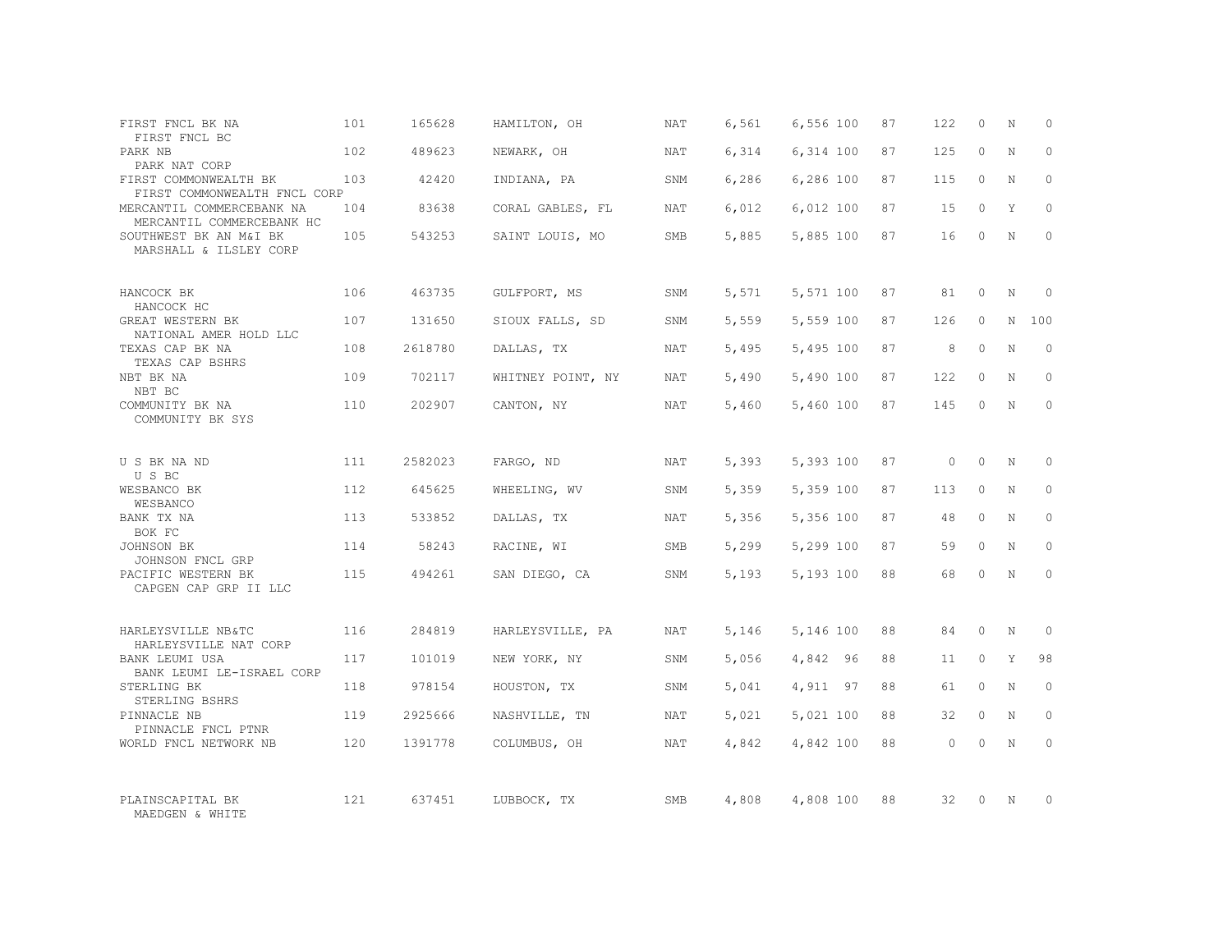| Bank / Holding Company | Rank | ID | Location | Charter | Consolidated Assets | Domestic Assets | Pct Domestic | Cumulative Pct | Branches | Foreign Branches | IBF | Pct Foreign Owned |
|---|---|---|---|---|---|---|---|---|---|---|---|---|
| FIRST FNCL BK NA<br>FIRST FNCL BC | 101 | 165628 | HAMILTON, OH | NAT | 6,561 | 6,556 | 100 | 87 | 122 | 0 | N | 0 |
| PARK NB<br>PARK NAT CORP | 102 | 489623 | NEWARK, OH | NAT | 6,314 | 6,314 | 100 | 87 | 125 | 0 | N | 0 |
| FIRST COMMONWEALTH BK<br>FIRST COMMONWEALTH FNCL CORP | 103 | 42420 | INDIANA, PA | SNM | 6,286 | 6,286 | 100 | 87 | 115 | 0 | N | 0 |
| MERCANTIL COMMERCEBANK NA<br>MERCANTIL COMMERCEBANK HC | 104 | 83638 | CORAL GABLES, FL | NAT | 6,012 | 6,012 | 100 | 87 | 15 | 0 | Y | 0 |
| SOUTHWEST BK AN M&I BK<br>MARSHALL & ILSLEY CORP | 105 | 543253 | SAINT LOUIS, MO | SMB | 5,885 | 5,885 | 100 | 87 | 16 | 0 | N | 0 |
| HANCOCK BK<br>HANCOCK HC | 106 | 463735 | GULFPORT, MS | SNM | 5,571 | 5,571 | 100 | 87 | 81 | 0 | N | 0 |
| GREAT WESTERN BK<br>NATIONAL AMER HOLD LLC | 107 | 131650 | SIOUX FALLS, SD | SNM | 5,559 | 5,559 | 100 | 87 | 126 | 0 | N | 100 |
| TEXAS CAP BK NA<br>TEXAS CAP BSHRS | 108 | 2618780 | DALLAS, TX | NAT | 5,495 | 5,495 | 100 | 87 | 8 | 0 | N | 0 |
| NBT BK NA<br>NBT BC | 109 | 702117 | WHITNEY POINT, NY | NAT | 5,490 | 5,490 | 100 | 87 | 122 | 0 | N | 0 |
| COMMUNITY BK NA<br>COMMUNITY BK SYS | 110 | 202907 | CANTON, NY | NAT | 5,460 | 5,460 | 100 | 87 | 145 | 0 | N | 0 |
| U S BK NA ND<br>U S BC | 111 | 2582023 | FARGO, ND | NAT | 5,393 | 5,393 | 100 | 87 | 0 | 0 | N | 0 |
| WESBANCO BK<br>WESBANCO | 112 | 645625 | WHEELING, WV | SNM | 5,359 | 5,359 | 100 | 87 | 113 | 0 | N | 0 |
| BANK TX NA<br>BOK FC | 113 | 533852 | DALLAS, TX | NAT | 5,356 | 5,356 | 100 | 87 | 48 | 0 | N | 0 |
| JOHNSON BK<br>JOHNSON FNCL GRP | 114 | 58243 | RACINE, WI | SMB | 5,299 | 5,299 | 100 | 87 | 59 | 0 | N | 0 |
| PACIFIC WESTERN BK<br>CAPGEN CAP GRP II LLC | 115 | 494261 | SAN DIEGO, CA | SNM | 5,193 | 5,193 | 100 | 88 | 68 | 0 | N | 0 |
| HARLEYSVILLE NB&TC<br>HARLEYSVILLE NAT CORP | 116 | 284819 | HARLEYSVILLE, PA | NAT | 5,146 | 5,146 | 100 | 88 | 84 | 0 | N | 0 |
| BANK LEUMI USA<br>BANK LEUMI LE-ISRAEL CORP | 117 | 101019 | NEW YORK, NY | SNM | 5,056 | 4,842 | 96 | 88 | 11 | 0 | Y | 98 |
| STERLING BK<br>STERLING BSHRS | 118 | 978154 | HOUSTON, TX | SNM | 5,041 | 4,911 | 97 | 88 | 61 | 0 | N | 0 |
| PINNACLE NB<br>PINNACLE FNCL PTNR | 119 | 2925666 | NASHVILLE, TN | NAT | 5,021 | 5,021 | 100 | 88 | 32 | 0 | N | 0 |
| WORLD FNCL NETWORK NB | 120 | 1391778 | COLUMBUS, OH | NAT | 4,842 | 4,842 | 100 | 88 | 0 | 0 | N | 0 |
| PLAINSCAPITAL BK<br>MAEDGEN & WHITE | 121 | 637451 | LUBBOCK, TX | SMB | 4,808 | 4,808 | 100 | 88 | 32 | 0 | N | 0 |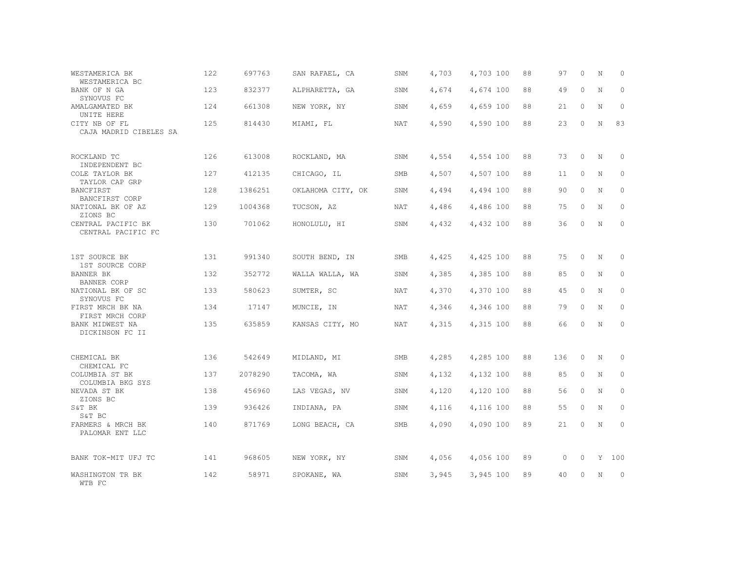| | | | | | | | | | | | | |
|---|---|---|---|---|---|---|---|---|---|---|---|---|
| WESTAMERICA BK<br>WESTAMERICA BC | 122 | 697763 | SAN RAFAEL, CA | SNM | 4,703 | 4,703 | 100 | 88 | 97 | 0 | N | 0 |
| BANK OF N GA<br>SYNOVUS FC | 123 | 832377 | ALPHARETTA, GA | SNM | 4,674 | 4,674 | 100 | 88 | 49 | 0 | N | 0 |
| AMALGAMATED BK<br>UNITE HERE | 124 | 661308 | NEW YORK, NY | SNM | 4,659 | 4,659 | 100 | 88 | 21 | 0 | N | 0 |
| CITY NB OF FL<br>CAJA MADRID CIBELES SA | 125 | 814430 | MIAMI, FL | NAT | 4,590 | 4,590 | 100 | 88 | 23 | 0 | N | 83 |
| ROCKLAND TC<br>INDEPENDENT BC | 126 | 613008 | ROCKLAND, MA | SNM | 4,554 | 4,554 | 100 | 88 | 73 | 0 | N | 0 |
| COLE TAYLOR BK<br>TAYLOR CAP GRP | 127 | 412135 | CHICAGO, IL | SMB | 4,507 | 4,507 | 100 | 88 | 11 | 0 | N | 0 |
| BANCFIRST<br>BANCFIRST CORP | 128 | 1386251 | OKLAHOMA CITY, OK | SNM | 4,494 | 4,494 | 100 | 88 | 90 | 0 | N | 0 |
| NATIONAL BK OF AZ<br>ZIONS BC | 129 | 1004368 | TUCSON, AZ | NAT | 4,486 | 4,486 | 100 | 88 | 75 | 0 | N | 0 |
| CENTRAL PACIFIC BK<br>CENTRAL PACIFIC FC | 130 | 701062 | HONOLULU, HI | SNM | 4,432 | 4,432 | 100 | 88 | 36 | 0 | N | 0 |
| 1ST SOURCE BK<br>1ST SOURCE CORP | 131 | 991340 | SOUTH BEND, IN | SMB | 4,425 | 4,425 | 100 | 88 | 75 | 0 | N | 0 |
| BANNER BK<br>BANNER CORP | 132 | 352772 | WALLA WALLA, WA | SNM | 4,385 | 4,385 | 100 | 88 | 85 | 0 | N | 0 |
| NATIONAL BK OF SC<br>SYNOVUS FC | 133 | 580623 | SUMTER, SC | NAT | 4,370 | 4,370 | 100 | 88 | 45 | 0 | N | 0 |
| FIRST MRCH BK NA<br>FIRST MRCH CORP | 134 | 17147 | MUNCIE, IN | NAT | 4,346 | 4,346 | 100 | 88 | 79 | 0 | N | 0 |
| BANK MIDWEST NA<br>DICKINSON FC II | 135 | 635859 | KANSAS CITY, MO | NAT | 4,315 | 4,315 | 100 | 88 | 66 | 0 | N | 0 |
| CHEMICAL BK<br>CHEMICAL FC | 136 | 542649 | MIDLAND, MI | SMB | 4,285 | 4,285 | 100 | 88 | 136 | 0 | N | 0 |
| COLUMBIA ST BK<br>COLUMBIA BKG SYS | 137 | 2078290 | TACOMA, WA | SNM | 4,132 | 4,132 | 100 | 88 | 85 | 0 | N | 0 |
| NEVADA ST BK<br>ZIONS BC | 138 | 456960 | LAS VEGAS, NV | SNM | 4,120 | 4,120 | 100 | 88 | 56 | 0 | N | 0 |
| S&T BK<br>S&T BC | 139 | 936426 | INDIANA, PA | SNM | 4,116 | 4,116 | 100 | 88 | 55 | 0 | N | 0 |
| FARMERS & MRCH BK<br>PALOMAR ENT LLC | 140 | 871769 | LONG BEACH, CA | SMB | 4,090 | 4,090 | 100 | 89 | 21 | 0 | N | 0 |
| BANK TOK-MIT UFJ TC | 141 | 968605 | NEW YORK, NY | SNM | 4,056 | 4,056 | 100 | 89 | 0 | 0 | Y | 100 |
| WASHINGTON TR BK<br>WTB FC | 142 | 58971 | SPOKANE, WA | SNM | 3,945 | 3,945 | 100 | 89 | 40 | 0 | N | 0 |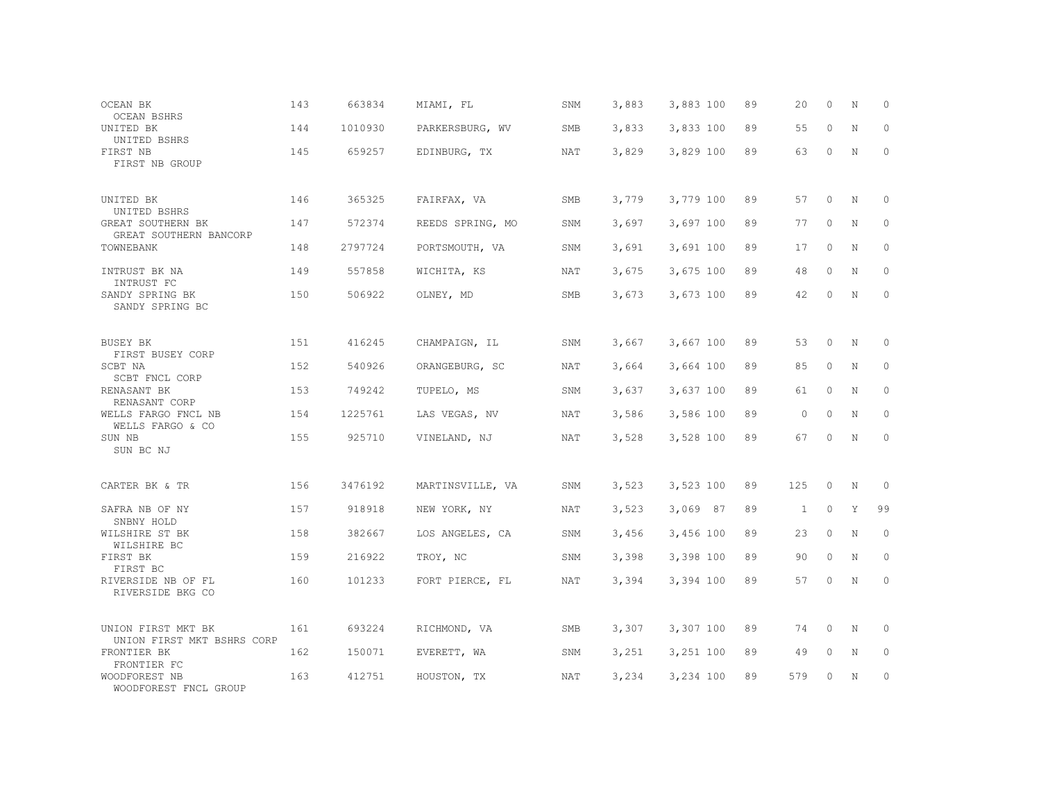| | | | | | | | | | | | |
|---|---|---|---|---|---|---|---|---|---|---|---|
| OCEAN BK<br>OCEAN BSHRS | 143 | 663834 | MIAMI, FL | SNM | 3,883 | 3,883 | 100 | 89 | 20 | 0 | N | 0 |
| UNITED BK<br>UNITED BSHRS | 144 | 1010930 | PARKERSBURG, WV | SMB | 3,833 | 3,833 | 100 | 89 | 55 | 0 | N | 0 |
| FIRST NB<br>FIRST NB GROUP | 145 | 659257 | EDINBURG, TX | NAT | 3,829 | 3,829 | 100 | 89 | 63 | 0 | N | 0 |
| UNITED BK<br>UNITED BSHRS | 146 | 365325 | FAIRFAX, VA | SMB | 3,779 | 3,779 | 100 | 89 | 57 | 0 | N | 0 |
| GREAT SOUTHERN BK<br>GREAT SOUTHERN BANCORP | 147 | 572374 | REEDS SPRING, MO | SNM | 3,697 | 3,697 | 100 | 89 | 77 | 0 | N | 0 |
| TOWNEBANK | 148 | 2797724 | PORTSMOUTH, VA | SNM | 3,691 | 3,691 | 100 | 89 | 17 | 0 | N | 0 |
| INTRUST BK NA<br>INTRUST FC | 149 | 557858 | WICHITA, KS | NAT | 3,675 | 3,675 | 100 | 89 | 48 | 0 | N | 0 |
| SANDY SPRING BK<br>SANDY SPRING BC | 150 | 506922 | OLNEY, MD | SMB | 3,673 | 3,673 | 100 | 89 | 42 | 0 | N | 0 |
| BUSEY BK<br>FIRST BUSEY CORP | 151 | 416245 | CHAMPAIGN, IL | SNM | 3,667 | 3,667 | 100 | 89 | 53 | 0 | N | 0 |
| SCBT NA<br>SCBT FNCL CORP | 152 | 540926 | ORANGEBURG, SC | NAT | 3,664 | 3,664 | 100 | 89 | 85 | 0 | N | 0 |
| RENASANT BK<br>RENASANT CORP | 153 | 749242 | TUPELO, MS | SNM | 3,637 | 3,637 | 100 | 89 | 61 | 0 | N | 0 |
| WELLS FARGO FNCL NB<br>WELLS FARGO & CO | 154 | 1225761 | LAS VEGAS, NV | NAT | 3,586 | 3,586 | 100 | 89 | 0 | 0 | N | 0 |
| SUN NB<br>SUN BC NJ | 155 | 925710 | VINELAND, NJ | NAT | 3,528 | 3,528 | 100 | 89 | 67 | 0 | N | 0 |
| CARTER BK & TR | 156 | 3476192 | MARTINSVILLE, VA | SNM | 3,523 | 3,523 | 100 | 89 | 125 | 0 | N | 0 |
| SAFRA NB OF NY<br>SNBNY HOLD | 157 | 918918 | NEW YORK, NY | NAT | 3,523 | 3,069 | 87 | 89 | 1 | 0 | Y | 99 |
| WILSHIRE ST BK<br>WILSHIRE BC | 158 | 382667 | LOS ANGELES, CA | SNM | 3,456 | 3,456 | 100 | 89 | 23 | 0 | N | 0 |
| FIRST BK<br>FIRST BC | 159 | 216922 | TROY, NC | SNM | 3,398 | 3,398 | 100 | 89 | 90 | 0 | N | 0 |
| RIVERSIDE NB OF FL<br>RIVERSIDE BKG CO | 160 | 101233 | FORT PIERCE, FL | NAT | 3,394 | 3,394 | 100 | 89 | 57 | 0 | N | 0 |
| UNION FIRST MKT BK<br>UNION FIRST MKT BSHRS CORP | 161 | 693224 | RICHMOND, VA | SMB | 3,307 | 3,307 | 100 | 89 | 74 | 0 | N | 0 |
| FRONTIER BK<br>FRONTIER FC | 162 | 150071 | EVERETT, WA | SNM | 3,251 | 3,251 | 100 | 89 | 49 | 0 | N | 0 |
| WOODFOREST NB<br>WOODFOREST FNCL GROUP | 163 | 412751 | HOUSTON, TX | NAT | 3,234 | 3,234 | 100 | 89 | 579 | 0 | N | 0 |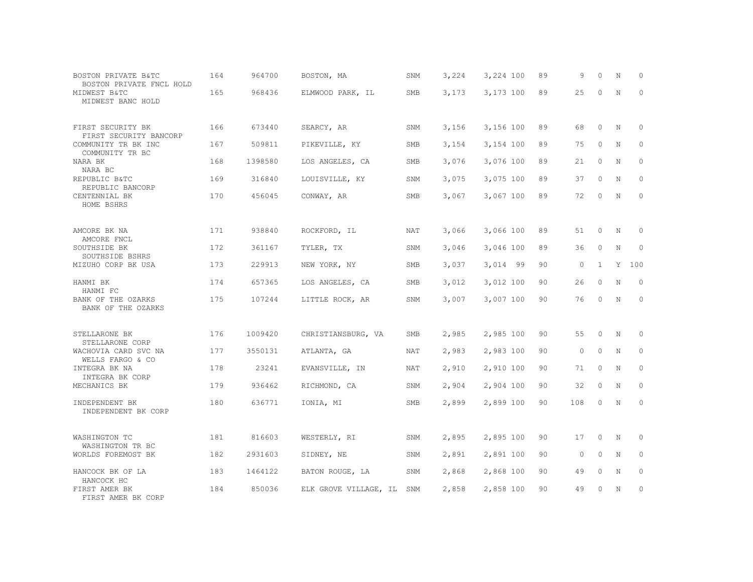| | | | | | | | | | | | | |
|---|---|---|---|---|---|---|---|---|---|---|---|---|
| BOSTON PRIVATE B&TC<br>BOSTON PRIVATE FNCL HOLD | 164 | 964700 | BOSTON, MA | SNM | 3,224 | 3,224 | 100 | 89 | 9 | 0 | N | 0 |
| MIDWEST B&TC<br>MIDWEST BANC HOLD | 165 | 968436 | ELMWOOD PARK, IL | SMB | 3,173 | 3,173 | 100 | 89 | 25 | 0 | N | 0 |
| FIRST SECURITY BK<br>FIRST SECURITY BANCORP | 166 | 673440 | SEARCY, AR | SNM | 3,156 | 3,156 | 100 | 89 | 68 | 0 | N | 0 |
| COMMUNITY TR BK INC<br>COMMUNITY TR BC | 167 | 509811 | PIKEVILLE, KY | SMB | 3,154 | 3,154 | 100 | 89 | 75 | 0 | N | 0 |
| NARA BK<br>NARA BC | 168 | 1398580 | LOS ANGELES, CA | SMB | 3,076 | 3,076 | 100 | 89 | 21 | 0 | N | 0 |
| REPUBLIC B&TC<br>REPUBLIC BANCORP | 169 | 316840 | LOUISVILLE, KY | SNM | 3,075 | 3,075 | 100 | 89 | 37 | 0 | N | 0 |
| CENTENNIAL BK<br>HOME BSHRS | 170 | 456045 | CONWAY, AR | SMB | 3,067 | 3,067 | 100 | 89 | 72 | 0 | N | 0 |
| AMCORE BK NA<br>AMCORE FNCL | 171 | 938840 | ROCKFORD, IL | NAT | 3,066 | 3,066 | 100 | 89 | 51 | 0 | N | 0 |
| SOUTHSIDE BK<br>SOUTHSIDE BSHRS | 172 | 361167 | TYLER, TX | SNM | 3,046 | 3,046 | 100 | 89 | 36 | 0 | N | 0 |
| MIZUHO CORP BK USA | 173 | 229913 | NEW YORK, NY | SMB | 3,037 | 3,014 | 99 | 90 | 0 | 1 | Y | 100 |
| HANMI BK<br>HANMI FC | 174 | 657365 | LOS ANGELES, CA | SMB | 3,012 | 3,012 | 100 | 90 | 26 | 0 | N | 0 |
| BANK OF THE OZARKS<br>BANK OF THE OZARKS | 175 | 107244 | LITTLE ROCK, AR | SNM | 3,007 | 3,007 | 100 | 90 | 76 | 0 | N | 0 |
| STELLARONE BK<br>STELLARONE CORP | 176 | 1009420 | CHRISTIANSBURG, VA | SMB | 2,985 | 2,985 | 100 | 90 | 55 | 0 | N | 0 |
| WACHOVIA CARD SVC NA<br>WELLS FARGO & CO | 177 | 3550131 | ATLANTA, GA | NAT | 2,983 | 2,983 | 100 | 90 | 0 | 0 | N | 0 |
| INTEGRA BK NA<br>INTEGRA BK CORP | 178 | 23241 | EVANSVILLE, IN | NAT | 2,910 | 2,910 | 100 | 90 | 71 | 0 | N | 0 |
| MECHANICS BK | 179 | 936462 | RICHMOND, CA | SNM | 2,904 | 2,904 | 100 | 90 | 32 | 0 | N | 0 |
| INDEPENDENT BK<br>INDEPENDENT BK CORP | 180 | 636771 | IONIA, MI | SMB | 2,899 | 2,899 | 100 | 90 | 108 | 0 | N | 0 |
| WASHINGTON TC<br>WASHINGTON TR BC | 181 | 816603 | WESTERLY, RI | SNM | 2,895 | 2,895 | 100 | 90 | 17 | 0 | N | 0 |
| WORLDS FOREMOST BK | 182 | 2931603 | SIDNEY, NE | SNM | 2,891 | 2,891 | 100 | 90 | 0 | 0 | N | 0 |
| HANCOCK BK OF LA<br>HANCOCK HC | 183 | 1464122 | BATON ROUGE, LA | SNM | 2,868 | 2,868 | 100 | 90 | 49 | 0 | N | 0 |
| FIRST AMER BK<br>FIRST AMER BK CORP | 184 | 850036 | ELK GROVE VILLAGE, IL | SNM | 2,858 | 2,858 | 100 | 90 | 49 | 0 | N | 0 |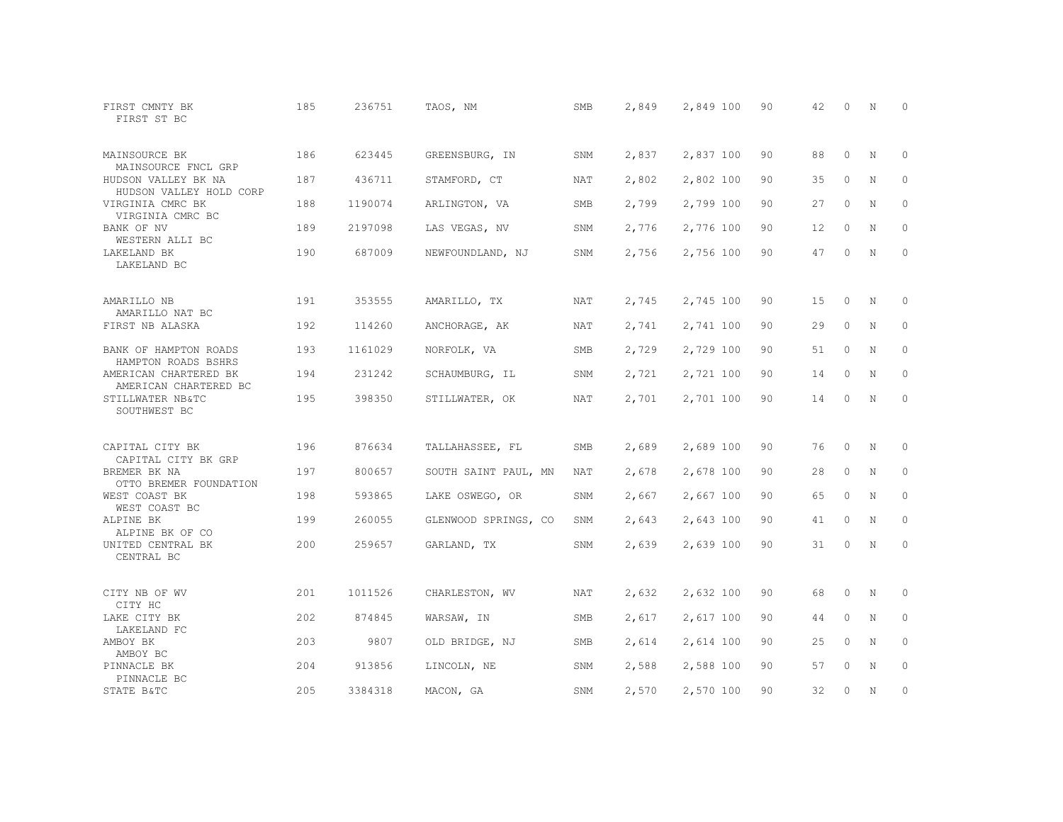| | | | | | | | | | | | |
|---|---|---|---|---|---|---|---|---|---|---|---|
| FIRST CMNTY BK<br>FIRST ST BC | 185 | 236751 | TAOS, NM | SMB | 2,849 | 2,849 | 100 | 90 | 42 | 0 | N | 0 |
| MAINSOURCE BK<br>MAINSOURCE FNCL GRP | 186 | 623445 | GREENSBURG, IN | SNM | 2,837 | 2,837 | 100 | 90 | 88 | 0 | N | 0 |
| HUDSON VALLEY BK NA<br>HUDSON VALLEY HOLD CORP | 187 | 436711 | STAMFORD, CT | NAT | 2,802 | 2,802 | 100 | 90 | 35 | 0 | N | 0 |
| VIRGINIA CMRC BK<br>VIRGINIA CMRC BC | 188 | 1190074 | ARLINGTON, VA | SMB | 2,799 | 2,799 | 100 | 90 | 27 | 0 | N | 0 |
| BANK OF NV<br>WESTERN ALLI BC | 189 | 2197098 | LAS VEGAS, NV | SNM | 2,776 | 2,776 | 100 | 90 | 12 | 0 | N | 0 |
| LAKELAND BK<br>LAKELAND BC | 190 | 687009 | NEWFOUNDLAND, NJ | SNM | 2,756 | 2,756 | 100 | 90 | 47 | 0 | N | 0 |
| AMARILLO NB<br>AMARILLO NAT BC | 191 | 353555 | AMARILLO, TX | NAT | 2,745 | 2,745 | 100 | 90 | 15 | 0 | N | 0 |
| FIRST NB ALASKA | 192 | 114260 | ANCHORAGE, AK | NAT | 2,741 | 2,741 | 100 | 90 | 29 | 0 | N | 0 |
| BANK OF HAMPTON ROADS<br>HAMPTON ROADS BSHRS | 193 | 1161029 | NORFOLK, VA | SMB | 2,729 | 2,729 | 100 | 90 | 51 | 0 | N | 0 |
| AMERICAN CHARTERED BK<br>AMERICAN CHARTERED BC | 194 | 231242 | SCHAUMBURG, IL | SNM | 2,721 | 2,721 | 100 | 90 | 14 | 0 | N | 0 |
| STILLWATER NB&TC<br>SOUTHWEST BC | 195 | 398350 | STILLWATER, OK | NAT | 2,701 | 2,701 | 100 | 90 | 14 | 0 | N | 0 |
| CAPITAL CITY BK<br>CAPITAL CITY BK GRP | 196 | 876634 | TALLAHASSEE, FL | SMB | 2,689 | 2,689 | 100 | 90 | 76 | 0 | N | 0 |
| BREMER BK NA<br>OTTO BREMER FOUNDATION | 197 | 800657 | SOUTH SAINT PAUL, MN | NAT | 2,678 | 2,678 | 100 | 90 | 28 | 0 | N | 0 |
| WEST COAST BK<br>WEST COAST BC | 198 | 593865 | LAKE OSWEGO, OR | SNM | 2,667 | 2,667 | 100 | 90 | 65 | 0 | N | 0 |
| ALPINE BK<br>ALPINE BK OF CO | 199 | 260055 | GLENWOOD SPRINGS, CO | SNM | 2,643 | 2,643 | 100 | 90 | 41 | 0 | N | 0 |
| UNITED CENTRAL BK<br>CENTRAL BC | 200 | 259657 | GARLAND, TX | SNM | 2,639 | 2,639 | 100 | 90 | 31 | 0 | N | 0 |
| CITY NB OF WV<br>CITY HC | 201 | 1011526 | CHARLESTON, WV | NAT | 2,632 | 2,632 | 100 | 90 | 68 | 0 | N | 0 |
| LAKE CITY BK<br>LAKELAND FC | 202 | 874845 | WARSAW, IN | SMB | 2,617 | 2,617 | 100 | 90 | 44 | 0 | N | 0 |
| AMBOY BK<br>AMBOY BC | 203 | 9807 | OLD BRIDGE, NJ | SMB | 2,614 | 2,614 | 100 | 90 | 25 | 0 | N | 0 |
| PINNACLE BK<br>PINNACLE BC | 204 | 913856 | LINCOLN, NE | SNM | 2,588 | 2,588 | 100 | 90 | 57 | 0 | N | 0 |
| STATE B&TC | 205 | 3384318 | MACON, GA | SNM | 2,570 | 2,570 | 100 | 90 | 32 | 0 | N | 0 |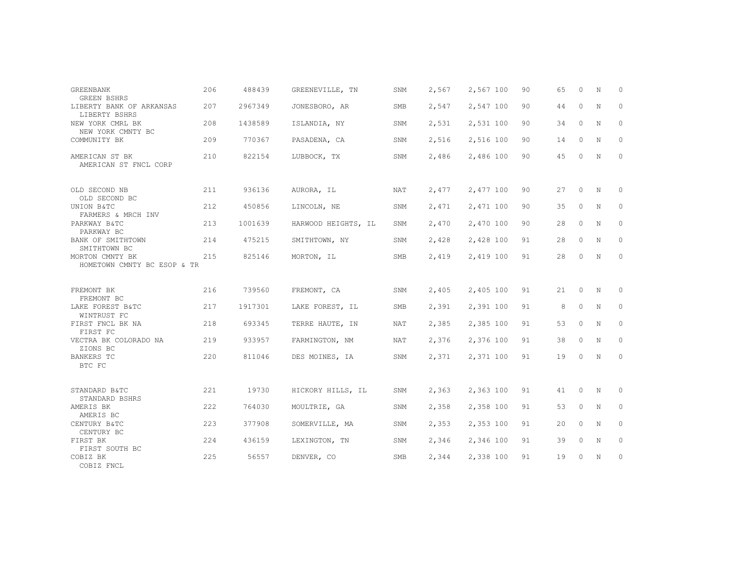| | | | | | | | | | | | | |
|---|---|---|---|---|---|---|---|---|---|---|---|---|
| GREENBANK<br>GREEN BSHRS | 206 | 488439 | GREENEVILLE, TN | SNM | 2,567 | 2,567 | 100 | 90 | 65 | 0 | N | 0 |
| LIBERTY BANK OF ARKANSAS<br>LIBERTY BSHRS | 207 | 2967349 | JONESBORO, AR | SMB | 2,547 | 2,547 | 100 | 90 | 44 | 0 | N | 0 |
| NEW YORK CMRL BK<br>NEW YORK CMNTY BC | 208 | 1438589 | ISLANDIA, NY | SNM | 2,531 | 2,531 | 100 | 90 | 34 | 0 | N | 0 |
| COMMUNITY BK | 209 | 770367 | PASADENA, CA | SNM | 2,516 | 2,516 | 100 | 90 | 14 | 0 | N | 0 |
| AMERICAN ST BK<br>AMERICAN ST FNCL CORP | 210 | 822154 | LUBBOCK, TX | SNM | 2,486 | 2,486 | 100 | 90 | 45 | 0 | N | 0 |
| OLD SECOND NB<br>OLD SECOND BC | 211 | 936136 | AURORA, IL | NAT | 2,477 | 2,477 | 100 | 90 | 27 | 0 | N | 0 |
| UNION B&TC<br>FARMERS & MRCH INV | 212 | 450856 | LINCOLN, NE | SNM | 2,471 | 2,471 | 100 | 90 | 35 | 0 | N | 0 |
| PARKWAY B&TC<br>PARKWAY BC | 213 | 1001639 | HARWOOD HEIGHTS, IL | SNM | 2,470 | 2,470 | 100 | 90 | 28 | 0 | N | 0 |
| BANK OF SMITHTOWN<br>SMITHTOWN BC | 214 | 475215 | SMITHTOWN, NY | SNM | 2,428 | 2,428 | 100 | 91 | 28 | 0 | N | 0 |
| MORTON CMNTY BK<br>HOMETOWN CMNTY BC ESOP & TR | 215 | 825146 | MORTON, IL | SMB | 2,419 | 2,419 | 100 | 91 | 28 | 0 | N | 0 |
| FREMONT BK<br>FREMONT BC | 216 | 739560 | FREMONT, CA | SNM | 2,405 | 2,405 | 100 | 91 | 21 | 0 | N | 0 |
| LAKE FOREST B&TC<br>WINTRUST FC | 217 | 1917301 | LAKE FOREST, IL | SMB | 2,391 | 2,391 | 100 | 91 | 8 | 0 | N | 0 |
| FIRST FNCL BK NA<br>FIRST FC | 218 | 693345 | TERRE HAUTE, IN | NAT | 2,385 | 2,385 | 100 | 91 | 53 | 0 | N | 0 |
| VECTRA BK COLORADO NA<br>ZIONS BC | 219 | 933957 | FARMINGTON, NM | NAT | 2,376 | 2,376 | 100 | 91 | 38 | 0 | N | 0 |
| BANKERS TC<br>BTC FC | 220 | 811046 | DES MOINES, IA | SNM | 2,371 | 2,371 | 100 | 91 | 19 | 0 | N | 0 |
| STANDARD B&TC<br>STANDARD BSHRS | 221 | 19730 | HICKORY HILLS, IL | SNM | 2,363 | 2,363 | 100 | 91 | 41 | 0 | N | 0 |
| AMERIS BK<br>AMERIS BC | 222 | 764030 | MOULTRIE, GA | SNM | 2,358 | 2,358 | 100 | 91 | 53 | 0 | N | 0 |
| CENTURY B&TC<br>CENTURY BC | 223 | 377908 | SOMERVILLE, MA | SNM | 2,353 | 2,353 | 100 | 91 | 20 | 0 | N | 0 |
| FIRST BK<br>FIRST SOUTH BC | 224 | 436159 | LEXINGTON, TN | SNM | 2,346 | 2,346 | 100 | 91 | 39 | 0 | N | 0 |
| COBIZ BK<br>COBIZ FNCL | 225 | 56557 | DENVER, CO | SMB | 2,344 | 2,338 | 100 | 91 | 19 | 0 | N | 0 |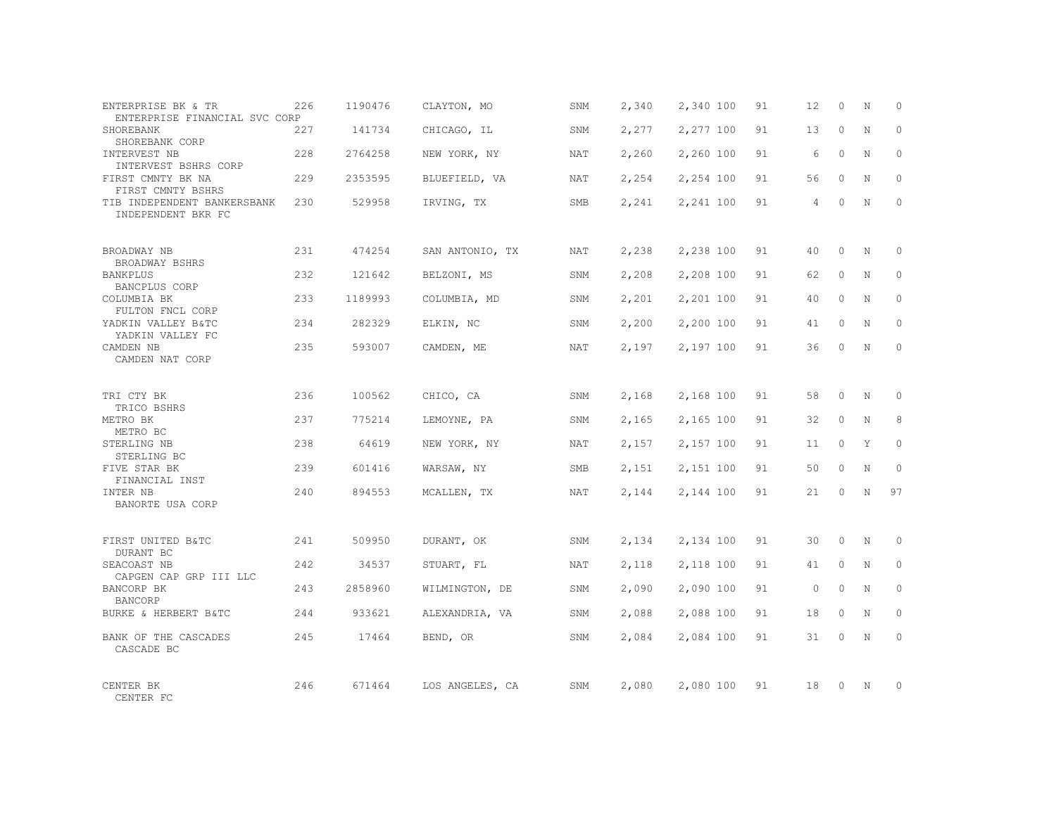| Bank Name / Holding Company | Rank | ID | Location | Charter | Assets | Assets | % | | | | | |
|---|---|---|---|---|---|---|---|---|---|---|---|---|
| ENTERPRISE BK & TR<br>ENTERPRISE FINANCIAL SVC CORP | 226 | 1190476 | CLAYTON, MO | SNM | 2,340 | 2,340 | 100 | 91 | 12 | 0 | N | 0 |
| SHOREBANK<br>SHOREBANK CORP | 227 | 141734 | CHICAGO, IL | SNM | 2,277 | 2,277 | 100 | 91 | 13 | 0 | N | 0 |
| INTERVEST NB<br>INTERVEST BSHRS CORP | 228 | 2764258 | NEW YORK, NY | NAT | 2,260 | 2,260 | 100 | 91 | 6 | 0 | N | 0 |
| FIRST CMNTY BK NA<br>FIRST CMNTY BSHRS | 229 | 2353595 | BLUEFIELD, VA | NAT | 2,254 | 2,254 | 100 | 91 | 56 | 0 | N | 0 |
| TIB INDEPENDENT BANKERSBANK<br>INDEPENDENT BKR FC | 230 | 529958 | IRVING, TX | SMB | 2,241 | 2,241 | 100 | 91 | 4 | 0 | N | 0 |
| BROADWAY NB<br>BROADWAY BSHRS | 231 | 474254 | SAN ANTONIO, TX | NAT | 2,238 | 2,238 | 100 | 91 | 40 | 0 | N | 0 |
| BANKPLUS<br>BANCPLUS CORP | 232 | 121642 | BELZONI, MS | SNM | 2,208 | 2,208 | 100 | 91 | 62 | 0 | N | 0 |
| COLUMBIA BK<br>FULTON FNCL CORP | 233 | 1189993 | COLUMBIA, MD | SNM | 2,201 | 2,201 | 100 | 91 | 40 | 0 | N | 0 |
| YADKIN VALLEY B&TC<br>YADKIN VALLEY FC | 234 | 282329 | ELKIN, NC | SNM | 2,200 | 2,200 | 100 | 91 | 41 | 0 | N | 0 |
| CAMDEN NB<br>CAMDEN NAT CORP | 235 | 593007 | CAMDEN, ME | NAT | 2,197 | 2,197 | 100 | 91 | 36 | 0 | N | 0 |
| TRI CTY BK<br>TRICO BSHRS | 236 | 100562 | CHICO, CA | SNM | 2,168 | 2,168 | 100 | 91 | 58 | 0 | N | 0 |
| METRO BK<br>METRO BC | 237 | 775214 | LEMOYNE, PA | SNM | 2,165 | 2,165 | 100 | 91 | 32 | 0 | N | 8 |
| STERLING NB<br>STERLING BC | 238 | 64619 | NEW YORK, NY | NAT | 2,157 | 2,157 | 100 | 91 | 11 | 0 | Y | 0 |
| FIVE STAR BK<br>FINANCIAL INST | 239 | 601416 | WARSAW, NY | SMB | 2,151 | 2,151 | 100 | 91 | 50 | 0 | N | 0 |
| INTER NB<br>BANORTE USA CORP | 240 | 894553 | MCALLEN, TX | NAT | 2,144 | 2,144 | 100 | 91 | 21 | 0 | N | 97 |
| FIRST UNITED B&TC<br>DURANT BC | 241 | 509950 | DURANT, OK | SNM | 2,134 | 2,134 | 100 | 91 | 30 | 0 | N | 0 |
| SEACOAST NB<br>CAPGEN CAP GRP III LLC | 242 | 34537 | STUART, FL | NAT | 2,118 | 2,118 | 100 | 91 | 41 | 0 | N | 0 |
| BANCORP BK<br>BANCORP | 243 | 2858960 | WILMINGTON, DE | SNM | 2,090 | 2,090 | 100 | 91 | 0 | 0 | N | 0 |
| BURKE & HERBERT B&TC | 244 | 933621 | ALEXANDRIA, VA | SNM | 2,088 | 2,088 | 100 | 91 | 18 | 0 | N | 0 |
| BANK OF THE CASCADES<br>CASCADE BC | 245 | 17464 | BEND, OR | SNM | 2,084 | 2,084 | 100 | 91 | 31 | 0 | N | 0 |
| CENTER BK<br>CENTER FC | 246 | 671464 | LOS ANGELES, CA | SNM | 2,080 | 2,080 | 100 | 91 | 18 | 0 | N | 0 |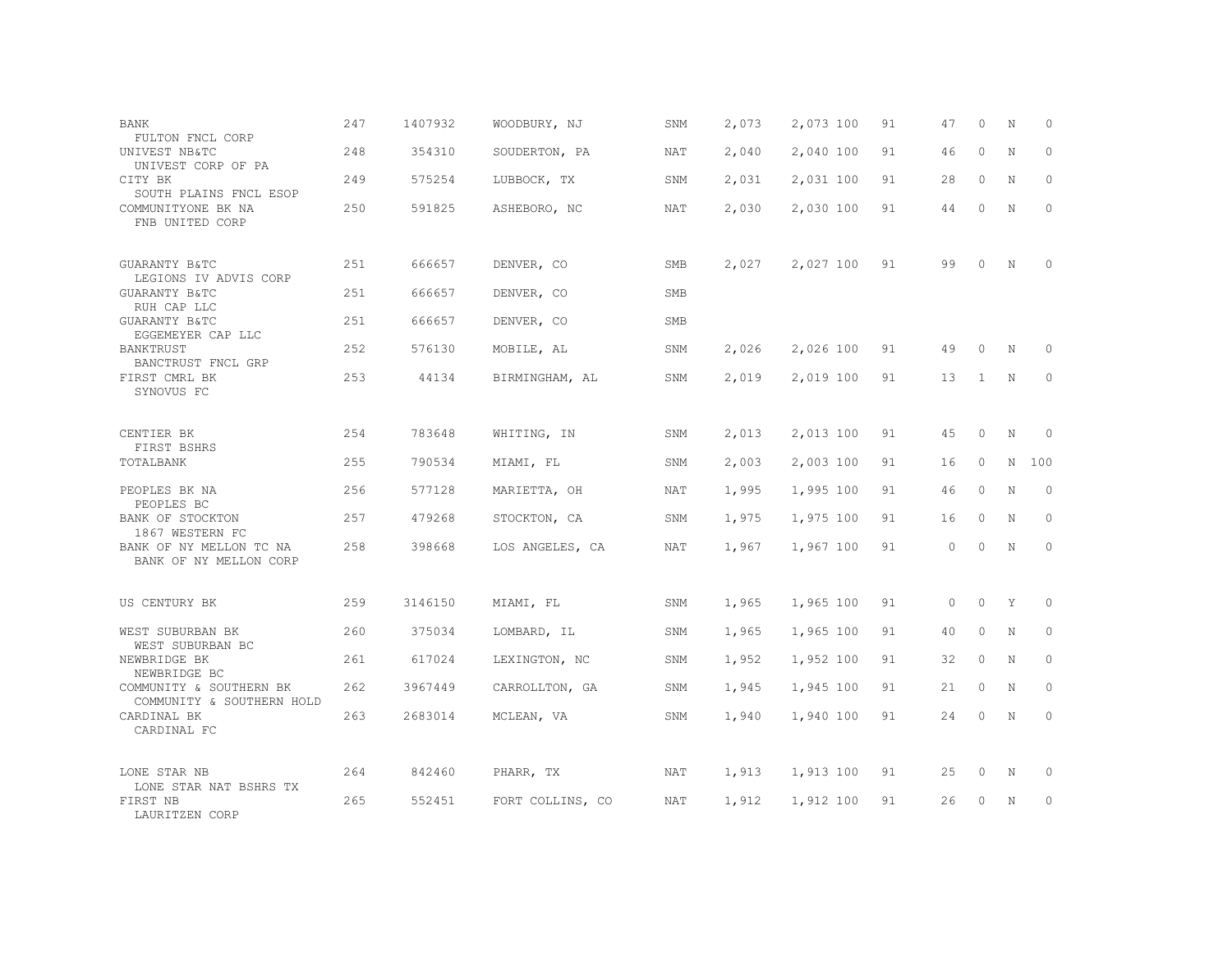| | | | | | | | | | | | |
|---|---|---|---|---|---|---|---|---|---|---|---|
| BANK<br>FULTON FNCL CORP | 247 | 1407932 | WOODBURY, NJ | SNM | 2,073 | 2,073 100 | 91 | 47 | 0 | N | 0 |
| UNIVEST NB&TC<br>UNIVEST CORP OF PA | 248 | 354310 | SOUDERTON, PA | NAT | 2,040 | 2,040 100 | 91 | 46 | 0 | N | 0 |
| CITY BK<br>SOUTH PLAINS FNCL ESOP | 249 | 575254 | LUBBOCK, TX | SNM | 2,031 | 2,031 100 | 91 | 28 | 0 | N | 0 |
| COMMUNITYONE BK NA<br>FNB UNITED CORP | 250 | 591825 | ASHEBORO, NC | NAT | 2,030 | 2,030 100 | 91 | 44 | 0 | N | 0 |
| GUARANTY B&TC<br>LEGIONS IV ADVIS CORP | 251 | 666657 | DENVER, CO | SMB | 2,027 | 2,027 100 | 91 | 99 | 0 | N | 0 |
| GUARANTY B&TC<br>RUH CAP LLC | 251 | 666657 | DENVER, CO | SMB | | | | | | | |
| GUARANTY B&TC<br>EGGEMEYER CAP LLC | 251 | 666657 | DENVER, CO | SMB | | | | | | | |
| BANKTRUST<br>BANCTRUST FNCL GRP | 252 | 576130 | MOBILE, AL | SNM | 2,026 | 2,026 100 | 91 | 49 | 0 | N | 0 |
| FIRST CMRL BK<br>SYNOVUS FC | 253 | 44134 | BIRMINGHAM, AL | SNM | 2,019 | 2,019 100 | 91 | 13 | 1 | N | 0 |
| CENTIER BK<br>FIRST BSHRS | 254 | 783648 | WHITING, IN | SNM | 2,013 | 2,013 100 | 91 | 45 | 0 | N | 0 |
| TOTALBANK | 255 | 790534 | MIAMI, FL | SNM | 2,003 | 2,003 100 | 91 | 16 | 0 | N | 100 |
| PEOPLES BK NA<br>PEOPLES BC | 256 | 577128 | MARIETTA, OH | NAT | 1,995 | 1,995 100 | 91 | 46 | 0 | N | 0 |
| BANK OF STOCKTON<br>1867 WESTERN FC | 257 | 479268 | STOCKTON, CA | SNM | 1,975 | 1,975 100 | 91 | 16 | 0 | N | 0 |
| BANK OF NY MELLON TC NA<br>BANK OF NY MELLON CORP | 258 | 398668 | LOS ANGELES, CA | NAT | 1,967 | 1,967 100 | 91 | 0 | 0 | N | 0 |
| US CENTURY BK | 259 | 3146150 | MIAMI, FL | SNM | 1,965 | 1,965 100 | 91 | 0 | 0 | Y | 0 |
| WEST SUBURBAN BK<br>WEST SUBURBAN BC | 260 | 375034 | LOMBARD, IL | SNM | 1,965 | 1,965 100 | 91 | 40 | 0 | N | 0 |
| NEWBRIDGE BK<br>NEWBRIDGE BC | 261 | 617024 | LEXINGTON, NC | SNM | 1,952 | 1,952 100 | 91 | 32 | 0 | N | 0 |
| COMMUNITY & SOUTHERN BK<br>COMMUNITY & SOUTHERN HOLD | 262 | 3967449 | CARROLLTON, GA | SNM | 1,945 | 1,945 100 | 91 | 21 | 0 | N | 0 |
| CARDINAL BK<br>CARDINAL FC | 263 | 2683014 | MCLEAN, VA | SNM | 1,940 | 1,940 100 | 91 | 24 | 0 | N | 0 |
| LONE STAR NB<br>LONE STAR NAT BSHRS TX | 264 | 842460 | PHARR, TX | NAT | 1,913 | 1,913 100 | 91 | 25 | 0 | N | 0 |
| FIRST NB<br>LAURITZEN CORP | 265 | 552451 | FORT COLLINS, CO | NAT | 1,912 | 1,912 100 | 91 | 26 | 0 | N | 0 |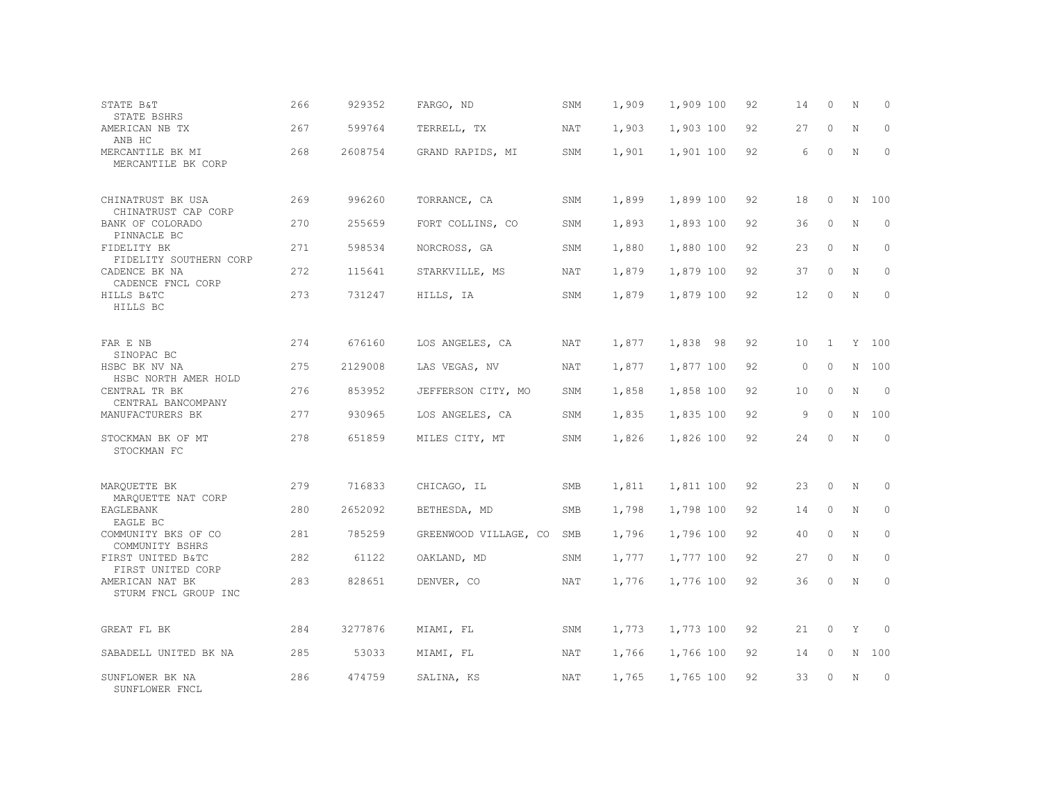| | | | | | | | | | | | | |
|---|---|---|---|---|---|---|---|---|---|---|---|---|
| STATE B&T<br>STATE BSHRS | 266 | 929352 | FARGO, ND | SNM | 1,909 | 1,909 | 100 | 92 | 14 | 0 | N | 0 |
| AMERICAN NB TX<br>ANB HC | 267 | 599764 | TERRELL, TX | NAT | 1,903 | 1,903 | 100 | 92 | 27 | 0 | N | 0 |
| MERCANTILE BK MI<br>MERCANTILE BK CORP | 268 | 2608754 | GRAND RAPIDS, MI | SNM | 1,901 | 1,901 | 100 | 92 | 6 | 0 | N | 0 |
| CHINATRUST BK USA<br>CHINATRUST CAP CORP | 269 | 996260 | TORRANCE, CA | SNM | 1,899 | 1,899 | 100 | 92 | 18 | 0 | N | 100 |
| BANK OF COLORADO<br>PINNACLE BC | 270 | 255659 | FORT COLLINS, CO | SNM | 1,893 | 1,893 | 100 | 92 | 36 | 0 | N | 0 |
| FIDELITY BK<br>FIDELITY SOUTHERN CORP | 271 | 598534 | NORCROSS, GA | SNM | 1,880 | 1,880 | 100 | 92 | 23 | 0 | N | 0 |
| CADENCE BK NA<br>CADENCE FNCL CORP | 272 | 115641 | STARKVILLE, MS | NAT | 1,879 | 1,879 | 100 | 92 | 37 | 0 | N | 0 |
| HILLS B&TC<br>HILLS BC | 273 | 731247 | HILLS, IA | SNM | 1,879 | 1,879 | 100 | 92 | 12 | 0 | N | 0 |
| FAR E NB<br>SINOPAC BC | 274 | 676160 | LOS ANGELES, CA | NAT | 1,877 | 1,838 | 98 | 92 | 10 | 1 | Y | 100 |
| HSBC BK NV NA<br>HSBC NORTH AMER HOLD | 275 | 2129008 | LAS VEGAS, NV | NAT | 1,877 | 1,877 | 100 | 92 | 0 | 0 | N | 100 |
| CENTRAL TR BK<br>CENTRAL BANCOMPANY | 276 | 853952 | JEFFERSON CITY, MO | SNM | 1,858 | 1,858 | 100 | 92 | 10 | 0 | N | 0 |
| MANUFACTURERS BK | 277 | 930965 | LOS ANGELES, CA | SNM | 1,835 | 1,835 | 100 | 92 | 9 | 0 | N | 100 |
| STOCKMAN BK OF MT<br>STOCKMAN FC | 278 | 651859 | MILES CITY, MT | SNM | 1,826 | 1,826 | 100 | 92 | 24 | 0 | N | 0 |
| MARQUETTE BK<br>MARQUETTE NAT CORP | 279 | 716833 | CHICAGO, IL | SMB | 1,811 | 1,811 | 100 | 92 | 23 | 0 | N | 0 |
| EAGLEBANK<br>EAGLE BC | 280 | 2652092 | BETHESDA, MD | SMB | 1,798 | 1,798 | 100 | 92 | 14 | 0 | N | 0 |
| COMMUNITY BKS OF CO<br>COMMUNITY BSHRS | 281 | 785259 | GREENWOOD VILLAGE, CO | SMB | 1,796 | 1,796 | 100 | 92 | 40 | 0 | N | 0 |
| FIRST UNITED B&TC<br>FIRST UNITED CORP | 282 | 61122 | OAKLAND, MD | SNM | 1,777 | 1,777 | 100 | 92 | 27 | 0 | N | 0 |
| AMERICAN NAT BK<br>STURM FNCL GROUP INC | 283 | 828651 | DENVER, CO | NAT | 1,776 | 1,776 | 100 | 92 | 36 | 0 | N | 0 |
| GREAT FL BK | 284 | 3277876 | MIAMI, FL | SNM | 1,773 | 1,773 | 100 | 92 | 21 | 0 | Y | 0 |
| SABADELL UNITED BK NA | 285 | 53033 | MIAMI, FL | NAT | 1,766 | 1,766 | 100 | 92 | 14 | 0 | N | 100 |
| SUNFLOWER BK NA<br>SUNFLOWER FNCL | 286 | 474759 | SALINA, KS | NAT | 1,765 | 1,765 | 100 | 92 | 33 | 0 | N | 0 |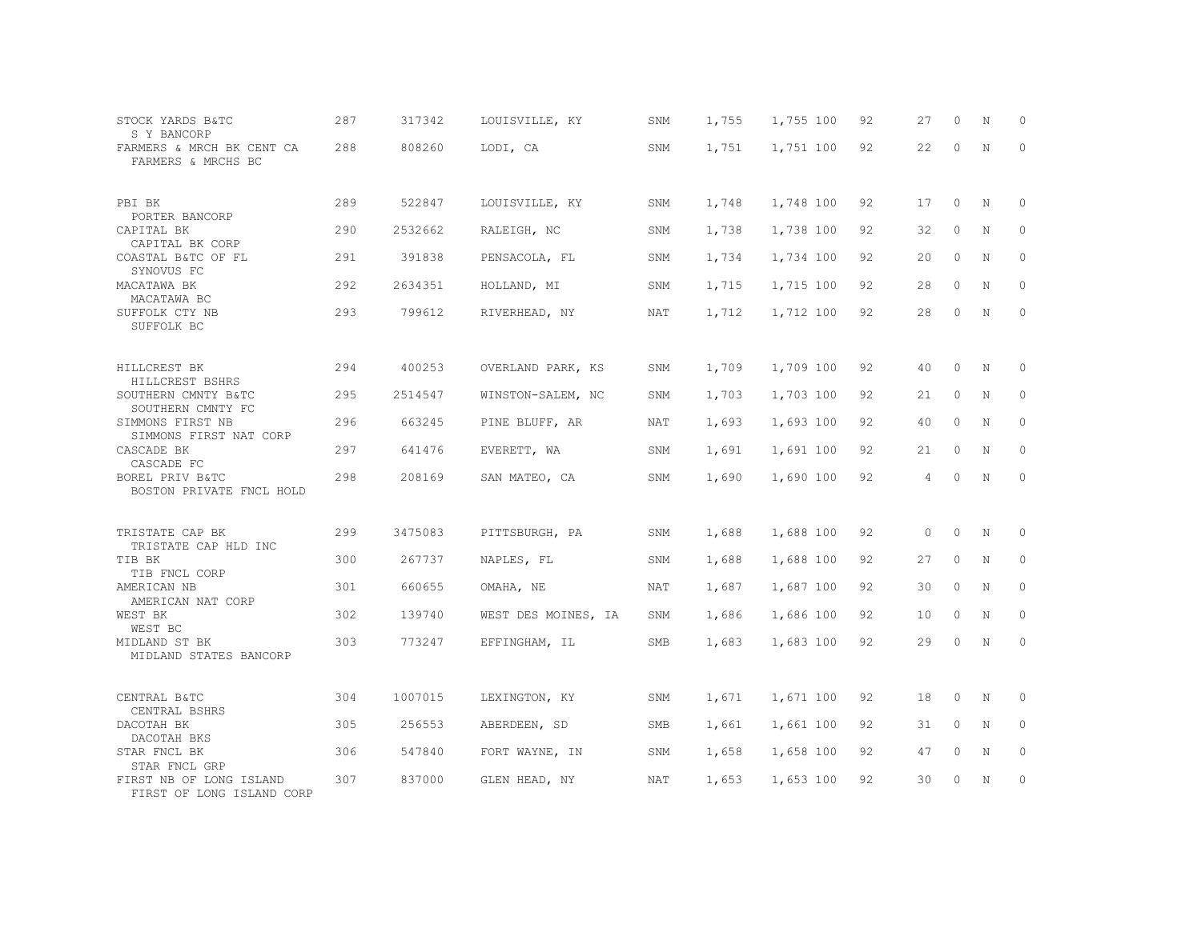| | | | | | | | | | | | |
|---|---|---|---|---|---|---|---|---|---|---|---|
| STOCK YARDS B&TC<br>S Y BANCORP | 287 | 317342 | LOUISVILLE, KY | SNM | 1,755 | 1,755 | 100 | 92 | 27 | 0 | N | 0 |
| FARMERS & MRCH BK CENT CA<br>FARMERS & MRCHS BC | 288 | 808260 | LODI, CA | SNM | 1,751 | 1,751 | 100 | 92 | 22 | 0 | N | 0 |
| PBI BK<br>PORTER BANCORP | 289 | 522847 | LOUISVILLE, KY | SNM | 1,748 | 1,748 | 100 | 92 | 17 | 0 | N | 0 |
| CAPITAL BK<br>CAPITAL BK CORP | 290 | 2532662 | RALEIGH, NC | SNM | 1,738 | 1,738 | 100 | 92 | 32 | 0 | N | 0 |
| COASTAL B&TC OF FL<br>SYNOVUS FC | 291 | 391838 | PENSACOLA, FL | SNM | 1,734 | 1,734 | 100 | 92 | 20 | 0 | N | 0 |
| MACATAWA BK<br>MACATAWA BC | 292 | 2634351 | HOLLAND, MI | SNM | 1,715 | 1,715 | 100 | 92 | 28 | 0 | N | 0 |
| SUFFOLK CTY NB<br>SUFFOLK BC | 293 | 799612 | RIVERHEAD, NY | NAT | 1,712 | 1,712 | 100 | 92 | 28 | 0 | N | 0 |
| HILLCREST BK<br>HILLCREST BSHRS | 294 | 400253 | OVERLAND PARK, KS | SNM | 1,709 | 1,709 | 100 | 92 | 40 | 0 | N | 0 |
| SOUTHERN CMNTY B&TC<br>SOUTHERN CMNTY FC | 295 | 2514547 | WINSTON-SALEM, NC | SNM | 1,703 | 1,703 | 100 | 92 | 21 | 0 | N | 0 |
| SIMMONS FIRST NB<br>SIMMONS FIRST NAT CORP | 296 | 663245 | PINE BLUFF, AR | NAT | 1,693 | 1,693 | 100 | 92 | 40 | 0 | N | 0 |
| CASCADE BK<br>CASCADE FC | 297 | 641476 | EVERETT, WA | SNM | 1,691 | 1,691 | 100 | 92 | 21 | 0 | N | 0 |
| BOREL PRIV B&TC<br>BOSTON PRIVATE FNCL HOLD | 298 | 208169 | SAN MATEO, CA | SNM | 1,690 | 1,690 | 100 | 92 | 4 | 0 | N | 0 |
| TRISTATE CAP BK<br>TRISTATE CAP HLD INC | 299 | 3475083 | PITTSBURGH, PA | SNM | 1,688 | 1,688 | 100 | 92 | 0 | 0 | N | 0 |
| TIB BK<br>TIB FNCL CORP | 300 | 267737 | NAPLES, FL | SNM | 1,688 | 1,688 | 100 | 92 | 27 | 0 | N | 0 |
| AMERICAN NB<br>AMERICAN NAT CORP | 301 | 660655 | OMAHA, NE | NAT | 1,687 | 1,687 | 100 | 92 | 30 | 0 | N | 0 |
| WEST BK<br>WEST BC | 302 | 139740 | WEST DES MOINES, IA | SNM | 1,686 | 1,686 | 100 | 92 | 10 | 0 | N | 0 |
| MIDLAND ST BK<br>MIDLAND STATES BANCORP | 303 | 773247 | EFFINGHAM, IL | SMB | 1,683 | 1,683 | 100 | 92 | 29 | 0 | N | 0 |
| CENTRAL B&TC<br>CENTRAL BSHRS | 304 | 1007015 | LEXINGTON, KY | SNM | 1,671 | 1,671 | 100 | 92 | 18 | 0 | N | 0 |
| DACOTAH BK<br>DACOTAH BKS | 305 | 256553 | ABERDEEN, SD | SMB | 1,661 | 1,661 | 100 | 92 | 31 | 0 | N | 0 |
| STAR FNCL BK<br>STAR FNCL GRP | 306 | 547840 | FORT WAYNE, IN | SNM | 1,658 | 1,658 | 100 | 92 | 47 | 0 | N | 0 |
| FIRST NB OF LONG ISLAND<br>FIRST OF LONG ISLAND CORP | 307 | 837000 | GLEN HEAD, NY | NAT | 1,653 | 1,653 | 100 | 92 | 30 | 0 | N | 0 |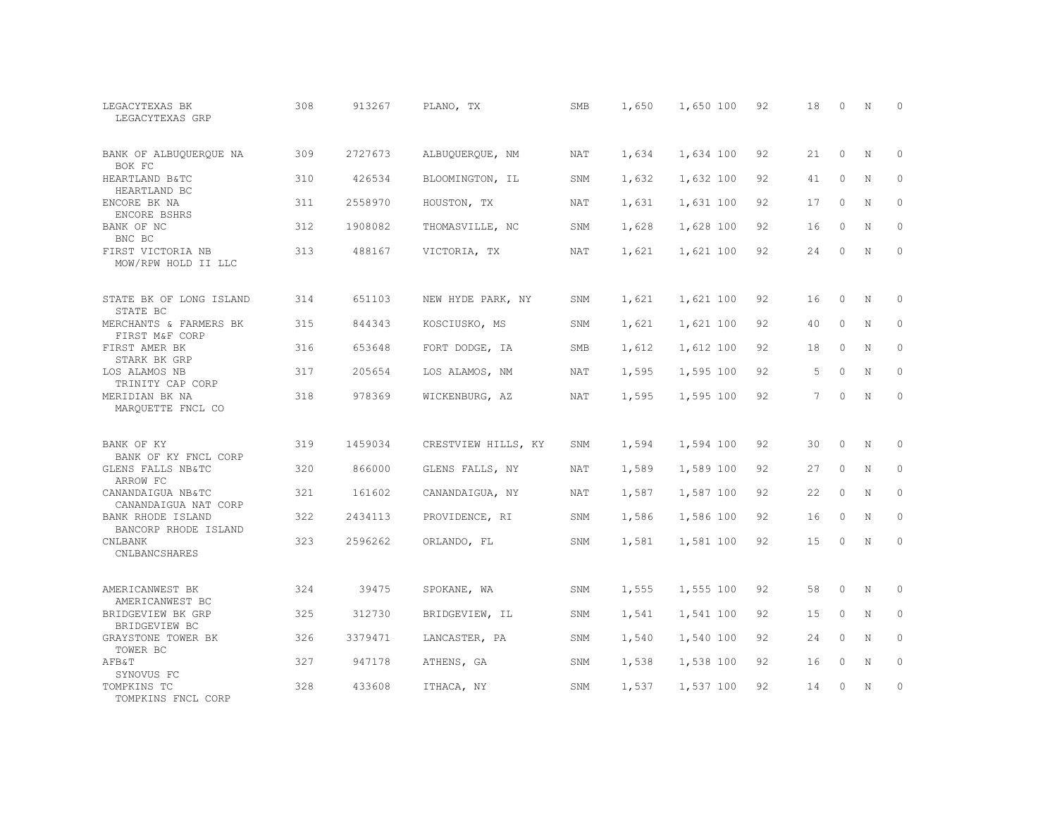| | | | | | | | | | | | |
|---|---|---|---|---|---|---|---|---|---|---|---|
| LEGACYTEXAS BK<br>LEGACYTEXAS GRP | 308 | 913267 | PLANO, TX | SMB | 1,650 | 1,650 | 100 | 92 | 18 | 0 | N | 0 |
| BANK OF ALBUQUERQUE NA<br>BOK FC | 309 | 2727673 | ALBUQUERQUE, NM | NAT | 1,634 | 1,634 | 100 | 92 | 21 | 0 | N | 0 |
| HEARTLAND B&TC<br>HEARTLAND BC | 310 | 426534 | BLOOMINGTON, IL | SNM | 1,632 | 1,632 | 100 | 92 | 41 | 0 | N | 0 |
| ENCORE BK NA<br>ENCORE BSHRS | 311 | 2558970 | HOUSTON, TX | NAT | 1,631 | 1,631 | 100 | 92 | 17 | 0 | N | 0 |
| BANK OF NC<br>BNC BC | 312 | 1908082 | THOMASVILLE, NC | SNM | 1,628 | 1,628 | 100 | 92 | 16 | 0 | N | 0 |
| FIRST VICTORIA NB<br>MOW/RPW HOLD II LLC | 313 | 488167 | VICTORIA, TX | NAT | 1,621 | 1,621 | 100 | 92 | 24 | 0 | N | 0 |
| STATE BK OF LONG ISLAND<br>STATE BC | 314 | 651103 | NEW HYDE PARK, NY | SNM | 1,621 | 1,621 | 100 | 92 | 16 | 0 | N | 0 |
| MERCHANTS & FARMERS BK<br>FIRST M&F CORP | 315 | 844343 | KOSCIUSKO, MS | SNM | 1,621 | 1,621 | 100 | 92 | 40 | 0 | N | 0 |
| FIRST AMER BK<br>STARK BK GRP | 316 | 653648 | FORT DODGE, IA | SMB | 1,612 | 1,612 | 100 | 92 | 18 | 0 | N | 0 |
| LOS ALAMOS NB<br>TRINITY CAP CORP | 317 | 205654 | LOS ALAMOS, NM | NAT | 1,595 | 1,595 | 100 | 92 | 5 | 0 | N | 0 |
| MERIDIAN BK NA<br>MARQUETTE FNCL CO | 318 | 978369 | WICKENBURG, AZ | NAT | 1,595 | 1,595 | 100 | 92 | 7 | 0 | N | 0 |
| BANK OF KY<br>BANK OF KY FNCL CORP | 319 | 1459034 | CRESTVIEW HILLS, KY | SNM | 1,594 | 1,594 | 100 | 92 | 30 | 0 | N | 0 |
| GLENS FALLS NB&TC<br>ARROW FC | 320 | 866000 | GLENS FALLS, NY | NAT | 1,589 | 1,589 | 100 | 92 | 27 | 0 | N | 0 |
| CANANDAIGUA NB&TC<br>CANANDAIGUA NAT CORP | 321 | 161602 | CANANDAIGUA, NY | NAT | 1,587 | 1,587 | 100 | 92 | 22 | 0 | N | 0 |
| BANK RHODE ISLAND<br>BANCORP RHODE ISLAND | 322 | 2434113 | PROVIDENCE, RI | SNM | 1,586 | 1,586 | 100 | 92 | 16 | 0 | N | 0 |
| CNLBANK<br>CNLBANCSHARES | 323 | 2596262 | ORLANDO, FL | SNM | 1,581 | 1,581 | 100 | 92 | 15 | 0 | N | 0 |
| AMERICANWEST BK<br>AMERICANWEST BC | 324 | 39475 | SPOKANE, WA | SNM | 1,555 | 1,555 | 100 | 92 | 58 | 0 | N | 0 |
| BRIDGEVIEW BK GRP<br>BRIDGEVIEW BC | 325 | 312730 | BRIDGEVIEW, IL | SNM | 1,541 | 1,541 | 100 | 92 | 15 | 0 | N | 0 |
| GRAYSTONE TOWER BK<br>TOWER BC | 326 | 3379471 | LANCASTER, PA | SNM | 1,540 | 1,540 | 100 | 92 | 24 | 0 | N | 0 |
| AFB&T<br>SYNOVUS FC | 327 | 947178 | ATHENS, GA | SNM | 1,538 | 1,538 | 100 | 92 | 16 | 0 | N | 0 |
| TOMPKINS TC<br>TOMPKINS FNCL CORP | 328 | 433608 | ITHACA, NY | SNM | 1,537 | 1,537 | 100 | 92 | 14 | 0 | N | 0 |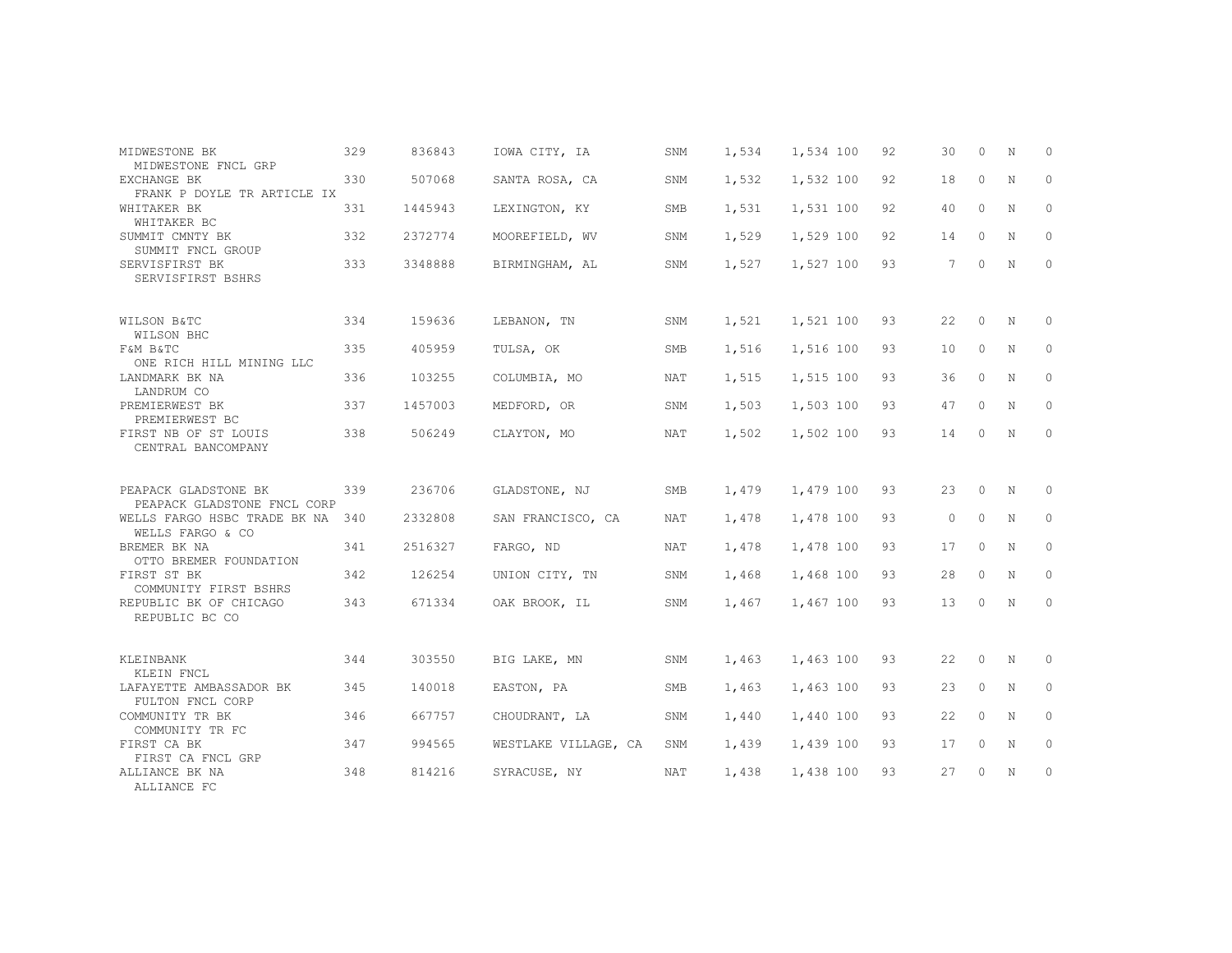| | | | | | | | | | | | |
|---|---|---|---|---|---|---|---|---|---|---|---|
| MIDWESTONE BK<br>MIDWESTONE FNCL GRP | 329 | 836843 | IOWA CITY, IA | SNM | 1,534 | 1,534 100 | 92 | 30 | 0 | N | 0 |
| EXCHANGE BK<br>FRANK P DOYLE TR ARTICLE IX | 330 | 507068 | SANTA ROSA, CA | SNM | 1,532 | 1,532 100 | 92 | 18 | 0 | N | 0 |
| WHITAKER BK<br>WHITAKER BC | 331 | 1445943 | LEXINGTON, KY | SMB | 1,531 | 1,531 100 | 92 | 40 | 0 | N | 0 |
| SUMMIT CMNTY BK<br>SUMMIT FNCL GROUP | 332 | 2372774 | MOOREFIELD, WV | SNM | 1,529 | 1,529 100 | 92 | 14 | 0 | N | 0 |
| SERVISFIRST BK<br>SERVISFIRST BSHRS | 333 | 3348888 | BIRMINGHAM, AL | SNM | 1,527 | 1,527 100 | 93 | 7 | 0 | N | 0 |
| WILSON B&TC<br>WILSON BHC | 334 | 159636 | LEBANON, TN | SNM | 1,521 | 1,521 100 | 93 | 22 | 0 | N | 0 |
| F&M B&TC<br>ONE RICH HILL MINING LLC | 335 | 405959 | TULSA, OK | SMB | 1,516 | 1,516 100 | 93 | 10 | 0 | N | 0 |
| LANDMARK BK NA<br>LANDRUM CO | 336 | 103255 | COLUMBIA, MO | NAT | 1,515 | 1,515 100 | 93 | 36 | 0 | N | 0 |
| PREMIERWEST BK<br>PREMIERWEST BC | 337 | 1457003 | MEDFORD, OR | SNM | 1,503 | 1,503 100 | 93 | 47 | 0 | N | 0 |
| FIRST NB OF ST LOUIS<br>CENTRAL BANCOMPANY | 338 | 506249 | CLAYTON, MO | NAT | 1,502 | 1,502 100 | 93 | 14 | 0 | N | 0 |
| PEAPACK GLADSTONE BK<br>PEAPACK GLADSTONE FNCL CORP | 339 | 236706 | GLADSTONE, NJ | SMB | 1,479 | 1,479 100 | 93 | 23 | 0 | N | 0 |
| WELLS FARGO HSBC TRADE BK NA<br>WELLS FARGO & CO | 340 | 2332808 | SAN FRANCISCO, CA | NAT | 1,478 | 1,478 100 | 93 | 0 | 0 | N | 0 |
| BREMER BK NA<br>OTTO BREMER FOUNDATION | 341 | 2516327 | FARGO, ND | NAT | 1,478 | 1,478 100 | 93 | 17 | 0 | N | 0 |
| FIRST ST BK<br>COMMUNITY FIRST BSHRS | 342 | 126254 | UNION CITY, TN | SNM | 1,468 | 1,468 100 | 93 | 28 | 0 | N | 0 |
| REPUBLIC BK OF CHICAGO<br>REPUBLIC BC CO | 343 | 671334 | OAK BROOK, IL | SNM | 1,467 | 1,467 100 | 93 | 13 | 0 | N | 0 |
| KLEINBANK<br>KLEIN FNCL | 344 | 303550 | BIG LAKE, MN | SNM | 1,463 | 1,463 100 | 93 | 22 | 0 | N | 0 |
| LAFAYETTE AMBASSADOR BK<br>FULTON FNCL CORP | 345 | 140018 | EASTON, PA | SMB | 1,463 | 1,463 100 | 93 | 23 | 0 | N | 0 |
| COMMUNITY TR BK<br>COMMUNITY TR FC | 346 | 667757 | CHOUDRANT, LA | SNM | 1,440 | 1,440 100 | 93 | 22 | 0 | N | 0 |
| FIRST CA BK<br>FIRST CA FNCL GRP | 347 | 994565 | WESTLAKE VILLAGE, CA | SNM | 1,439 | 1,439 100 | 93 | 17 | 0 | N | 0 |
| ALLIANCE BK NA<br>ALLIANCE FC | 348 | 814216 | SYRACUSE, NY | NAT | 1,438 | 1,438 100 | 93 | 27 | 0 | N | 0 |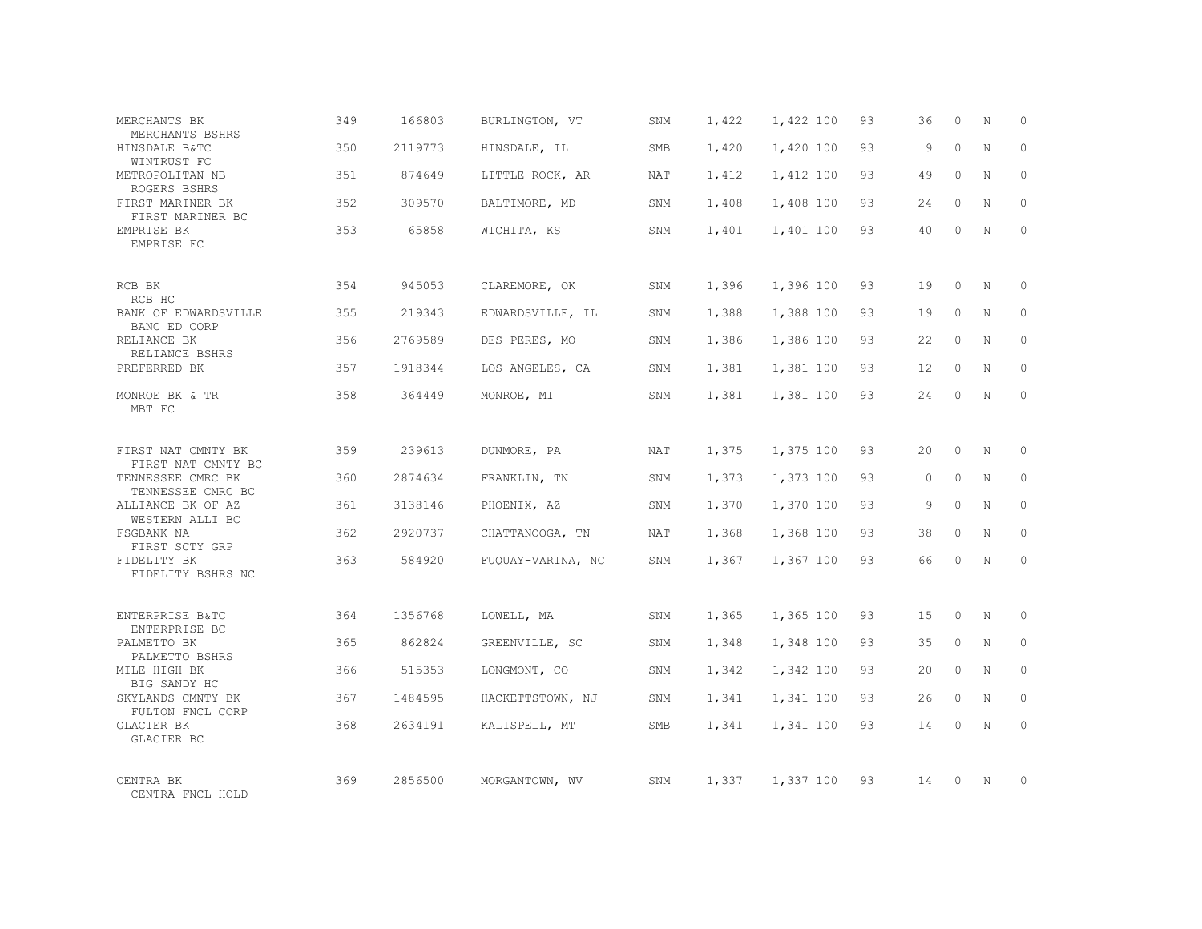| | | | | | | | | | | | |
|---|---|---|---|---|---|---|---|---|---|---|---|
| MERCHANTS BK<br>MERCHANTS BSHRS | 349 | 166803 | BURLINGTON, VT | SNM | 1,422 | 1,422 | 100 | 93 | 36 | 0 | N | 0 |
| HINSDALE B&TC<br>WINTRUST FC | 350 | 2119773 | HINSDALE, IL | SMB | 1,420 | 1,420 | 100 | 93 | 9 | 0 | N | 0 |
| METROPOLITAN NB<br>ROGERS BSHRS | 351 | 874649 | LITTLE ROCK, AR | NAT | 1,412 | 1,412 | 100 | 93 | 49 | 0 | N | 0 |
| FIRST MARINER BK<br>FIRST MARINER BC | 352 | 309570 | BALTIMORE, MD | SNM | 1,408 | 1,408 | 100 | 93 | 24 | 0 | N | 0 |
| EMPRISE BK<br>EMPRISE FC | 353 | 65858 | WICHITA, KS | SNM | 1,401 | 1,401 | 100 | 93 | 40 | 0 | N | 0 |
| RCB BK<br>RCB HC | 354 | 945053 | CLAREMORE, OK | SNM | 1,396 | 1,396 | 100 | 93 | 19 | 0 | N | 0 |
| BANK OF EDWARDSVILLE<br>BANC ED CORP | 355 | 219343 | EDWARDSVILLE, IL | SNM | 1,388 | 1,388 | 100 | 93 | 19 | 0 | N | 0 |
| RELIANCE BK<br>RELIANCE BSHRS | 356 | 2769589 | DES PERES, MO | SNM | 1,386 | 1,386 | 100 | 93 | 22 | 0 | N | 0 |
| PREFERRED BK | 357 | 1918344 | LOS ANGELES, CA | SNM | 1,381 | 1,381 | 100 | 93 | 12 | 0 | N | 0 |
| MONROE BK & TR<br>MBT FC | 358 | 364449 | MONROE, MI | SNM | 1,381 | 1,381 | 100 | 93 | 24 | 0 | N | 0 |
| FIRST NAT CMNTY BK<br>FIRST NAT CMNTY BC | 359 | 239613 | DUNMORE, PA | NAT | 1,375 | 1,375 | 100 | 93 | 20 | 0 | N | 0 |
| TENNESSEE CMRC BK<br>TENNESSEE CMRC BC | 360 | 2874634 | FRANKLIN, TN | SNM | 1,373 | 1,373 | 100 | 93 | 0 | 0 | N | 0 |
| ALLIANCE BK OF AZ<br>WESTERN ALLI BC | 361 | 3138146 | PHOENIX, AZ | SNM | 1,370 | 1,370 | 100 | 93 | 9 | 0 | N | 0 |
| FSGBANK NA<br>FIRST SCTY GRP | 362 | 2920737 | CHATTANOOGA, TN | NAT | 1,368 | 1,368 | 100 | 93 | 38 | 0 | N | 0 |
| FIDELITY BK<br>FIDELITY BSHRS NC | 363 | 584920 | FUQUAY-VARINA, NC | SNM | 1,367 | 1,367 | 100 | 93 | 66 | 0 | N | 0 |
| ENTERPRISE B&TC<br>ENTERPRISE BC | 364 | 1356768 | LOWELL, MA | SNM | 1,365 | 1,365 | 100 | 93 | 15 | 0 | N | 0 |
| PALMETTO BK<br>PALMETTO BSHRS | 365 | 862824 | GREENVILLE, SC | SNM | 1,348 | 1,348 | 100 | 93 | 35 | 0 | N | 0 |
| MILE HIGH BK<br>BIG SANDY HC | 366 | 515353 | LONGMONT, CO | SNM | 1,342 | 1,342 | 100 | 93 | 20 | 0 | N | 0 |
| SKYLANDS CMNTY BK<br>FULTON FNCL CORP | 367 | 1484595 | HACKETTSTOWN, NJ | SNM | 1,341 | 1,341 | 100 | 93 | 26 | 0 | N | 0 |
| GLACIER BK<br>GLACIER BC | 368 | 2634191 | KALISPELL, MT | SMB | 1,341 | 1,341 | 100 | 93 | 14 | 0 | N | 0 |
| CENTRA BK<br>CENTRA FNCL HOLD | 369 | 2856500 | MORGANTOWN, WV | SNM | 1,337 | 1,337 | 100 | 93 | 14 | 0 | N | 0 |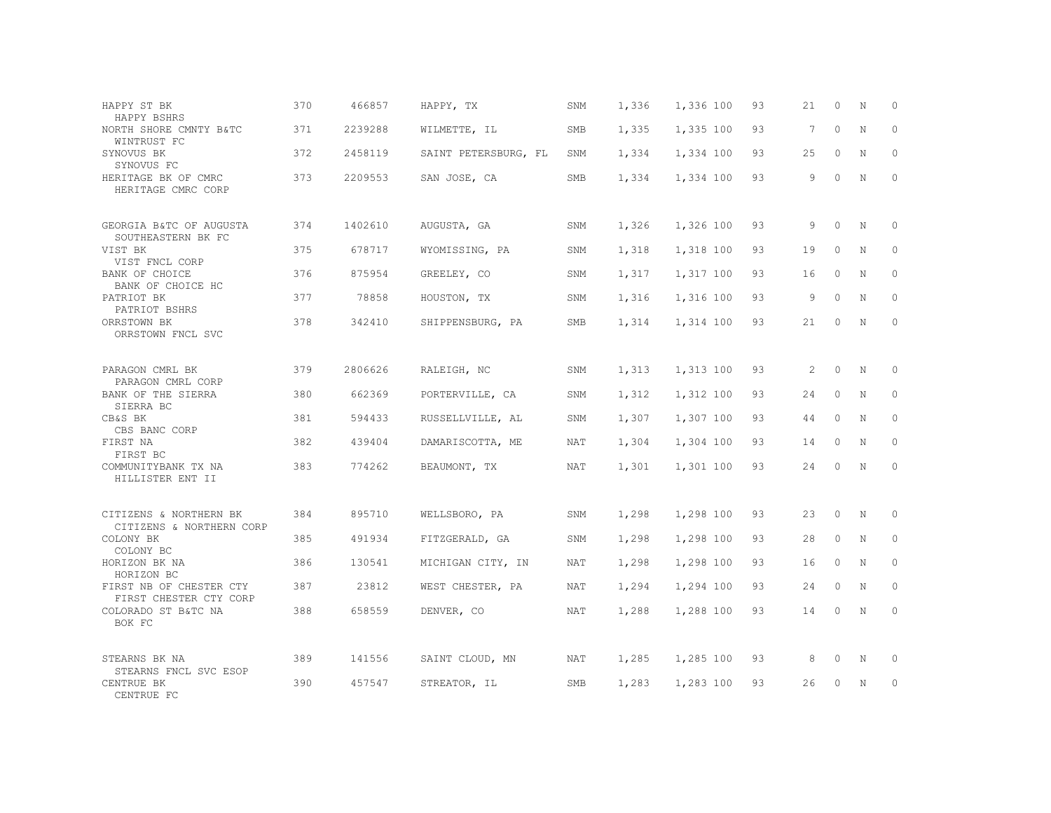| | | | | | | | | | | | |
|---|---|---|---|---|---|---|---|---|---|---|---|
| HAPPY ST BK<br>HAPPY BSHRS | 370 | 466857 | HAPPY, TX | SNM | 1,336 | 1,336 | 100 | 93 | 21 | 0 | N | 0 |
| NORTH SHORE CMNTY B&TC<br>WINTRUST FC | 371 | 2239288 | WILMETTE, IL | SMB | 1,335 | 1,335 | 100 | 93 | 7 | 0 | N | 0 |
| SYNOVUS BK<br>SYNOVUS FC | 372 | 2458119 | SAINT PETERSBURG, FL | SNM | 1,334 | 1,334 | 100 | 93 | 25 | 0 | N | 0 |
| HERITAGE BK OF CMRC<br>HERITAGE CMRC CORP | 373 | 2209553 | SAN JOSE, CA | SMB | 1,334 | 1,334 | 100 | 93 | 9 | 0 | N | 0 |
| GEORGIA B&TC OF AUGUSTA<br>SOUTHEASTERN BK FC | 374 | 1402610 | AUGUSTA, GA | SNM | 1,326 | 1,326 | 100 | 93 | 9 | 0 | N | 0 |
| VIST BK<br>VIST FNCL CORP | 375 | 678717 | WYOMISSING, PA | SNM | 1,318 | 1,318 | 100 | 93 | 19 | 0 | N | 0 |
| BANK OF CHOICE<br>BANK OF CHOICE HC | 376 | 875954 | GREELEY, CO | SNM | 1,317 | 1,317 | 100 | 93 | 16 | 0 | N | 0 |
| PATRIOT BK<br>PATRIOT BSHRS | 377 | 78858 | HOUSTON, TX | SNM | 1,316 | 1,316 | 100 | 93 | 9 | 0 | N | 0 |
| ORRSTOWN BK<br>ORRSTOWN FNCL SVC | 378 | 342410 | SHIPPENSBURG, PA | SMB | 1,314 | 1,314 | 100 | 93 | 21 | 0 | N | 0 |
| PARAGON CMRL BK<br>PARAGON CMRL CORP | 379 | 2806626 | RALEIGH, NC | SNM | 1,313 | 1,313 | 100 | 93 | 2 | 0 | N | 0 |
| BANK OF THE SIERRA<br>SIERRA BC | 380 | 662369 | PORTERVILLE, CA | SNM | 1,312 | 1,312 | 100 | 93 | 24 | 0 | N | 0 |
| CB&S BK<br>CBS BANC CORP | 381 | 594433 | RUSSELLVILLE, AL | SNM | 1,307 | 1,307 | 100 | 93 | 44 | 0 | N | 0 |
| FIRST NA<br>FIRST BC | 382 | 439404 | DAMARISCOTTA, ME | NAT | 1,304 | 1,304 | 100 | 93 | 14 | 0 | N | 0 |
| COMMUNITYBANK TX NA<br>HILLISTER ENT II | 383 | 774262 | BEAUMONT, TX | NAT | 1,301 | 1,301 | 100 | 93 | 24 | 0 | N | 0 |
| CITIZENS & NORTHERN BK<br>CITIZENS & NORTHERN CORP | 384 | 895710 | WELLSBORO, PA | SNM | 1,298 | 1,298 | 100 | 93 | 23 | 0 | N | 0 |
| COLONY BK<br>COLONY BC | 385 | 491934 | FITZGERALD, GA | SNM | 1,298 | 1,298 | 100 | 93 | 28 | 0 | N | 0 |
| HORIZON BK NA<br>HORIZON BC | 386 | 130541 | MICHIGAN CITY, IN | NAT | 1,298 | 1,298 | 100 | 93 | 16 | 0 | N | 0 |
| FIRST NB OF CHESTER CTY<br>FIRST CHESTER CTY CORP | 387 | 23812 | WEST CHESTER, PA | NAT | 1,294 | 1,294 | 100 | 93 | 24 | 0 | N | 0 |
| COLORADO ST B&TC NA<br>BOK FC | 388 | 658559 | DENVER, CO | NAT | 1,288 | 1,288 | 100 | 93 | 14 | 0 | N | 0 |
| STEARNS BK NA<br>STEARNS FNCL SVC ESOP | 389 | 141556 | SAINT CLOUD, MN | NAT | 1,285 | 1,285 | 100 | 93 | 8 | 0 | N | 0 |
| CENTRUE BK<br>CENTRUE FC | 390 | 457547 | STREATOR, IL | SMB | 1,283 | 1,283 | 100 | 93 | 26 | 0 | N | 0 |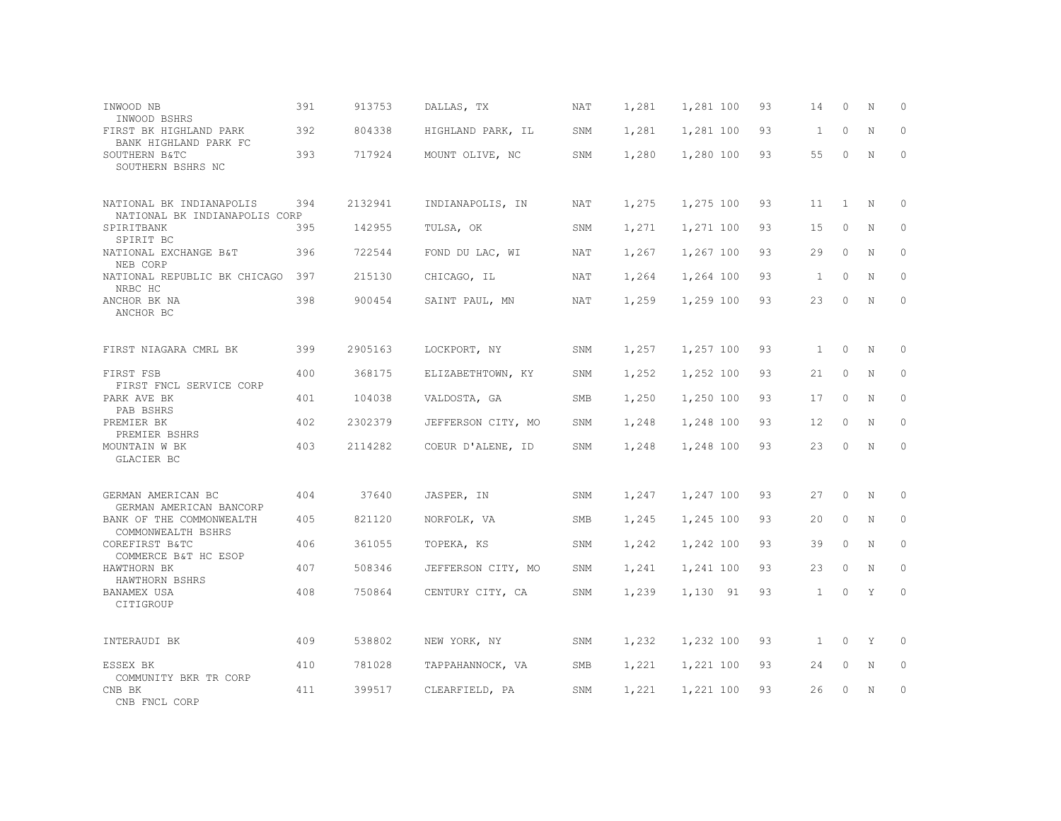| | | | | | | | | | | | |
|---|---|---|---|---|---|---|---|---|---|---|---|
| INWOOD NB<br>INWOOD BSHRS | 391 | 913753 | DALLAS, TX | NAT | 1,281 | 1,281 | 100 | 93 | 14 | 0 | N | 0 |
| FIRST BK HIGHLAND PARK<br>BANK HIGHLAND PARK FC | 392 | 804338 | HIGHLAND PARK, IL | SNM | 1,281 | 1,281 | 100 | 93 | 1 | 0 | N | 0 |
| SOUTHERN B&TC<br>SOUTHERN BSHRS NC | 393 | 717924 | MOUNT OLIVE, NC | SNM | 1,280 | 1,280 | 100 | 93 | 55 | 0 | N | 0 |
| NATIONAL BK INDIANAPOLIS<br>NATIONAL BK INDIANAPOLIS CORP | 394 | 2132941 | INDIANAPOLIS, IN | NAT | 1,275 | 1,275 | 100 | 93 | 11 | 1 | N | 0 |
| SPIRITBANK<br>SPIRIT BC | 395 | 142955 | TULSA, OK | SNM | 1,271 | 1,271 | 100 | 93 | 15 | 0 | N | 0 |
| NATIONAL EXCHANGE B&T<br>NEB CORP | 396 | 722544 | FOND DU LAC, WI | NAT | 1,267 | 1,267 | 100 | 93 | 29 | 0 | N | 0 |
| NATIONAL REPUBLIC BK CHICAGO<br>NRBC HC | 397 | 215130 | CHICAGO, IL | NAT | 1,264 | 1,264 | 100 | 93 | 1 | 0 | N | 0 |
| ANCHOR BK NA<br>ANCHOR BC | 398 | 900454 | SAINT PAUL, MN | NAT | 1,259 | 1,259 | 100 | 93 | 23 | 0 | N | 0 |
| FIRST NIAGARA CMRL BK | 399 | 2905163 | LOCKPORT, NY | SNM | 1,257 | 1,257 | 100 | 93 | 1 | 0 | N | 0 |
| FIRST FSB<br>FIRST FNCL SERVICE CORP | 400 | 368175 | ELIZABETHTOWN, KY | SNM | 1,252 | 1,252 | 100 | 93 | 21 | 0 | N | 0 |
| PARK AVE BK<br>PAB BSHRS | 401 | 104038 | VALDOSTA, GA | SMB | 1,250 | 1,250 | 100 | 93 | 17 | 0 | N | 0 |
| PREMIER BK<br>PREMIER BSHRS | 402 | 2302379 | JEFFERSON CITY, MO | SNM | 1,248 | 1,248 | 100 | 93 | 12 | 0 | N | 0 |
| MOUNTAIN W BK<br>GLACIER BC | 403 | 2114282 | COEUR D'ALENE, ID | SNM | 1,248 | 1,248 | 100 | 93 | 23 | 0 | N | 0 |
| GERMAN AMERICAN BC<br>GERMAN AMERICAN BANCORP | 404 | 37640 | JASPER, IN | SNM | 1,247 | 1,247 | 100 | 93 | 27 | 0 | N | 0 |
| BANK OF THE COMMONWEALTH<br>COMMONWEALTH BSHRS | 405 | 821120 | NORFOLK, VA | SMB | 1,245 | 1,245 | 100 | 93 | 20 | 0 | N | 0 |
| COREFIRST B&TC<br>COMMERCE B&T HC ESOP | 406 | 361055 | TOPEKA, KS | SNM | 1,242 | 1,242 | 100 | 93 | 39 | 0 | N | 0 |
| HAWTHORN BK<br>HAWTHORN BSHRS | 407 | 508346 | JEFFERSON CITY, MO | SNM | 1,241 | 1,241 | 100 | 93 | 23 | 0 | N | 0 |
| BANAMEX USA<br>CITIGROUP | 408 | 750864 | CENTURY CITY, CA | SNM | 1,239 | 1,130 | 91 | 93 | 1 | 0 | Y | 0 |
| INTERAUDI BK | 409 | 538802 | NEW YORK, NY | SNM | 1,232 | 1,232 | 100 | 93 | 1 | 0 | Y | 0 |
| ESSEX BK<br>COMMUNITY BKR TR CORP | 410 | 781028 | TAPPAHANNOCK, VA | SMB | 1,221 | 1,221 | 100 | 93 | 24 | 0 | N | 0 |
| CNB BK<br>CNB FNCL CORP | 411 | 399517 | CLEARFIELD, PA | SNM | 1,221 | 1,221 | 100 | 93 | 26 | 0 | N | 0 |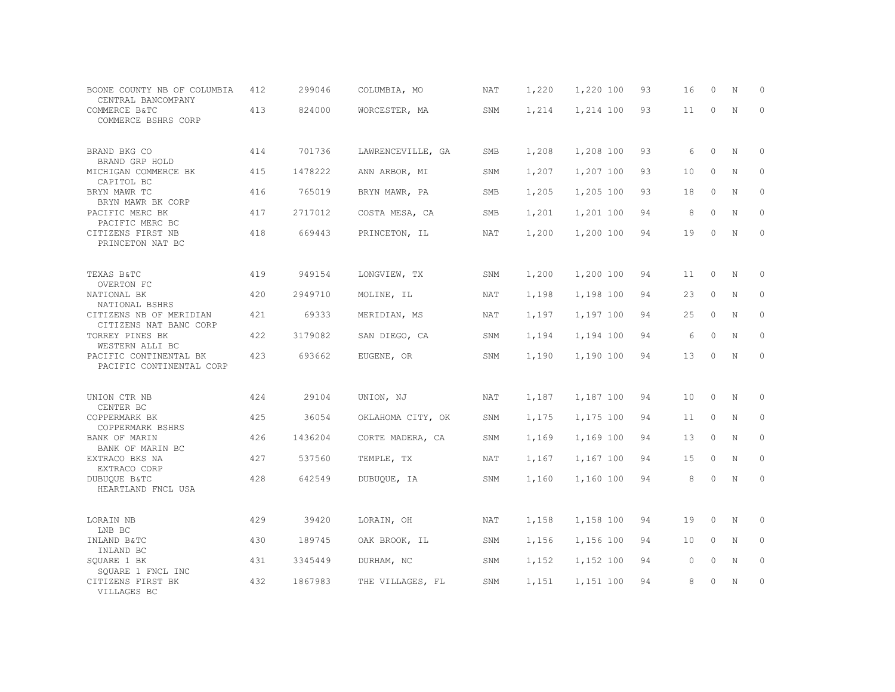| | | | | | | | | | | | |
|---|---|---|---|---|---|---|---|---|---|---|---|
| BOONE COUNTY NB OF COLUMBIA<br>CENTRAL BANCOMPANY | 412 | 299046 | COLUMBIA, MO | NAT | 1,220 | 1,220 100 | 93 | 16 | 0 | N | 0 |
| COMMERCE B&TC<br>COMMERCE BSHRS CORP | 413 | 824000 | WORCESTER, MA | SNM | 1,214 | 1,214 100 | 93 | 11 | 0 | N | 0 |
| BRAND BKG CO<br>BRAND GRP HOLD | 414 | 701736 | LAWRENCEVILLE, GA | SMB | 1,208 | 1,208 100 | 93 | 6 | 0 | N | 0 |
| MICHIGAN COMMERCE BK<br>CAPITOL BC | 415 | 1478222 | ANN ARBOR, MI | SNM | 1,207 | 1,207 100 | 93 | 10 | 0 | N | 0 |
| BRYN MAWR TC<br>BRYN MAWR BK CORP | 416 | 765019 | BRYN MAWR, PA | SMB | 1,205 | 1,205 100 | 93 | 18 | 0 | N | 0 |
| PACIFIC MERC BK<br>PACIFIC MERC BC | 417 | 2717012 | COSTA MESA, CA | SMB | 1,201 | 1,201 100 | 94 | 8 | 0 | N | 0 |
| CITIZENS FIRST NB<br>PRINCETON NAT BC | 418 | 669443 | PRINCETON, IL | NAT | 1,200 | 1,200 100 | 94 | 19 | 0 | N | 0 |
| TEXAS B&TC<br>OVERTON FC | 419 | 949154 | LONGVIEW, TX | SNM | 1,200 | 1,200 100 | 94 | 11 | 0 | N | 0 |
| NATIONAL BK<br>NATIONAL BSHRS | 420 | 2949710 | MOLINE, IL | NAT | 1,198 | 1,198 100 | 94 | 23 | 0 | N | 0 |
| CITIZENS NB OF MERIDIAN<br>CITIZENS NAT BANC CORP | 421 | 69333 | MERIDIAN, MS | NAT | 1,197 | 1,197 100 | 94 | 25 | 0 | N | 0 |
| TORREY PINES BK<br>WESTERN ALLI BC | 422 | 3179082 | SAN DIEGO, CA | SNM | 1,194 | 1,194 100 | 94 | 6 | 0 | N | 0 |
| PACIFIC CONTINENTAL BK<br>PACIFIC CONTINENTAL CORP | 423 | 693662 | EUGENE, OR | SNM | 1,190 | 1,190 100 | 94 | 13 | 0 | N | 0 |
| UNION CTR NB<br>CENTER BC | 424 | 29104 | UNION, NJ | NAT | 1,187 | 1,187 100 | 94 | 10 | 0 | N | 0 |
| COPPERMARK BK<br>COPPERMARK BSHRS | 425 | 36054 | OKLAHOMA CITY, OK | SNM | 1,175 | 1,175 100 | 94 | 11 | 0 | N | 0 |
| BANK OF MARIN<br>BANK OF MARIN BC | 426 | 1436204 | CORTE MADERA, CA | SNM | 1,169 | 1,169 100 | 94 | 13 | 0 | N | 0 |
| EXTRACO BKS NA<br>EXTRACO CORP | 427 | 537560 | TEMPLE, TX | NAT | 1,167 | 1,167 100 | 94 | 15 | 0 | N | 0 |
| DUBUQUE B&TC<br>HEARTLAND FNCL USA | 428 | 642549 | DUBUQUE, IA | SNM | 1,160 | 1,160 100 | 94 | 8 | 0 | N | 0 |
| LORAIN NB<br>LNB BC | 429 | 39420 | LORAIN, OH | NAT | 1,158 | 1,158 100 | 94 | 19 | 0 | N | 0 |
| INLAND B&TC<br>INLAND BC | 430 | 189745 | OAK BROOK, IL | SNM | 1,156 | 1,156 100 | 94 | 10 | 0 | N | 0 |
| SQUARE 1 BK<br>SQUARE 1 FNCL INC | 431 | 3345449 | DURHAM, NC | SNM | 1,152 | 1,152 100 | 94 | 0 | 0 | N | 0 |
| CITIZENS FIRST BK<br>VILLAGES BC | 432 | 1867983 | THE VILLAGES, FL | SNM | 1,151 | 1,151 100 | 94 | 8 | 0 | N | 0 |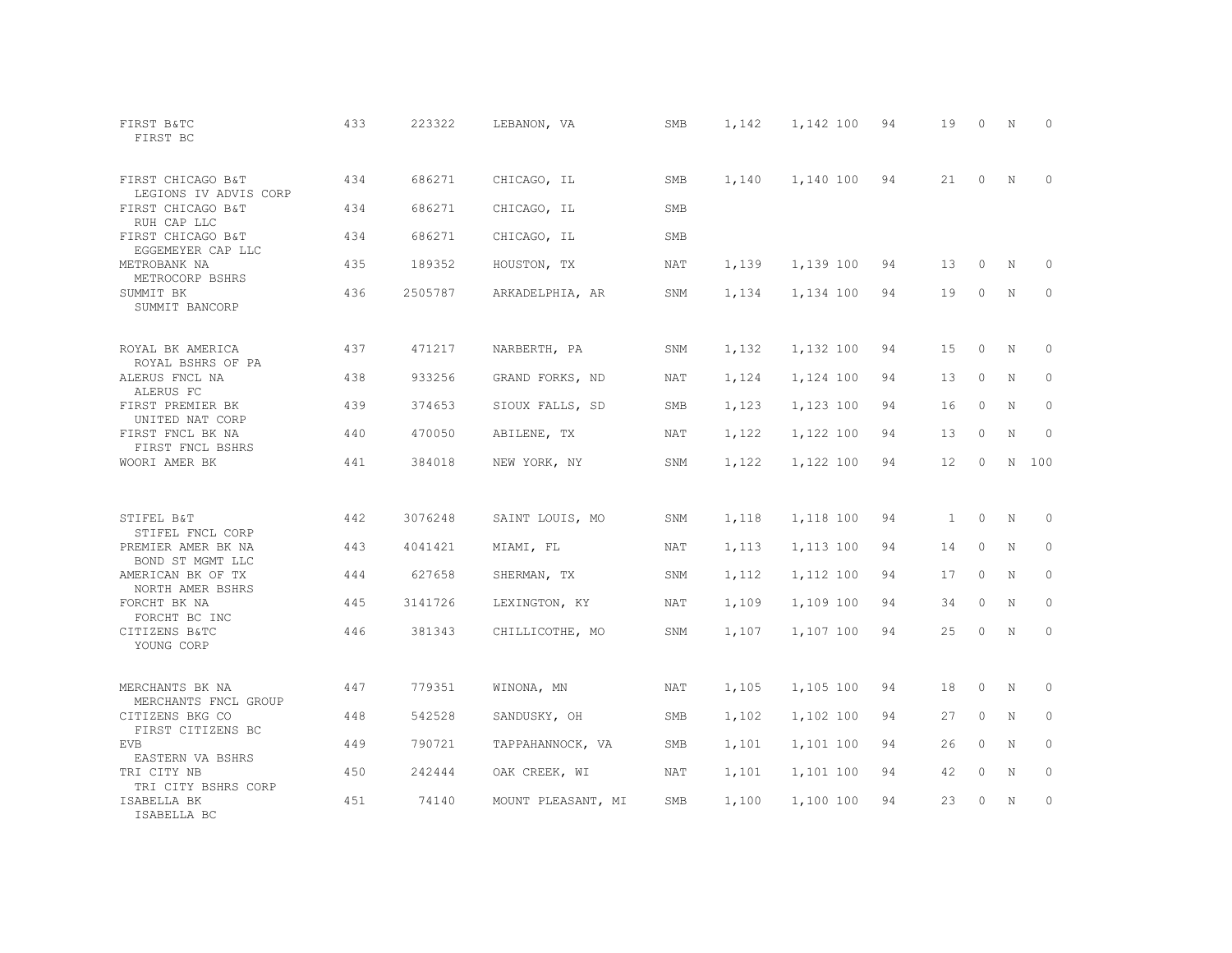| | | | | | | | | | | | |
|---|---|---|---|---|---|---|---|---|---|---|---|
| FIRST B&TC<br>FIRST BC | 433 | 223322 | LEBANON, VA | SMB | 1,142 | 1,142 100 | 94 | 19 | 0 | N | 0 |
| FIRST CHICAGO B&T<br>LEGIONS IV ADVIS CORP | 434 | 686271 | CHICAGO, IL | SMB | 1,140 | 1,140 100 | 94 | 21 | 0 | N | 0 |
| FIRST CHICAGO B&T<br>RUH CAP LLC | 434 | 686271 | CHICAGO, IL | SMB | | | | | | | |
| FIRST CHICAGO B&T<br>EGGEMEYER CAP LLC | 434 | 686271 | CHICAGO, IL | SMB | | | | | | | |
| METROBANK NA<br>METROCORP BSHRS | 435 | 189352 | HOUSTON, TX | NAT | 1,139 | 1,139 100 | 94 | 13 | 0 | N | 0 |
| SUMMIT BK<br>SUMMIT BANCORP | 436 | 2505787 | ARKADELPHIA, AR | SNM | 1,134 | 1,134 100 | 94 | 19 | 0 | N | 0 |
| ROYAL BK AMERICA<br>ROYAL BSHRS OF PA | 437 | 471217 | NARBERTH, PA | SNM | 1,132 | 1,132 100 | 94 | 15 | 0 | N | 0 |
| ALERUS FNCL NA<br>ALERUS FC | 438 | 933256 | GRAND FORKS, ND | NAT | 1,124 | 1,124 100 | 94 | 13 | 0 | N | 0 |
| FIRST PREMIER BK<br>UNITED NAT CORP | 439 | 374653 | SIOUX FALLS, SD | SMB | 1,123 | 1,123 100 | 94 | 16 | 0 | N | 0 |
| FIRST FNCL BK NA<br>FIRST FNCL BSHRS | 440 | 470050 | ABILENE, TX | NAT | 1,122 | 1,122 100 | 94 | 13 | 0 | N | 0 |
| WOORI AMER BK | 441 | 384018 | NEW YORK, NY | SNM | 1,122 | 1,122 100 | 94 | 12 | 0 | N | 100 |
| STIFEL B&T<br>STIFEL FNCL CORP | 442 | 3076248 | SAINT LOUIS, MO | SNM | 1,118 | 1,118 100 | 94 | 1 | 0 | N | 0 |
| PREMIER AMER BK NA<br>BOND ST MGMT LLC | 443 | 4041421 | MIAMI, FL | NAT | 1,113 | 1,113 100 | 94 | 14 | 0 | N | 0 |
| AMERICAN BK OF TX<br>NORTH AMER BSHRS | 444 | 627658 | SHERMAN, TX | SNM | 1,112 | 1,112 100 | 94 | 17 | 0 | N | 0 |
| FORCHT BK NA<br>FORCHT BC INC | 445 | 3141726 | LEXINGTON, KY | NAT | 1,109 | 1,109 100 | 94 | 34 | 0 | N | 0 |
| CITIZENS B&TC<br>YOUNG CORP | 446 | 381343 | CHILLICOTHE, MO | SNM | 1,107 | 1,107 100 | 94 | 25 | 0 | N | 0 |
| MERCHANTS BK NA<br>MERCHANTS FNCL GROUP | 447 | 779351 | WINONA, MN | NAT | 1,105 | 1,105 100 | 94 | 18 | 0 | N | 0 |
| CITIZENS BKG CO<br>FIRST CITIZENS BC | 448 | 542528 | SANDUSKY, OH | SMB | 1,102 | 1,102 100 | 94 | 27 | 0 | N | 0 |
| EVB<br>EASTERN VA BSHRS | 449 | 790721 | TAPPAHANNOCK, VA | SMB | 1,101 | 1,101 100 | 94 | 26 | 0 | N | 0 |
| TRI CITY NB<br>TRI CITY BSHRS CORP | 450 | 242444 | OAK CREEK, WI | NAT | 1,101 | 1,101 100 | 94 | 42 | 0 | N | 0 |
| ISABELLA BK<br>ISABELLA BC | 451 | 74140 | MOUNT PLEASANT, MI | SMB | 1,100 | 1,100 100 | 94 | 23 | 0 | N | 0 |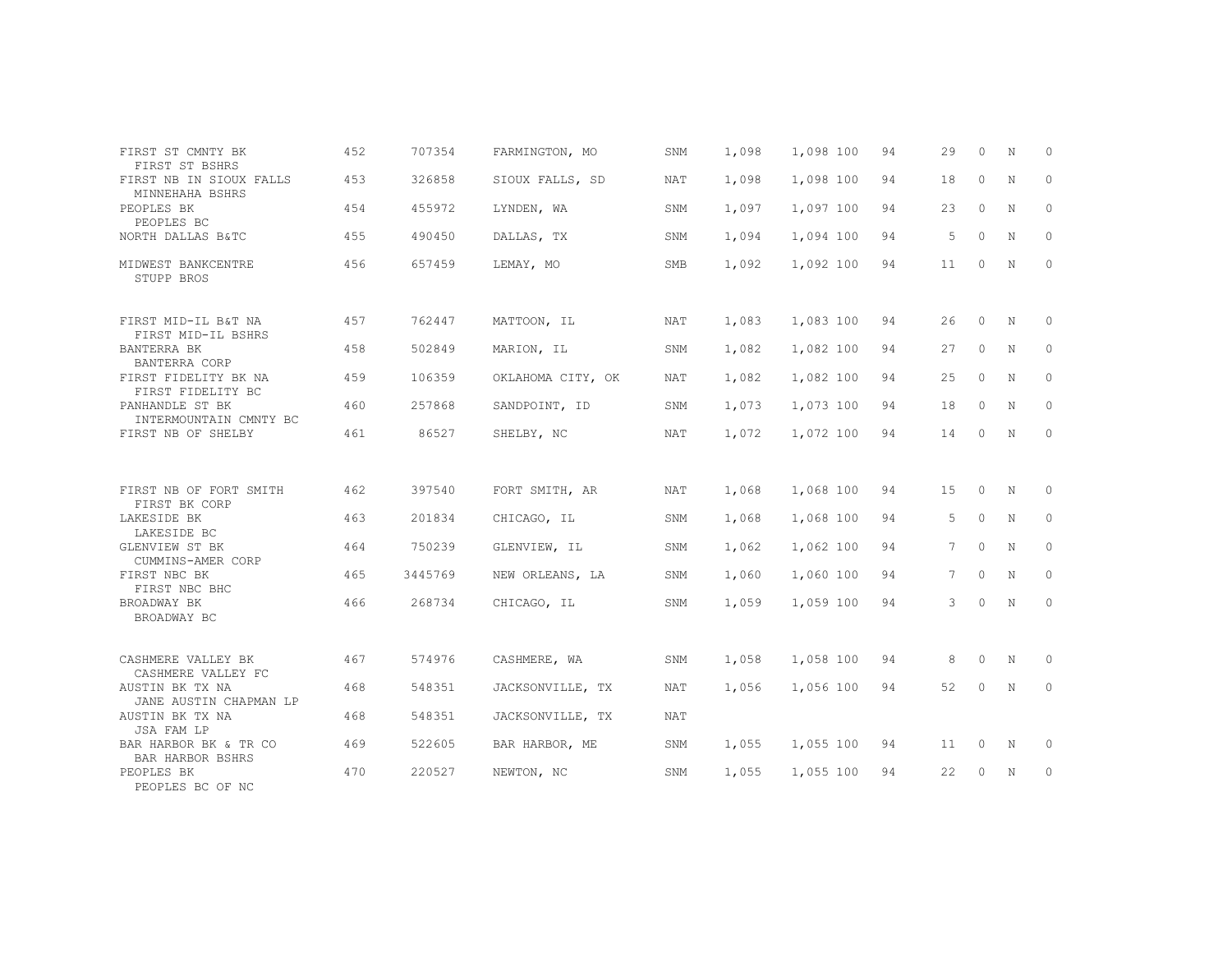| | | | | | | | | | | | | |
|---|---|---|---|---|---|---|---|---|---|---|---|---|
| FIRST ST CMNTY BK<br>FIRST ST BSHRS | 452 | 707354 | FARMINGTON, MO | SNM | 1,098 | 1,098 | 100 | 94 | 29 | 0 | N | 0 |
| FIRST NB IN SIOUX FALLS<br>MINNEHAHA BSHRS | 453 | 326858 | SIOUX FALLS, SD | NAT | 1,098 | 1,098 | 100 | 94 | 18 | 0 | N | 0 |
| PEOPLES BK<br>PEOPLES BC | 454 | 455972 | LYNDEN, WA | SNM | 1,097 | 1,097 | 100 | 94 | 23 | 0 | N | 0 |
| NORTH DALLAS B&TC | 455 | 490450 | DALLAS, TX | SNM | 1,094 | 1,094 | 100 | 94 | 5 | 0 | N | 0 |
| MIDWEST BANKCENTRE<br>STUPP BROS | 456 | 657459 | LEMAY, MO | SMB | 1,092 | 1,092 | 100 | 94 | 11 | 0 | N | 0 |
| FIRST MID-IL B&T NA<br>FIRST MID-IL BSHRS | 457 | 762447 | MATTOON, IL | NAT | 1,083 | 1,083 | 100 | 94 | 26 | 0 | N | 0 |
| BANTERRA BK<br>BANTERRA CORP | 458 | 502849 | MARION, IL | SNM | 1,082 | 1,082 | 100 | 94 | 27 | 0 | N | 0 |
| FIRST FIDELITY BK NA<br>FIRST FIDELITY BC | 459 | 106359 | OKLAHOMA CITY, OK | NAT | 1,082 | 1,082 | 100 | 94 | 25 | 0 | N | 0 |
| PANHANDLE ST BK<br>INTERMOUNTAIN CMNTY BC | 460 | 257868 | SANDPOINT, ID | SNM | 1,073 | 1,073 | 100 | 94 | 18 | 0 | N | 0 |
| FIRST NB OF SHELBY | 461 | 86527 | SHELBY, NC | NAT | 1,072 | 1,072 | 100 | 94 | 14 | 0 | N | 0 |
| FIRST NB OF FORT SMITH<br>FIRST BK CORP | 462 | 397540 | FORT SMITH, AR | NAT | 1,068 | 1,068 | 100 | 94 | 15 | 0 | N | 0 |
| LAKESIDE BK<br>LAKESIDE BC | 463 | 201834 | CHICAGO, IL | SNM | 1,068 | 1,068 | 100 | 94 | 5 | 0 | N | 0 |
| GLENVIEW ST BK<br>CUMMINS-AMER CORP | 464 | 750239 | GLENVIEW, IL | SNM | 1,062 | 1,062 | 100 | 94 | 7 | 0 | N | 0 |
| FIRST NBC BK<br>FIRST NBC BHC | 465 | 3445769 | NEW ORLEANS, LA | SNM | 1,060 | 1,060 | 100 | 94 | 7 | 0 | N | 0 |
| BROADWAY BK<br>BROADWAY BC | 466 | 268734 | CHICAGO, IL | SNM | 1,059 | 1,059 | 100 | 94 | 3 | 0 | N | 0 |
| CASHMERE VALLEY BK<br>CASHMERE VALLEY FC | 467 | 574976 | CASHMERE, WA | SNM | 1,058 | 1,058 | 100 | 94 | 8 | 0 | N | 0 |
| AUSTIN BK TX NA<br>JANE AUSTIN CHAPMAN LP | 468 | 548351 | JACKSONVILLE, TX | NAT | 1,056 | 1,056 | 100 | 94 | 52 | 0 | N | 0 |
| AUSTIN BK TX NA<br>JSA FAM LP | 468 | 548351 | JACKSONVILLE, TX | NAT | | | | | | | | |
| BAR HARBOR BK & TR CO<br>BAR HARBOR BSHRS | 469 | 522605 | BAR HARBOR, ME | SNM | 1,055 | 1,055 | 100 | 94 | 11 | 0 | N | 0 |
| PEOPLES BK<br>PEOPLES BC OF NC | 470 | 220527 | NEWTON, NC | SNM | 1,055 | 1,055 | 100 | 94 | 22 | 0 | N | 0 |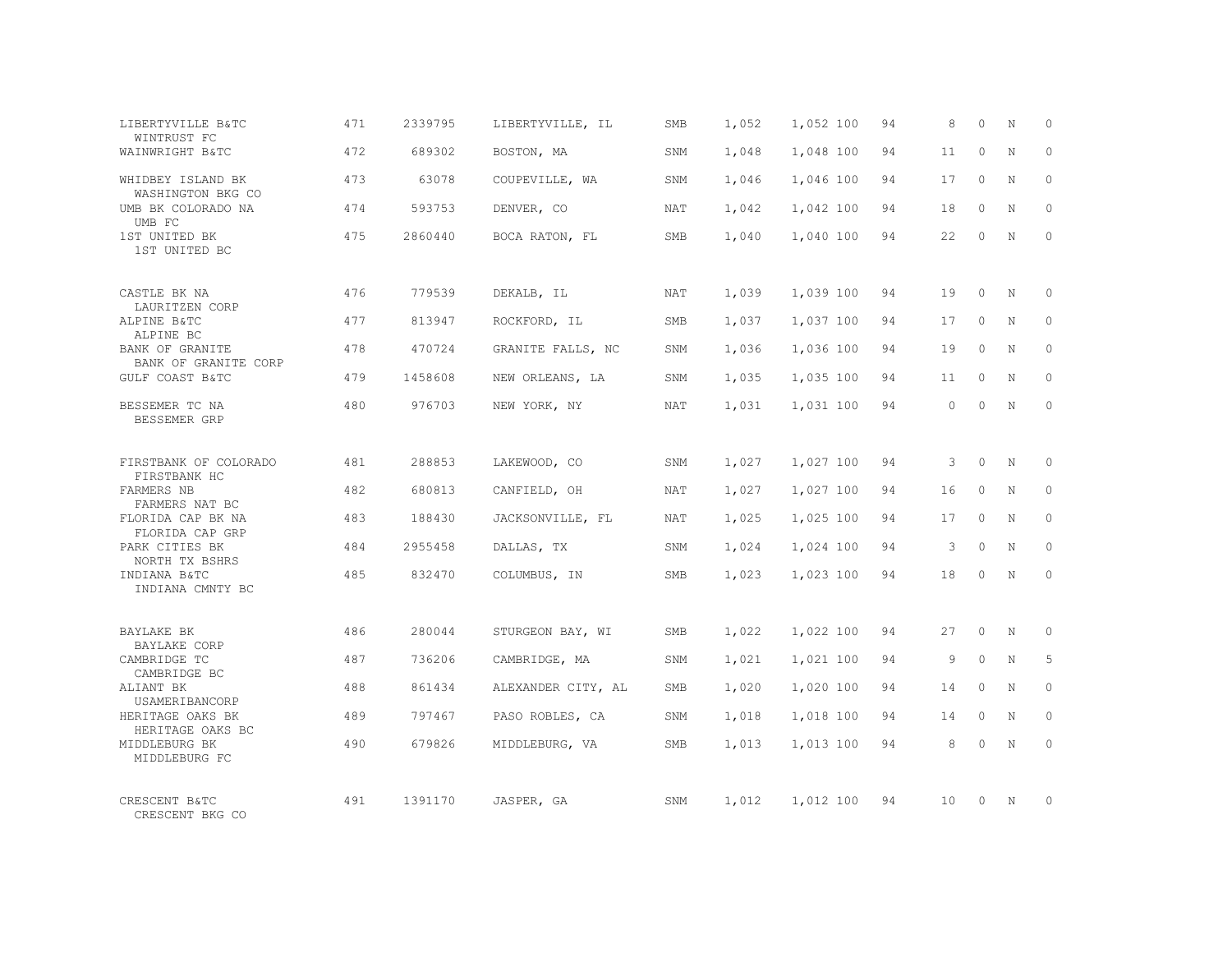| | | | | | | | | | | | |
|---|---|---|---|---|---|---|---|---|---|---|---|
| LIBERTYVILLE B&TC<br>WINTRUST FC | 471 | 2339795 | LIBERTYVILLE, IL | SMB | 1,052 | 1,052 | 100 | 94 | 8 | 0 | N | 0 |
| WAINWRIGHT B&TC | 472 | 689302 | BOSTON, MA | SNM | 1,048 | 1,048 | 100 | 94 | 11 | 0 | N | 0 |
| WHIDBEY ISLAND BK<br>WASHINGTON BKG CO | 473 | 63078 | COUPEVILLE, WA | SNM | 1,046 | 1,046 | 100 | 94 | 17 | 0 | N | 0 |
| UMB BK COLORADO NA<br>UMB FC | 474 | 593753 | DENVER, CO | NAT | 1,042 | 1,042 | 100 | 94 | 18 | 0 | N | 0 |
| 1ST UNITED BK<br>1ST UNITED BC | 475 | 2860440 | BOCA RATON, FL | SMB | 1,040 | 1,040 | 100 | 94 | 22 | 0 | N | 0 |
| CASTLE BK NA<br>LAURITZEN CORP | 476 | 779539 | DEKALB, IL | NAT | 1,039 | 1,039 | 100 | 94 | 19 | 0 | N | 0 |
| ALPINE B&TC<br>ALPINE BC | 477 | 813947 | ROCKFORD, IL | SMB | 1,037 | 1,037 | 100 | 94 | 17 | 0 | N | 0 |
| BANK OF GRANITE<br>BANK OF GRANITE CORP | 478 | 470724 | GRANITE FALLS, NC | SNM | 1,036 | 1,036 | 100 | 94 | 19 | 0 | N | 0 |
| GULF COAST B&TC | 479 | 1458608 | NEW ORLEANS, LA | SNM | 1,035 | 1,035 | 100 | 94 | 11 | 0 | N | 0 |
| BESSEMER TC NA<br>BESSEMER GRP | 480 | 976703 | NEW YORK, NY | NAT | 1,031 | 1,031 | 100 | 94 | 0 | 0 | N | 0 |
| FIRSTBANK OF COLORADO<br>FIRSTBANK HC | 481 | 288853 | LAKEWOOD, CO | SNM | 1,027 | 1,027 | 100 | 94 | 3 | 0 | N | 0 |
| FARMERS NB<br>FARMERS NAT BC | 482 | 680813 | CANFIELD, OH | NAT | 1,027 | 1,027 | 100 | 94 | 16 | 0 | N | 0 |
| FLORIDA CAP BK NA<br>FLORIDA CAP GRP | 483 | 188430 | JACKSONVILLE, FL | NAT | 1,025 | 1,025 | 100 | 94 | 17 | 0 | N | 0 |
| PARK CITIES BK<br>NORTH TX BSHRS | 484 | 2955458 | DALLAS, TX | SNM | 1,024 | 1,024 | 100 | 94 | 3 | 0 | N | 0 |
| INDIANA B&TC<br>INDIANA CMNTY BC | 485 | 832470 | COLUMBUS, IN | SMB | 1,023 | 1,023 | 100 | 94 | 18 | 0 | N | 0 |
| BAYLAKE BK<br>BAYLAKE CORP | 486 | 280044 | STURGEON BAY, WI | SMB | 1,022 | 1,022 | 100 | 94 | 27 | 0 | N | 0 |
| CAMBRIDGE TC<br>CAMBRIDGE BC | 487 | 736206 | CAMBRIDGE, MA | SNM | 1,021 | 1,021 | 100 | 94 | 9 | 0 | N | 5 |
| ALIANT BK<br>USAMERIBANCORP | 488 | 861434 | ALEXANDER CITY, AL | SMB | 1,020 | 1,020 | 100 | 94 | 14 | 0 | N | 0 |
| HERITAGE OAKS BK<br>HERITAGE OAKS BC | 489 | 797467 | PASO ROBLES, CA | SNM | 1,018 | 1,018 | 100 | 94 | 14 | 0 | N | 0 |
| MIDDLEBURG BK<br>MIDDLEBURG FC | 490 | 679826 | MIDDLEBURG, VA | SMB | 1,013 | 1,013 | 100 | 94 | 8 | 0 | N | 0 |
| CRESCENT B&TC<br>CRESCENT BKG CO | 491 | 1391170 | JASPER, GA | SNM | 1,012 | 1,012 | 100 | 94 | 10 | 0 | N | 0 |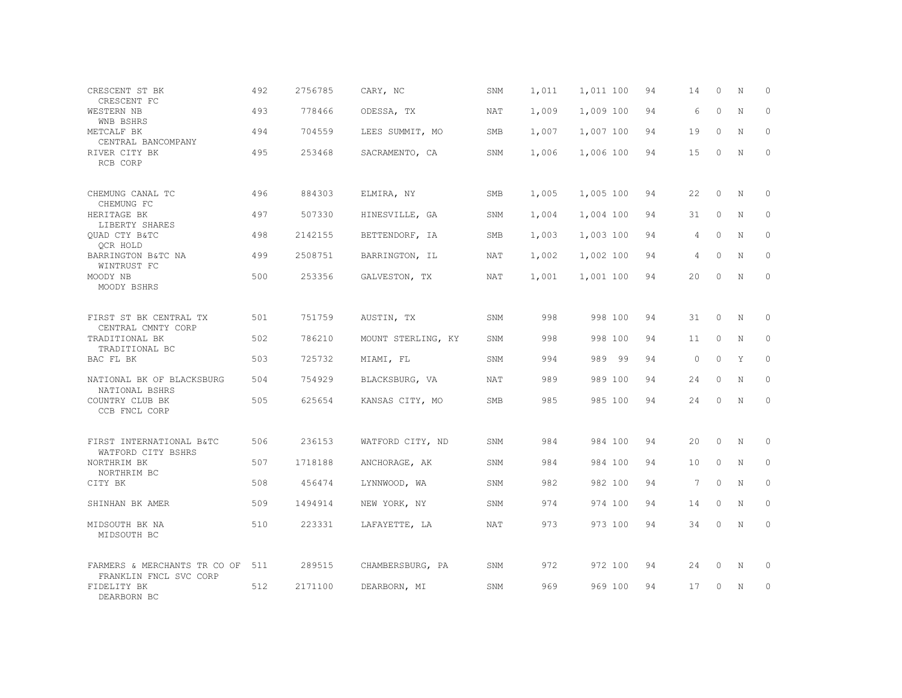| | | | | | | | | | | | | |
|---|---|---|---|---|---|---|---|---|---|---|---|---|
| CRESCENT ST BK<br>CRESCENT FC | 492 | 2756785 | CARY, NC | SNM | 1,011 | 1,011 | 100 | 94 | 14 | 0 | N | 0 |
| WESTERN NB<br>WNB BSHRS | 493 | 778466 | ODESSA, TX | NAT | 1,009 | 1,009 | 100 | 94 | 6 | 0 | N | 0 |
| METCALF BK<br>CENTRAL BANCOMPANY | 494 | 704559 | LEES SUMMIT, MO | SMB | 1,007 | 1,007 | 100 | 94 | 19 | 0 | N | 0 |
| RIVER CITY BK<br>RCB CORP | 495 | 253468 | SACRAMENTO, CA | SNM | 1,006 | 1,006 | 100 | 94 | 15 | 0 | N | 0 |
| CHEMUNG CANAL TC<br>CHEMUNG FC | 496 | 884303 | ELMIRA, NY | SMB | 1,005 | 1,005 | 100 | 94 | 22 | 0 | N | 0 |
| HERITAGE BK<br>LIBERTY SHARES | 497 | 507330 | HINESVILLE, GA | SNM | 1,004 | 1,004 | 100 | 94 | 31 | 0 | N | 0 |
| QUAD CTY B&TC<br>QCR HOLD | 498 | 2142155 | BETTENDORF, IA | SMB | 1,003 | 1,003 | 100 | 94 | 4 | 0 | N | 0 |
| BARRINGTON B&TC NA<br>WINTRUST FC | 499 | 2508751 | BARRINGTON, IL | NAT | 1,002 | 1,002 | 100 | 94 | 4 | 0 | N | 0 |
| MOODY NB<br>MOODY BSHRS | 500 | 253356 | GALVESTON, TX | NAT | 1,001 | 1,001 | 100 | 94 | 20 | 0 | N | 0 |
| FIRST ST BK CENTRAL TX<br>CENTRAL CMNTY CORP | 501 | 751759 | AUSTIN, TX | SNM | 998 | 998 | 100 | 94 | 31 | 0 | N | 0 |
| TRADITIONAL BK<br>TRADITIONAL BC | 502 | 786210 | MOUNT STERLING, KY | SNM | 998 | 998 | 100 | 94 | 11 | 0 | N | 0 |
| BAC FL BK | 503 | 725732 | MIAMI, FL | SNM | 994 | 989 | 99 | 94 | 0 | 0 | Y | 0 |
| NATIONAL BK OF BLACKSBURG<br>NATIONAL BSHRS | 504 | 754929 | BLACKSBURG, VA | NAT | 989 | 989 | 100 | 94 | 24 | 0 | N | 0 |
| COUNTRY CLUB BK<br>CCB FNCL CORP | 505 | 625654 | KANSAS CITY, MO | SMB | 985 | 985 | 100 | 94 | 24 | 0 | N | 0 |
| FIRST INTERNATIONAL B&TC<br>WATFORD CITY BSHRS | 506 | 236153 | WATFORD CITY, ND | SNM | 984 | 984 | 100 | 94 | 20 | 0 | N | 0 |
| NORTHRIM BK<br>NORTHRIM BC | 507 | 1718188 | ANCHORAGE, AK | SNM | 984 | 984 | 100 | 94 | 10 | 0 | N | 0 |
| CITY BK | 508 | 456474 | LYNNWOOD, WA | SNM | 982 | 982 | 100 | 94 | 7 | 0 | N | 0 |
| SHINHAN BK AMER | 509 | 1494914 | NEW YORK, NY | SNM | 974 | 974 | 100 | 94 | 14 | 0 | N | 0 |
| MIDSOUTH BK NA<br>MIDSOUTH BC | 510 | 223331 | LAFAYETTE, LA | NAT | 973 | 973 | 100 | 94 | 34 | 0 | N | 0 |
| FARMERS & MERCHANTS TR CO OF<br>FRANKLIN FNCL SVC CORP | 511 | 289515 | CHAMBERSBURG, PA | SNM | 972 | 972 | 100 | 94 | 24 | 0 | N | 0 |
| FIDELITY BK<br>DEARBORN BC | 512 | 2171100 | DEARBORN, MI | SNM | 969 | 969 | 100 | 94 | 17 | 0 | N | 0 |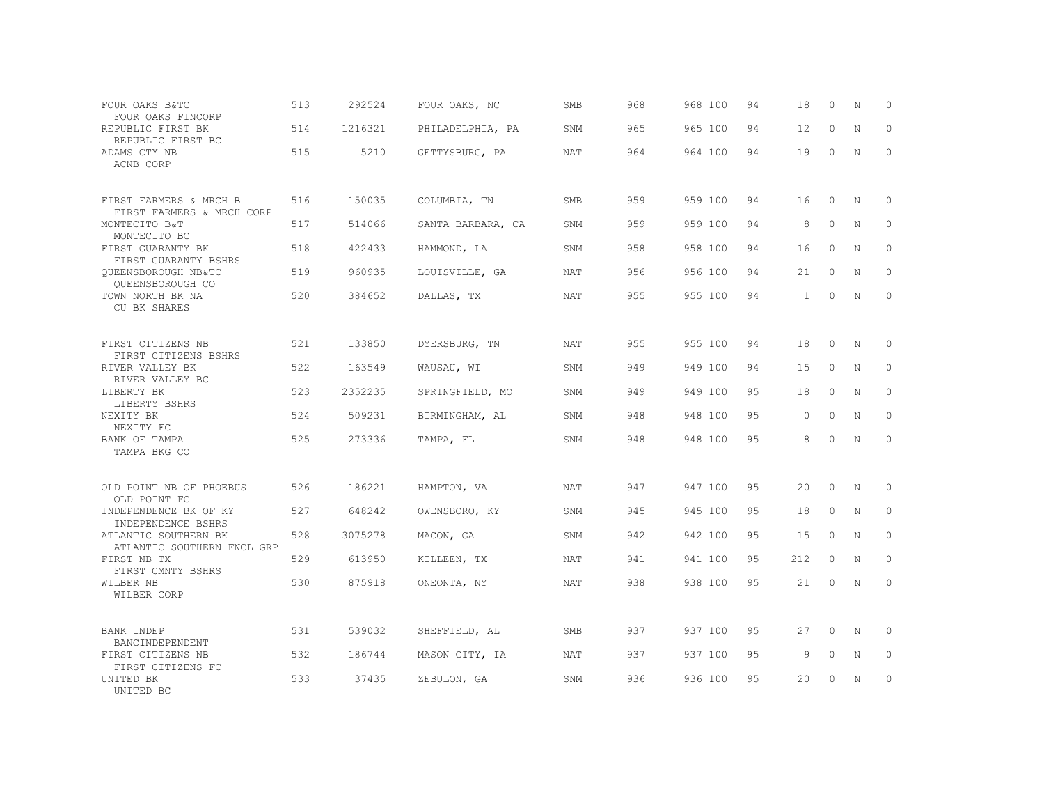| | | | | | | | | | | | |
|---|---|---|---|---|---|---|---|---|---|---|---|
| FOUR OAKS B&TC<br>FOUR OAKS FINCORP | 513 | 292524 | FOUR OAKS, NC | SMB | 968 | 968 100 | 94 | 18 | 0 | N | 0 |
| REPUBLIC FIRST BK<br>REPUBLIC FIRST BC | 514 | 1216321 | PHILADELPHIA, PA | SNM | 965 | 965 100 | 94 | 12 | 0 | N | 0 |
| ADAMS CTY NB<br>ACNB CORP | 515 | 5210 | GETTYSBURG, PA | NAT | 964 | 964 100 | 94 | 19 | 0 | N | 0 |
| FIRST FARMERS & MRCH B<br>FIRST FARMERS & MRCH CORP | 516 | 150035 | COLUMBIA, TN | SMB | 959 | 959 100 | 94 | 16 | 0 | N | 0 |
| MONTECITO B&T<br>MONTECITO BC | 517 | 514066 | SANTA BARBARA, CA | SNM | 959 | 959 100 | 94 | 8 | 0 | N | 0 |
| FIRST GUARANTY BK<br>FIRST GUARANTY BSHRS | 518 | 422433 | HAMMOND, LA | SNM | 958 | 958 100 | 94 | 16 | 0 | N | 0 |
| QUEENSBOROUGH NB&TC<br>QUEENSBOROUGH CO | 519 | 960935 | LOUISVILLE, GA | NAT | 956 | 956 100 | 94 | 21 | 0 | N | 0 |
| TOWN NORTH BK NA<br>CU BK SHARES | 520 | 384652 | DALLAS, TX | NAT | 955 | 955 100 | 94 | 1 | 0 | N | 0 |
| FIRST CITIZENS NB<br>FIRST CITIZENS BSHRS | 521 | 133850 | DYERSBURG, TN | NAT | 955 | 955 100 | 94 | 18 | 0 | N | 0 |
| RIVER VALLEY BK<br>RIVER VALLEY BC | 522 | 163549 | WAUSAU, WI | SNM | 949 | 949 100 | 94 | 15 | 0 | N | 0 |
| LIBERTY BK<br>LIBERTY BSHRS | 523 | 2352235 | SPRINGFIELD, MO | SNM | 949 | 949 100 | 95 | 18 | 0 | N | 0 |
| NEXITY BK<br>NEXITY FC | 524 | 509231 | BIRMINGHAM, AL | SNM | 948 | 948 100 | 95 | 0 | 0 | N | 0 |
| BANK OF TAMPA<br>TAMPA BKG CO | 525 | 273336 | TAMPA, FL | SNM | 948 | 948 100 | 95 | 8 | 0 | N | 0 |
| OLD POINT NB OF PHOEBUS<br>OLD POINT FC | 526 | 186221 | HAMPTON, VA | NAT | 947 | 947 100 | 95 | 20 | 0 | N | 0 |
| INDEPENDENCE BK OF KY<br>INDEPENDENCE BSHRS | 527 | 648242 | OWENSBORO, KY | SNM | 945 | 945 100 | 95 | 18 | 0 | N | 0 |
| ATLANTIC SOUTHERN BK<br>ATLANTIC SOUTHERN FNCL GRP | 528 | 3075278 | MACON, GA | SNM | 942 | 942 100 | 95 | 15 | 0 | N | 0 |
| FIRST NB TX<br>FIRST CMNTY BSHRS | 529 | 613950 | KILLEEN, TX | NAT | 941 | 941 100 | 95 | 212 | 0 | N | 0 |
| WILBER NB<br>WILBER CORP | 530 | 875918 | ONEONTA, NY | NAT | 938 | 938 100 | 95 | 21 | 0 | N | 0 |
| BANK INDEP<br>BANCINDEPENDENT | 531 | 539032 | SHEFFIELD, AL | SMB | 937 | 937 100 | 95 | 27 | 0 | N | 0 |
| FIRST CITIZENS NB<br>FIRST CITIZENS FC | 532 | 186744 | MASON CITY, IA | NAT | 937 | 937 100 | 95 | 9 | 0 | N | 0 |
| UNITED BK<br>UNITED BC | 533 | 37435 | ZEBULON, GA | SNM | 936 | 936 100 | 95 | 20 | 0 | N | 0 |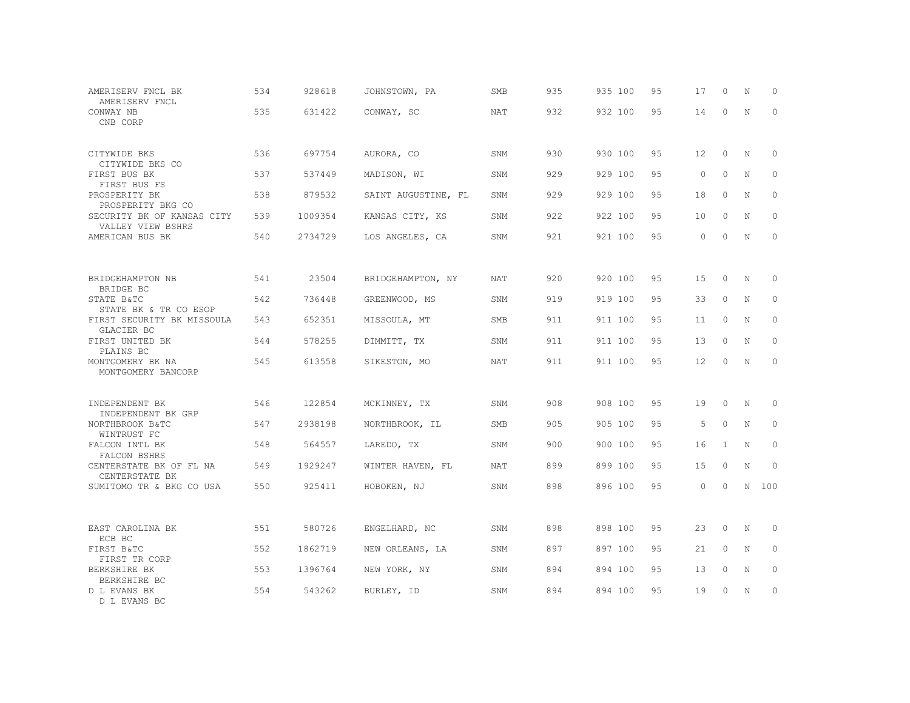| | | | | | | | | | | | | |
|---|---|---|---|---|---|---|---|---|---|---|---|---|
| AMERISERV FNCL BK<br>AMERISERV FNCL | 534 | 928618 | JOHNSTOWN, PA | SMB | 935 | 935 | 100 | 95 | 17 | 0 | N | 0 |
| CONWAY NB<br>CNB CORP | 535 | 631422 | CONWAY, SC | NAT | 932 | 932 | 100 | 95 | 14 | 0 | N | 0 |
| CITYWIDE BKS<br>CITYWIDE BKS CO | 536 | 697754 | AURORA, CO | SNM | 930 | 930 | 100 | 95 | 12 | 0 | N | 0 |
| FIRST BUS BK<br>FIRST BUS FS | 537 | 537449 | MADISON, WI | SNM | 929 | 929 | 100 | 95 | 0 | 0 | N | 0 |
| PROSPERITY BK<br>PROSPERITY BKG CO | 538 | 879532 | SAINT AUGUSTINE, FL | SNM | 929 | 929 | 100 | 95 | 18 | 0 | N | 0 |
| SECURITY BK OF KANSAS CITY<br>VALLEY VIEW BSHRS | 539 | 1009354 | KANSAS CITY, KS | SNM | 922 | 922 | 100 | 95 | 10 | 0 | N | 0 |
| AMERICAN BUS BK | 540 | 2734729 | LOS ANGELES, CA | SNM | 921 | 921 | 100 | 95 | 0 | 0 | N | 0 |
| BRIDGEHAMPTON NB<br>BRIDGE BC | 541 | 23504 | BRIDGEHAMPTON, NY | NAT | 920 | 920 | 100 | 95 | 15 | 0 | N | 0 |
| STATE B&TC<br>STATE BK & TR CO ESOP | 542 | 736448 | GREENWOOD, MS | SNM | 919 | 919 | 100 | 95 | 33 | 0 | N | 0 |
| FIRST SECURITY BK MISSOULA<br>GLACIER BC | 543 | 652351 | MISSOULA, MT | SMB | 911 | 911 | 100 | 95 | 11 | 0 | N | 0 |
| FIRST UNITED BK<br>PLAINS BC | 544 | 578255 | DIMMITT, TX | SNM | 911 | 911 | 100 | 95 | 13 | 0 | N | 0 |
| MONTGOMERY BK NA<br>MONTGOMERY BANCORP | 545 | 613558 | SIKESTON, MO | NAT | 911 | 911 | 100 | 95 | 12 | 0 | N | 0 |
| INDEPENDENT BK<br>INDEPENDENT BK GRP | 546 | 122854 | MCKINNEY, TX | SNM | 908 | 908 | 100 | 95 | 19 | 0 | N | 0 |
| NORTHBROOK B&TC<br>WINTRUST FC | 547 | 2938198 | NORTHBROOK, IL | SMB | 905 | 905 | 100 | 95 | 5 | 0 | N | 0 |
| FALCON INTL BK<br>FALCON BSHRS | 548 | 564557 | LAREDO, TX | SNM | 900 | 900 | 100 | 95 | 16 | 1 | N | 0 |
| CENTERSTATE BK OF FL NA<br>CENTERSTATE BK | 549 | 1929247 | WINTER HAVEN, FL | NAT | 899 | 899 | 100 | 95 | 15 | 0 | N | 0 |
| SUMITOMO TR & BKG CO USA | 550 | 925411 | HOBOKEN, NJ | SNM | 898 | 896 | 100 | 95 | 0 | 0 | N | 100 |
| EAST CAROLINA BK<br>ECB BC | 551 | 580726 | ENGELHARD, NC | SNM | 898 | 898 | 100 | 95 | 23 | 0 | N | 0 |
| FIRST B&TC<br>FIRST TR CORP | 552 | 1862719 | NEW ORLEANS, LA | SNM | 897 | 897 | 100 | 95 | 21 | 0 | N | 0 |
| BERKSHIRE BK<br>BERKSHIRE BC | 553 | 1396764 | NEW YORK, NY | SNM | 894 | 894 | 100 | 95 | 13 | 0 | N | 0 |
| D L EVANS BK<br>D L EVANS BC | 554 | 543262 | BURLEY, ID | SNM | 894 | 894 | 100 | 95 | 19 | 0 | N | 0 |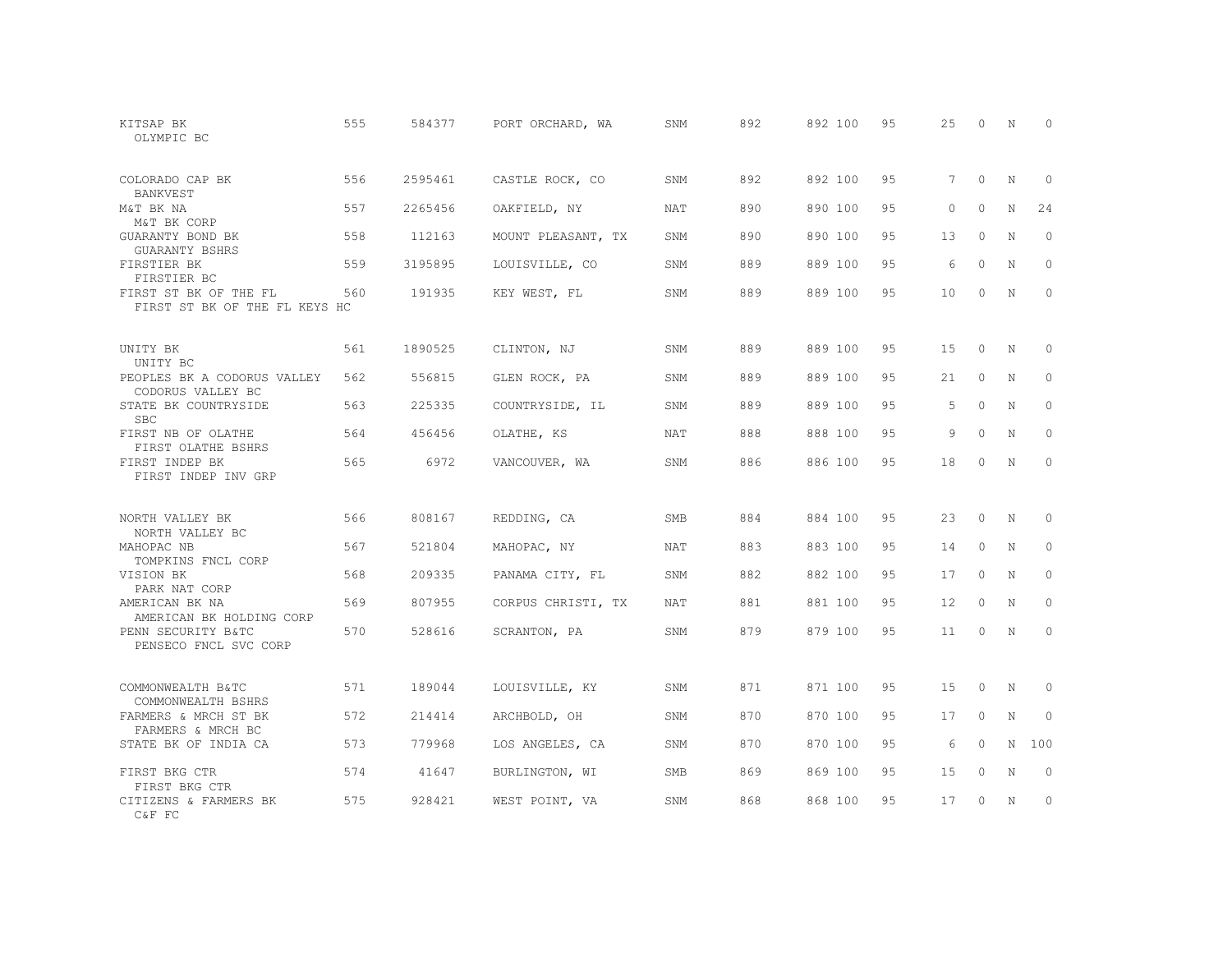| | | | | | | | | | | | |
|---|---|---|---|---|---|---|---|---|---|---|---|
| KITSAP BK<br>OLYMPIC BC | 555 | 584377 | PORT ORCHARD, WA | SNM | 892 | 892 100 | 95 | 25 | 0 | N | 0 |
| COLORADO CAP BK<br>BANKVEST | 556 | 2595461 | CASTLE ROCK, CO | SNM | 892 | 892 100 | 95 | 7 | 0 | N | 0 |
| M&T BK NA<br>M&T BK CORP | 557 | 2265456 | OAKFIELD, NY | NAT | 890 | 890 100 | 95 | 0 | 0 | N | 24 |
| GUARANTY BOND BK<br>GUARANTY BSHRS | 558 | 112163 | MOUNT PLEASANT, TX | SNM | 890 | 890 100 | 95 | 13 | 0 | N | 0 |
| FIRSTIER BK<br>FIRSTIER BC | 559 | 3195895 | LOUISVILLE, CO | SNM | 889 | 889 100 | 95 | 6 | 0 | N | 0 |
| FIRST ST BK OF THE FL<br>FIRST ST BK OF THE FL KEYS HC | 560 | 191935 | KEY WEST, FL | SNM | 889 | 889 100 | 95 | 10 | 0 | N | 0 |
| UNITY BK<br>UNITY BC | 561 | 1890525 | CLINTON, NJ | SNM | 889 | 889 100 | 95 | 15 | 0 | N | 0 |
| PEOPLES BK A CODORUS VALLEY<br>CODORUS VALLEY BC | 562 | 556815 | GLEN ROCK, PA | SNM | 889 | 889 100 | 95 | 21 | 0 | N | 0 |
| STATE BK COUNTRYSIDE<br>SBC | 563 | 225335 | COUNTRYSIDE, IL | SNM | 889 | 889 100 | 95 | 5 | 0 | N | 0 |
| FIRST NB OF OLATHE<br>FIRST OLATHE BSHRS | 564 | 456456 | OLATHE, KS | NAT | 888 | 888 100 | 95 | 9 | 0 | N | 0 |
| FIRST INDEP BK<br>FIRST INDEP INV GRP | 565 | 6972 | VANCOUVER, WA | SNM | 886 | 886 100 | 95 | 18 | 0 | N | 0 |
| NORTH VALLEY BK<br>NORTH VALLEY BC | 566 | 808167 | REDDING, CA | SMB | 884 | 884 100 | 95 | 23 | 0 | N | 0 |
| MAHOPAC NB<br>TOMPKINS FNCL CORP | 567 | 521804 | MAHOPAC, NY | NAT | 883 | 883 100 | 95 | 14 | 0 | N | 0 |
| VISION BK<br>PARK NAT CORP | 568 | 209335 | PANAMA CITY, FL | SNM | 882 | 882 100 | 95 | 17 | 0 | N | 0 |
| AMERICAN BK NA<br>AMERICAN BK HOLDING CORP | 569 | 807955 | CORPUS CHRISTI, TX | NAT | 881 | 881 100 | 95 | 12 | 0 | N | 0 |
| PENN SECURITY B&TC<br>PENSECO FNCL SVC CORP | 570 | 528616 | SCRANTON, PA | SNM | 879 | 879 100 | 95 | 11 | 0 | N | 0 |
| COMMONWEALTH B&TC<br>COMMONWEALTH BSHRS | 571 | 189044 | LOUISVILLE, KY | SNM | 871 | 871 100 | 95 | 15 | 0 | N | 0 |
| FARMERS & MRCH ST BK<br>FARMERS & MRCH BC | 572 | 214414 | ARCHBOLD, OH | SNM | 870 | 870 100 | 95 | 17 | 0 | N | 0 |
| STATE BK OF INDIA CA | 573 | 779968 | LOS ANGELES, CA | SNM | 870 | 870 100 | 95 | 6 | 0 | N | 100 |
| FIRST BKG CTR<br>FIRST BKG CTR | 574 | 41647 | BURLINGTON, WI | SMB | 869 | 869 100 | 95 | 15 | 0 | N | 0 |
| CITIZENS & FARMERS BK<br>C&F FC | 575 | 928421 | WEST POINT, VA | SNM | 868 | 868 100 | 95 | 17 | 0 | N | 0 |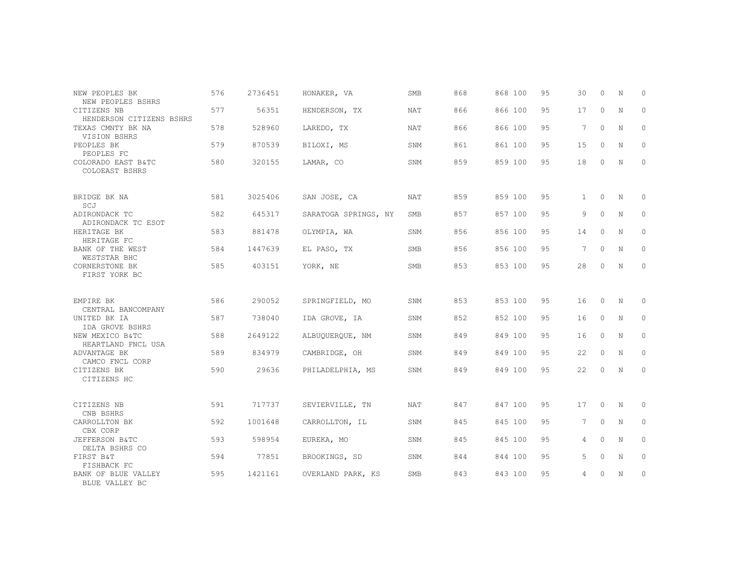| | | | | | | | | | | | | |
|---|---|---|---|---|---|---|---|---|---|---|---|---|
| NEW PEOPLES BK<br>NEW PEOPLES BSHRS | 576 | 2736451 | HONAKER, VA | SMB | 868 | 868 | 100 | 95 | 30 | 0 | N | 0 |
| CITIZENS NB<br>HENDERSON CITIZENS BSHRS | 577 | 56351 | HENDERSON, TX | NAT | 866 | 866 | 100 | 95 | 17 | 0 | N | 0 |
| TEXAS CMNTY BK NA<br>VISION BSHRS | 578 | 528960 | LAREDO, TX | NAT | 866 | 866 | 100 | 95 | 7 | 0 | N | 0 |
| PEOPLES BK<br>PEOPLES FC | 579 | 870539 | BILOXI, MS | SNM | 861 | 861 | 100 | 95 | 15 | 0 | N | 0 |
| COLORADO EAST B&TC<br>COLOEAST BSHRS | 580 | 320155 | LAMAR, CO | SNM | 859 | 859 | 100 | 95 | 18 | 0 | N | 0 |
| BRIDGE BK NA<br>SCJ | 581 | 3025406 | SAN JOSE, CA | NAT | 859 | 859 | 100 | 95 | 1 | 0 | N | 0 |
| ADIRONDACK TC<br>ADIRONDACK TC ESOT | 582 | 645317 | SARATOGA SPRINGS, NY | SMB | 857 | 857 | 100 | 95 | 9 | 0 | N | 0 |
| HERITAGE BK<br>HERITAGE FC | 583 | 881478 | OLYMPIA, WA | SNM | 856 | 856 | 100 | 95 | 14 | 0 | N | 0 |
| BANK OF THE WEST<br>WESTSTAR BHC | 584 | 1447639 | EL PASO, TX | SMB | 856 | 856 | 100 | 95 | 7 | 0 | N | 0 |
| CORNERSTONE BK<br>FIRST YORK BC | 585 | 403151 | YORK, NE | SMB | 853 | 853 | 100 | 95 | 28 | 0 | N | 0 |
| EMPIRE BK<br>CENTRAL BANCOMPANY | 586 | 290052 | SPRINGFIELD, MO | SNM | 853 | 853 | 100 | 95 | 16 | 0 | N | 0 |
| UNITED BK IA<br>IDA GROVE BSHRS | 587 | 738040 | IDA GROVE, IA | SNM | 852 | 852 | 100 | 95 | 16 | 0 | N | 0 |
| NEW MEXICO B&TC<br>HEARTLAND FNCL USA | 588 | 2649122 | ALBUQUERQUE, NM | SNM | 849 | 849 | 100 | 95 | 16 | 0 | N | 0 |
| ADVANTAGE BK<br>CAMCO FNCL CORP | 589 | 834979 | CAMBRIDGE, OH | SNM | 849 | 849 | 100 | 95 | 22 | 0 | N | 0 |
| CITIZENS BK<br>CITIZENS HC | 590 | 29636 | PHILADELPHIA, MS | SNM | 849 | 849 | 100 | 95 | 22 | 0 | N | 0 |
| CITIZENS NB<br>CNB BSHRS | 591 | 717737 | SEVIERVILLE, TN | NAT | 847 | 847 | 100 | 95 | 17 | 0 | N | 0 |
| CARROLLTON BK<br>CBX CORP | 592 | 1001648 | CARROLLTON, IL | SNM | 845 | 845 | 100 | 95 | 7 | 0 | N | 0 |
| JEFFERSON B&TC<br>DELTA BSHRS CO | 593 | 598954 | EUREKA, MO | SNM | 845 | 845 | 100 | 95 | 4 | 0 | N | 0 |
| FIRST B&T<br>FISHBACK FC | 594 | 77851 | BROOKINGS, SD | SNM | 844 | 844 | 100 | 95 | 5 | 0 | N | 0 |
| BANK OF BLUE VALLEY<br>BLUE VALLEY BC | 595 | 1421161 | OVERLAND PARK, KS | SMB | 843 | 843 | 100 | 95 | 4 | 0 | N | 0 |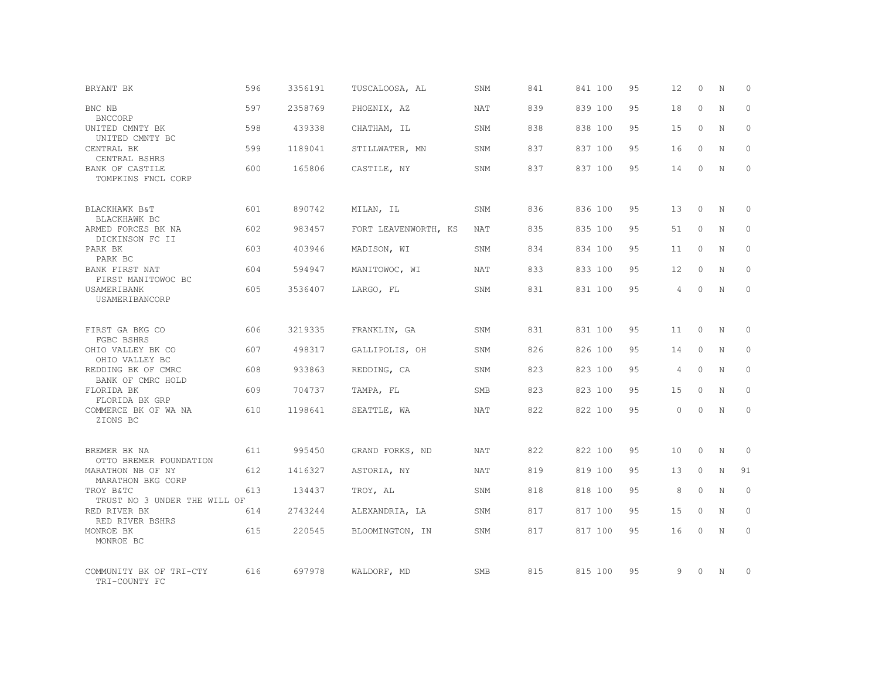| | | | | | | | | | | | | |
|---|---|---|---|---|---|---|---|---|---|---|---|---|
| BRYANT BK | 596 | 3356191 | TUSCALOOSA, AL | SNM | 841 | 841 | 100 | 95 | 12 | 0 | N | 0 |
| BNC NB<br>BNCCORP | 597 | 2358769 | PHOENIX, AZ | NAT | 839 | 839 | 100 | 95 | 18 | 0 | N | 0 |
| UNITED CMNTY BK<br>UNITED CMNTY BC | 598 | 439338 | CHATHAM, IL | SNM | 838 | 838 | 100 | 95 | 15 | 0 | N | 0 |
| CENTRAL BK<br>CENTRAL BSHRS | 599 | 1189041 | STILLWATER, MN | SNM | 837 | 837 | 100 | 95 | 16 | 0 | N | 0 |
| BANK OF CASTILE<br>TOMPKINS FNCL CORP | 600 | 165806 | CASTILE, NY | SNM | 837 | 837 | 100 | 95 | 14 | 0 | N | 0 |
| BLACKHAWK B&T<br>BLACKHAWK BC | 601 | 890742 | MILAN, IL | SNM | 836 | 836 | 100 | 95 | 13 | 0 | N | 0 |
| ARMED FORCES BK NA<br>DICKINSON FC II | 602 | 983457 | FORT LEAVENWORTH, KS | NAT | 835 | 835 | 100 | 95 | 51 | 0 | N | 0 |
| PARK BK<br>PARK BC | 603 | 403946 | MADISON, WI | SNM | 834 | 834 | 100 | 95 | 11 | 0 | N | 0 |
| BANK FIRST NAT<br>FIRST MANITOWOC BC | 604 | 594947 | MANITOWOC, WI | NAT | 833 | 833 | 100 | 95 | 12 | 0 | N | 0 |
| USAMERIBANK<br>USAMERIBANCORP | 605 | 3536407 | LARGO, FL | SNM | 831 | 831 | 100 | 95 | 4 | 0 | N | 0 |
| FIRST GA BKG CO<br>FGBC BSHRS | 606 | 3219335 | FRANKLIN, GA | SNM | 831 | 831 | 100 | 95 | 11 | 0 | N | 0 |
| OHIO VALLEY BK CO<br>OHIO VALLEY BC | 607 | 498317 | GALLIPOLIS, OH | SNM | 826 | 826 | 100 | 95 | 14 | 0 | N | 0 |
| REDDING BK OF CMRC<br>BANK OF CMRC HOLD | 608 | 933863 | REDDING, CA | SNM | 823 | 823 | 100 | 95 | 4 | 0 | N | 0 |
| FLORIDA BK<br>FLORIDA BK GRP | 609 | 704737 | TAMPA, FL | SMB | 823 | 823 | 100 | 95 | 15 | 0 | N | 0 |
| COMMERCE BK OF WA NA<br>ZIONS BC | 610 | 1198641 | SEATTLE, WA | NAT | 822 | 822 | 100 | 95 | 0 | 0 | N | 0 |
| BREMER BK NA<br>OTTO BREMER FOUNDATION | 611 | 995450 | GRAND FORKS, ND | NAT | 822 | 822 | 100 | 95 | 10 | 0 | N | 0 |
| MARATHON NB OF NY<br>MARATHON BKG CORP | 612 | 1416327 | ASTORIA, NY | NAT | 819 | 819 | 100 | 95 | 13 | 0 | N | 91 |
| TROY B&TC<br>TRUST NO 3 UNDER THE WILL OF | 613 | 134437 | TROY, AL | SNM | 818 | 818 | 100 | 95 | 8 | 0 | N | 0 |
| RED RIVER BK<br>RED RIVER BSHRS | 614 | 2743244 | ALEXANDRIA, LA | SNM | 817 | 817 | 100 | 95 | 15 | 0 | N | 0 |
| MONROE BK<br>MONROE BC | 615 | 220545 | BLOOMINGTON, IN | SNM | 817 | 817 | 100 | 95 | 16 | 0 | N | 0 |
| COMMUNITY BK OF TRI-CTY<br>TRI-COUNTY FC | 616 | 697978 | WALDORF, MD | SMB | 815 | 815 | 100 | 95 | 9 | 0 | N | 0 |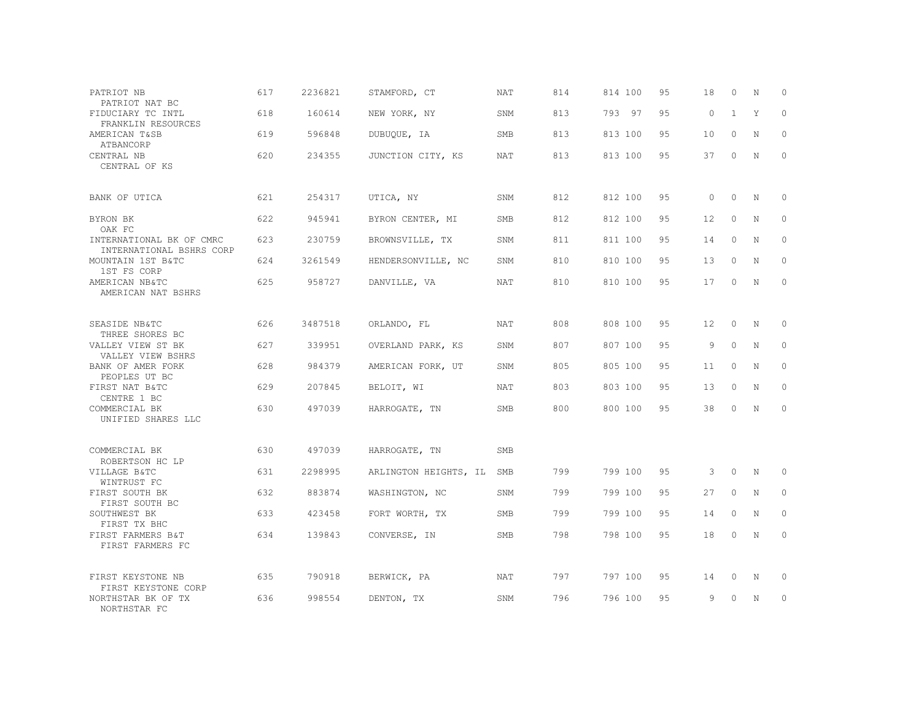| | | | | | | | | | | | | |
|---|---|---|---|---|---|---|---|---|---|---|---|---|
| PATRIOT NB<br>PATRIOT NAT BC | 617 | 2236821 | STAMFORD, CT | NAT | 814 | 814 | 100 | 95 | 18 | 0 | N | 0 |
| FIDUCIARY TC INTL<br>FRANKLIN RESOURCES | 618 | 160614 | NEW YORK, NY | SNM | 813 | 793 | 97 | 95 | 0 | 1 | Y | 0 |
| AMERICAN T&SB<br>ATBANCORP | 619 | 596848 | DUBUQUE, IA | SMB | 813 | 813 | 100 | 95 | 10 | 0 | N | 0 |
| CENTRAL NB<br>CENTRAL OF KS | 620 | 234355 | JUNCTION CITY, KS | NAT | 813 | 813 | 100 | 95 | 37 | 0 | N | 0 |
| BANK OF UTICA | 621 | 254317 | UTICA, NY | SNM | 812 | 812 | 100 | 95 | 0 | 0 | N | 0 |
| BYRON BK<br>OAK FC | 622 | 945941 | BYRON CENTER, MI | SMB | 812 | 812 | 100 | 95 | 12 | 0 | N | 0 |
| INTERNATIONAL BK OF CMRC<br>INTERNATIONAL BSHRS CORP | 623 | 230759 | BROWNSVILLE, TX | SNM | 811 | 811 | 100 | 95 | 14 | 0 | N | 0 |
| MOUNTAIN 1ST B&TC<br>1ST FS CORP | 624 | 3261549 | HENDERSONVILLE, NC | SNM | 810 | 810 | 100 | 95 | 13 | 0 | N | 0 |
| AMERICAN NB&TC<br>AMERICAN NAT BSHRS | 625 | 958727 | DANVILLE, VA | NAT | 810 | 810 | 100 | 95 | 17 | 0 | N | 0 |
| SEASIDE NB&TC<br>THREE SHORES BC | 626 | 3487518 | ORLANDO, FL | NAT | 808 | 808 | 100 | 95 | 12 | 0 | N | 0 |
| VALLEY VIEW ST BK<br>VALLEY VIEW BSHRS | 627 | 339951 | OVERLAND PARK, KS | SNM | 807 | 807 | 100 | 95 | 9 | 0 | N | 0 |
| BANK OF AMER FORK<br>PEOPLES UT BC | 628 | 984379 | AMERICAN FORK, UT | SNM | 805 | 805 | 100 | 95 | 11 | 0 | N | 0 |
| FIRST NAT B&TC<br>CENTRE 1 BC | 629 | 207845 | BELOIT, WI | NAT | 803 | 803 | 100 | 95 | 13 | 0 | N | 0 |
| COMMERCIAL BK<br>UNIFIED SHARES LLC | 630 | 497039 | HARROGATE, TN | SMB | 800 | 800 | 100 | 95 | 38 | 0 | N | 0 |
| COMMERCIAL BK<br>ROBERTSON HC LP | 630 | 497039 | HARROGATE, TN | SMB | | | | | | | | |
| VILLAGE B&TC<br>WINTRUST FC | 631 | 2298995 | ARLINGTON HEIGHTS, IL | SMB | 799 | 799 | 100 | 95 | 3 | 0 | N | 0 |
| FIRST SOUTH BK<br>FIRST SOUTH BC | 632 | 883874 | WASHINGTON, NC | SNM | 799 | 799 | 100 | 95 | 27 | 0 | N | 0 |
| SOUTHWEST BK<br>FIRST TX BHC | 633 | 423458 | FORT WORTH, TX | SMB | 799 | 799 | 100 | 95 | 14 | 0 | N | 0 |
| FIRST FARMERS B&T<br>FIRST FARMERS FC | 634 | 139843 | CONVERSE, IN | SMB | 798 | 798 | 100 | 95 | 18 | 0 | N | 0 |
| FIRST KEYSTONE NB<br>FIRST KEYSTONE CORP | 635 | 790918 | BERWICK, PA | NAT | 797 | 797 | 100 | 95 | 14 | 0 | N | 0 |
| NORTHSTAR BK OF TX<br>NORTHSTAR FC | 636 | 998554 | DENTON, TX | SNM | 796 | 796 | 100 | 95 | 9 | 0 | N | 0 |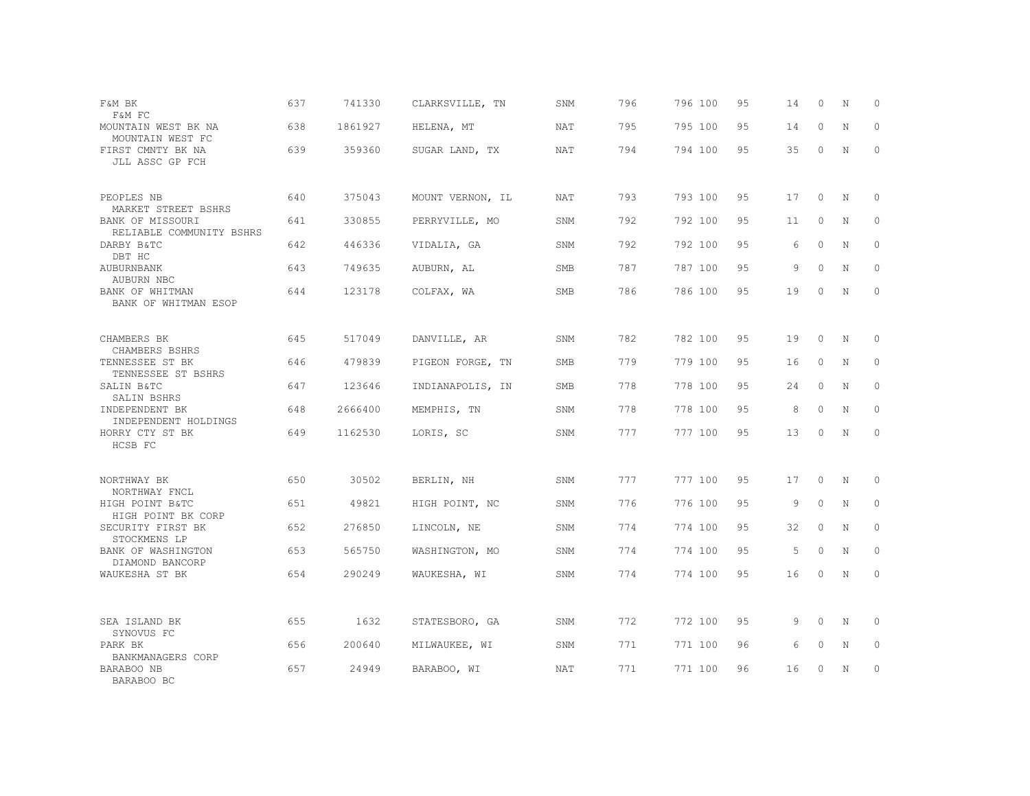| | | | | | | | | | | | | |
|---|---|---|---|---|---|---|---|---|---|---|---|---|
| F&M BK<br>F&M FC | 637 | 741330 | CLARKSVILLE, TN | SNM | 796 | 796 | 100 | 95 | 14 | 0 | N | 0 |
| MOUNTAIN WEST BK NA<br>MOUNTAIN WEST FC | 638 | 1861927 | HELENA, MT | NAT | 795 | 795 | 100 | 95 | 14 | 0 | N | 0 |
| FIRST CMNTY BK NA<br>JLL ASSC GP FCH | 639 | 359360 | SUGAR LAND, TX | NAT | 794 | 794 | 100 | 95 | 35 | 0 | N | 0 |
| PEOPLES NB<br>MARKET STREET BSHRS | 640 | 375043 | MOUNT VERNON, IL | NAT | 793 | 793 | 100 | 95 | 17 | 0 | N | 0 |
| BANK OF MISSOURI<br>RELIABLE COMMUNITY BSHRS | 641 | 330855 | PERRYVILLE, MO | SNM | 792 | 792 | 100 | 95 | 11 | 0 | N | 0 |
| DARBY B&TC<br>DBT HC | 642 | 446336 | VIDALIA, GA | SNM | 792 | 792 | 100 | 95 | 6 | 0 | N | 0 |
| AUBURNBANK<br>AUBURN NBC | 643 | 749635 | AUBURN, AL | SMB | 787 | 787 | 100 | 95 | 9 | 0 | N | 0 |
| BANK OF WHITMAN<br>BANK OF WHITMAN ESOP | 644 | 123178 | COLFAX, WA | SMB | 786 | 786 | 100 | 95 | 19 | 0 | N | 0 |
| CHAMBERS BK<br>CHAMBERS BSHRS | 645 | 517049 | DANVILLE, AR | SNM | 782 | 782 | 100 | 95 | 19 | 0 | N | 0 |
| TENNESSEE ST BK<br>TENNESSEE ST BSHRS | 646 | 479839 | PIGEON FORGE, TN | SMB | 779 | 779 | 100 | 95 | 16 | 0 | N | 0 |
| SALIN B&TC<br>SALIN BSHRS | 647 | 123646 | INDIANAPOLIS, IN | SMB | 778 | 778 | 100 | 95 | 24 | 0 | N | 0 |
| INDEPENDENT BK<br>INDEPENDENT HOLDINGS | 648 | 2666400 | MEMPHIS, TN | SNM | 778 | 778 | 100 | 95 | 8 | 0 | N | 0 |
| HORRY CTY ST BK<br>HCSB FC | 649 | 1162530 | LORIS, SC | SNM | 777 | 777 | 100 | 95 | 13 | 0 | N | 0 |
| NORTHWAY BK<br>NORTHWAY FNCL | 650 | 30502 | BERLIN, NH | SNM | 777 | 777 | 100 | 95 | 17 | 0 | N | 0 |
| HIGH POINT B&TC<br>HIGH POINT BK CORP | 651 | 49821 | HIGH POINT, NC | SNM | 776 | 776 | 100 | 95 | 9 | 0 | N | 0 |
| SECURITY FIRST BK<br>STOCKMENS LP | 652 | 276850 | LINCOLN, NE | SNM | 774 | 774 | 100 | 95 | 32 | 0 | N | 0 |
| BANK OF WASHINGTON<br>DIAMOND BANCORP | 653 | 565750 | WASHINGTON, MO | SNM | 774 | 774 | 100 | 95 | 5 | 0 | N | 0 |
| WAUKESHA ST BK | 654 | 290249 | WAUKESHA, WI | SNM | 774 | 774 | 100 | 95 | 16 | 0 | N | 0 |
| SEA ISLAND BK<br>SYNOVUS FC | 655 | 1632 | STATESBORO, GA | SNM | 772 | 772 | 100 | 95 | 9 | 0 | N | 0 |
| PARK BK<br>BANKMANAGERS CORP | 656 | 200640 | MILWAUKEE, WI | SNM | 771 | 771 | 100 | 96 | 6 | 0 | N | 0 |
| BARABOO NB<br>BARABOO BC | 657 | 24949 | BARABOO, WI | NAT | 771 | 771 | 100 | 96 | 16 | 0 | N | 0 |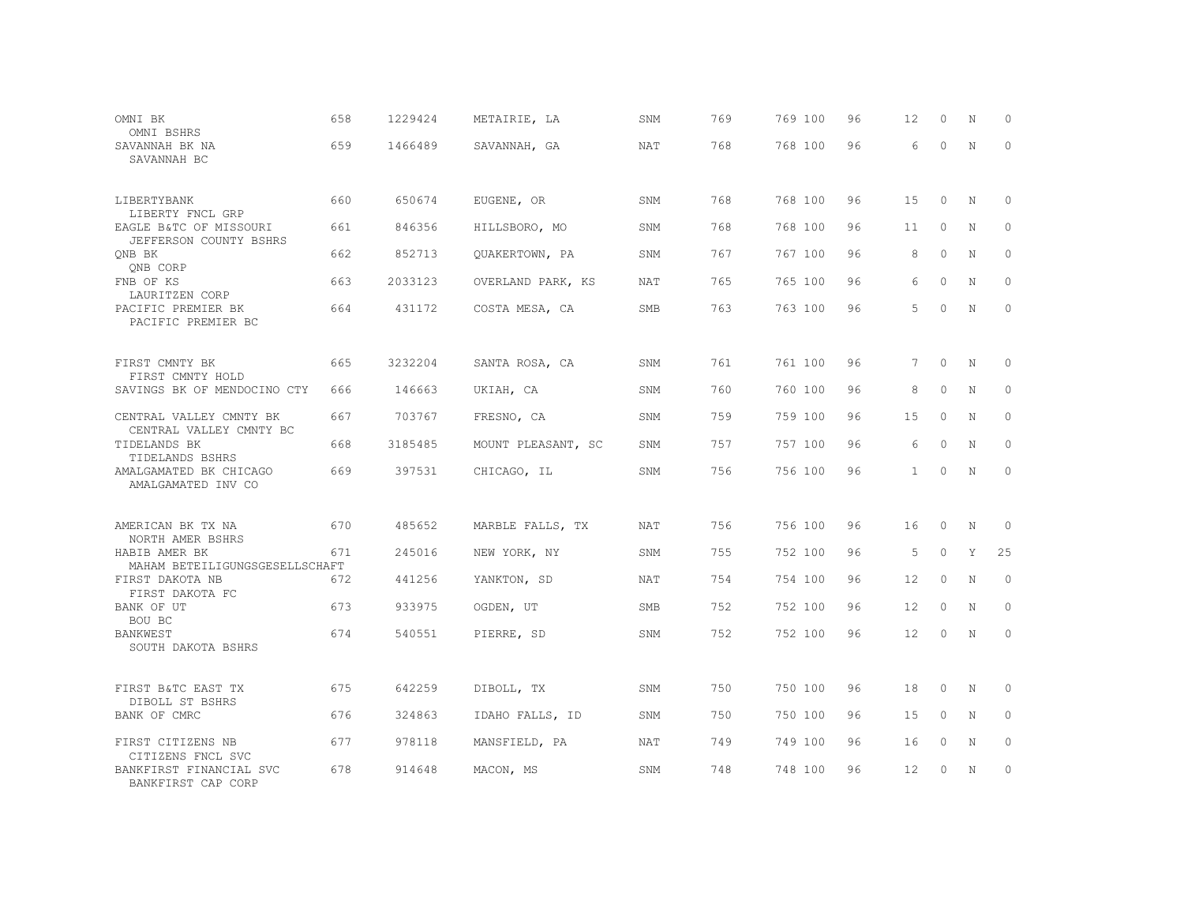| | | | | | | | | | | | | |
|---|---|---|---|---|---|---|---|---|---|---|---|---|
| OMNI BK<br>OMNI BSHRS | 658 | 1229424 | METAIRIE, LA | SNM | 769 | 769 | 100 | 96 | 12 | 0 | N | 0 |
| SAVANNAH BK NA<br>SAVANNAH BC | 659 | 1466489 | SAVANNAH, GA | NAT | 768 | 768 | 100 | 96 | 6 | 0 | N | 0 |
| LIBERTYBANK<br>LIBERTY FNCL GRP | 660 | 650674 | EUGENE, OR | SNM | 768 | 768 | 100 | 96 | 15 | 0 | N | 0 |
| EAGLE B&TC OF MISSOURI<br>JEFFERSON COUNTY BSHRS | 661 | 846356 | HILLSBORO, MO | SNM | 768 | 768 | 100 | 96 | 11 | 0 | N | 0 |
| QNB BK<br>QNB CORP | 662 | 852713 | QUAKERTOWN, PA | SNM | 767 | 767 | 100 | 96 | 8 | 0 | N | 0 |
| FNB OF KS<br>LAURITZEN CORP | 663 | 2033123 | OVERLAND PARK, KS | NAT | 765 | 765 | 100 | 96 | 6 | 0 | N | 0 |
| PACIFIC PREMIER BK<br>PACIFIC PREMIER BC | 664 | 431172 | COSTA MESA, CA | SMB | 763 | 763 | 100 | 96 | 5 | 0 | N | 0 |
| FIRST CMNTY BK<br>FIRST CMNTY HOLD | 665 | 3232204 | SANTA ROSA, CA | SNM | 761 | 761 | 100 | 96 | 7 | 0 | N | 0 |
| SAVINGS BK OF MENDOCINO CTY | 666 | 146663 | UKIAH, CA | SNM | 760 | 760 | 100 | 96 | 8 | 0 | N | 0 |
| CENTRAL VALLEY CMNTY BK<br>CENTRAL VALLEY CMNTY BC | 667 | 703767 | FRESNO, CA | SNM | 759 | 759 | 100 | 96 | 15 | 0 | N | 0 |
| TIDELANDS BK<br>TIDELANDS BSHRS | 668 | 3185485 | MOUNT PLEASANT, SC | SNM | 757 | 757 | 100 | 96 | 6 | 0 | N | 0 |
| AMALGAMATED BK CHICAGO<br>AMALGAMATED INV CO | 669 | 397531 | CHICAGO, IL | SNM | 756 | 756 | 100 | 96 | 1 | 0 | N | 0 |
| AMERICAN BK TX NA<br>NORTH AMER BSHRS | 670 | 485652 | MARBLE FALLS, TX | NAT | 756 | 756 | 100 | 96 | 16 | 0 | N | 0 |
| HABIB AMER BK<br>MAHAM BETEILIGUNGSGESELLSCHAFT | 671 | 245016 | NEW YORK, NY | SNM | 755 | 752 | 100 | 96 | 5 | 0 | Y | 25 |
| FIRST DAKOTA NB<br>FIRST DAKOTA FC | 672 | 441256 | YANKTON, SD | NAT | 754 | 754 | 100 | 96 | 12 | 0 | N | 0 |
| BANK OF UT<br>BOU BC | 673 | 933975 | OGDEN, UT | SMB | 752 | 752 | 100 | 96 | 12 | 0 | N | 0 |
| BANKWEST<br>SOUTH DAKOTA BSHRS | 674 | 540551 | PIERRE, SD | SNM | 752 | 752 | 100 | 96 | 12 | 0 | N | 0 |
| FIRST B&TC EAST TX<br>DIBOLL ST BSHRS | 675 | 642259 | DIBOLL, TX | SNM | 750 | 750 | 100 | 96 | 18 | 0 | N | 0 |
| BANK OF CMRC | 676 | 324863 | IDAHO FALLS, ID | SNM | 750 | 750 | 100 | 96 | 15 | 0 | N | 0 |
| FIRST CITIZENS NB<br>CITIZENS FNCL SVC | 677 | 978118 | MANSFIELD, PA | NAT | 749 | 749 | 100 | 96 | 16 | 0 | N | 0 |
| BANKFIRST FINANCIAL SVC<br>BANKFIRST CAP CORP | 678 | 914648 | MACON, MS | SNM | 748 | 748 | 100 | 96 | 12 | 0 | N | 0 |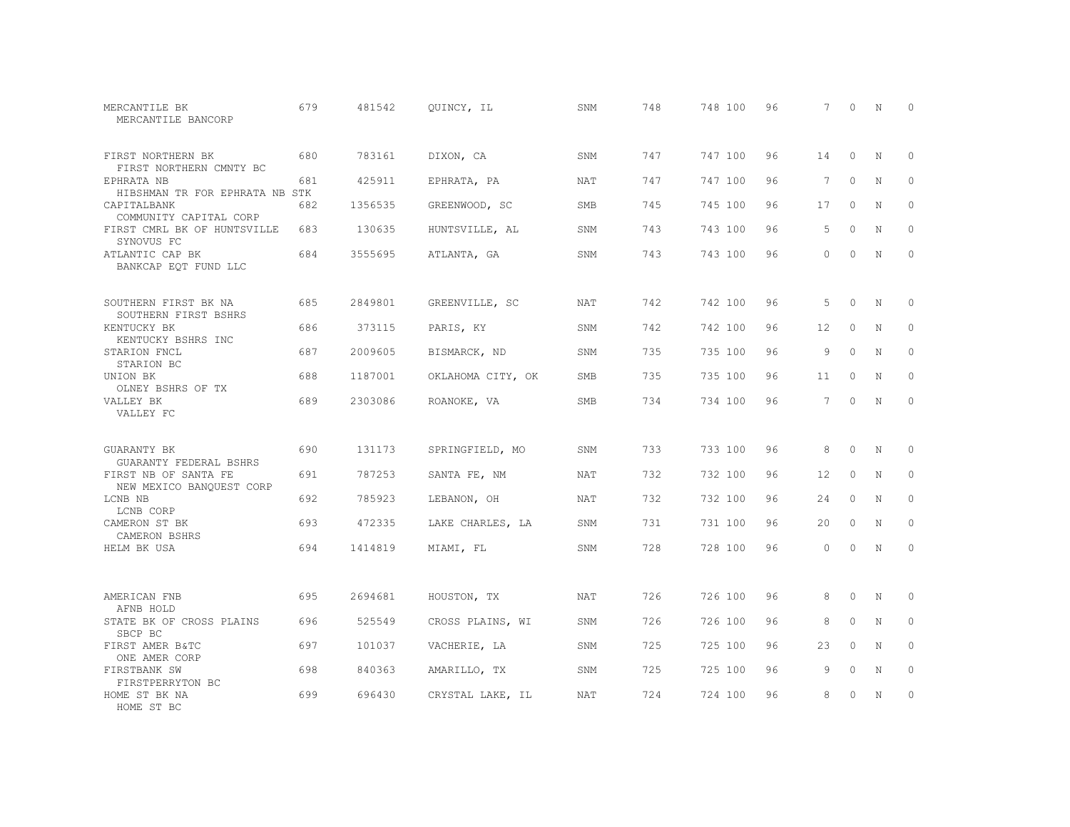| | | | | | | | | | | | | |
|---|---|---|---|---|---|---|---|---|---|---|---|---|
| MERCANTILE BK<br>MERCANTILE BANCORP | 679 | 481542 | QUINCY, IL | SNM | 748 | 748 | 100 | 96 | 7 | 0 | N | 0 |
| FIRST NORTHERN BK<br>FIRST NORTHERN CMNTY BC | 680 | 783161 | DIXON, CA | SNM | 747 | 747 | 100 | 96 | 14 | 0 | N | 0 |
| EPHRATA NB<br>HIBSHMAN TR FOR EPHRATA NB STK | 681 | 425911 | EPHRATA, PA | NAT | 747 | 747 | 100 | 96 | 7 | 0 | N | 0 |
| CAPITALBANK<br>COMMUNITY CAPITAL CORP | 682 | 1356535 | GREENWOOD, SC | SMB | 745 | 745 | 100 | 96 | 17 | 0 | N | 0 |
| FIRST CMRL BK OF HUNTSVILLE<br>SYNOVUS FC | 683 | 130635 | HUNTSVILLE, AL | SNM | 743 | 743 | 100 | 96 | 5 | 0 | N | 0 |
| ATLANTIC CAP BK<br>BANKCAP EQT FUND LLC | 684 | 3555695 | ATLANTA, GA | SNM | 743 | 743 | 100 | 96 | 0 | 0 | N | 0 |
| SOUTHERN FIRST BK NA<br>SOUTHERN FIRST BSHRS | 685 | 2849801 | GREENVILLE, SC | NAT | 742 | 742 | 100 | 96 | 5 | 0 | N | 0 |
| KENTUCKY BK<br>KENTUCKY BSHRS INC | 686 | 373115 | PARIS, KY | SNM | 742 | 742 | 100 | 96 | 12 | 0 | N | 0 |
| STARION FNCL<br>STARION BC | 687 | 2009605 | BISMARCK, ND | SNM | 735 | 735 | 100 | 96 | 9 | 0 | N | 0 |
| UNION BK<br>OLNEY BSHRS OF TX | 688 | 1187001 | OKLAHOMA CITY, OK | SMB | 735 | 735 | 100 | 96 | 11 | 0 | N | 0 |
| VALLEY BK<br>VALLEY FC | 689 | 2303086 | ROANOKE, VA | SMB | 734 | 734 | 100 | 96 | 7 | 0 | N | 0 |
| GUARANTY BK<br>GUARANTY FEDERAL BSHRS | 690 | 131173 | SPRINGFIELD, MO | SNM | 733 | 733 | 100 | 96 | 8 | 0 | N | 0 |
| FIRST NB OF SANTA FE<br>NEW MEXICO BANQUEST CORP | 691 | 787253 | SANTA FE, NM | NAT | 732 | 732 | 100 | 96 | 12 | 0 | N | 0 |
| LCNB NB<br>LCNB CORP | 692 | 785923 | LEBANON, OH | NAT | 732 | 732 | 100 | 96 | 24 | 0 | N | 0 |
| CAMERON ST BK<br>CAMERON BSHRS | 693 | 472335 | LAKE CHARLES, LA | SNM | 731 | 731 | 100 | 96 | 20 | 0 | N | 0 |
| HELM BK USA | 694 | 1414819 | MIAMI, FL | SNM | 728 | 728 | 100 | 96 | 0 | 0 | N | 0 |
| AMERICAN FNB<br>AFNB HOLD | 695 | 2694681 | HOUSTON, TX | NAT | 726 | 726 | 100 | 96 | 8 | 0 | N | 0 |
| STATE BK OF CROSS PLAINS<br>SBCP BC | 696 | 525549 | CROSS PLAINS, WI | SNM | 726 | 726 | 100 | 96 | 8 | 0 | N | 0 |
| FIRST AMER B&TC<br>ONE AMER CORP | 697 | 101037 | VACHERIE, LA | SNM | 725 | 725 | 100 | 96 | 23 | 0 | N | 0 |
| FIRSTBANK SW<br>FIRSTPERRYTON BC | 698 | 840363 | AMARILLO, TX | SNM | 725 | 725 | 100 | 96 | 9 | 0 | N | 0 |
| HOME ST BK NA<br>HOME ST BC | 699 | 696430 | CRYSTAL LAKE, IL | NAT | 724 | 724 | 100 | 96 | 8 | 0 | N | 0 |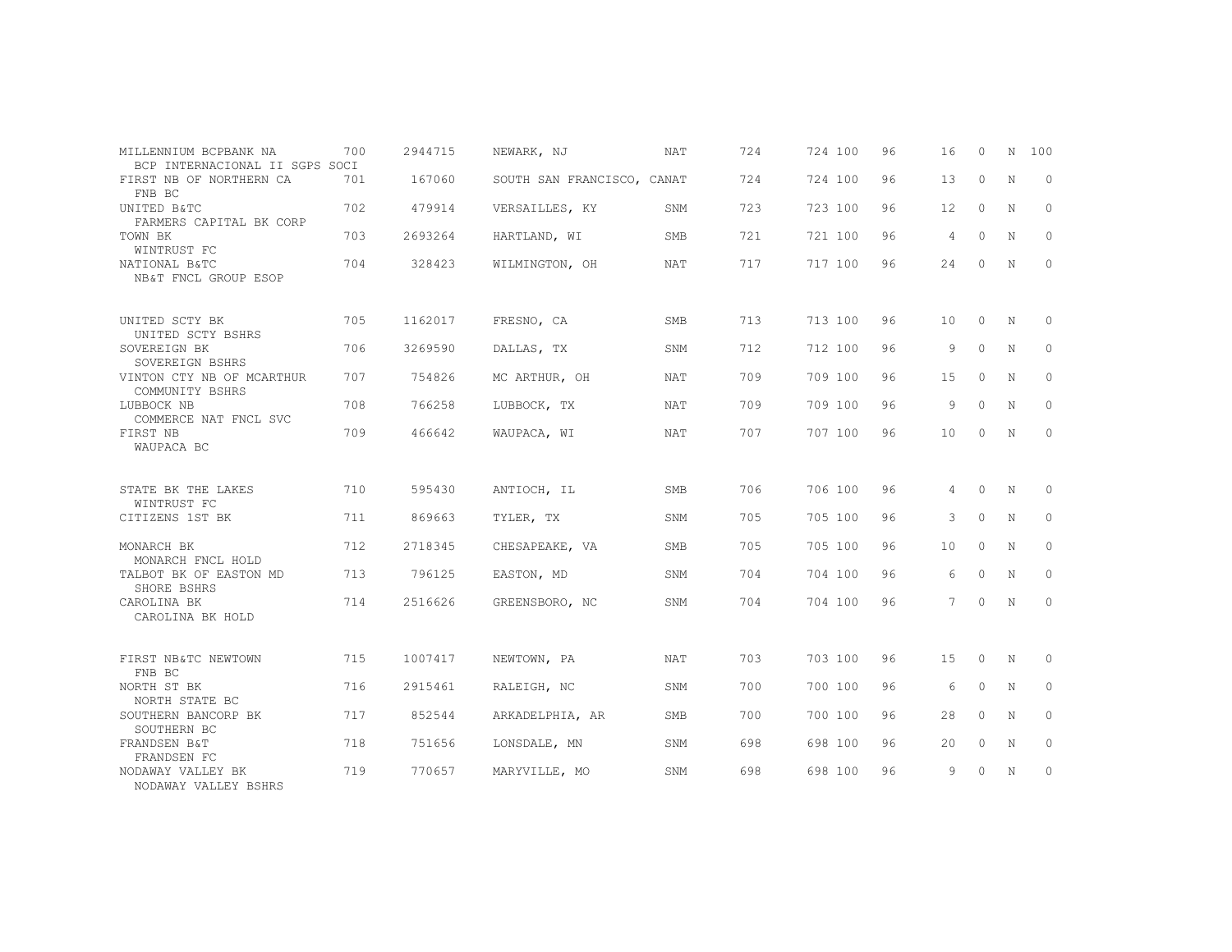| | | | | | | | | | | | |
|---|---|---|---|---|---|---|---|---|---|---|---|
| MILLENNIUM BCPBANK NA<br>BCP INTERNACIONAL II SGPS SOCI | 700 | 2944715 | NEWARK, NJ | NAT | 724 | 724 | 100 | 96 | 16 | 0 | N | 100 |
| FIRST NB OF NORTHERN CA<br>FNB BC | 701 | 167060 | SOUTH SAN FRANCISCO, CA | NAT | 724 | 724 | 100 | 96 | 13 | 0 | N | 0 |
| UNITED B&TC<br>FARMERS CAPITAL BK CORP | 702 | 479914 | VERSAILLES, KY | SNM | 723 | 723 | 100 | 96 | 12 | 0 | N | 0 |
| TOWN BK<br>WINTRUST FC | 703 | 2693264 | HARTLAND, WI | SMB | 721 | 721 | 100 | 96 | 4 | 0 | N | 0 |
| NATIONAL B&TC<br>NB&T FNCL GROUP ESOP | 704 | 328423 | WILMINGTON, OH | NAT | 717 | 717 | 100 | 96 | 24 | 0 | N | 0 |
| UNITED SCTY BK<br>UNITED SCTY BSHRS | 705 | 1162017 | FRESNO, CA | SMB | 713 | 713 | 100 | 96 | 10 | 0 | N | 0 |
| SOVEREIGN BK<br>SOVEREIGN BSHRS | 706 | 3269590 | DALLAS, TX | SNM | 712 | 712 | 100 | 96 | 9 | 0 | N | 0 |
| VINTON CTY NB OF MCARTHUR<br>COMMUNITY BSHRS | 707 | 754826 | MC ARTHUR, OH | NAT | 709 | 709 | 100 | 96 | 15 | 0 | N | 0 |
| LUBBOCK NB<br>COMMERCE NAT FNCL SVC | 708 | 766258 | LUBBOCK, TX | NAT | 709 | 709 | 100 | 96 | 9 | 0 | N | 0 |
| FIRST NB<br>WAUPACA BC | 709 | 466642 | WAUPACA, WI | NAT | 707 | 707 | 100 | 96 | 10 | 0 | N | 0 |
| STATE BK THE LAKES<br>WINTRUST FC | 710 | 595430 | ANTIOCH, IL | SMB | 706 | 706 | 100 | 96 | 4 | 0 | N | 0 |
| CITIZENS 1ST BK | 711 | 869663 | TYLER, TX | SNM | 705 | 705 | 100 | 96 | 3 | 0 | N | 0 |
| MONARCH BK<br>MONARCH FNCL HOLD | 712 | 2718345 | CHESAPEAKE, VA | SMB | 705 | 705 | 100 | 96 | 10 | 0 | N | 0 |
| TALBOT BK OF EASTON MD<br>SHORE BSHRS | 713 | 796125 | EASTON, MD | SNM | 704 | 704 | 100 | 96 | 6 | 0 | N | 0 |
| CAROLINA BK<br>CAROLINA BK HOLD | 714 | 2516626 | GREENSBORO, NC | SNM | 704 | 704 | 100 | 96 | 7 | 0 | N | 0 |
| FIRST NB&TC NEWTOWN<br>FNB BC | 715 | 1007417 | NEWTOWN, PA | NAT | 703 | 703 | 100 | 96 | 15 | 0 | N | 0 |
| NORTH ST BK<br>NORTH STATE BC | 716 | 2915461 | RALEIGH, NC | SNM | 700 | 700 | 100 | 96 | 6 | 0 | N | 0 |
| SOUTHERN BANCORP BK<br>SOUTHERN BC | 717 | 852544 | ARKADELPHIA, AR | SMB | 700 | 700 | 100 | 96 | 28 | 0 | N | 0 |
| FRANDSEN B&T<br>FRANDSEN FC | 718 | 751656 | LONSDALE, MN | SNM | 698 | 698 | 100 | 96 | 20 | 0 | N | 0 |
| NODAWAY VALLEY BK<br>NODAWAY VALLEY BSHRS | 719 | 770657 | MARYVILLE, MO | SNM | 698 | 698 | 100 | 96 | 9 | 0 | N | 0 |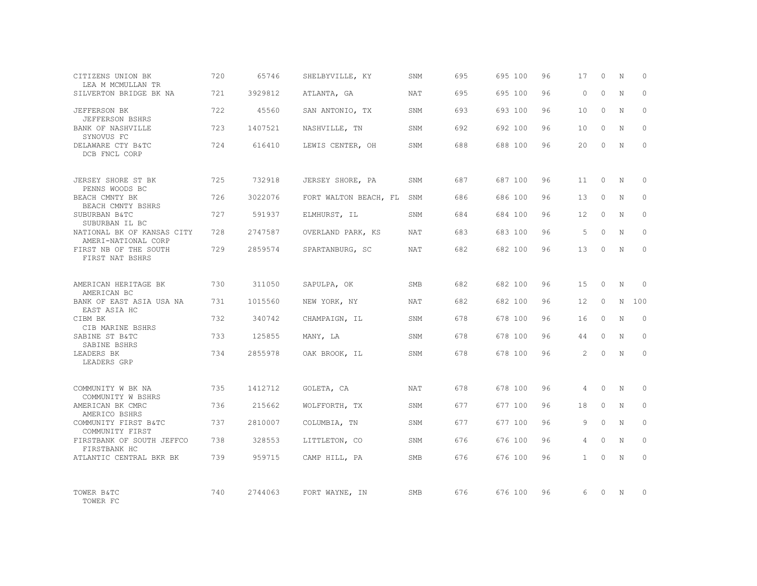| | | | | | | | | | | | | |
|---|---|---|---|---|---|---|---|---|---|---|---|---|
| CITIZENS UNION BK<br>LEA M MCMULLAN TR | 720 | 65746 | SHELBYVILLE, KY | SNM | 695 | 695 | 100 | 96 | 17 | 0 | N | 0 |
| SILVERTON BRIDGE BK NA | 721 | 3929812 | ATLANTA, GA | NAT | 695 | 695 | 100 | 96 | 0 | 0 | N | 0 |
| JEFFERSON BK<br>JEFFERSON BSHRS | 722 | 45560 | SAN ANTONIO, TX | SNM | 693 | 693 | 100 | 96 | 10 | 0 | N | 0 |
| BANK OF NASHVILLE<br>SYNOVUS FC | 723 | 1407521 | NASHVILLE, TN | SNM | 692 | 692 | 100 | 96 | 10 | 0 | N | 0 |
| DELAWARE CTY B&TC<br>DCB FNCL CORP | 724 | 616410 | LEWIS CENTER, OH | SNM | 688 | 688 | 100 | 96 | 20 | 0 | N | 0 |
| JERSEY SHORE ST BK<br>PENNS WOODS BC | 725 | 732918 | JERSEY SHORE, PA | SNM | 687 | 687 | 100 | 96 | 11 | 0 | N | 0 |
| BEACH CMNTY BK<br>BEACH CMNTY BSHRS | 726 | 3022076 | FORT WALTON BEACH, FL | SNM | 686 | 686 | 100 | 96 | 13 | 0 | N | 0 |
| SUBURBAN B&TC<br>SUBURBAN IL BC | 727 | 591937 | ELMHURST, IL | SNM | 684 | 684 | 100 | 96 | 12 | 0 | N | 0 |
| NATIONAL BK OF KANSAS CITY<br>AMERI-NATIONAL CORP | 728 | 2747587 | OVERLAND PARK, KS | NAT | 683 | 683 | 100 | 96 | 5 | 0 | N | 0 |
| FIRST NB OF THE SOUTH<br>FIRST NAT BSHRS | 729 | 2859574 | SPARTANBURG, SC | NAT | 682 | 682 | 100 | 96 | 13 | 0 | N | 0 |
| AMERICAN HERITAGE BK<br>AMERICAN BC | 730 | 311050 | SAPULPA, OK | SMB | 682 | 682 | 100 | 96 | 15 | 0 | N | 0 |
| BANK OF EAST ASIA USA NA<br>EAST ASIA HC | 731 | 1015560 | NEW YORK, NY | NAT | 682 | 682 | 100 | 96 | 12 | 0 | N | 100 |
| CIBM BK<br>CIB MARINE BSHRS | 732 | 340742 | CHAMPAIGN, IL | SNM | 678 | 678 | 100 | 96 | 16 | 0 | N | 0 |
| SABINE ST B&TC<br>SABINE BSHRS | 733 | 125855 | MANY, LA | SNM | 678 | 678 | 100 | 96 | 44 | 0 | N | 0 |
| LEADERS BK<br>LEADERS GRP | 734 | 2855978 | OAK BROOK, IL | SNM | 678 | 678 | 100 | 96 | 2 | 0 | N | 0 |
| COMMUNITY W BK NA<br>COMMUNITY W BSHRS | 735 | 1412712 | GOLETA, CA | NAT | 678 | 678 | 100 | 96 | 4 | 0 | N | 0 |
| AMERICAN BK CMRC<br>AMERICO BSHRS | 736 | 215662 | WOLFFORTH, TX | SNM | 677 | 677 | 100 | 96 | 18 | 0 | N | 0 |
| COMMUNITY FIRST B&TC<br>COMMUNITY FIRST | 737 | 2810007 | COLUMBIA, TN | SNM | 677 | 677 | 100 | 96 | 9 | 0 | N | 0 |
| FIRSTBANK OF SOUTH JEFFCO<br>FIRSTBANK HC | 738 | 328553 | LITTLETON, CO | SNM | 676 | 676 | 100 | 96 | 4 | 0 | N | 0 |
| ATLANTIC CENTRAL BKR BK | 739 | 959715 | CAMP HILL, PA | SMB | 676 | 676 | 100 | 96 | 1 | 0 | N | 0 |
| TOWER B&TC<br>TOWER FC | 740 | 2744063 | FORT WAYNE, IN | SMB | 676 | 676 | 100 | 96 | 6 | 0 | N | 0 |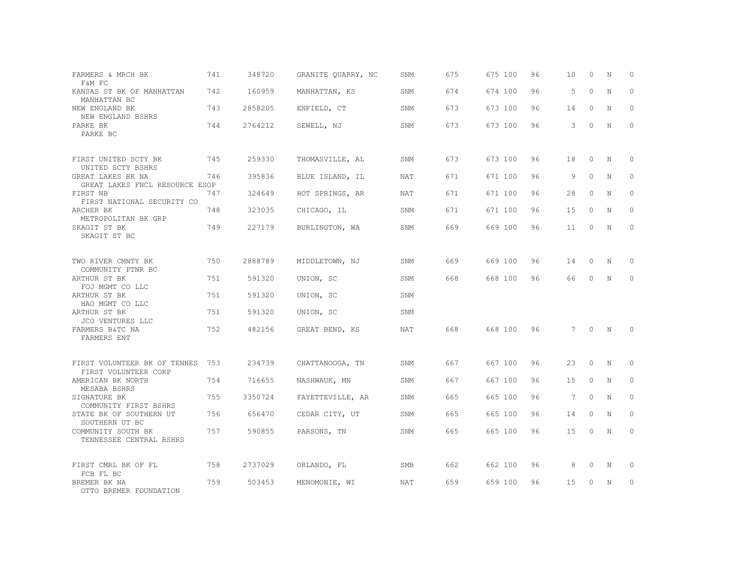| | | | | | | | | | | | |
|---|---|---|---|---|---|---|---|---|---|---|---|
| FARMERS & MRCH BK<br>F&M FC | 741 | 348720 | GRANITE QUARRY, NC | SNM | 675 | 675 | 100 | 96 | 10 | 0 | N | 0 |
| KANSAS ST BK OF MANHATTAN<br>MANHATTAN BC | 742 | 160959 | MANHATTAN, KS | SNM | 674 | 674 | 100 | 96 | 5 | 0 | N | 0 |
| NEW ENGLAND BK<br>NEW ENGLAND BSHRS | 743 | 2858205 | ENFIELD, CT | SNM | 673 | 673 | 100 | 96 | 14 | 0 | N | 0 |
| PARKE BK<br>PARKE BC | 744 | 2764212 | SEWELL, NJ | SNM | 673 | 673 | 100 | 96 | 3 | 0 | N | 0 |
| FIRST UNITED SCTY BK<br>UNITED SCTY BSHRS | 745 | 259330 | THOMASVILLE, AL | SNM | 673 | 673 | 100 | 96 | 18 | 0 | N | 0 |
| GREAT LAKES BK NA<br>GREAT LAKES FNCL RESOURCE ESOP | 746 | 395836 | BLUE ISLAND, IL | NAT | 671 | 671 | 100 | 96 | 9 | 0 | N | 0 |
| FIRST NB<br>FIRST NATIONAL SECURITY CO | 747 | 324649 | HOT SPRINGS, AR | NAT | 671 | 671 | 100 | 96 | 28 | 0 | N | 0 |
| ARCHER BK<br>METROPOLITAN BK GRP | 748 | 323035 | CHICAGO, IL | SNM | 671 | 671 | 100 | 96 | 15 | 0 | N | 0 |
| SKAGIT ST BK<br>SKAGIT ST BC | 749 | 227179 | BURLINGTON, WA | SNM | 669 | 669 | 100 | 96 | 11 | 0 | N | 0 |
| TWO RIVER CMNTY BK<br>COMMUNITY PTNR BC | 750 | 2888789 | MIDDLETOWN, NJ | SNM | 669 | 669 | 100 | 96 | 14 | 0 | N | 0 |
| ARTHUR ST BK<br>FOJ MGMT CO LLC | 751 | 591320 | UNION, SC | SNM | 668 | 668 | 100 | 96 | 66 | 0 | N | 0 |
| ARTHUR ST BK<br>HAO MGMT CO LLC | 751 | 591320 | UNION, SC | SNM | | | | | | | | |
| ARTHUR ST BK<br>JCO VENTURES LLC | 751 | 591320 | UNION, SC | SNM | | | | | | | | |
| FARMERS B&TC NA<br>FARMERS ENT | 752 | 482156 | GREAT BEND, KS | NAT | 668 | 668 | 100 | 96 | 7 | 0 | N | 0 |
| FIRST VOLUNTEER BK OF TENNES<br>FIRST VOLUNTEER CORP | 753 | 234739 | CHATTANOOGA, TN | SNM | 667 | 667 | 100 | 96 | 23 | 0 | N | 0 |
| AMERICAN BK NORTH<br>MESABA BSHRS | 754 | 716655 | NASHWAUK, MN | SNM | 667 | 667 | 100 | 96 | 15 | 0 | N | 0 |
| SIGNATURE BK<br>COMMUNITY FIRST BSHRS | 755 | 3350724 | FAYETTEVILLE, AR | SNM | 665 | 665 | 100 | 96 | 7 | 0 | N | 0 |
| STATE BK OF SOUTHERN UT<br>SOUTHERN UT BC | 756 | 656470 | CEDAR CITY, UT | SNM | 665 | 665 | 100 | 96 | 14 | 0 | N | 0 |
| COMMUNITY SOUTH BK<br>TENNESSEE CENTRAL BSHRS | 757 | 590855 | PARSONS, TN | SNM | 665 | 665 | 100 | 96 | 15 | 0 | N | 0 |
| FIRST CMRL BK OF FL<br>FCB FL BC | 758 | 2737029 | ORLANDO, FL | SMB | 662 | 662 | 100 | 96 | 8 | 0 | N | 0 |
| BREMER BK NA<br>OTTO BREMER FOUNDATION | 759 | 503453 | MENOMONIE, WI | NAT | 659 | 659 | 100 | 96 | 15 | 0 | N | 0 |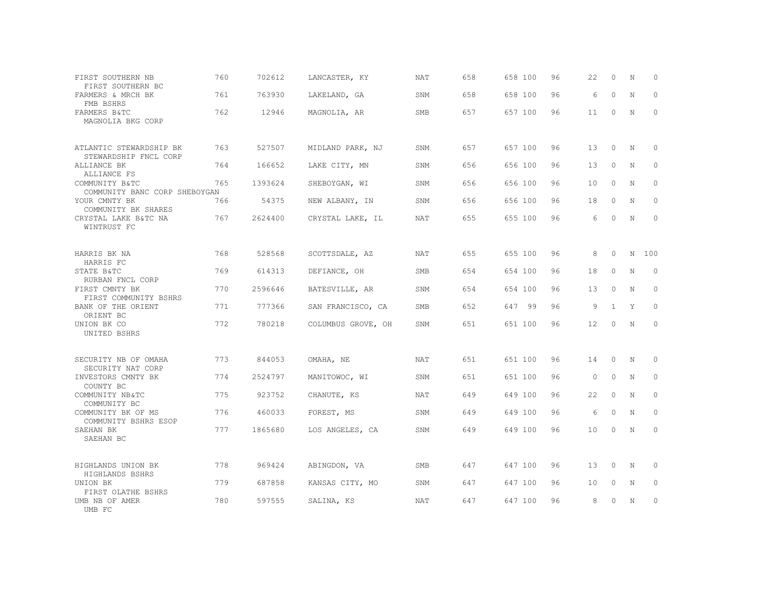| | | | | | | | | | | | | |
|---|---|---|---|---|---|---|---|---|---|---|---|---|
| FIRST SOUTHERN NB<br>FIRST SOUTHERN BC | 760 | 702612 | LANCASTER, KY | NAT | 658 | 658 | 100 | 96 | 22 | 0 | N | 0 |
| FARMERS & MRCH BK<br>FMB BSHRS | 761 | 763930 | LAKELAND, GA | SNM | 658 | 658 | 100 | 96 | 6 | 0 | N | 0 |
| FARMERS B&TC<br>MAGNOLIA BKG CORP | 762 | 12946 | MAGNOLIA, AR | SMB | 657 | 657 | 100 | 96 | 11 | 0 | N | 0 |
| ATLANTIC STEWARDSHIP BK<br>STEWARDSHIP FNCL CORP | 763 | 527507 | MIDLAND PARK, NJ | SNM | 657 | 657 | 100 | 96 | 13 | 0 | N | 0 |
| ALLIANCE BK<br>ALLIANCE FS | 764 | 166652 | LAKE CITY, MN | SNM | 656 | 656 | 100 | 96 | 13 | 0 | N | 0 |
| COMMUNITY B&TC<br>COMMUNITY BANC CORP SHEBOYGAN | 765 | 1393624 | SHEBOYGAN, WI | SNM | 656 | 656 | 100 | 96 | 10 | 0 | N | 0 |
| YOUR CMNTY BK<br>COMMUNITY BK SHARES | 766 | 54375 | NEW ALBANY, IN | SNM | 656 | 656 | 100 | 96 | 18 | 0 | N | 0 |
| CRYSTAL LAKE B&TC NA<br>WINTRUST FC | 767 | 2624400 | CRYSTAL LAKE, IL | NAT | 655 | 655 | 100 | 96 | 6 | 0 | N | 0 |
| HARRIS BK NA<br>HARRIS FC | 768 | 528568 | SCOTTSDALE, AZ | NAT | 655 | 655 | 100 | 96 | 8 | 0 | N | 100 |
| STATE B&TC<br>RURBAN FNCL CORP | 769 | 614313 | DEFIANCE, OH | SMB | 654 | 654 | 100 | 96 | 18 | 0 | N | 0 |
| FIRST CMNTY BK<br>FIRST COMMUNITY BSHRS | 770 | 2596646 | BATESVILLE, AR | SNM | 654 | 654 | 100 | 96 | 13 | 0 | N | 0 |
| BANK OF THE ORIENT<br>ORIENT BC | 771 | 777366 | SAN FRANCISCO, CA | SMB | 652 | 647 | 99 | 96 | 9 | 1 | Y | 0 |
| UNION BK CO<br>UNITED BSHRS | 772 | 780218 | COLUMBUS GROVE, OH | SNM | 651 | 651 | 100 | 96 | 12 | 0 | N | 0 |
| SECURITY NB OF OMAHA<br>SECURITY NAT CORP | 773 | 844053 | OMAHA, NE | NAT | 651 | 651 | 100 | 96 | 14 | 0 | N | 0 |
| INVESTORS CMNTY BK<br>COUNTY BC | 774 | 2524797 | MANITOWOC, WI | SNM | 651 | 651 | 100 | 96 | 0 | 0 | N | 0 |
| COMMUNITY NB&TC<br>COMMUNITY BC | 775 | 923752 | CHANUTE, KS | NAT | 649 | 649 | 100 | 96 | 22 | 0 | N | 0 |
| COMMUNITY BK OF MS<br>COMMUNITY BSHRS ESOP | 776 | 460033 | FOREST, MS | SNM | 649 | 649 | 100 | 96 | 6 | 0 | N | 0 |
| SAEHAN BK<br>SAEHAN BC | 777 | 1865680 | LOS ANGELES, CA | SNM | 649 | 649 | 100 | 96 | 10 | 0 | N | 0 |
| HIGHLANDS UNION BK<br>HIGHLANDS BSHRS | 778 | 969424 | ABINGDON, VA | SMB | 647 | 647 | 100 | 96 | 13 | 0 | N | 0 |
| UNION BK<br>FIRST OLATHE BSHRS | 779 | 687858 | KANSAS CITY, MO | SNM | 647 | 647 | 100 | 96 | 10 | 0 | N | 0 |
| UMB NB OF AMER<br>UMB FC | 780 | 597555 | SALINA, KS | NAT | 647 | 647 | 100 | 96 | 8 | 0 | N | 0 |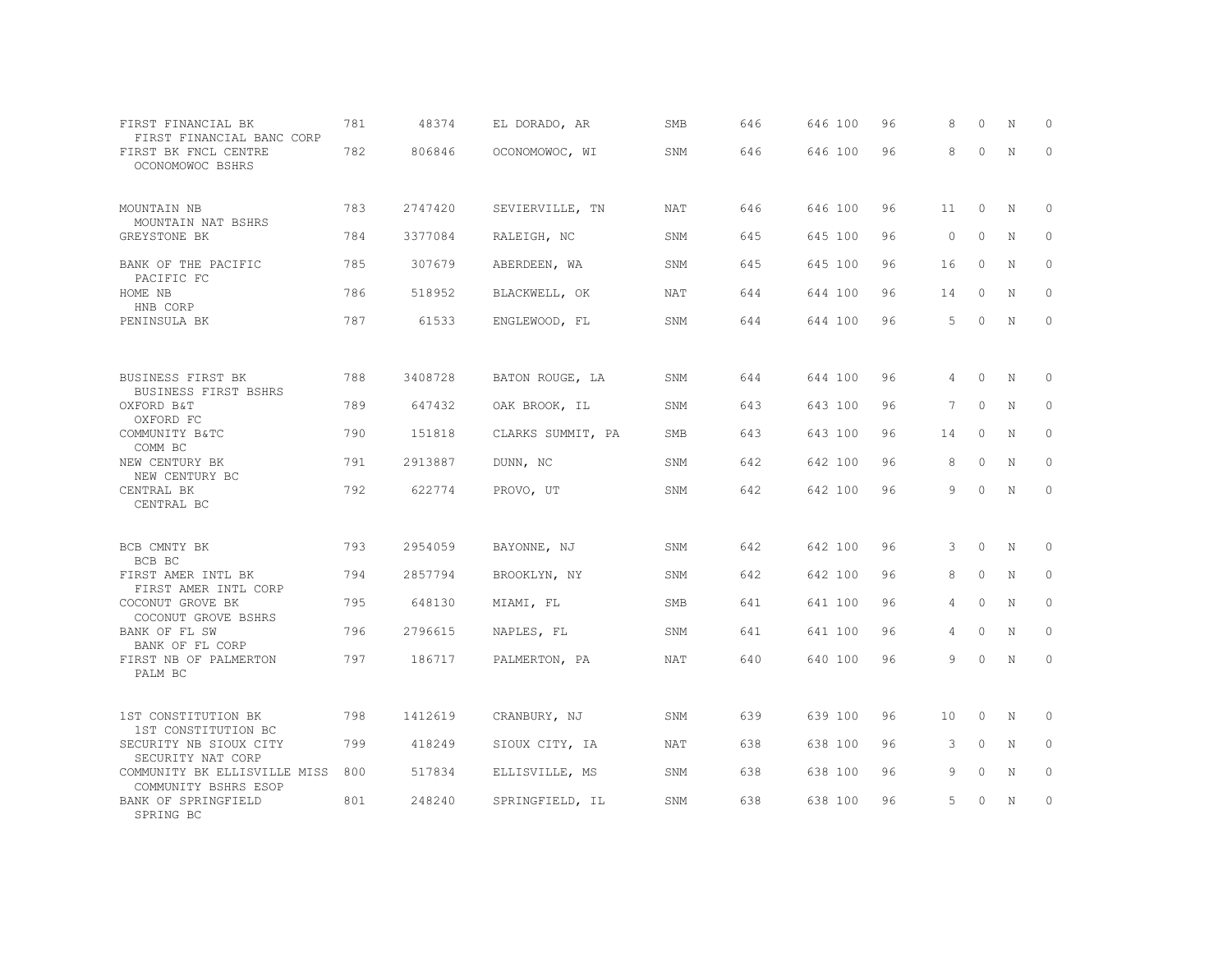| | | | | | | | | | | | |
|---|---|---|---|---|---|---|---|---|---|---|---|
| FIRST FINANCIAL BK<br>FIRST FINANCIAL BANC CORP | 781 | 48374 | EL DORADO, AR | SMB | 646 | 646 100 | 96 | 8 | 0 | N | 0 |
| FIRST BK FNCL CENTRE<br>OCONOMOWOC BSHRS | 782 | 806846 | OCONOMOWOC, WI | SNM | 646 | 646 100 | 96 | 8 | 0 | N | 0 |
| MOUNTAIN NB<br>MOUNTAIN NAT BSHRS | 783 | 2747420 | SEVIERVILLE, TN | NAT | 646 | 646 100 | 96 | 11 | 0 | N | 0 |
| GREYSTONE BK | 784 | 3377084 | RALEIGH, NC | SNM | 645 | 645 100 | 96 | 0 | 0 | N | 0 |
| BANK OF THE PACIFIC<br>PACIFIC FC | 785 | 307679 | ABERDEEN, WA | SNM | 645 | 645 100 | 96 | 16 | 0 | N | 0 |
| HOME NB<br>HNB CORP | 786 | 518952 | BLACKWELL, OK | NAT | 644 | 644 100 | 96 | 14 | 0 | N | 0 |
| PENINSULA BK | 787 | 61533 | ENGLEWOOD, FL | SNM | 644 | 644 100 | 96 | 5 | 0 | N | 0 |
| BUSINESS FIRST BK<br>BUSINESS FIRST BSHRS | 788 | 3408728 | BATON ROUGE, LA | SNM | 644 | 644 100 | 96 | 4 | 0 | N | 0 |
| OXFORD B&T<br>OXFORD FC | 789 | 647432 | OAK BROOK, IL | SNM | 643 | 643 100 | 96 | 7 | 0 | N | 0 |
| COMMUNITY B&TC<br>COMM BC | 790 | 151818 | CLARKS SUMMIT, PA | SMB | 643 | 643 100 | 96 | 14 | 0 | N | 0 |
| NEW CENTURY BK<br>NEW CENTURY BC | 791 | 2913887 | DUNN, NC | SNM | 642 | 642 100 | 96 | 8 | 0 | N | 0 |
| CENTRAL BK<br>CENTRAL BC | 792 | 622774 | PROVO, UT | SNM | 642 | 642 100 | 96 | 9 | 0 | N | 0 |
| BCB CMNTY BK<br>BCB BC | 793 | 2954059 | BAYONNE, NJ | SNM | 642 | 642 100 | 96 | 3 | 0 | N | 0 |
| FIRST AMER INTL BK<br>FIRST AMER INTL CORP | 794 | 2857794 | BROOKLYN, NY | SNM | 642 | 642 100 | 96 | 8 | 0 | N | 0 |
| COCONUT GROVE BK<br>COCONUT GROVE BSHRS | 795 | 648130 | MIAMI, FL | SMB | 641 | 641 100 | 96 | 4 | 0 | N | 0 |
| BANK OF FL SW<br>BANK OF FL CORP | 796 | 2796615 | NAPLES, FL | SNM | 641 | 641 100 | 96 | 4 | 0 | N | 0 |
| FIRST NB OF PALMERTON<br>PALM BC | 797 | 186717 | PALMERTON, PA | NAT | 640 | 640 100 | 96 | 9 | 0 | N | 0 |
| 1ST CONSTITUTION BK<br>1ST CONSTITUTION BC | 798 | 1412619 | CRANBURY, NJ | SNM | 639 | 639 100 | 96 | 10 | 0 | N | 0 |
| SECURITY NB SIOUX CITY<br>SECURITY NAT CORP | 799 | 418249 | SIOUX CITY, IA | NAT | 638 | 638 100 | 96 | 3 | 0 | N | 0 |
| COMMUNITY BK ELLISVILLE MISS<br>COMMUNITY BSHRS ESOP | 800 | 517834 | ELLISVILLE, MS | SNM | 638 | 638 100 | 96 | 9 | 0 | N | 0 |
| BANK OF SPRINGFIELD<br>SPRING BC | 801 | 248240 | SPRINGFIELD, IL | SNM | 638 | 638 100 | 96 | 5 | 0 | N | 0 |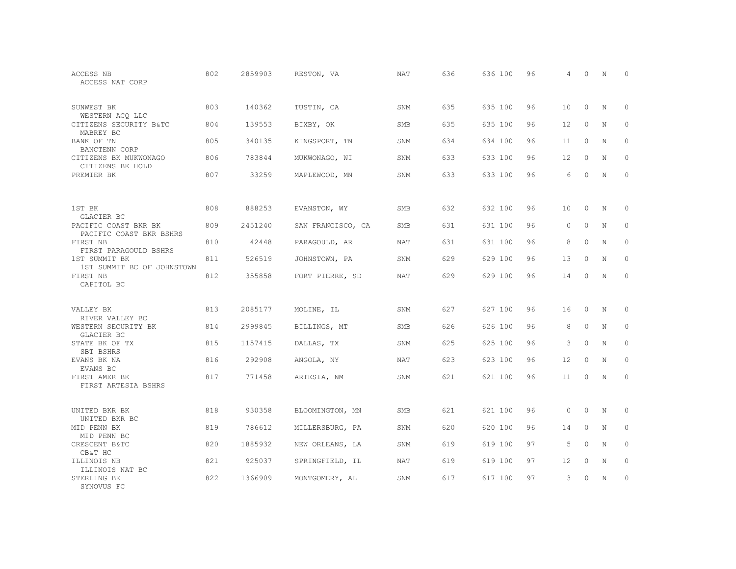| | | | | | | | | | | | |
|---|---|---|---|---|---|---|---|---|---|---|---|
| ACCESS NB<br>ACCESS NAT CORP | 802 | 2859903 | RESTON, VA | NAT | 636 | 636 | 100 | 96 | 4 | 0 | N | 0 |
| SUNWEST BK<br>WESTERN ACQ LLC | 803 | 140362 | TUSTIN, CA | SNM | 635 | 635 | 100 | 96 | 10 | 0 | N | 0 |
| CITIZENS SECURITY B&TC<br>MABREY BC | 804 | 139553 | BIXBY, OK | SMB | 635 | 635 | 100 | 96 | 12 | 0 | N | 0 |
| BANK OF TN<br>BANCTENN CORP | 805 | 340135 | KINGSPORT, TN | SNM | 634 | 634 | 100 | 96 | 11 | 0 | N | 0 |
| CITIZENS BK MUKWONAGO<br>CITIZENS BK HOLD | 806 | 783844 | MUKWONAGO, WI | SNM | 633 | 633 | 100 | 96 | 12 | 0 | N | 0 |
| PREMIER BK | 807 | 33259 | MAPLEWOOD, MN | SNM | 633 | 633 | 100 | 96 | 6 | 0 | N | 0 |
| 1ST BK<br>GLACIER BC | 808 | 888253 | EVANSTON, WY | SMB | 632 | 632 | 100 | 96 | 10 | 0 | N | 0 |
| PACIFIC COAST BKR BK<br>PACIFIC COAST BKR BSHRS | 809 | 2451240 | SAN FRANCISCO, CA | SMB | 631 | 631 | 100 | 96 | 0 | 0 | N | 0 |
| FIRST NB<br>FIRST PARAGOULD BSHRS | 810 | 42448 | PARAGOULD, AR | NAT | 631 | 631 | 100 | 96 | 8 | 0 | N | 0 |
| 1ST SUMMIT BK<br>1ST SUMMIT BC OF JOHNSTOWN | 811 | 526519 | JOHNSTOWN, PA | SNM | 629 | 629 | 100 | 96 | 13 | 0 | N | 0 |
| FIRST NB<br>CAPITOL BC | 812 | 355858 | FORT PIERRE, SD | NAT | 629 | 629 | 100 | 96 | 14 | 0 | N | 0 |
| VALLEY BK<br>RIVER VALLEY BC | 813 | 2085177 | MOLINE, IL | SNM | 627 | 627 | 100 | 96 | 16 | 0 | N | 0 |
| WESTERN SECURITY BK<br>GLACIER BC | 814 | 2999845 | BILLINGS, MT | SMB | 626 | 626 | 100 | 96 | 8 | 0 | N | 0 |
| STATE BK OF TX<br>SBT BSHRS | 815 | 1157415 | DALLAS, TX | SNM | 625 | 625 | 100 | 96 | 3 | 0 | N | 0 |
| EVANS BK NA<br>EVANS BC | 816 | 292908 | ANGOLA, NY | NAT | 623 | 623 | 100 | 96 | 12 | 0 | N | 0 |
| FIRST AMER BK<br>FIRST ARTESIA BSHRS | 817 | 771458 | ARTESIA, NM | SNM | 621 | 621 | 100 | 96 | 11 | 0 | N | 0 |
| UNITED BKR BK<br>UNITED BKR BC | 818 | 930358 | BLOOMINGTON, MN | SMB | 621 | 621 | 100 | 96 | 0 | 0 | N | 0 |
| MID PENN BK<br>MID PENN BC | 819 | 786612 | MILLERSBURG, PA | SNM | 620 | 620 | 100 | 96 | 14 | 0 | N | 0 |
| CRESCENT B&TC<br>CB&T HC | 820 | 1885932 | NEW ORLEANS, LA | SNM | 619 | 619 | 100 | 97 | 5 | 0 | N | 0 |
| ILLINOIS NB<br>ILLINOIS NAT BC | 821 | 925037 | SPRINGFIELD, IL | NAT | 619 | 619 | 100 | 97 | 12 | 0 | N | 0 |
| STERLING BK<br>SYNOVUS FC | 822 | 1366909 | MONTGOMERY, AL | SNM | 617 | 617 | 100 | 97 | 3 | 0 | N | 0 |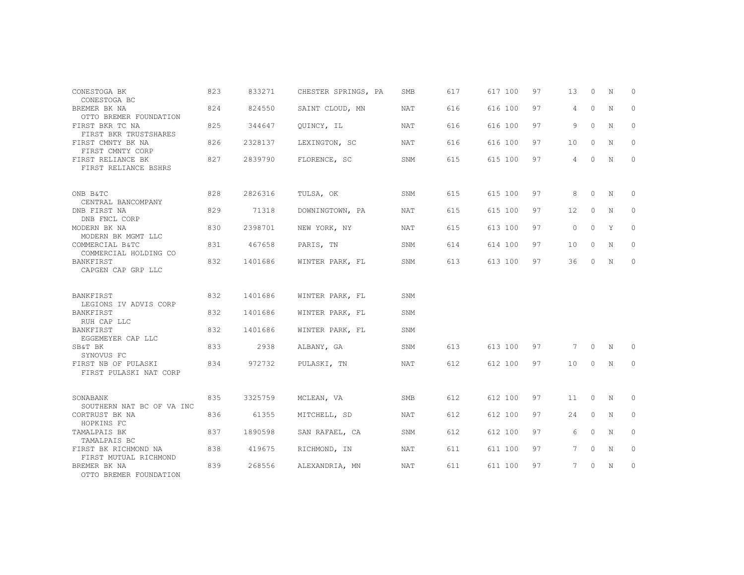| | | | | | | | | | | | | |
|---|---|---|---|---|---|---|---|---|---|---|---|---|
| CONESTOGA BK<br>CONESTOGA BC | 823 | 833271 | CHESTER SPRINGS, PA | SMB | 617 | 617 | 100 | 97 | 13 | 0 | N | 0 |
| BREMER BK NA<br>OTTO BREMER FOUNDATION | 824 | 824550 | SAINT CLOUD, MN | NAT | 616 | 616 | 100 | 97 | 4 | 0 | N | 0 |
| FIRST BKR TC NA<br>FIRST BKR TRUSTSHARES | 825 | 344647 | QUINCY, IL | NAT | 616 | 616 | 100 | 97 | 9 | 0 | N | 0 |
| FIRST CMNTY BK NA<br>FIRST CMNTY CORP | 826 | 2328137 | LEXINGTON, SC | NAT | 616 | 616 | 100 | 97 | 10 | 0 | N | 0 |
| FIRST RELIANCE BK<br>FIRST RELIANCE BSHRS | 827 | 2839790 | FLORENCE, SC | SNM | 615 | 615 | 100 | 97 | 4 | 0 | N | 0 |
| ONB B&TC<br>CENTRAL BANCOMPANY | 828 | 2826316 | TULSA, OK | SNM | 615 | 615 | 100 | 97 | 8 | 0 | N | 0 |
| DNB FIRST NA<br>DNB FNCL CORP | 829 | 71318 | DOWNINGTOWN, PA | NAT | 615 | 615 | 100 | 97 | 12 | 0 | N | 0 |
| MODERN BK NA<br>MODERN BK MGMT LLC | 830 | 2398701 | NEW YORK, NY | NAT | 615 | 613 | 100 | 97 | 0 | 0 | Y | 0 |
| COMMERCIAL B&TC<br>COMMERCIAL HOLDING CO | 831 | 467658 | PARIS, TN | SNM | 614 | 614 | 100 | 97 | 10 | 0 | N | 0 |
| BANKFIRST<br>CAPGEN CAP GRP LLC | 832 | 1401686 | WINTER PARK, FL | SNM | 613 | 613 | 100 | 97 | 36 | 0 | N | 0 |
| BANKFIRST<br>LEGIONS IV ADVIS CORP | 832 | 1401686 | WINTER PARK, FL | SNM | | | | | | | | |
| BANKFIRST<br>RUH CAP LLC | 832 | 1401686 | WINTER PARK, FL | SNM | | | | | | | | |
| BANKFIRST<br>EGGEMEYER CAP LLC | 832 | 1401686 | WINTER PARK, FL | SNM | | | | | | | | |
| SB&T BK<br>SYNOVUS FC | 833 | 2938 | ALBANY, GA | SNM | 613 | 613 | 100 | 97 | 7 | 0 | N | 0 |
| FIRST NB OF PULASKI<br>FIRST PULASKI NAT CORP | 834 | 972732 | PULASKI, TN | NAT | 612 | 612 | 100 | 97 | 10 | 0 | N | 0 |
| SONABANK<br>SOUTHERN NAT BC OF VA INC | 835 | 3325759 | MCLEAN, VA | SMB | 612 | 612 | 100 | 97 | 11 | 0 | N | 0 |
| CORTRUST BK NA<br>HOPKINS FC | 836 | 61355 | MITCHELL, SD | NAT | 612 | 612 | 100 | 97 | 24 | 0 | N | 0 |
| TAMALPAIS BK<br>TAMALPAIS BC | 837 | 1890598 | SAN RAFAEL, CA | SNM | 612 | 612 | 100 | 97 | 6 | 0 | N | 0 |
| FIRST BK RICHMOND NA<br>FIRST MUTUAL RICHMOND | 838 | 419675 | RICHMOND, IN | NAT | 611 | 611 | 100 | 97 | 7 | 0 | N | 0 |
| BREMER BK NA<br>OTTO BREMER FOUNDATION | 839 | 268556 | ALEXANDRIA, MN | NAT | 611 | 611 | 100 | 97 | 7 | 0 | N | 0 |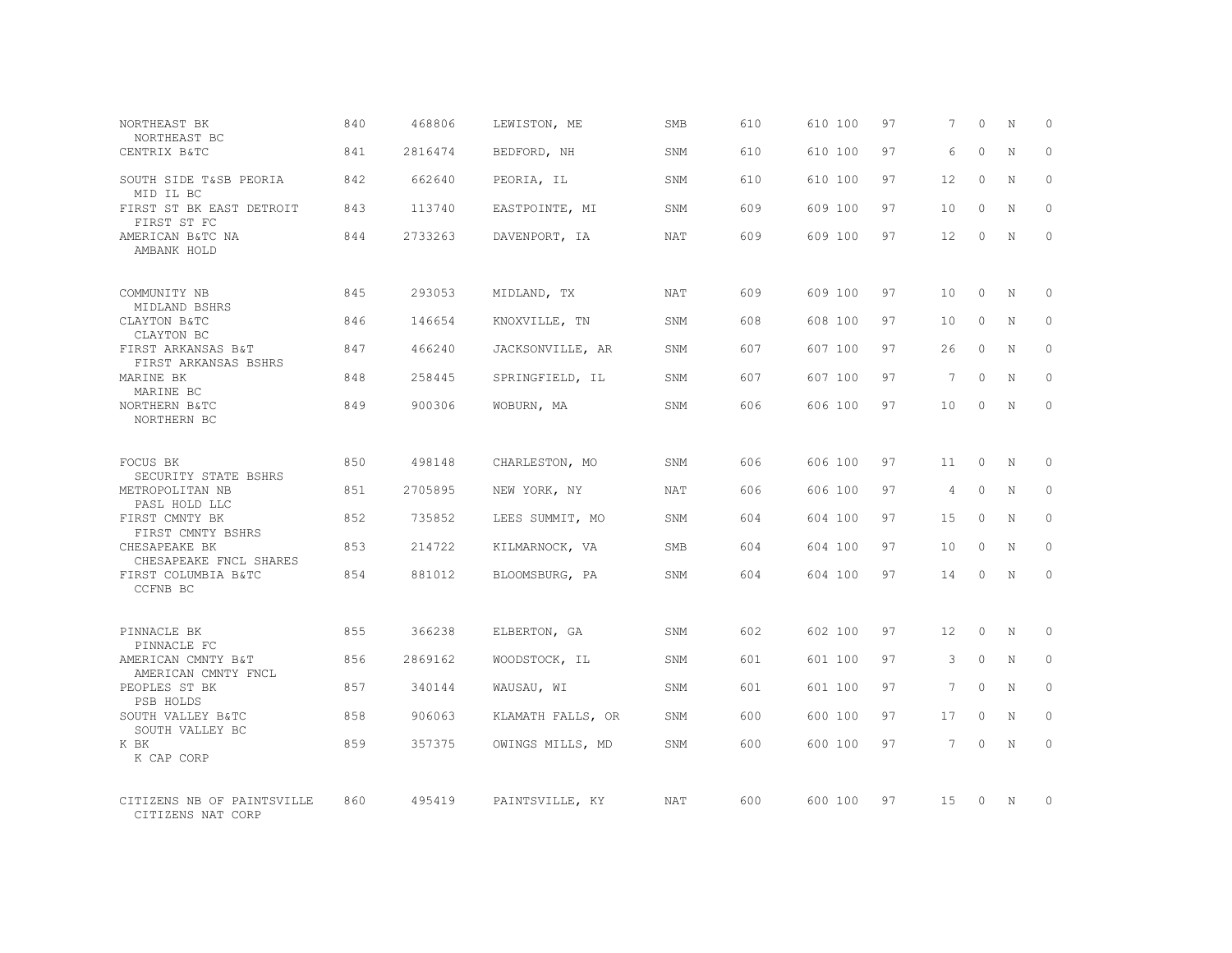| | | | | | | | | | | | | |
|---|---|---|---|---|---|---|---|---|---|---|---|---|
| NORTHEAST BK<br>NORTHEAST BC | 840 | 468806 | LEWISTON, ME | SMB | 610 | 610 | 100 | 97 | 7 | 0 | N | 0 |
| CENTRIX B&TC | 841 | 2816474 | BEDFORD, NH | SNM | 610 | 610 | 100 | 97 | 6 | 0 | N | 0 |
| SOUTH SIDE T&SB PEORIA<br>MID IL BC | 842 | 662640 | PEORIA, IL | SNM | 610 | 610 | 100 | 97 | 12 | 0 | N | 0 |
| FIRST ST BK EAST DETROIT<br>FIRST ST FC | 843 | 113740 | EASTPOINTE, MI | SNM | 609 | 609 | 100 | 97 | 10 | 0 | N | 0 |
| AMERICAN B&TC NA<br>AMBANK HOLD | 844 | 2733263 | DAVENPORT, IA | NAT | 609 | 609 | 100 | 97 | 12 | 0 | N | 0 |
| COMMUNITY NB<br>MIDLAND BSHRS | 845 | 293053 | MIDLAND, TX | NAT | 609 | 609 | 100 | 97 | 10 | 0 | N | 0 |
| CLAYTON B&TC<br>CLAYTON BC | 846 | 146654 | KNOXVILLE, TN | SNM | 608 | 608 | 100 | 97 | 10 | 0 | N | 0 |
| FIRST ARKANSAS B&T<br>FIRST ARKANSAS BSHRS | 847 | 466240 | JACKSONVILLE, AR | SNM | 607 | 607 | 100 | 97 | 26 | 0 | N | 0 |
| MARINE BK<br>MARINE BC | 848 | 258445 | SPRINGFIELD, IL | SNM | 607 | 607 | 100 | 97 | 7 | 0 | N | 0 |
| NORTHERN B&TC<br>NORTHERN BC | 849 | 900306 | WOBURN, MA | SNM | 606 | 606 | 100 | 97 | 10 | 0 | N | 0 |
| FOCUS BK<br>SECURITY STATE BSHRS | 850 | 498148 | CHARLESTON, MO | SNM | 606 | 606 | 100 | 97 | 11 | 0 | N | 0 |
| METROPOLITAN NB<br>PASL HOLD LLC | 851 | 2705895 | NEW YORK, NY | NAT | 606 | 606 | 100 | 97 | 4 | 0 | N | 0 |
| FIRST CMNTY BK<br>FIRST CMNTY BSHRS | 852 | 735852 | LEES SUMMIT, MO | SNM | 604 | 604 | 100 | 97 | 15 | 0 | N | 0 |
| CHESAPEAKE BK<br>CHESAPEAKE FNCL SHARES | 853 | 214722 | KILMARNOCK, VA | SMB | 604 | 604 | 100 | 97 | 10 | 0 | N | 0 |
| FIRST COLUMBIA B&TC<br>CCFNB BC | 854 | 881012 | BLOOMSBURG, PA | SNM | 604 | 604 | 100 | 97 | 14 | 0 | N | 0 |
| PINNACLE BK<br>PINNACLE FC | 855 | 366238 | ELBERTON, GA | SNM | 602 | 602 | 100 | 97 | 12 | 0 | N | 0 |
| AMERICAN CMNTY B&T<br>AMERICAN CMNTY FNCL | 856 | 2869162 | WOODSTOCK, IL | SNM | 601 | 601 | 100 | 97 | 3 | 0 | N | 0 |
| PEOPLES ST BK<br>PSB HOLDS | 857 | 340144 | WAUSAU, WI | SNM | 601 | 601 | 100 | 97 | 7 | 0 | N | 0 |
| SOUTH VALLEY B&TC<br>SOUTH VALLEY BC | 858 | 906063 | KLAMATH FALLS, OR | SNM | 600 | 600 | 100 | 97 | 17 | 0 | N | 0 |
| K BK<br>K CAP CORP | 859 | 357375 | OWINGS MILLS, MD | SNM | 600 | 600 | 100 | 97 | 7 | 0 | N | 0 |
| CITIZENS NB OF PAINTSVILLE<br>CITIZENS NAT CORP | 860 | 495419 | PAINTSVILLE, KY | NAT | 600 | 600 | 100 | 97 | 15 | 0 | N | 0 |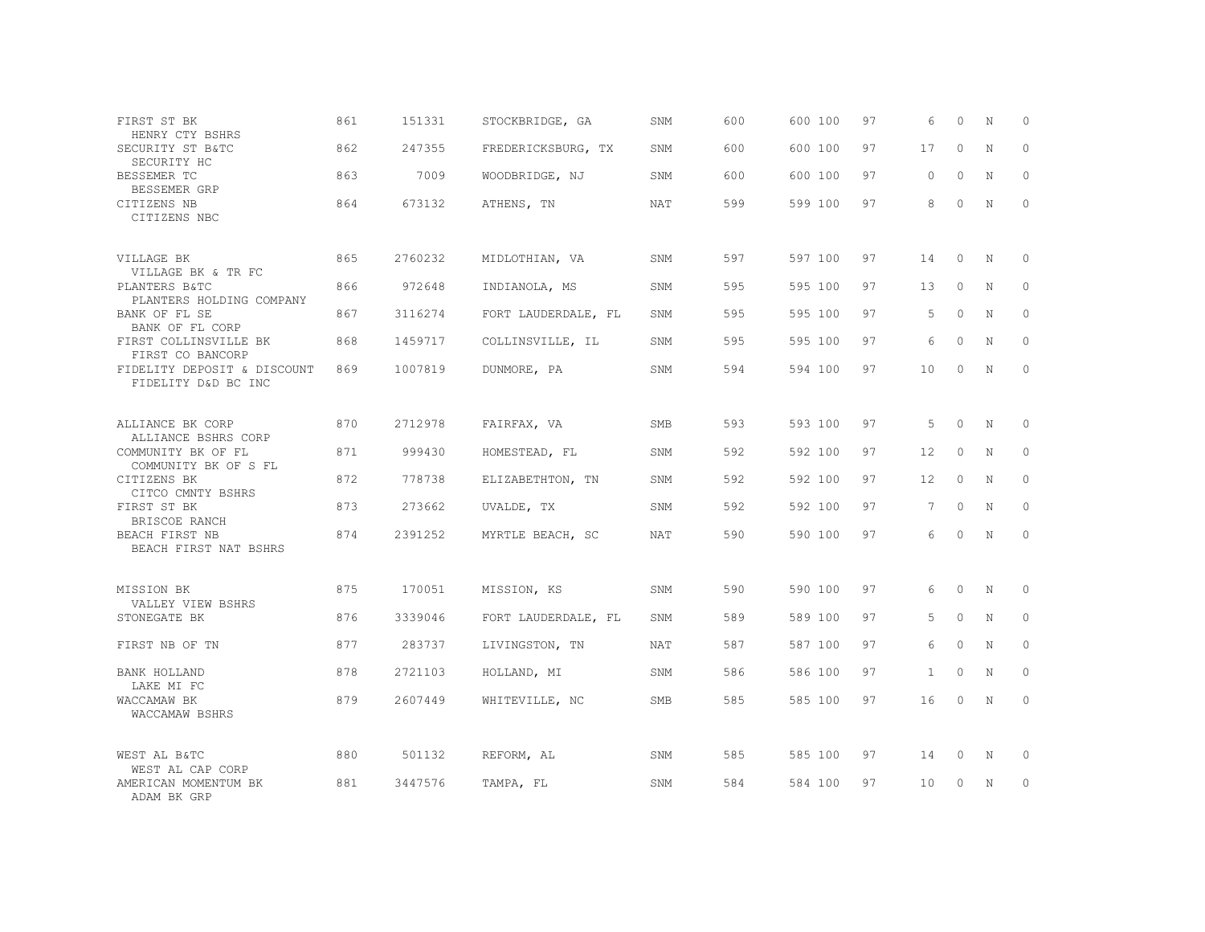| | | | | | | | | | | | | |
|---|---|---|---|---|---|---|---|---|---|---|---|---|
| FIRST ST BK<br>HENRY CTY BSHRS | 861 | 151331 | STOCKBRIDGE, GA | SNM | 600 | 600 | 100 | 97 | 6 | 0 | N | 0 |
| SECURITY ST B&TC<br>SECURITY HC | 862 | 247355 | FREDERICKSBURG, TX | SNM | 600 | 600 | 100 | 97 | 17 | 0 | N | 0 |
| BESSEMER TC<br>BESSEMER GRP | 863 | 7009 | WOODBRIDGE, NJ | SNM | 600 | 600 | 100 | 97 | 0 | 0 | N | 0 |
| CITIZENS NB<br>CITIZENS NBC | 864 | 673132 | ATHENS, TN | NAT | 599 | 599 | 100 | 97 | 8 | 0 | N | 0 |
| VILLAGE BK<br>VILLAGE BK & TR FC | 865 | 2760232 | MIDLOTHIAN, VA | SNM | 597 | 597 | 100 | 97 | 14 | 0 | N | 0 |
| PLANTERS B&TC<br>PLANTERS HOLDING COMPANY | 866 | 972648 | INDIANOLA, MS | SNM | 595 | 595 | 100 | 97 | 13 | 0 | N | 0 |
| BANK OF FL SE<br>BANK OF FL CORP | 867 | 3116274 | FORT LAUDERDALE, FL | SNM | 595 | 595 | 100 | 97 | 5 | 0 | N | 0 |
| FIRST COLLINSVILLE BK<br>FIRST CO BANCORP | 868 | 1459717 | COLLINSVILLE, IL | SNM | 595 | 595 | 100 | 97 | 6 | 0 | N | 0 |
| FIDELITY DEPOSIT & DISCOUNT<br>FIDELITY D&D BC INC | 869 | 1007819 | DUNMORE, PA | SNM | 594 | 594 | 100 | 97 | 10 | 0 | N | 0 |
| ALLIANCE BK CORP<br>ALLIANCE BSHRS CORP | 870 | 2712978 | FAIRFAX, VA | SMB | 593 | 593 | 100 | 97 | 5 | 0 | N | 0 |
| COMMUNITY BK OF FL<br>COMMUNITY BK OF S FL | 871 | 999430 | HOMESTEAD, FL | SNM | 592 | 592 | 100 | 97 | 12 | 0 | N | 0 |
| CITIZENS BK<br>CITCO CMNTY BSHRS | 872 | 778738 | ELIZABETHTON, TN | SNM | 592 | 592 | 100 | 97 | 12 | 0 | N | 0 |
| FIRST ST BK<br>BRISCOE RANCH | 873 | 273662 | UVALDE, TX | SNM | 592 | 592 | 100 | 97 | 7 | 0 | N | 0 |
| BEACH FIRST NB<br>BEACH FIRST NAT BSHRS | 874 | 2391252 | MYRTLE BEACH, SC | NAT | 590 | 590 | 100 | 97 | 6 | 0 | N | 0 |
| MISSION BK<br>VALLEY VIEW BSHRS | 875 | 170051 | MISSION, KS | SNM | 590 | 590 | 100 | 97 | 6 | 0 | N | 0 |
| STONEGATE BK | 876 | 3339046 | FORT LAUDERDALE, FL | SNM | 589 | 589 | 100 | 97 | 5 | 0 | N | 0 |
| FIRST NB OF TN | 877 | 283737 | LIVINGSTON, TN | NAT | 587 | 587 | 100 | 97 | 6 | 0 | N | 0 |
| BANK HOLLAND<br>LAKE MI FC | 878 | 2721103 | HOLLAND, MI | SNM | 586 | 586 | 100 | 97 | 1 | 0 | N | 0 |
| WACCAMAW BK<br>WACCAMAW BSHRS | 879 | 2607449 | WHITEVILLE, NC | SMB | 585 | 585 | 100 | 97 | 16 | 0 | N | 0 |
| WEST AL B&TC<br>WEST AL CAP CORP | 880 | 501132 | REFORM, AL | SNM | 585 | 585 | 100 | 97 | 14 | 0 | N | 0 |
| AMERICAN MOMENTUM BK<br>ADAM BK GRP | 881 | 3447576 | TAMPA, FL | SNM | 584 | 584 | 100 | 97 | 10 | 0 | N | 0 |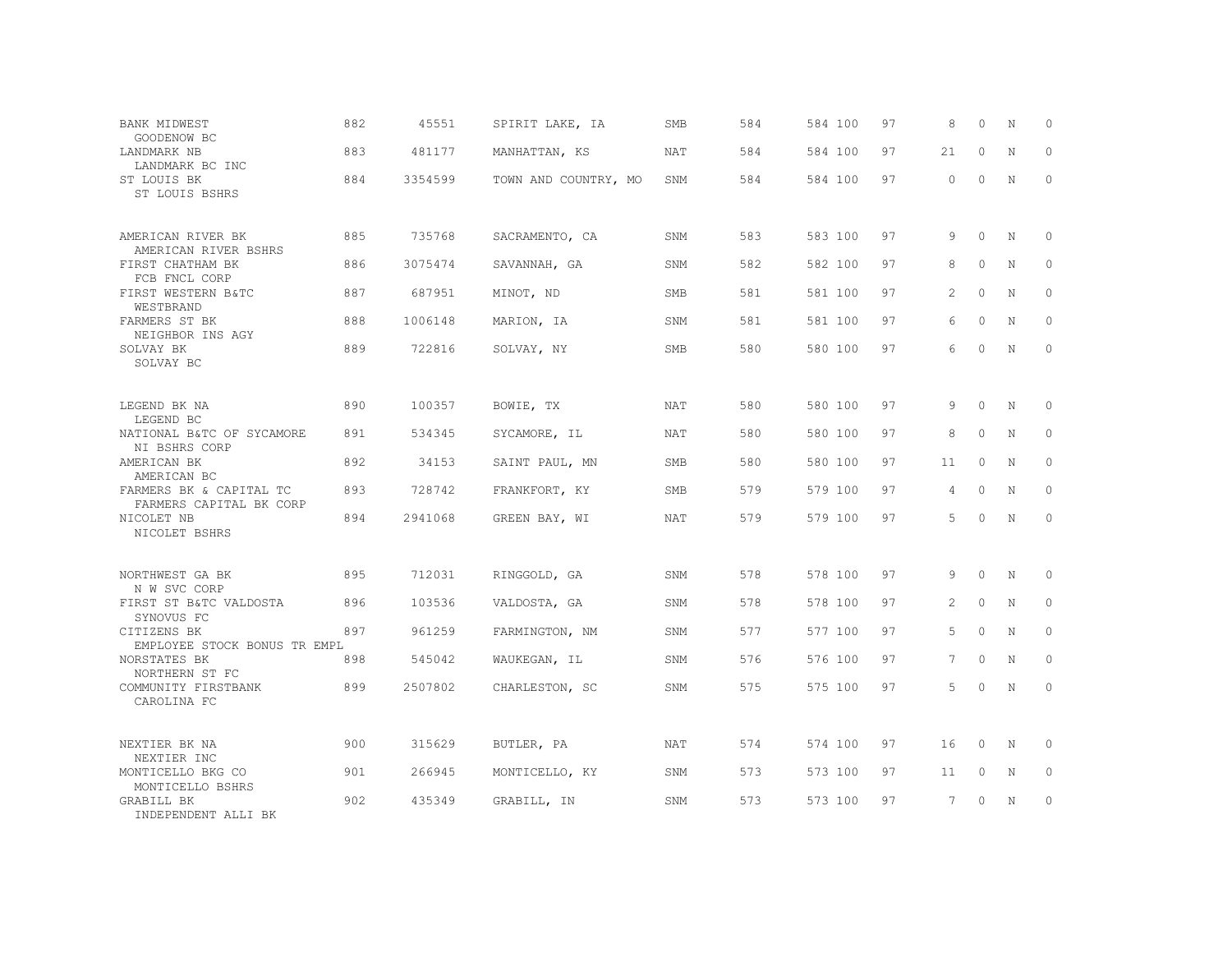| | | | | | | | | | | | | |
|---|---|---|---|---|---|---|---|---|---|---|---|---|
| BANK MIDWEST<br>GOODENOW BC | 882 | 45551 | SPIRIT LAKE, IA | SMB | 584 | 584 | 100 | 97 | 8 | 0 | N | 0 |
| LANDMARK NB<br>LANDMARK BC INC | 883 | 481177 | MANHATTAN, KS | NAT | 584 | 584 | 100 | 97 | 21 | 0 | N | 0 |
| ST LOUIS BK<br>ST LOUIS BSHRS | 884 | 3354599 | TOWN AND COUNTRY, MO | SNM | 584 | 584 | 100 | 97 | 0 | 0 | N | 0 |
| AMERICAN RIVER BK<br>AMERICAN RIVER BSHRS | 885 | 735768 | SACRAMENTO, CA | SNM | 583 | 583 | 100 | 97 | 9 | 0 | N | 0 |
| FIRST CHATHAM BK<br>FCB FNCL CORP | 886 | 3075474 | SAVANNAH, GA | SNM | 582 | 582 | 100 | 97 | 8 | 0 | N | 0 |
| FIRST WESTERN B&TC<br>WESTBRAND | 887 | 687951 | MINOT, ND | SMB | 581 | 581 | 100 | 97 | 2 | 0 | N | 0 |
| FARMERS ST BK<br>NEIGHBOR INS AGY | 888 | 1006148 | MARION, IA | SNM | 581 | 581 | 100 | 97 | 6 | 0 | N | 0 |
| SOLVAY BK<br>SOLVAY BC | 889 | 722816 | SOLVAY, NY | SMB | 580 | 580 | 100 | 97 | 6 | 0 | N | 0 |
| LEGEND BK NA<br>LEGEND BC | 890 | 100357 | BOWIE, TX | NAT | 580 | 580 | 100 | 97 | 9 | 0 | N | 0 |
| NATIONAL B&TC OF SYCAMORE<br>NI BSHRS CORP | 891 | 534345 | SYCAMORE, IL | NAT | 580 | 580 | 100 | 97 | 8 | 0 | N | 0 |
| AMERICAN BK<br>AMERICAN BC | 892 | 34153 | SAINT PAUL, MN | SMB | 580 | 580 | 100 | 97 | 11 | 0 | N | 0 |
| FARMERS BK & CAPITAL TC<br>FARMERS CAPITAL BK CORP | 893 | 728742 | FRANKFORT, KY | SMB | 579 | 579 | 100 | 97 | 4 | 0 | N | 0 |
| NICOLET NB<br>NICOLET BSHRS | 894 | 2941068 | GREEN BAY, WI | NAT | 579 | 579 | 100 | 97 | 5 | 0 | N | 0 |
| NORTHWEST GA BK<br>N W SVC CORP | 895 | 712031 | RINGGOLD, GA | SNM | 578 | 578 | 100 | 97 | 9 | 0 | N | 0 |
| FIRST ST B&TC VALDOSTA<br>SYNOVUS FC | 896 | 103536 | VALDOSTA, GA | SNM | 578 | 578 | 100 | 97 | 2 | 0 | N | 0 |
| CITIZENS BK<br>EMPLOYEE STOCK BONUS TR EMPL | 897 | 961259 | FARMINGTON, NM | SNM | 577 | 577 | 100 | 97 | 5 | 0 | N | 0 |
| NORSTATES BK<br>NORTHERN ST FC | 898 | 545042 | WAUKEGAN, IL | SNM | 576 | 576 | 100 | 97 | 7 | 0 | N | 0 |
| COMMUNITY FIRSTBANK<br>CAROLINA FC | 899 | 2507802 | CHARLESTON, SC | SNM | 575 | 575 | 100 | 97 | 5 | 0 | N | 0 |
| NEXTIER BK NA<br>NEXTIER INC | 900 | 315629 | BUTLER, PA | NAT | 574 | 574 | 100 | 97 | 16 | 0 | N | 0 |
| MONTICELLO BKG CO<br>MONTICELLO BSHRS | 901 | 266945 | MONTICELLO, KY | SNM | 573 | 573 | 100 | 97 | 11 | 0 | N | 0 |
| GRABILL BK<br>INDEPENDENT ALLI BK | 902 | 435349 | GRABILL, IN | SNM | 573 | 573 | 100 | 97 | 7 | 0 | N | 0 |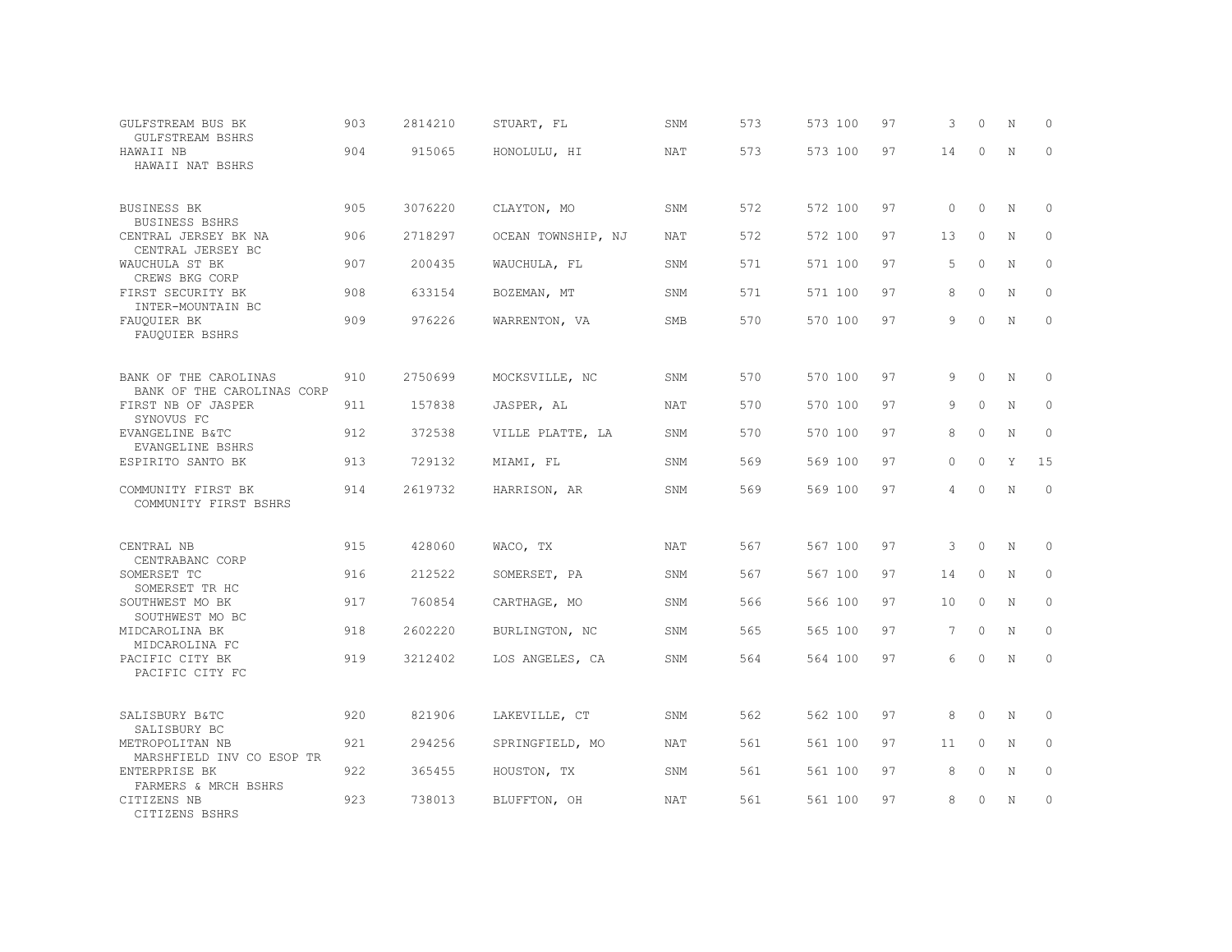| | | | | | | | | | | | | |
|---|---|---|---|---|---|---|---|---|---|---|---|---|
| GULFSTREAM BUS BK<br>GULFSTREAM BSHRS | 903 | 2814210 | STUART, FL | SNM | 573 | 573 | 100 | 97 | 3 | 0 | N | 0 |
| HAWAII NB<br>HAWAII NAT BSHRS | 904 | 915065 | HONOLULU, HI | NAT | 573 | 573 | 100 | 97 | 14 | 0 | N | 0 |
| BUSINESS BK<br>BUSINESS BSHRS | 905 | 3076220 | CLAYTON, MO | SNM | 572 | 572 | 100 | 97 | 0 | 0 | N | 0 |
| CENTRAL JERSEY BK NA<br>CENTRAL JERSEY BC | 906 | 2718297 | OCEAN TOWNSHIP, NJ | NAT | 572 | 572 | 100 | 97 | 13 | 0 | N | 0 |
| WAUCHULA ST BK<br>CREWS BKG CORP | 907 | 200435 | WAUCHULA, FL | SNM | 571 | 571 | 100 | 97 | 5 | 0 | N | 0 |
| FIRST SECURITY BK<br>INTER-MOUNTAIN BC | 908 | 633154 | BOZEMAN, MT | SNM | 571 | 571 | 100 | 97 | 8 | 0 | N | 0 |
| FAUQUIER BK<br>FAUQUIER BSHRS | 909 | 976226 | WARRENTON, VA | SMB | 570 | 570 | 100 | 97 | 9 | 0 | N | 0 |
| BANK OF THE CAROLINAS<br>BANK OF THE CAROLINAS CORP | 910 | 2750699 | MOCKSVILLE, NC | SNM | 570 | 570 | 100 | 97 | 9 | 0 | N | 0 |
| FIRST NB OF JASPER<br>SYNOVUS FC | 911 | 157838 | JASPER, AL | NAT | 570 | 570 | 100 | 97 | 9 | 0 | N | 0 |
| EVANGELINE B&TC<br>EVANGELINE BSHRS | 912 | 372538 | VILLE PLATTE, LA | SNM | 570 | 570 | 100 | 97 | 8 | 0 | N | 0 |
| ESPIRITO SANTO BK | 913 | 729132 | MIAMI, FL | SNM | 569 | 569 | 100 | 97 | 0 | 0 | Y | 15 |
| COMMUNITY FIRST BK<br>COMMUNITY FIRST BSHRS | 914 | 2619732 | HARRISON, AR | SNM | 569 | 569 | 100 | 97 | 4 | 0 | N | 0 |
| CENTRAL NB<br>CENTRABANC CORP | 915 | 428060 | WACO, TX | NAT | 567 | 567 | 100 | 97 | 3 | 0 | N | 0 |
| SOMERSET TC<br>SOMERSET TR HC | 916 | 212522 | SOMERSET, PA | SNM | 567 | 567 | 100 | 97 | 14 | 0 | N | 0 |
| SOUTHWEST MO BK<br>SOUTHWEST MO BC | 917 | 760854 | CARTHAGE, MO | SNM | 566 | 566 | 100 | 97 | 10 | 0 | N | 0 |
| MIDCAROLINA BK<br>MIDCAROLINA FC | 918 | 2602220 | BURLINGTON, NC | SNM | 565 | 565 | 100 | 97 | 7 | 0 | N | 0 |
| PACIFIC CITY BK<br>PACIFIC CITY FC | 919 | 3212402 | LOS ANGELES, CA | SNM | 564 | 564 | 100 | 97 | 6 | 0 | N | 0 |
| SALISBURY B&TC<br>SALISBURY BC | 920 | 821906 | LAKEVILLE, CT | SNM | 562 | 562 | 100 | 97 | 8 | 0 | N | 0 |
| METROPOLITAN NB<br>MARSHFIELD INV CO ESOP TR | 921 | 294256 | SPRINGFIELD, MO | NAT | 561 | 561 | 100 | 97 | 11 | 0 | N | 0 |
| ENTERPRISE BK<br>FARMERS & MRCH BSHRS | 922 | 365455 | HOUSTON, TX | SNM | 561 | 561 | 100 | 97 | 8 | 0 | N | 0 |
| CITIZENS NB<br>CITIZENS BSHRS | 923 | 738013 | BLUFFTON, OH | NAT | 561 | 561 | 100 | 97 | 8 | 0 | N | 0 |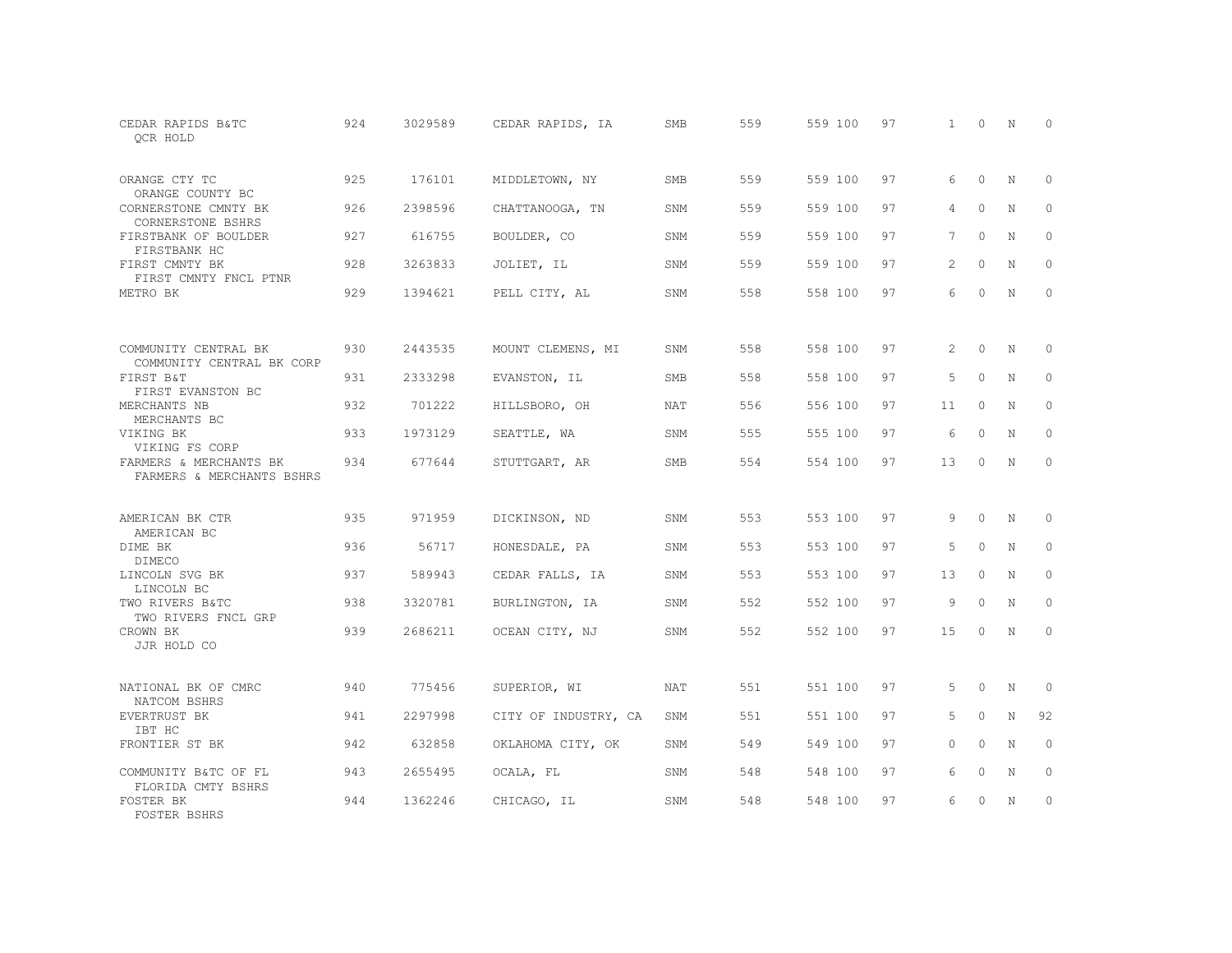| | | | | | | | | | | | | |
|---|---|---|---|---|---|---|---|---|---|---|---|---|
| CEDAR RAPIDS B&TC<br>QCR HOLD | 924 | 3029589 | CEDAR RAPIDS, IA | SMB | 559 | 559 | 100 | 97 | 1 | 0 | N | 0 |
| ORANGE CTY TC<br>ORANGE COUNTY BC | 925 | 176101 | MIDDLETOWN, NY | SMB | 559 | 559 | 100 | 97 | 6 | 0 | N | 0 |
| CORNERSTONE CMNTY BK<br>CORNERSTONE BSHRS | 926 | 2398596 | CHATTANOOGA, TN | SNM | 559 | 559 | 100 | 97 | 4 | 0 | N | 0 |
| FIRSTBANK OF BOULDER<br>FIRSTBANK HC | 927 | 616755 | BOULDER, CO | SNM | 559 | 559 | 100 | 97 | 7 | 0 | N | 0 |
| FIRST CMNTY BK<br>FIRST CMNTY FNCL PTNR | 928 | 3263833 | JOLIET, IL | SNM | 559 | 559 | 100 | 97 | 2 | 0 | N | 0 |
| METRO BK | 929 | 1394621 | PELL CITY, AL | SNM | 558 | 558 | 100 | 97 | 6 | 0 | N | 0 |
| COMMUNITY CENTRAL BK<br>COMMUNITY CENTRAL BK CORP | 930 | 2443535 | MOUNT CLEMENS, MI | SNM | 558 | 558 | 100 | 97 | 2 | 0 | N | 0 |
| FIRST B&T<br>FIRST EVANSTON BC | 931 | 2333298 | EVANSTON, IL | SMB | 558 | 558 | 100 | 97 | 5 | 0 | N | 0 |
| MERCHANTS NB<br>MERCHANTS BC | 932 | 701222 | HILLSBORO, OH | NAT | 556 | 556 | 100 | 97 | 11 | 0 | N | 0 |
| VIKING BK<br>VIKING FS CORP | 933 | 1973129 | SEATTLE, WA | SNM | 555 | 555 | 100 | 97 | 6 | 0 | N | 0 |
| FARMERS & MERCHANTS BK<br>FARMERS & MERCHANTS BSHRS | 934 | 677644 | STUTTGART, AR | SMB | 554 | 554 | 100 | 97 | 13 | 0 | N | 0 |
| AMERICAN BK CTR<br>AMERICAN BC | 935 | 971959 | DICKINSON, ND | SNM | 553 | 553 | 100 | 97 | 9 | 0 | N | 0 |
| DIME BK<br>DIMECO | 936 | 56717 | HONESDALE, PA | SNM | 553 | 553 | 100 | 97 | 5 | 0 | N | 0 |
| LINCOLN SVG BK<br>LINCOLN BC | 937 | 589943 | CEDAR FALLS, IA | SNM | 553 | 553 | 100 | 97 | 13 | 0 | N | 0 |
| TWO RIVERS B&TC<br>TWO RIVERS FNCL GRP | 938 | 3320781 | BURLINGTON, IA | SNM | 552 | 552 | 100 | 97 | 9 | 0 | N | 0 |
| CROWN BK<br>JJR HOLD CO | 939 | 2686211 | OCEAN CITY, NJ | SNM | 552 | 552 | 100 | 97 | 15 | 0 | N | 0 |
| NATIONAL BK OF CMRC<br>NATCOM BSHRS | 940 | 775456 | SUPERIOR, WI | NAT | 551 | 551 | 100 | 97 | 5 | 0 | N | 0 |
| EVERTRUST BK<br>IBT HC | 941 | 2297998 | CITY OF INDUSTRY, CA | SNM | 551 | 551 | 100 | 97 | 5 | 0 | N | 92 |
| FRONTIER ST BK | 942 | 632858 | OKLAHOMA CITY, OK | SNM | 549 | 549 | 100 | 97 | 0 | 0 | N | 0 |
| COMMUNITY B&TC OF FL<br>FLORIDA CMTY BSHRS | 943 | 2655495 | OCALA, FL | SNM | 548 | 548 | 100 | 97 | 6 | 0 | N | 0 |
| FOSTER BK<br>FOSTER BSHRS | 944 | 1362246 | CHICAGO, IL | SNM | 548 | 548 | 100 | 97 | 6 | 0 | N | 0 |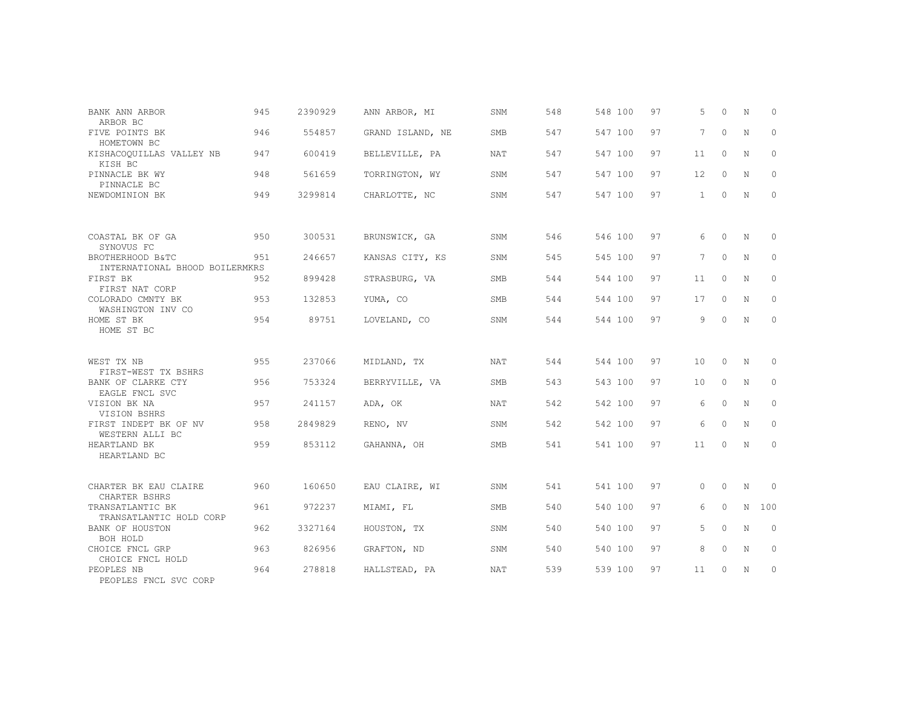| | | | | | | | | | | | | |
|---|---|---|---|---|---|---|---|---|---|---|---|---|
| BANK ANN ARBOR<br>ARBOR BC | 945 | 2390929 | ANN ARBOR, MI | SNM | 548 | 548 | 100 | 97 | 5 | 0 | N | 0 |
| FIVE POINTS BK<br>HOMETOWN BC | 946 | 554857 | GRAND ISLAND, NE | SMB | 547 | 547 | 100 | 97 | 7 | 0 | N | 0 |
| KISHACOQUILLAS VALLEY NB<br>KISH BC | 947 | 600419 | BELLEVILLE, PA | NAT | 547 | 547 | 100 | 97 | 11 | 0 | N | 0 |
| PINNACLE BK WY<br>PINNACLE BC | 948 | 561659 | TORRINGTON, WY | SNM | 547 | 547 | 100 | 97 | 12 | 0 | N | 0 |
| NEWDOMINION BK | 949 | 3299814 | CHARLOTTE, NC | SNM | 547 | 547 | 100 | 97 | 1 | 0 | N | 0 |
| COASTAL BK OF GA<br>SYNOVUS FC | 950 | 300531 | BRUNSWICK, GA | SNM | 546 | 546 | 100 | 97 | 6 | 0 | N | 0 |
| BROTHERHOOD B&TC<br>INTERNATIONAL BHOOD BOILERMKRS | 951 | 246657 | KANSAS CITY, KS | SNM | 545 | 545 | 100 | 97 | 7 | 0 | N | 0 |
| FIRST BK<br>FIRST NAT CORP | 952 | 899428 | STRASBURG, VA | SMB | 544 | 544 | 100 | 97 | 11 | 0 | N | 0 |
| COLORADO CMNTY BK<br>WASHINGTON INV CO | 953 | 132853 | YUMA, CO | SMB | 544 | 544 | 100 | 97 | 17 | 0 | N | 0 |
| HOME ST BK<br>HOME ST BC | 954 | 89751 | LOVELAND, CO | SNM | 544 | 544 | 100 | 97 | 9 | 0 | N | 0 |
| WEST TX NB<br>FIRST-WEST TX BSHRS | 955 | 237066 | MIDLAND, TX | NAT | 544 | 544 | 100 | 97 | 10 | 0 | N | 0 |
| BANK OF CLARKE CTY<br>EAGLE FNCL SVC | 956 | 753324 | BERRYVILLE, VA | SMB | 543 | 543 | 100 | 97 | 10 | 0 | N | 0 |
| VISION BK NA<br>VISION BSHRS | 957 | 241157 | ADA, OK | NAT | 542 | 542 | 100 | 97 | 6 | 0 | N | 0 |
| FIRST INDEPT BK OF NV<br>WESTERN ALLI BC | 958 | 2849829 | RENO, NV | SNM | 542 | 542 | 100 | 97 | 6 | 0 | N | 0 |
| HEARTLAND BK<br>HEARTLAND BC | 959 | 853112 | GAHANNA, OH | SMB | 541 | 541 | 100 | 97 | 11 | 0 | N | 0 |
| CHARTER BK EAU CLAIRE<br>CHARTER BSHRS | 960 | 160650 | EAU CLAIRE, WI | SNM | 541 | 541 | 100 | 97 | 0 | 0 | N | 0 |
| TRANSATLANTIC BK<br>TRANSATLANTIC HOLD CORP | 961 | 972237 | MIAMI, FL | SMB | 540 | 540 | 100 | 97 | 6 | 0 | N | 100 |
| BANK OF HOUSTON<br>BOH HOLD | 962 | 3327164 | HOUSTON, TX | SNM | 540 | 540 | 100 | 97 | 5 | 0 | N | 0 |
| CHOICE FNCL GRP<br>CHOICE FNCL HOLD | 963 | 826956 | GRAFTON, ND | SNM | 540 | 540 | 100 | 97 | 8 | 0 | N | 0 |
| PEOPLES NB<br>PEOPLES FNCL SVC CORP | 964 | 278818 | HALLSTEAD, PA | NAT | 539 | 539 | 100 | 97 | 11 | 0 | N | 0 |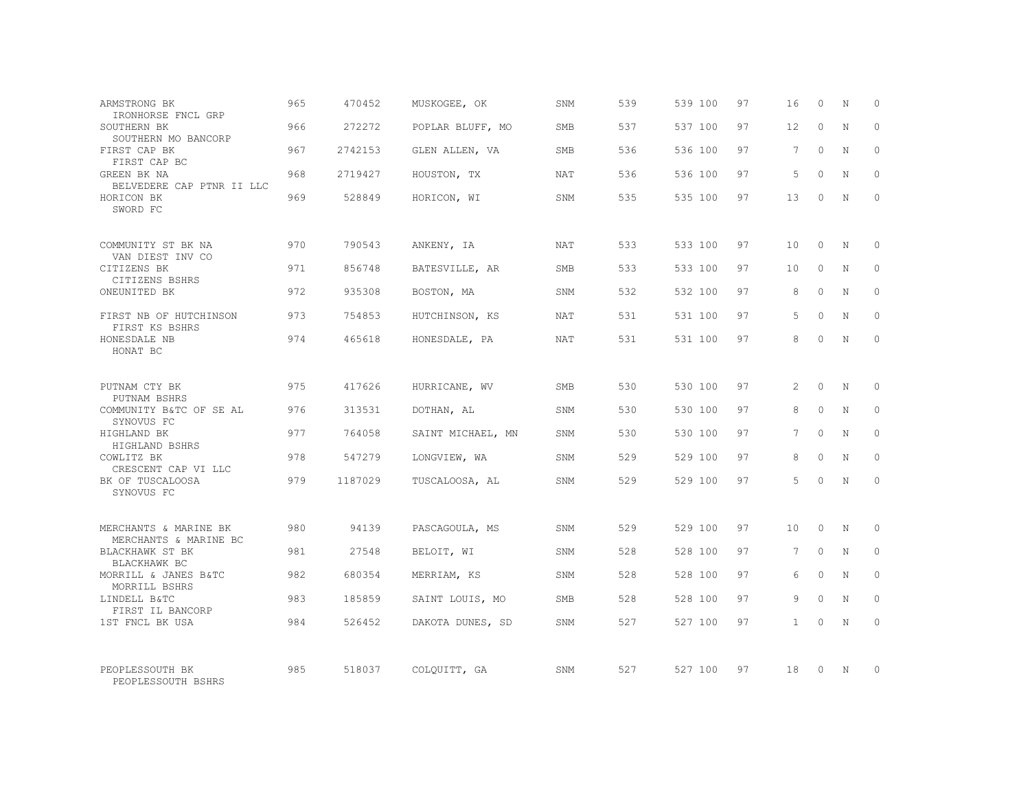| | | | | | | | | | | | | |
|---|---|---|---|---|---|---|---|---|---|---|---|---|
| ARMSTRONG BK<br>IRONHORSE FNCL GRP | 965 | 470452 | MUSKOGEE, OK | SNM | 539 | 539 | 100 | 97 | 16 | 0 | N | 0 |
| SOUTHERN BK<br>SOUTHERN MO BANCORP | 966 | 272272 | POPLAR BLUFF, MO | SMB | 537 | 537 | 100 | 97 | 12 | 0 | N | 0 |
| FIRST CAP BK<br>FIRST CAP BC | 967 | 2742153 | GLEN ALLEN, VA | SMB | 536 | 536 | 100 | 97 | 7 | 0 | N | 0 |
| GREEN BK NA<br>BELVEDERE CAP PTNR II LLC | 968 | 2719427 | HOUSTON, TX | NAT | 536 | 536 | 100 | 97 | 5 | 0 | N | 0 |
| HORICON BK<br>SWORD FC | 969 | 528849 | HORICON, WI | SNM | 535 | 535 | 100 | 97 | 13 | 0 | N | 0 |
| COMMUNITY ST BK NA<br>VAN DIEST INV CO | 970 | 790543 | ANKENY, IA | NAT | 533 | 533 | 100 | 97 | 10 | 0 | N | 0 |
| CITIZENS BK<br>CITIZENS BSHRS | 971 | 856748 | BATESVILLE, AR | SMB | 533 | 533 | 100 | 97 | 10 | 0 | N | 0 |
| ONEUNITED BK | 972 | 935308 | BOSTON, MA | SNM | 532 | 532 | 100 | 97 | 8 | 0 | N | 0 |
| FIRST NB OF HUTCHINSON<br>FIRST KS BSHRS | 973 | 754853 | HUTCHINSON, KS | NAT | 531 | 531 | 100 | 97 | 5 | 0 | N | 0 |
| HONESDALE NB<br>HONAT BC | 974 | 465618 | HONESDALE, PA | NAT | 531 | 531 | 100 | 97 | 8 | 0 | N | 0 |
| PUTNAM CTY BK<br>PUTNAM BSHRS | 975 | 417626 | HURRICANE, WV | SMB | 530 | 530 | 100 | 97 | 2 | 0 | N | 0 |
| COMMUNITY B&TC OF SE AL<br>SYNOVUS FC | 976 | 313531 | DOTHAN, AL | SNM | 530 | 530 | 100 | 97 | 8 | 0 | N | 0 |
| HIGHLAND BK<br>HIGHLAND BSHRS | 977 | 764058 | SAINT MICHAEL, MN | SNM | 530 | 530 | 100 | 97 | 7 | 0 | N | 0 |
| COWLITZ BK<br>CRESCENT CAP VI LLC | 978 | 547279 | LONGVIEW, WA | SNM | 529 | 529 | 100 | 97 | 8 | 0 | N | 0 |
| BK OF TUSCALOOSA<br>SYNOVUS FC | 979 | 1187029 | TUSCALOOSA, AL | SNM | 529 | 529 | 100 | 97 | 5 | 0 | N | 0 |
| MERCHANTS & MARINE BK<br>MERCHANTS & MARINE BC | 980 | 94139 | PASCAGOULA, MS | SNM | 529 | 529 | 100 | 97 | 10 | 0 | N | 0 |
| BLACKHAWK ST BK<br>BLACKHAWK BC | 981 | 27548 | BELOIT, WI | SNM | 528 | 528 | 100 | 97 | 7 | 0 | N | 0 |
| MORRILL & JANES B&TC<br>MORRILL BSHRS | 982 | 680354 | MERRIAM, KS | SNM | 528 | 528 | 100 | 97 | 6 | 0 | N | 0 |
| LINDELL B&TC<br>FIRST IL BANCORP | 983 | 185859 | SAINT LOUIS, MO | SMB | 528 | 528 | 100 | 97 | 9 | 0 | N | 0 |
| 1ST FNCL BK USA | 984 | 526452 | DAKOTA DUNES, SD | SNM | 527 | 527 | 100 | 97 | 1 | 0 | N | 0 |
| PEOPLESSOUTH BK<br>PEOPLESSOUTH BSHRS | 985 | 518037 | COLQUITT, GA | SNM | 527 | 527 | 100 | 97 | 18 | 0 | N | 0 |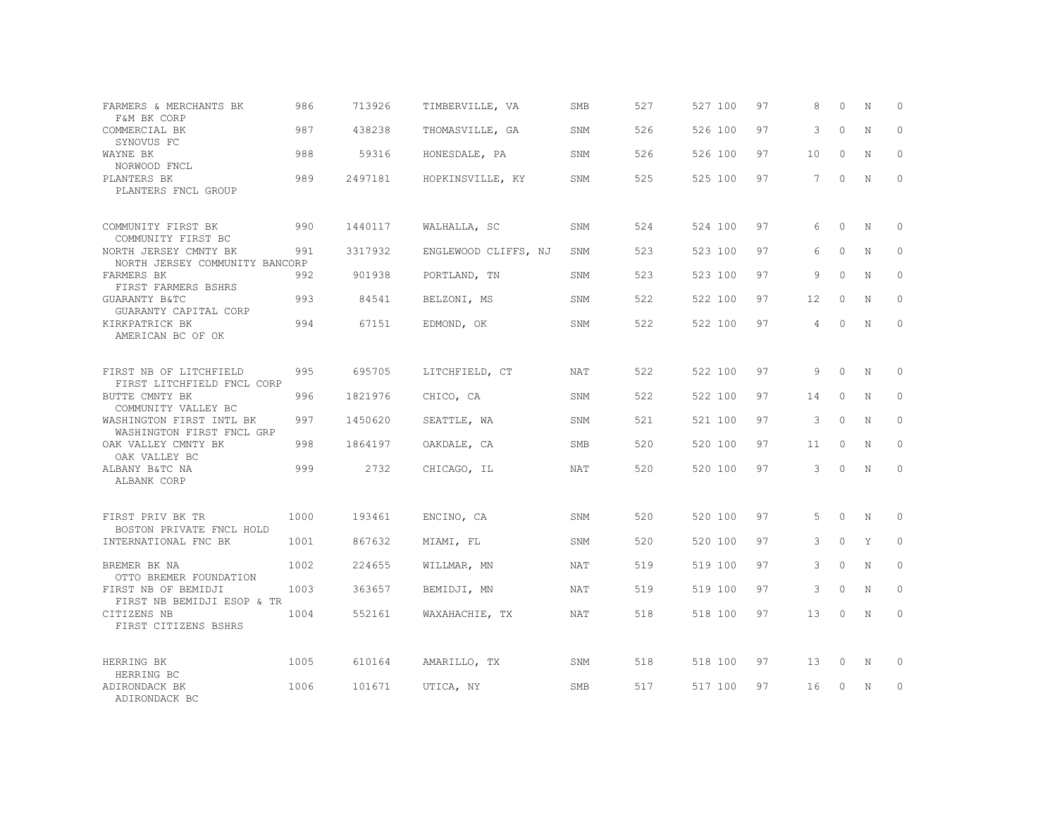| | | | | | | | | | | | | |
|---|---|---|---|---|---|---|---|---|---|---|---|---|
| FARMERS & MERCHANTS BK<br>F&M BK CORP | 986 | 713926 | TIMBERVILLE, VA | SMB | 527 | 527 | 100 | 97 | 8 | 0 | N | 0 |
| COMMERCIAL BK<br>SYNOVUS FC | 987 | 438238 | THOMASVILLE, GA | SNM | 526 | 526 | 100 | 97 | 3 | 0 | N | 0 |
| WAYNE BK<br>NORWOOD FNCL | 988 | 59316 | HONESDALE, PA | SNM | 526 | 526 | 100 | 97 | 10 | 0 | N | 0 |
| PLANTERS BK<br>PLANTERS FNCL GROUP | 989 | 2497181 | HOPKINSVILLE, KY | SNM | 525 | 525 | 100 | 97 | 7 | 0 | N | 0 |
| COMMUNITY FIRST BK<br>COMMUNITY FIRST BC | 990 | 1440117 | WALHALLA, SC | SNM | 524 | 524 | 100 | 97 | 6 | 0 | N | 0 |
| NORTH JERSEY CMNTY BK<br>NORTH JERSEY COMMUNITY BANCORP | 991 | 3317932 | ENGLEWOOD CLIFFS, NJ | SNM | 523 | 523 | 100 | 97 | 6 | 0 | N | 0 |
| FARMERS BK<br>FIRST FARMERS BSHRS | 992 | 901938 | PORTLAND, TN | SNM | 523 | 523 | 100 | 97 | 9 | 0 | N | 0 |
| GUARANTY B&TC<br>GUARANTY CAPITAL CORP | 993 | 84541 | BELZONI, MS | SNM | 522 | 522 | 100 | 97 | 12 | 0 | N | 0 |
| KIRKPATRICK BK<br>AMERICAN BC OF OK | 994 | 67151 | EDMOND, OK | SNM | 522 | 522 | 100 | 97 | 4 | 0 | N | 0 |
| FIRST NB OF LITCHFIELD<br>FIRST LITCHFIELD FNCL CORP | 995 | 695705 | LITCHFIELD, CT | NAT | 522 | 522 | 100 | 97 | 9 | 0 | N | 0 |
| BUTTE CMNTY BK<br>COMMUNITY VALLEY BC | 996 | 1821976 | CHICO, CA | SNM | 522 | 522 | 100 | 97 | 14 | 0 | N | 0 |
| WASHINGTON FIRST INTL BK<br>WASHINGTON FIRST FNCL GRP | 997 | 1450620 | SEATTLE, WA | SNM | 521 | 521 | 100 | 97 | 3 | 0 | N | 0 |
| OAK VALLEY CMNTY BK<br>OAK VALLEY BC | 998 | 1864197 | OAKDALE, CA | SMB | 520 | 520 | 100 | 97 | 11 | 0 | N | 0 |
| ALBANY B&TC NA<br>ALBANK CORP | 999 | 2732 | CHICAGO, IL | NAT | 520 | 520 | 100 | 97 | 3 | 0 | N | 0 |
| FIRST PRIV BK TR<br>BOSTON PRIVATE FNCL HOLD | 1000 | 193461 | ENCINO, CA | SNM | 520 | 520 | 100 | 97 | 5 | 0 | N | 0 |
| INTERNATIONAL FNC BK | 1001 | 867632 | MIAMI, FL | SNM | 520 | 520 | 100 | 97 | 3 | 0 | Y | 0 |
| BREMER BK NA<br>OTTO BREMER FOUNDATION | 1002 | 224655 | WILLMAR, MN | NAT | 519 | 519 | 100 | 97 | 3 | 0 | N | 0 |
| FIRST NB OF BEMIDJI<br>FIRST NB BEMIDJI ESOP & TR | 1003 | 363657 | BEMIDJI, MN | NAT | 519 | 519 | 100 | 97 | 3 | 0 | N | 0 |
| CITIZENS NB<br>FIRST CITIZENS BSHRS | 1004 | 552161 | WAXAHACHIE, TX | NAT | 518 | 518 | 100 | 97 | 13 | 0 | N | 0 |
| HERRING BK<br>HERRING BC | 1005 | 610164 | AMARILLO, TX | SNM | 518 | 518 | 100 | 97 | 13 | 0 | N | 0 |
| ADIRONDACK BK<br>ADIRONDACK BC | 1006 | 101671 | UTICA, NY | SMB | 517 | 517 | 100 | 97 | 16 | 0 | N | 0 |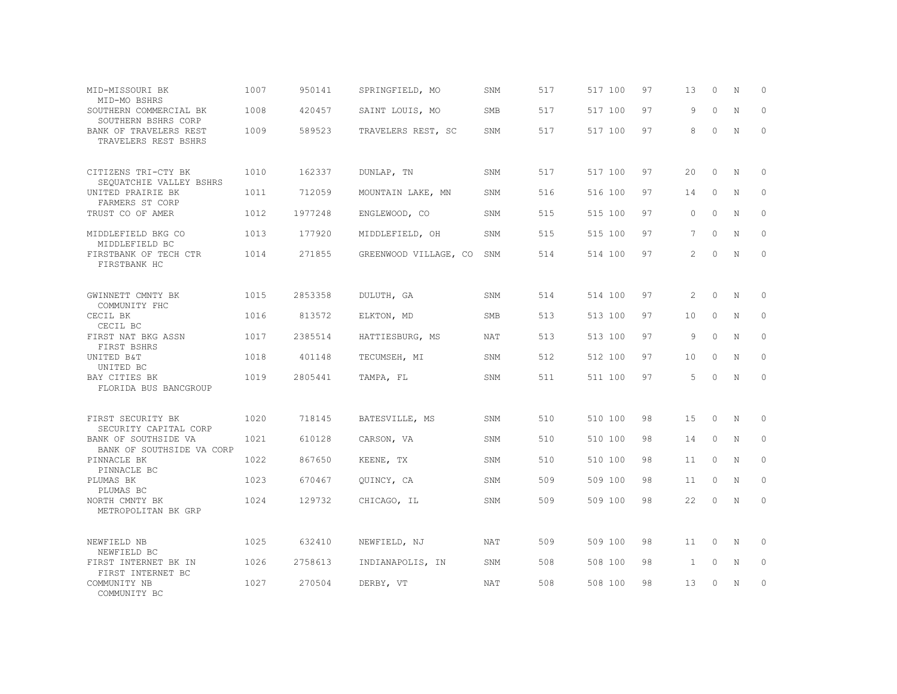| | | | | | | | | | | | | |
|---|---|---|---|---|---|---|---|---|---|---|---|---|
| MID-MISSOURI BK<br>MID-MO BSHRS | 1007 | 950141 | SPRINGFIELD, MO | SNM | 517 | 517 | 100 | 97 | 13 | 0 | N | 0 |
| SOUTHERN COMMERCIAL BK<br>SOUTHERN BSHRS CORP | 1008 | 420457 | SAINT LOUIS, MO | SMB | 517 | 517 | 100 | 97 | 9 | 0 | N | 0 |
| BANK OF TRAVELERS REST<br>TRAVELERS REST BSHRS | 1009 | 589523 | TRAVELERS REST, SC | SNM | 517 | 517 | 100 | 97 | 8 | 0 | N | 0 |
| CITIZENS TRI-CTY BK<br>SEQUATCHIE VALLEY BSHRS | 1010 | 162337 | DUNLAP, TN | SNM | 517 | 517 | 100 | 97 | 20 | 0 | N | 0 |
| UNITED PRAIRIE BK<br>FARMERS ST CORP | 1011 | 712059 | MOUNTAIN LAKE, MN | SNM | 516 | 516 | 100 | 97 | 14 | 0 | N | 0 |
| TRUST CO OF AMER | 1012 | 1977248 | ENGLEWOOD, CO | SNM | 515 | 515 | 100 | 97 | 0 | 0 | N | 0 |
| MIDDLEFIELD BKG CO<br>MIDDLEFIELD BC | 1013 | 177920 | MIDDLEFIELD, OH | SNM | 515 | 515 | 100 | 97 | 7 | 0 | N | 0 |
| FIRSTBANK OF TECH CTR<br>FIRSTBANK HC | 1014 | 271855 | GREENWOOD VILLAGE, CO | SNM | 514 | 514 | 100 | 97 | 2 | 0 | N | 0 |
| GWINNETT CMNTY BK<br>COMMUNITY FHC | 1015 | 2853358 | DULUTH, GA | SNM | 514 | 514 | 100 | 97 | 2 | 0 | N | 0 |
| CECIL BK<br>CECIL BC | 1016 | 813572 | ELKTON, MD | SMB | 513 | 513 | 100 | 97 | 10 | 0 | N | 0 |
| FIRST NAT BKG ASSN<br>FIRST BSHRS | 1017 | 2385514 | HATTIESBURG, MS | NAT | 513 | 513 | 100 | 97 | 9 | 0 | N | 0 |
| UNITED B&T<br>UNITED BC | 1018 | 401148 | TECUMSEH, MI | SNM | 512 | 512 | 100 | 97 | 10 | 0 | N | 0 |
| BAY CITIES BK<br>FLORIDA BUS BANCGROUP | 1019 | 2805441 | TAMPA, FL | SNM | 511 | 511 | 100 | 97 | 5 | 0 | N | 0 |
| FIRST SECURITY BK<br>SECURITY CAPITAL CORP | 1020 | 718145 | BATESVILLE, MS | SNM | 510 | 510 | 100 | 98 | 15 | 0 | N | 0 |
| BANK OF SOUTHSIDE VA<br>BANK OF SOUTHSIDE VA CORP | 1021 | 610128 | CARSON, VA | SNM | 510 | 510 | 100 | 98 | 14 | 0 | N | 0 |
| PINNACLE BK<br>PINNACLE BC | 1022 | 867650 | KEENE, TX | SNM | 510 | 510 | 100 | 98 | 11 | 0 | N | 0 |
| PLUMAS BK<br>PLUMAS BC | 1023 | 670467 | QUINCY, CA | SNM | 509 | 509 | 100 | 98 | 11 | 0 | N | 0 |
| NORTH CMNTY BK<br>METROPOLITAN BK GRP | 1024 | 129732 | CHICAGO, IL | SNM | 509 | 509 | 100 | 98 | 22 | 0 | N | 0 |
| NEWFIELD NB<br>NEWFIELD BC | 1025 | 632410 | NEWFIELD, NJ | NAT | 509 | 509 | 100 | 98 | 11 | 0 | N | 0 |
| FIRST INTERNET BK IN<br>FIRST INTERNET BC | 1026 | 2758613 | INDIANAPOLIS, IN | SNM | 508 | 508 | 100 | 98 | 1 | 0 | N | 0 |
| COMMUNITY NB<br>COMMUNITY BC | 1027 | 270504 | DERBY, VT | NAT | 508 | 508 | 100 | 98 | 13 | 0 | N | 0 |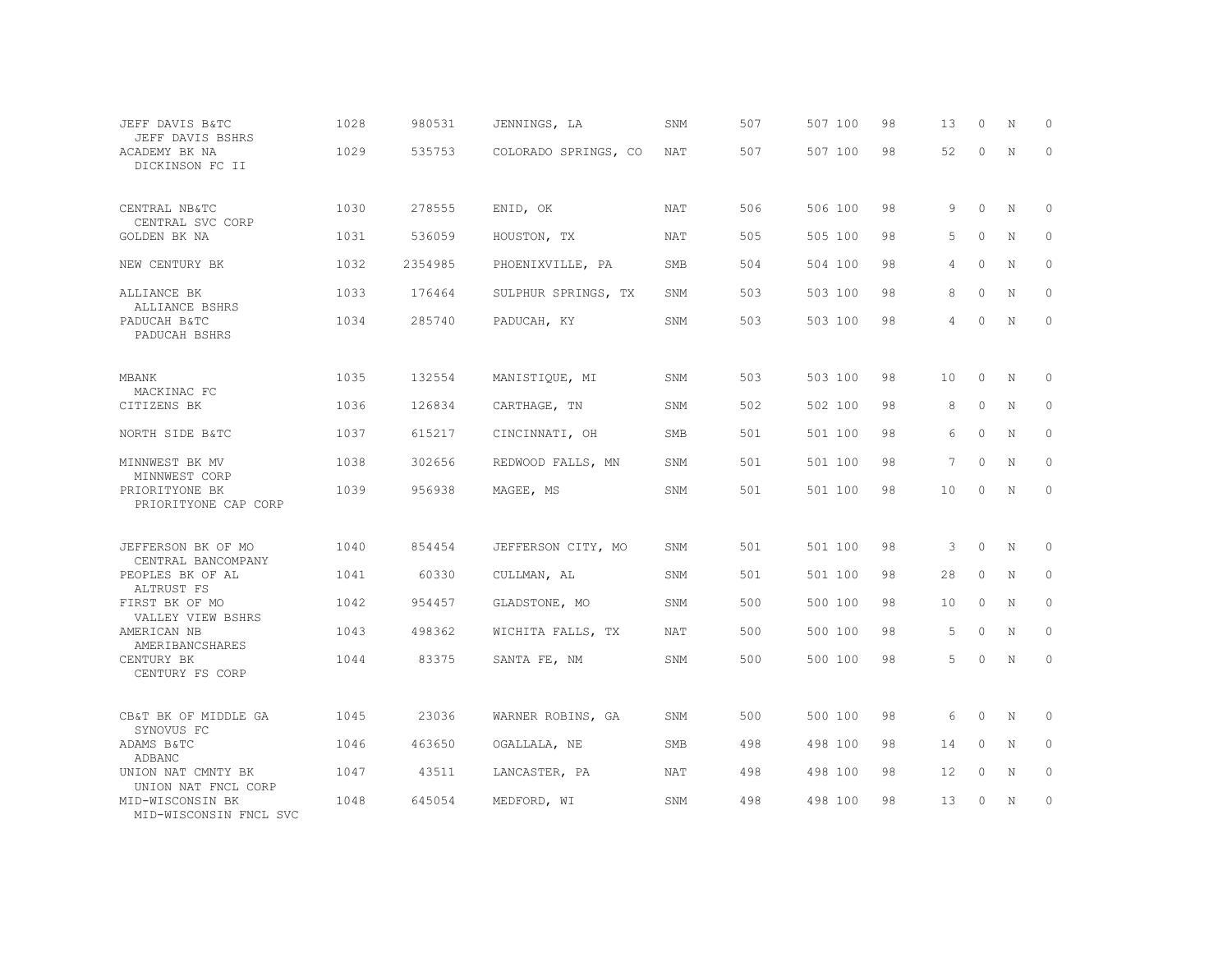| | | | | | | | | | | | |
|---|---|---|---|---|---|---|---|---|---|---|---|
| JEFF DAVIS B&TC<br>JEFF DAVIS BSHRS | 1028 | 980531 | JENNINGS, LA | SNM | 507 | 507 | 100 | 98 | 13 | 0 | N | 0 |
| ACADEMY BK NA<br>DICKINSON FC II | 1029 | 535753 | COLORADO SPRINGS, CO | NAT | 507 | 507 | 100 | 98 | 52 | 0 | N | 0 |
| CENTRAL NB&TC<br>CENTRAL SVC CORP | 1030 | 278555 | ENID, OK | NAT | 506 | 506 | 100 | 98 | 9 | 0 | N | 0 |
| GOLDEN BK NA | 1031 | 536059 | HOUSTON, TX | NAT | 505 | 505 | 100 | 98 | 5 | 0 | N | 0 |
| NEW CENTURY BK | 1032 | 2354985 | PHOENIXVILLE, PA | SMB | 504 | 504 | 100 | 98 | 4 | 0 | N | 0 |
| ALLIANCE BK<br>ALLIANCE BSHRS | 1033 | 176464 | SULPHUR SPRINGS, TX | SNM | 503 | 503 | 100 | 98 | 8 | 0 | N | 0 |
| PADUCAH B&TC<br>PADUCAH BSHRS | 1034 | 285740 | PADUCAH, KY | SNM | 503 | 503 | 100 | 98 | 4 | 0 | N | 0 |
| MBANK<br>MACKINAC FC | 1035 | 132554 | MANISTIQUE, MI | SNM | 503 | 503 | 100 | 98 | 10 | 0 | N | 0 |
| CITIZENS BK | 1036 | 126834 | CARTHAGE, TN | SNM | 502 | 502 | 100 | 98 | 8 | 0 | N | 0 |
| NORTH SIDE B&TC | 1037 | 615217 | CINCINNATI, OH | SMB | 501 | 501 | 100 | 98 | 6 | 0 | N | 0 |
| MINNWEST BK MV<br>MINNWEST CORP | 1038 | 302656 | REDWOOD FALLS, MN | SNM | 501 | 501 | 100 | 98 | 7 | 0 | N | 0 |
| PRIORITYONE BK<br>PRIORITYONE CAP CORP | 1039 | 956938 | MAGEE, MS | SNM | 501 | 501 | 100 | 98 | 10 | 0 | N | 0 |
| JEFFERSON BK OF MO<br>CENTRAL BANCOMPANY | 1040 | 854454 | JEFFERSON CITY, MO | SNM | 501 | 501 | 100 | 98 | 3 | 0 | N | 0 |
| PEOPLES BK OF AL<br>ALTRUST FS | 1041 | 60330 | CULLMAN, AL | SNM | 501 | 501 | 100 | 98 | 28 | 0 | N | 0 |
| FIRST BK OF MO<br>VALLEY VIEW BSHRS | 1042 | 954457 | GLADSTONE, MO | SNM | 500 | 500 | 100 | 98 | 10 | 0 | N | 0 |
| AMERICAN NB<br>AMERIBANCSHARES | 1043 | 498362 | WICHITA FALLS, TX | NAT | 500 | 500 | 100 | 98 | 5 | 0 | N | 0 |
| CENTURY BK<br>CENTURY FS CORP | 1044 | 83375 | SANTA FE, NM | SNM | 500 | 500 | 100 | 98 | 5 | 0 | N | 0 |
| CB&T BK OF MIDDLE GA<br>SYNOVUS FC | 1045 | 23036 | WARNER ROBINS, GA | SNM | 500 | 500 | 100 | 98 | 6 | 0 | N | 0 |
| ADAMS B&TC<br>ADBANC | 1046 | 463650 | OGALLALA, NE | SMB | 498 | 498 | 100 | 98 | 14 | 0 | N | 0 |
| UNION NAT CMNTY BK<br>UNION NAT FNCL CORP | 1047 | 43511 | LANCASTER, PA | NAT | 498 | 498 | 100 | 98 | 12 | 0 | N | 0 |
| MID-WISCONSIN BK<br>MID-WISCONSIN FNCL SVC | 1048 | 645054 | MEDFORD, WI | SNM | 498 | 498 | 100 | 98 | 13 | 0 | N | 0 |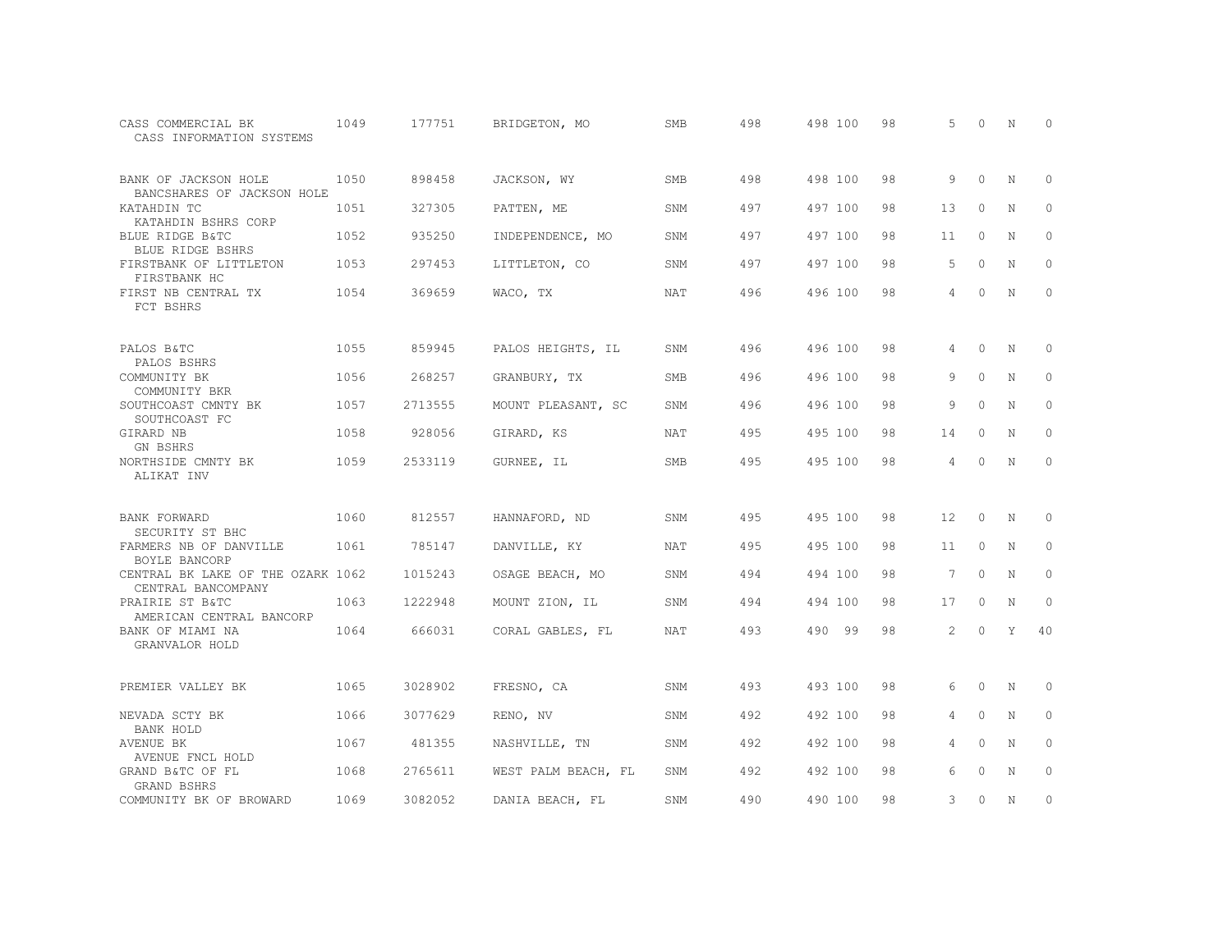| | | | | | | | | | | | | |
|---|---|---|---|---|---|---|---|---|---|---|---|---|
| CASS COMMERCIAL BK<br>CASS INFORMATION SYSTEMS | 1049 | 177751 | BRIDGETON, MO | SMB | 498 | 498 | 100 | 98 | 5 | 0 | N | 0 |
| BANK OF JACKSON HOLE<br>BANCSHARES OF JACKSON HOLE | 1050 | 898458 | JACKSON, WY | SMB | 498 | 498 | 100 | 98 | 9 | 0 | N | 0 |
| KATAHDIN TC<br>KATAHDIN BSHRS CORP | 1051 | 327305 | PATTEN, ME | SNM | 497 | 497 | 100 | 98 | 13 | 0 | N | 0 |
| BLUE RIDGE B&TC<br>BLUE RIDGE BSHRS | 1052 | 935250 | INDEPENDENCE, MO | SNM | 497 | 497 | 100 | 98 | 11 | 0 | N | 0 |
| FIRSTBANK OF LITTLETON<br>FIRSTBANK HC | 1053 | 297453 | LITTLETON, CO | SNM | 497 | 497 | 100 | 98 | 5 | 0 | N | 0 |
| FIRST NB CENTRAL TX<br>FCT BSHRS | 1054 | 369659 | WACO, TX | NAT | 496 | 496 | 100 | 98 | 4 | 0 | N | 0 |
| PALOS B&TC<br>PALOS BSHRS | 1055 | 859945 | PALOS HEIGHTS, IL | SNM | 496 | 496 | 100 | 98 | 4 | 0 | N | 0 |
| COMMUNITY BK<br>COMMUNITY BKR | 1056 | 268257 | GRANBURY, TX | SMB | 496 | 496 | 100 | 98 | 9 | 0 | N | 0 |
| SOUTHCOAST CMNTY BK<br>SOUTHCOAST FC | 1057 | 2713555 | MOUNT PLEASANT, SC | SNM | 496 | 496 | 100 | 98 | 9 | 0 | N | 0 |
| GIRARD NB<br>GN BSHRS | 1058 | 928056 | GIRARD, KS | NAT | 495 | 495 | 100 | 98 | 14 | 0 | N | 0 |
| NORTHSIDE CMNTY BK<br>ALIKAT INV | 1059 | 2533119 | GURNEE, IL | SMB | 495 | 495 | 100 | 98 | 4 | 0 | N | 0 |
| BANK FORWARD<br>SECURITY ST BHC | 1060 | 812557 | HANNAFORD, ND | SNM | 495 | 495 | 100 | 98 | 12 | 0 | N | 0 |
| FARMERS NB OF DANVILLE<br>BOYLE BANCORP | 1061 | 785147 | DANVILLE, KY | NAT | 495 | 495 | 100 | 98 | 11 | 0 | N | 0 |
| CENTRAL BK LAKE OF THE OZARK<br>CENTRAL BANCOMPANY | 1062 | 1015243 | OSAGE BEACH, MO | SNM | 494 | 494 | 100 | 98 | 7 | 0 | N | 0 |
| PRAIRIE ST B&TC<br>AMERICAN CENTRAL BANCORP | 1063 | 1222948 | MOUNT ZION, IL | SNM | 494 | 494 | 100 | 98 | 17 | 0 | N | 0 |
| BANK OF MIAMI NA<br>GRANVALOR HOLD | 1064 | 666031 | CORAL GABLES, FL | NAT | 493 | 490 | 99 | 98 | 2 | 0 | Y | 40 |
| PREMIER VALLEY BK | 1065 | 3028902 | FRESNO, CA | SNM | 493 | 493 | 100 | 98 | 6 | 0 | N | 0 |
| NEVADA SCTY BK<br>BANK HOLD | 1066 | 3077629 | RENO, NV | SNM | 492 | 492 | 100 | 98 | 4 | 0 | N | 0 |
| AVENUE BK<br>AVENUE FNCL HOLD | 1067 | 481355 | NASHVILLE, TN | SNM | 492 | 492 | 100 | 98 | 4 | 0 | N | 0 |
| GRAND B&TC OF FL<br>GRAND BSHRS | 1068 | 2765611 | WEST PALM BEACH, FL | SNM | 492 | 492 | 100 | 98 | 6 | 0 | N | 0 |
| COMMUNITY BK OF BROWARD | 1069 | 3082052 | DANIA BEACH, FL | SNM | 490 | 490 | 100 | 98 | 3 | 0 | N | 0 |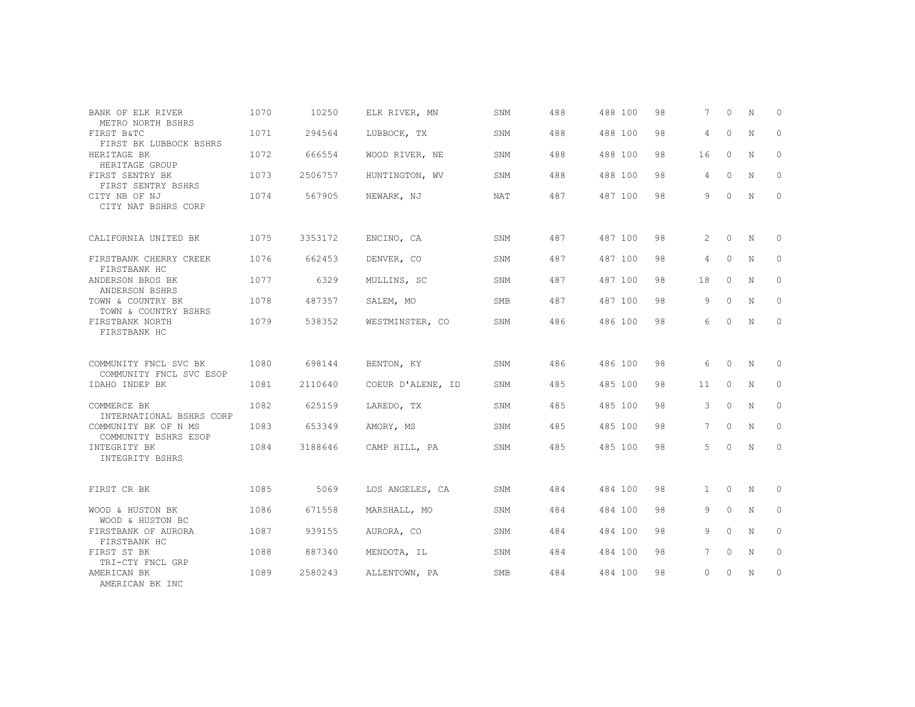| | | | | | | | | | | | | |
|---|---|---|---|---|---|---|---|---|---|---|---|---|
| BANK OF ELK RIVER<br>METRO NORTH BSHRS | 1070 | 10250 | ELK RIVER, MN | SNM | 488 | 488 | 100 | 98 | 7 | 0 | N | 0 |
| FIRST B&TC<br>FIRST BK LUBBOCK BSHRS | 1071 | 294564 | LUBBOCK, TX | SNM | 488 | 488 | 100 | 98 | 4 | 0 | N | 0 |
| HERITAGE BK<br>HERITAGE GROUP | 1072 | 666554 | WOOD RIVER, NE | SNM | 488 | 488 | 100 | 98 | 16 | 0 | N | 0 |
| FIRST SENTRY BK<br>FIRST SENTRY BSHRS | 1073 | 2506757 | HUNTINGTON, WV | SNM | 488 | 488 | 100 | 98 | 4 | 0 | N | 0 |
| CITY NB OF NJ<br>CITY NAT BSHRS CORP | 1074 | 567905 | NEWARK, NJ | NAT | 487 | 487 | 100 | 98 | 9 | 0 | N | 0 |
| CALIFORNIA UNITED BK | 1075 | 3353172 | ENCINO, CA | SNM | 487 | 487 | 100 | 98 | 2 | 0 | N | 0 |
| FIRSTBANK CHERRY CREEK<br>FIRSTBANK HC | 1076 | 662453 | DENVER, CO | SNM | 487 | 487 | 100 | 98 | 4 | 0 | N | 0 |
| ANDERSON BROS BK<br>ANDERSON BSHRS | 1077 | 6329 | MULLINS, SC | SNM | 487 | 487 | 100 | 98 | 18 | 0 | N | 0 |
| TOWN & COUNTRY BK<br>TOWN & COUNTRY BSHRS | 1078 | 487357 | SALEM, MO | SMB | 487 | 487 | 100 | 98 | 9 | 0 | N | 0 |
| FIRSTBANK NORTH<br>FIRSTBANK HC | 1079 | 538352 | WESTMINSTER, CO | SNM | 486 | 486 | 100 | 98 | 6 | 0 | N | 0 |
| COMMUNITY FNCL SVC BK<br>COMMUNITY FNCL SVC ESOP | 1080 | 698144 | BENTON, KY | SNM | 486 | 486 | 100 | 98 | 6 | 0 | N | 0 |
| IDAHO INDEP BK | 1081 | 2110640 | COEUR D'ALENE, ID | SNM | 485 | 485 | 100 | 98 | 11 | 0 | N | 0 |
| COMMERCE BK<br>INTERNATIONAL BSHRS CORP | 1082 | 625159 | LAREDO, TX | SNM | 485 | 485 | 100 | 98 | 3 | 0 | N | 0 |
| COMMUNITY BK OF N MS<br>COMMUNITY BSHRS ESOP | 1083 | 653349 | AMORY, MS | SNM | 485 | 485 | 100 | 98 | 7 | 0 | N | 0 |
| INTEGRITY BK<br>INTEGRITY BSHRS | 1084 | 3188646 | CAMP HILL, PA | SNM | 485 | 485 | 100 | 98 | 5 | 0 | N | 0 |
| FIRST CR BK | 1085 | 5069 | LOS ANGELES, CA | SNM | 484 | 484 | 100 | 98 | 1 | 0 | N | 0 |
| WOOD & HUSTON BK<br>WOOD & HUSTON BC | 1086 | 671558 | MARSHALL, MO | SNM | 484 | 484 | 100 | 98 | 9 | 0 | N | 0 |
| FIRSTBANK OF AURORA<br>FIRSTBANK HC | 1087 | 939155 | AURORA, CO | SNM | 484 | 484 | 100 | 98 | 9 | 0 | N | 0 |
| FIRST ST BK<br>TRI-CTY FNCL GRP | 1088 | 887340 | MENDOTA, IL | SNM | 484 | 484 | 100 | 98 | 7 | 0 | N | 0 |
| AMERICAN BK<br>AMERICAN BK INC | 1089 | 2580243 | ALLENTOWN, PA | SMB | 484 | 484 | 100 | 98 | 0 | 0 | N | 0 |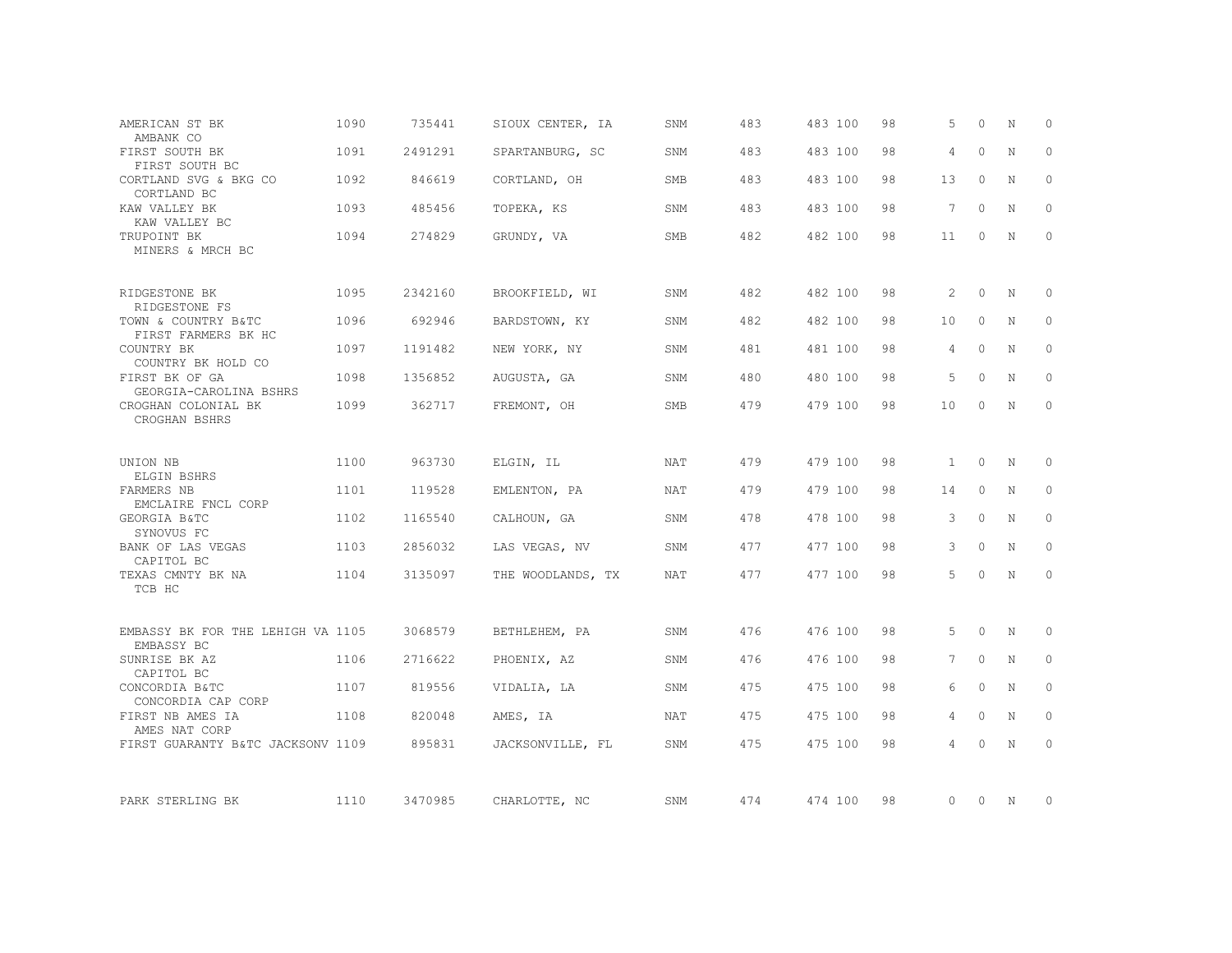| | | | | | | | | | | | | |
|---|---|---|---|---|---|---|---|---|---|---|---|---|
| AMERICAN ST BK<br>AMBANK CO | 1090 | 735441 | SIOUX CENTER, IA | SNM | 483 | 483 | 100 | 98 | 5 | 0 | N | 0 |
| FIRST SOUTH BK<br>FIRST SOUTH BC | 1091 | 2491291 | SPARTANBURG, SC | SNM | 483 | 483 | 100 | 98 | 4 | 0 | N | 0 |
| CORTLAND SVG & BKG CO<br>CORTLAND BC | 1092 | 846619 | CORTLAND, OH | SMB | 483 | 483 | 100 | 98 | 13 | 0 | N | 0 |
| KAW VALLEY BK<br>KAW VALLEY BC | 1093 | 485456 | TOPEKA, KS | SNM | 483 | 483 | 100 | 98 | 7 | 0 | N | 0 |
| TRUPOINT BK<br>MINERS & MRCH BC | 1094 | 274829 | GRUNDY, VA | SMB | 482 | 482 | 100 | 98 | 11 | 0 | N | 0 |
| RIDGESTONE BK<br>RIDGESTONE FS | 1095 | 2342160 | BROOKFIELD, WI | SNM | 482 | 482 | 100 | 98 | 2 | 0 | N | 0 |
| TOWN & COUNTRY B&TC<br>FIRST FARMERS BK HC | 1096 | 692946 | BARDSTOWN, KY | SNM | 482 | 482 | 100 | 98 | 10 | 0 | N | 0 |
| COUNTRY BK<br>COUNTRY BK HOLD CO | 1097 | 1191482 | NEW YORK, NY | SNM | 481 | 481 | 100 | 98 | 4 | 0 | N | 0 |
| FIRST BK OF GA<br>GEORGIA-CAROLINA BSHRS | 1098 | 1356852 | AUGUSTA, GA | SNM | 480 | 480 | 100 | 98 | 5 | 0 | N | 0 |
| CROGHAN COLONIAL BK<br>CROGHAN BSHRS | 1099 | 362717 | FREMONT, OH | SMB | 479 | 479 | 100 | 98 | 10 | 0 | N | 0 |
| UNION NB<br>ELGIN BSHRS | 1100 | 963730 | ELGIN, IL | NAT | 479 | 479 | 100 | 98 | 1 | 0 | N | 0 |
| FARMERS NB<br>EMCLAIRE FNCL CORP | 1101 | 119528 | EMLENTON, PA | NAT | 479 | 479 | 100 | 98 | 14 | 0 | N | 0 |
| GEORGIA B&TC<br>SYNOVUS FC | 1102 | 1165540 | CALHOUN, GA | SNM | 478 | 478 | 100 | 98 | 3 | 0 | N | 0 |
| BANK OF LAS VEGAS<br>CAPITOL BC | 1103 | 2856032 | LAS VEGAS, NV | SNM | 477 | 477 | 100 | 98 | 3 | 0 | N | 0 |
| TEXAS CMNTY BK NA<br>TCB HC | 1104 | 3135097 | THE WOODLANDS, TX | NAT | 477 | 477 | 100 | 98 | 5 | 0 | N | 0 |
| EMBASSY BK FOR THE LEHIGH VA<br>EMBASSY BC | 1105 | 3068579 | BETHLEHEM, PA | SNM | 476 | 476 | 100 | 98 | 5 | 0 | N | 0 |
| SUNRISE BK AZ<br>CAPITOL BC | 1106 | 2716622 | PHOENIX, AZ | SNM | 476 | 476 | 100 | 98 | 7 | 0 | N | 0 |
| CONCORDIA B&TC<br>CONCORDIA CAP CORP | 1107 | 819556 | VIDALIA, LA | SNM | 475 | 475 | 100 | 98 | 6 | 0 | N | 0 |
| FIRST NB AMES IA<br>AMES NAT CORP | 1108 | 820048 | AMES, IA | NAT | 475 | 475 | 100 | 98 | 4 | 0 | N | 0 |
| FIRST GUARANTY B&TC JACKSONV | 1109 | 895831 | JACKSONVILLE, FL | SNM | 475 | 475 | 100 | 98 | 4 | 0 | N | 0 |
| PARK STERLING BK | 1110 | 3470985 | CHARLOTTE, NC | SNM | 474 | 474 | 100 | 98 | 0 | 0 | N | 0 |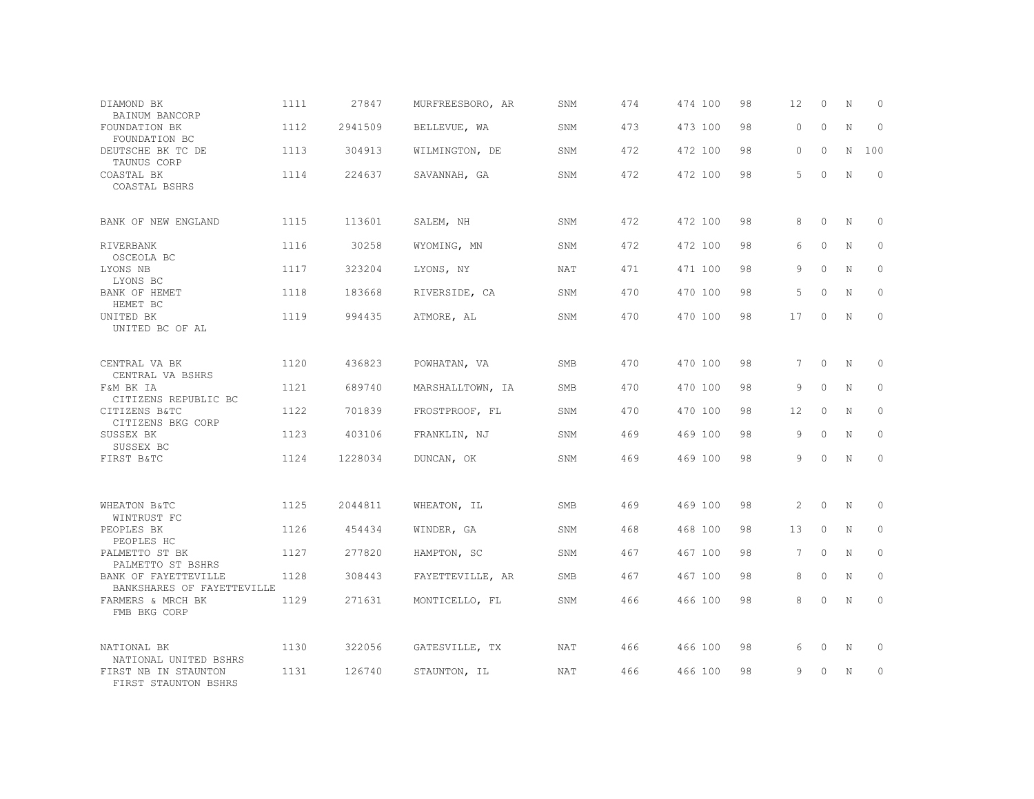| | | | | | | | | | | | | |
|---|---|---|---|---|---|---|---|---|---|---|---|---|
| DIAMOND BK<br>BAINUM BANCORP | 1111 | 27847 | MURFREESBORO, AR | SNM | 474 | 474 | 100 | 98 | 12 | 0 | N | 0 |
| FOUNDATION BK<br>FOUNDATION BC | 1112 | 2941509 | BELLEVUE, WA | SNM | 473 | 473 | 100 | 98 | 0 | 0 | N | 0 |
| DEUTSCHE BK TC DE<br>TAUNUS CORP | 1113 | 304913 | WILMINGTON, DE | SNM | 472 | 472 | 100 | 98 | 0 | 0 | N | 100 |
| COASTAL BK<br>COASTAL BSHRS | 1114 | 224637 | SAVANNAH, GA | SNM | 472 | 472 | 100 | 98 | 5 | 0 | N | 0 |
| BANK OF NEW ENGLAND | 1115 | 113601 | SALEM, NH | SNM | 472 | 472 | 100 | 98 | 8 | 0 | N | 0 |
| RIVERBANK<br>OSCEOLA BC | 1116 | 30258 | WYOMING, MN | SNM | 472 | 472 | 100 | 98 | 6 | 0 | N | 0 |
| LYONS NB<br>LYONS BC | 1117 | 323204 | LYONS, NY | NAT | 471 | 471 | 100 | 98 | 9 | 0 | N | 0 |
| BANK OF HEMET<br>HEMET BC | 1118 | 183668 | RIVERSIDE, CA | SNM | 470 | 470 | 100 | 98 | 5 | 0 | N | 0 |
| UNITED BK<br>UNITED BC OF AL | 1119 | 994435 | ATMORE, AL | SNM | 470 | 470 | 100 | 98 | 17 | 0 | N | 0 |
| CENTRAL VA BK<br>CENTRAL VA BSHRS | 1120 | 436823 | POWHATAN, VA | SMB | 470 | 470 | 100 | 98 | 7 | 0 | N | 0 |
| F&M BK IA<br>CITIZENS REPUBLIC BC | 1121 | 689740 | MARSHALLTOWN, IA | SMB | 470 | 470 | 100 | 98 | 9 | 0 | N | 0 |
| CITIZENS B&TC<br>CITIZENS BKG CORP | 1122 | 701839 | FROSTPROOF, FL | SNM | 470 | 470 | 100 | 98 | 12 | 0 | N | 0 |
| SUSSEX BK<br>SUSSEX BC | 1123 | 403106 | FRANKLIN, NJ | SNM | 469 | 469 | 100 | 98 | 9 | 0 | N | 0 |
| FIRST B&TC | 1124 | 1228034 | DUNCAN, OK | SNM | 469 | 469 | 100 | 98 | 9 | 0 | N | 0 |
| WHEATON B&TC<br>WINTRUST FC | 1125 | 2044811 | WHEATON, IL | SMB | 469 | 469 | 100 | 98 | 2 | 0 | N | 0 |
| PEOPLES BK<br>PEOPLES HC | 1126 | 454434 | WINDER, GA | SNM | 468 | 468 | 100 | 98 | 13 | 0 | N | 0 |
| PALMETTO ST BK<br>PALMETTO ST BSHRS | 1127 | 277820 | HAMPTON, SC | SNM | 467 | 467 | 100 | 98 | 7 | 0 | N | 0 |
| BANK OF FAYETTEVILLE<br>BANKSHARES OF FAYETTEVILLE | 1128 | 308443 | FAYETTEVILLE, AR | SMB | 467 | 467 | 100 | 98 | 8 | 0 | N | 0 |
| FARMERS & MRCH BK<br>FMB BKG CORP | 1129 | 271631 | MONTICELLO, FL | SNM | 466 | 466 | 100 | 98 | 8 | 0 | N | 0 |
| NATIONAL BK<br>NATIONAL UNITED BSHRS | 1130 | 322056 | GATESVILLE, TX | NAT | 466 | 466 | 100 | 98 | 6 | 0 | N | 0 |
| FIRST NB IN STAUNTON<br>FIRST STAUNTON BSHRS | 1131 | 126740 | STAUNTON, IL | NAT | 466 | 466 | 100 | 98 | 9 | 0 | N | 0 |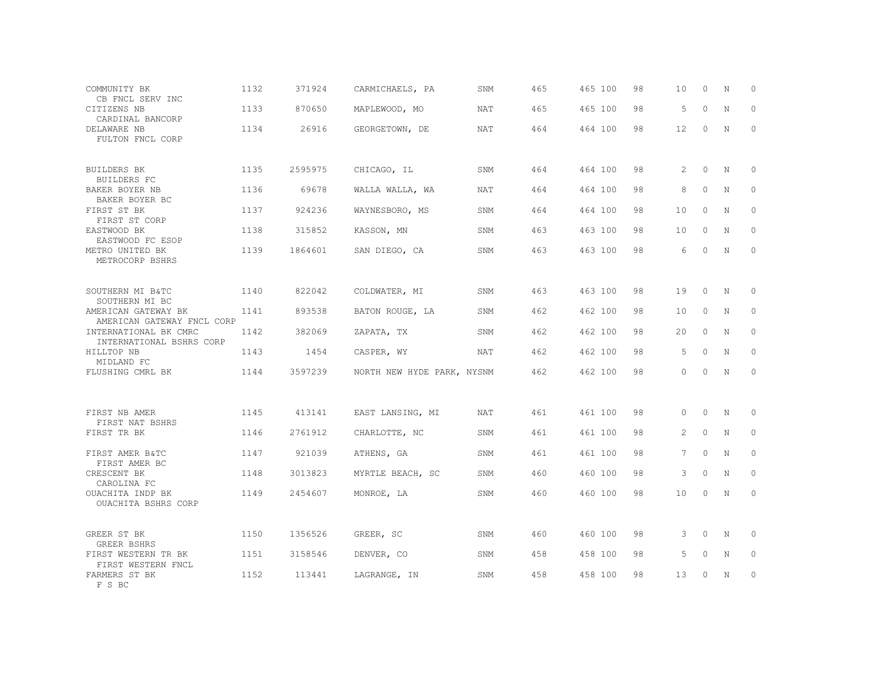| Name | Rank | ID | Location | Type | Col1 | Col2 | Col3 | Col4 | Col5 | Col6 | Col7 | Col8 |
|---|---|---|---|---|---|---|---|---|---|---|---|---|
| COMMUNITY BK<br>CB FNCL SERV INC | 1132 | 371924 | CARMICHAELS, PA | SNM | 465 | 465 | 100 | 98 | 10 | 0 | N | 0 |
| CITIZENS NB<br>CARDINAL BANCORP | 1133 | 870650 | MAPLEWOOD, MO | NAT | 465 | 465 | 100 | 98 | 5 | 0 | N | 0 |
| DELAWARE NB<br>FULTON FNCL CORP | 1134 | 26916 | GEORGETOWN, DE | NAT | 464 | 464 | 100 | 98 | 12 | 0 | N | 0 |
| BUILDERS BK<br>BUILDERS FC | 1135 | 2595975 | CHICAGO, IL | SNM | 464 | 464 | 100 | 98 | 2 | 0 | N | 0 |
| BAKER BOYER NB<br>BAKER BOYER BC | 1136 | 69678 | WALLA WALLA, WA | NAT | 464 | 464 | 100 | 98 | 8 | 0 | N | 0 |
| FIRST ST BK<br>FIRST ST CORP | 1137 | 924236 | WAYNESBORO, MS | SNM | 464 | 464 | 100 | 98 | 10 | 0 | N | 0 |
| EASTWOOD BK<br>EASTWOOD FC ESOP | 1138 | 315852 | KASSON, MN | SNM | 463 | 463 | 100 | 98 | 10 | 0 | N | 0 |
| METRO UNITED BK<br>METROCORP BSHRS | 1139 | 1864601 | SAN DIEGO, CA | SNM | 463 | 463 | 100 | 98 | 6 | 0 | N | 0 |
| SOUTHERN MI B&TC<br>SOUTHERN MI BC | 1140 | 822042 | COLDWATER, MI | SNM | 463 | 463 | 100 | 98 | 19 | 0 | N | 0 |
| AMERICAN GATEWAY BK<br>AMERICAN GATEWAY FNCL CORP | 1141 | 893538 | BATON ROUGE, LA | SNM | 462 | 462 | 100 | 98 | 10 | 0 | N | 0 |
| INTERNATIONAL BK CMRC<br>INTERNATIONAL BSHRS CORP | 1142 | 382069 | ZAPATA, TX | SNM | 462 | 462 | 100 | 98 | 20 | 0 | N | 0 |
| HILLTOP NB<br>MIDLAND FC | 1143 | 1454 | CASPER, WY | NAT | 462 | 462 | 100 | 98 | 5 | 0 | N | 0 |
| FLUSHING CMRL BK | 1144 | 3597239 | NORTH NEW HYDE PARK, NY | SNM | 462 | 462 | 100 | 98 | 0 | 0 | N | 0 |
| FIRST NB AMER<br>FIRST NAT BSHRS | 1145 | 413141 | EAST LANSING, MI | NAT | 461 | 461 | 100 | 98 | 0 | 0 | N | 0 |
| FIRST TR BK | 1146 | 2761912 | CHARLOTTE, NC | SNM | 461 | 461 | 100 | 98 | 2 | 0 | N | 0 |
| FIRST AMER B&TC<br>FIRST AMER BC | 1147 | 921039 | ATHENS, GA | SNM | 461 | 461 | 100 | 98 | 7 | 0 | N | 0 |
| CRESCENT BK<br>CAROLINA FC | 1148 | 3013823 | MYRTLE BEACH, SC | SNM | 460 | 460 | 100 | 98 | 3 | 0 | N | 0 |
| OUACHITA INDP BK<br>OUACHITA BSHRS CORP | 1149 | 2454607 | MONROE, LA | SNM | 460 | 460 | 100 | 98 | 10 | 0 | N | 0 |
| GREER ST BK<br>GREER BSHRS | 1150 | 1356526 | GREER, SC | SNM | 460 | 460 | 100 | 98 | 3 | 0 | N | 0 |
| FIRST WESTERN TR BK<br>FIRST WESTERN FNCL | 1151 | 3158546 | DENVER, CO | SNM | 458 | 458 | 100 | 98 | 5 | 0 | N | 0 |
| FARMERS ST BK<br>F S BC | 1152 | 113441 | LAGRANGE, IN | SNM | 458 | 458 | 100 | 98 | 13 | 0 | N | 0 |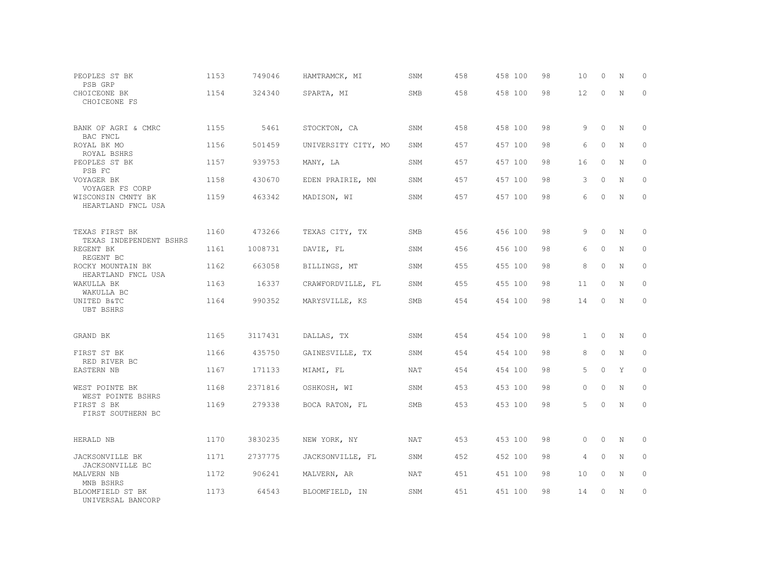| | | | | | | | | | | | |
|---|---|---|---|---|---|---|---|---|---|---|---|
| PEOPLES ST BK<br>PSB GRP | 1153 | 749046 | HAMTRAMCK, MI | SNM | 458 | 458 100 | 98 | 10 | 0 | N | 0 |
| CHOICEONE BK<br>CHOICEONE FS | 1154 | 324340 | SPARTA, MI | SMB | 458 | 458 100 | 98 | 12 | 0 | N | 0 |
| BANK OF AGRI & CMRC<br>BAC FNCL | 1155 | 5461 | STOCKTON, CA | SNM | 458 | 458 100 | 98 | 9 | 0 | N | 0 |
| ROYAL BK MO<br>ROYAL BSHRS | 1156 | 501459 | UNIVERSITY CITY, MO | SNM | 457 | 457 100 | 98 | 6 | 0 | N | 0 |
| PEOPLES ST BK<br>PSB FC | 1157 | 939753 | MANY, LA | SNM | 457 | 457 100 | 98 | 16 | 0 | N | 0 |
| VOYAGER BK<br>VOYAGER FS CORP | 1158 | 430670 | EDEN PRAIRIE, MN | SNM | 457 | 457 100 | 98 | 3 | 0 | N | 0 |
| WISCONSIN CMNTY BK<br>HEARTLAND FNCL USA | 1159 | 463342 | MADISON, WI | SNM | 457 | 457 100 | 98 | 6 | 0 | N | 0 |
| TEXAS FIRST BK<br>TEXAS INDEPENDENT BSHRS | 1160 | 473266 | TEXAS CITY, TX | SMB | 456 | 456 100 | 98 | 9 | 0 | N | 0 |
| REGENT BK<br>REGENT BC | 1161 | 1008731 | DAVIE, FL | SNM | 456 | 456 100 | 98 | 6 | 0 | N | 0 |
| ROCKY MOUNTAIN BK<br>HEARTLAND FNCL USA | 1162 | 663058 | BILLINGS, MT | SNM | 455 | 455 100 | 98 | 8 | 0 | N | 0 |
| WAKULLA BK<br>WAKULLA BC | 1163 | 16337 | CRAWFORDVILLE, FL | SNM | 455 | 455 100 | 98 | 11 | 0 | N | 0 |
| UNITED B&TC<br>UBT BSHRS | 1164 | 990352 | MARYSVILLE, KS | SMB | 454 | 454 100 | 98 | 14 | 0 | N | 0 |
| GRAND BK | 1165 | 3117431 | DALLAS, TX | SNM | 454 | 454 100 | 98 | 1 | 0 | N | 0 |
| FIRST ST BK<br>RED RIVER BC | 1166 | 435750 | GAINESVILLE, TX | SNM | 454 | 454 100 | 98 | 8 | 0 | N | 0 |
| EASTERN NB | 1167 | 171133 | MIAMI, FL | NAT | 454 | 454 100 | 98 | 5 | 0 | Y | 0 |
| WEST POINTE BK<br>WEST POINTE BSHRS | 1168 | 2371816 | OSHKOSH, WI | SNM | 453 | 453 100 | 98 | 0 | 0 | N | 0 |
| FIRST S BK<br>FIRST SOUTHERN BC | 1169 | 279338 | BOCA RATON, FL | SMB | 453 | 453 100 | 98 | 5 | 0 | N | 0 |
| HERALD NB | 1170 | 3830235 | NEW YORK, NY | NAT | 453 | 453 100 | 98 | 0 | 0 | N | 0 |
| JACKSONVILLE BK<br>JACKSONVILLE BC | 1171 | 2737775 | JACKSONVILLE, FL | SNM | 452 | 452 100 | 98 | 4 | 0 | N | 0 |
| MALVERN NB<br>MNB BSHRS | 1172 | 906241 | MALVERN, AR | NAT | 451 | 451 100 | 98 | 10 | 0 | N | 0 |
| BLOOMFIELD ST BK<br>UNIVERSAL BANCORP | 1173 | 64543 | BLOOMFIELD, IN | SNM | 451 | 451 100 | 98 | 14 | 0 | N | 0 |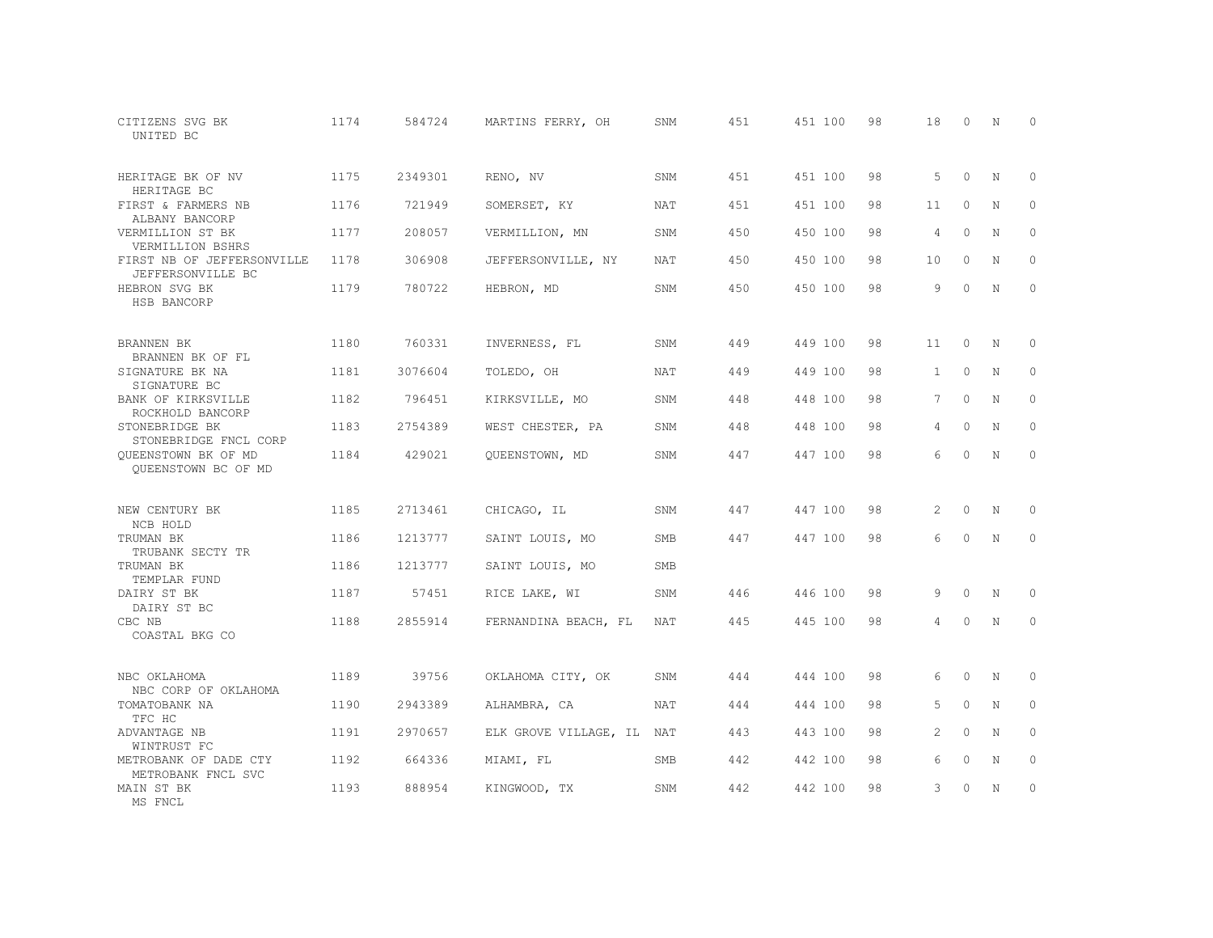| | | | | | | | | | | | | |
|---|---|---|---|---|---|---|---|---|---|---|---|---|
| CITIZENS SVG BK<br>UNITED BC | 1174 | 584724 | MARTINS FERRY, OH | SNM | 451 | 451 | 100 | 98 | 18 | 0 | N | 0 |
| HERITAGE BK OF NV<br>HERITAGE BC | 1175 | 2349301 | RENO, NV | SNM | 451 | 451 | 100 | 98 | 5 | 0 | N | 0 |
| FIRST & FARMERS NB<br>ALBANY BANCORP | 1176 | 721949 | SOMERSET, KY | NAT | 451 | 451 | 100 | 98 | 11 | 0 | N | 0 |
| VERMILLION ST BK<br>VERMILLION BSHRS | 1177 | 208057 | VERMILLION, MN | SNM | 450 | 450 | 100 | 98 | 4 | 0 | N | 0 |
| FIRST NB OF JEFFERSONVILLE<br>JEFFERSONVILLE BC | 1178 | 306908 | JEFFERSONVILLE, NY | NAT | 450 | 450 | 100 | 98 | 10 | 0 | N | 0 |
| HEBRON SVG BK<br>HSB BANCORP | 1179 | 780722 | HEBRON, MD | SNM | 450 | 450 | 100 | 98 | 9 | 0 | N | 0 |
| BRANNEN BK<br>BRANNEN BK OF FL | 1180 | 760331 | INVERNESS, FL | SNM | 449 | 449 | 100 | 98 | 11 | 0 | N | 0 |
| SIGNATURE BK NA<br>SIGNATURE BC | 1181 | 3076604 | TOLEDO, OH | NAT | 449 | 449 | 100 | 98 | 1 | 0 | N | 0 |
| BANK OF KIRKSVILLE<br>ROCKHOLD BANCORP | 1182 | 796451 | KIRKSVILLE, MO | SNM | 448 | 448 | 100 | 98 | 7 | 0 | N | 0 |
| STONEBRIDGE BK<br>STONEBRIDGE FNCL CORP | 1183 | 2754389 | WEST CHESTER, PA | SNM | 448 | 448 | 100 | 98 | 4 | 0 | N | 0 |
| QUEENSTOWN BK OF MD<br>QUEENSTOWN BC OF MD | 1184 | 429021 | QUEENSTOWN, MD | SNM | 447 | 447 | 100 | 98 | 6 | 0 | N | 0 |
| NEW CENTURY BK<br>NCB HOLD | 1185 | 2713461 | CHICAGO, IL | SNM | 447 | 447 | 100 | 98 | 2 | 0 | N | 0 |
| TRUMAN BK<br>TRUBANK SECTY TR | 1186 | 1213777 | SAINT LOUIS, MO | SMB | 447 | 447 | 100 | 98 | 6 | 0 | N | 0 |
| TRUMAN BK<br>TEMPLAR FUND | 1186 | 1213777 | SAINT LOUIS, MO | SMB | | | | | | | | |
| DAIRY ST BK<br>DAIRY ST BC | 1187 | 57451 | RICE LAKE, WI | SNM | 446 | 446 | 100 | 98 | 9 | 0 | N | 0 |
| CBC NB<br>COASTAL BKG CO | 1188 | 2855914 | FERNANDINA BEACH, FL | NAT | 445 | 445 | 100 | 98 | 4 | 0 | N | 0 |
| NBC OKLAHOMA<br>NBC CORP OF OKLAHOMA | 1189 | 39756 | OKLAHOMA CITY, OK | SNM | 444 | 444 | 100 | 98 | 6 | 0 | N | 0 |
| TOMATOBANK NA<br>TFC HC | 1190 | 2943389 | ALHAMBRA, CA | NAT | 444 | 444 | 100 | 98 | 5 | 0 | N | 0 |
| ADVANTAGE NB<br>WINTRUST FC | 1191 | 2970657 | ELK GROVE VILLAGE, IL | NAT | 443 | 443 | 100 | 98 | 2 | 0 | N | 0 |
| METROBANK OF DADE CTY<br>METROBANK FNCL SVC | 1192 | 664336 | MIAMI, FL | SMB | 442 | 442 | 100 | 98 | 6 | 0 | N | 0 |
| MAIN ST BK<br>MS FNCL | 1193 | 888954 | KINGWOOD, TX | SNM | 442 | 442 | 100 | 98 | 3 | 0 | N | 0 |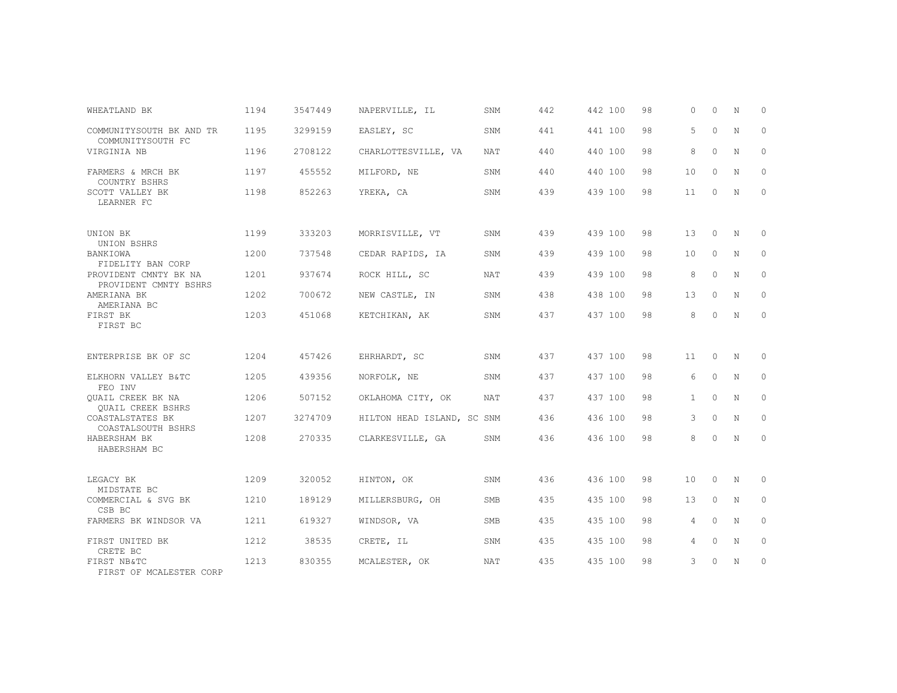| | | | | | | | | | | | |
|---|---|---|---|---|---|---|---|---|---|---|---|
| WHEATLAND BK | 1194 | 3547449 | NAPERVILLE, IL | SNM | 442 | 442 | 100 | 98 | 0 | 0 | N | 0 |
| COMMUNITYSOUTH BK AND TR<br>COMMUNITYSOUTH FC | 1195 | 3299159 | EASLEY, SC | SNM | 441 | 441 | 100 | 98 | 5 | 0 | N | 0 |
| VIRGINIA NB | 1196 | 2708122 | CHARLOTTESVILLE, VA | NAT | 440 | 440 | 100 | 98 | 8 | 0 | N | 0 |
| FARMERS & MRCH BK<br>COUNTRY BSHRS | 1197 | 455552 | MILFORD, NE | SNM | 440 | 440 | 100 | 98 | 10 | 0 | N | 0 |
| SCOTT VALLEY BK<br>LEARNER FC | 1198 | 852263 | YREKA, CA | SNM | 439 | 439 | 100 | 98 | 11 | 0 | N | 0 |
| UNION BK<br>UNION BSHRS | 1199 | 333203 | MORRISVILLE, VT | SNM | 439 | 439 | 100 | 98 | 13 | 0 | N | 0 |
| BANKIOWA<br>FIDELITY BAN CORP | 1200 | 737548 | CEDAR RAPIDS, IA | SNM | 439 | 439 | 100 | 98 | 10 | 0 | N | 0 |
| PROVIDENT CMNTY BK NA<br>PROVIDENT CMNTY BSHRS | 1201 | 937674 | ROCK HILL, SC | NAT | 439 | 439 | 100 | 98 | 8 | 0 | N | 0 |
| AMERIANA BK<br>AMERIANA BC | 1202 | 700672 | NEW CASTLE, IN | SNM | 438 | 438 | 100 | 98 | 13 | 0 | N | 0 |
| FIRST BK<br>FIRST BC | 1203 | 451068 | KETCHIKAN, AK | SNM | 437 | 437 | 100 | 98 | 8 | 0 | N | 0 |
| ENTERPRISE BK OF SC | 1204 | 457426 | EHRHARDT, SC | SNM | 437 | 437 | 100 | 98 | 11 | 0 | N | 0 |
| ELKHORN VALLEY B&TC<br>FEO INV | 1205 | 439356 | NORFOLK, NE | SNM | 437 | 437 | 100 | 98 | 6 | 0 | N | 0 |
| QUAIL CREEK BK NA<br>QUAIL CREEK BSHRS | 1206 | 507152 | OKLAHOMA CITY, OK | NAT | 437 | 437 | 100 | 98 | 1 | 0 | N | 0 |
| COASTALSTATES BK<br>COASTALSOUTH BSHRS | 1207 | 3274709 | HILTON HEAD ISLAND, SC | SNM | 436 | 436 | 100 | 98 | 3 | 0 | N | 0 |
| HABERSHAM BK<br>HABERSHAM BC | 1208 | 270335 | CLARKESVILLE, GA | SNM | 436 | 436 | 100 | 98 | 8 | 0 | N | 0 |
| LEGACY BK<br>MIDSTATE BC | 1209 | 320052 | HINTON, OK | SNM | 436 | 436 | 100 | 98 | 10 | 0 | N | 0 |
| COMMERCIAL & SVG BK<br>CSB BC | 1210 | 189129 | MILLERSBURG, OH | SMB | 435 | 435 | 100 | 98 | 13 | 0 | N | 0 |
| FARMERS BK WINDSOR VA | 1211 | 619327 | WINDSOR, VA | SMB | 435 | 435 | 100 | 98 | 4 | 0 | N | 0 |
| FIRST UNITED BK<br>CRETE BC | 1212 | 38535 | CRETE, IL | SNM | 435 | 435 | 100 | 98 | 4 | 0 | N | 0 |
| FIRST NB&TC<br>FIRST OF MCALESTER CORP | 1213 | 830355 | MCALESTER, OK | NAT | 435 | 435 | 100 | 98 | 3 | 0 | N | 0 |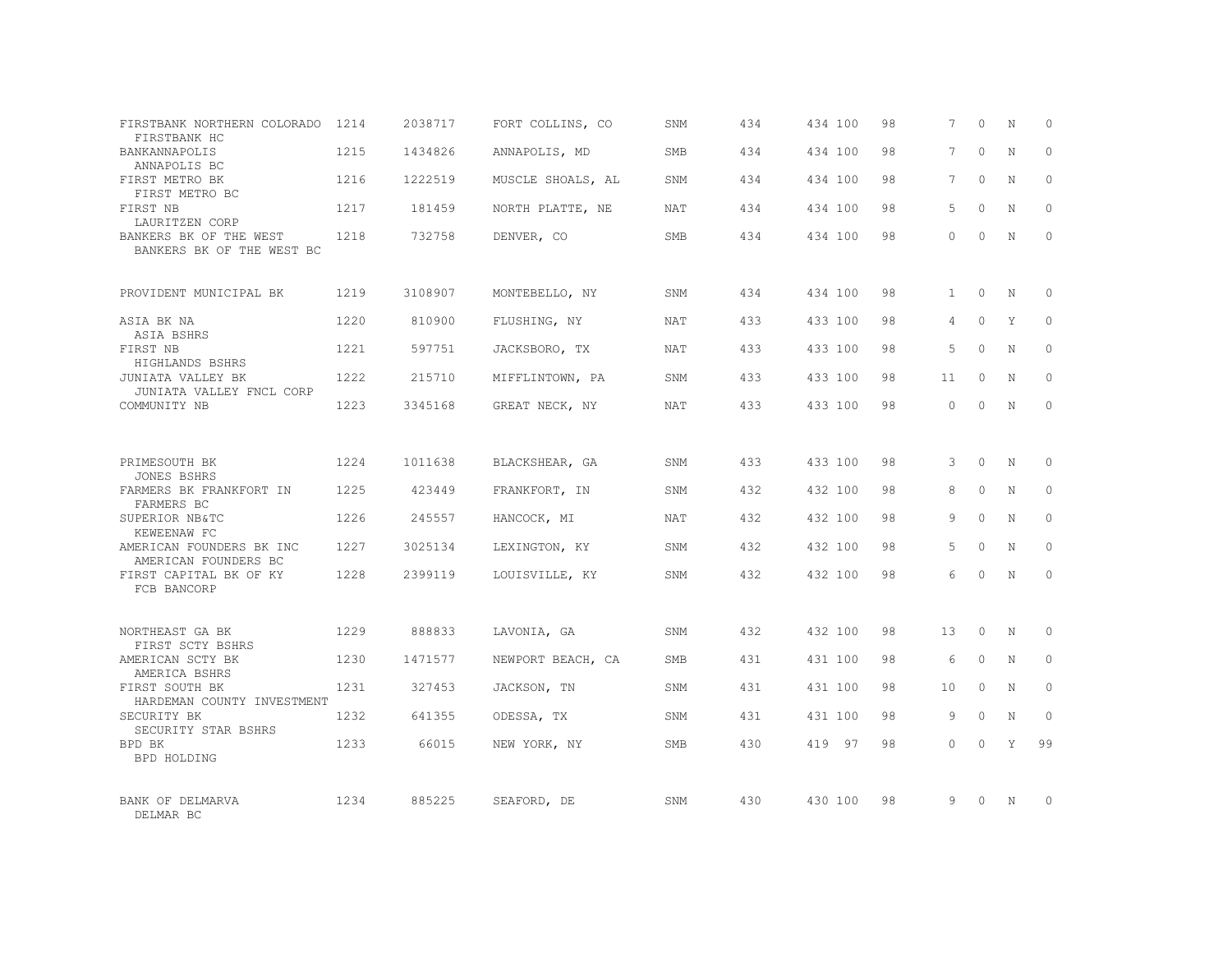| | | | | | | | | | | | | |
|---|---|---|---|---|---|---|---|---|---|---|---|---|
| FIRSTBANK NORTHERN COLORADO<br>FIRSTBANK HC | 1214 | 2038717 | FORT COLLINS, CO | SNM | 434 | 434 | 100 | 98 | 7 | 0 | N | 0 |
| BANKANNAPOLIS<br>ANNAPOLIS BC | 1215 | 1434826 | ANNAPOLIS, MD | SMB | 434 | 434 | 100 | 98 | 7 | 0 | N | 0 |
| FIRST METRO BK<br>FIRST METRO BC | 1216 | 1222519 | MUSCLE SHOALS, AL | SNM | 434 | 434 | 100 | 98 | 7 | 0 | N | 0 |
| FIRST NB<br>LAURITZEN CORP | 1217 | 181459 | NORTH PLATTE, NE | NAT | 434 | 434 | 100 | 98 | 5 | 0 | N | 0 |
| BANKERS BK OF THE WEST<br>BANKERS BK OF THE WEST BC | 1218 | 732758 | DENVER, CO | SMB | 434 | 434 | 100 | 98 | 0 | 0 | N | 0 |
| PROVIDENT MUNICIPAL BK | 1219 | 3108907 | MONTEBELLO, NY | SNM | 434 | 434 | 100 | 98 | 1 | 0 | N | 0 |
| ASIA BK NA<br>ASIA BSHRS | 1220 | 810900 | FLUSHING, NY | NAT | 433 | 433 | 100 | 98 | 4 | 0 | Y | 0 |
| FIRST NB<br>HIGHLANDS BSHRS | 1221 | 597751 | JACKSBORO, TX | NAT | 433 | 433 | 100 | 98 | 5 | 0 | N | 0 |
| JUNIATA VALLEY BK<br>JUNIATA VALLEY FNCL CORP | 1222 | 215710 | MIFFLINTOWN, PA | SNM | 433 | 433 | 100 | 98 | 11 | 0 | N | 0 |
| COMMUNITY NB | 1223 | 3345168 | GREAT NECK, NY | NAT | 433 | 433 | 100 | 98 | 0 | 0 | N | 0 |
| PRIMESOUTH BK<br>JONES BSHRS | 1224 | 1011638 | BLACKSHEAR, GA | SNM | 433 | 433 | 100 | 98 | 3 | 0 | N | 0 |
| FARMERS BK FRANKFORT IN<br>FARMERS BC | 1225 | 423449 | FRANKFORT, IN | SNM | 432 | 432 | 100 | 98 | 8 | 0 | N | 0 |
| SUPERIOR NB&TC<br>KEWEENAW FC | 1226 | 245557 | HANCOCK, MI | NAT | 432 | 432 | 100 | 98 | 9 | 0 | N | 0 |
| AMERICAN FOUNDERS BK INC<br>AMERICAN FOUNDERS BC | 1227 | 3025134 | LEXINGTON, KY | SNM | 432 | 432 | 100 | 98 | 5 | 0 | N | 0 |
| FIRST CAPITAL BK OF KY<br>FCB BANCORP | 1228 | 2399119 | LOUISVILLE, KY | SNM | 432 | 432 | 100 | 98 | 6 | 0 | N | 0 |
| NORTHEAST GA BK<br>FIRST SCTY BSHRS | 1229 | 888833 | LAVONIA, GA | SNM | 432 | 432 | 100 | 98 | 13 | 0 | N | 0 |
| AMERICAN SCTY BK<br>AMERICA BSHRS | 1230 | 1471577 | NEWPORT BEACH, CA | SMB | 431 | 431 | 100 | 98 | 6 | 0 | N | 0 |
| FIRST SOUTH BK<br>HARDEMAN COUNTY INVESTMENT | 1231 | 327453 | JACKSON, TN | SNM | 431 | 431 | 100 | 98 | 10 | 0 | N | 0 |
| SECURITY BK<br>SECURITY STAR BSHRS | 1232 | 641355 | ODESSA, TX | SNM | 431 | 431 | 100 | 98 | 9 | 0 | N | 0 |
| BPD BK<br>BPD HOLDING | 1233 | 66015 | NEW YORK, NY | SMB | 430 | 419 | 97 | 98 | 0 | 0 | Y | 99 |
| BANK OF DELMARVA<br>DELMAR BC | 1234 | 885225 | SEAFORD, DE | SNM | 430 | 430 | 100 | 98 | 9 | 0 | N | 0 |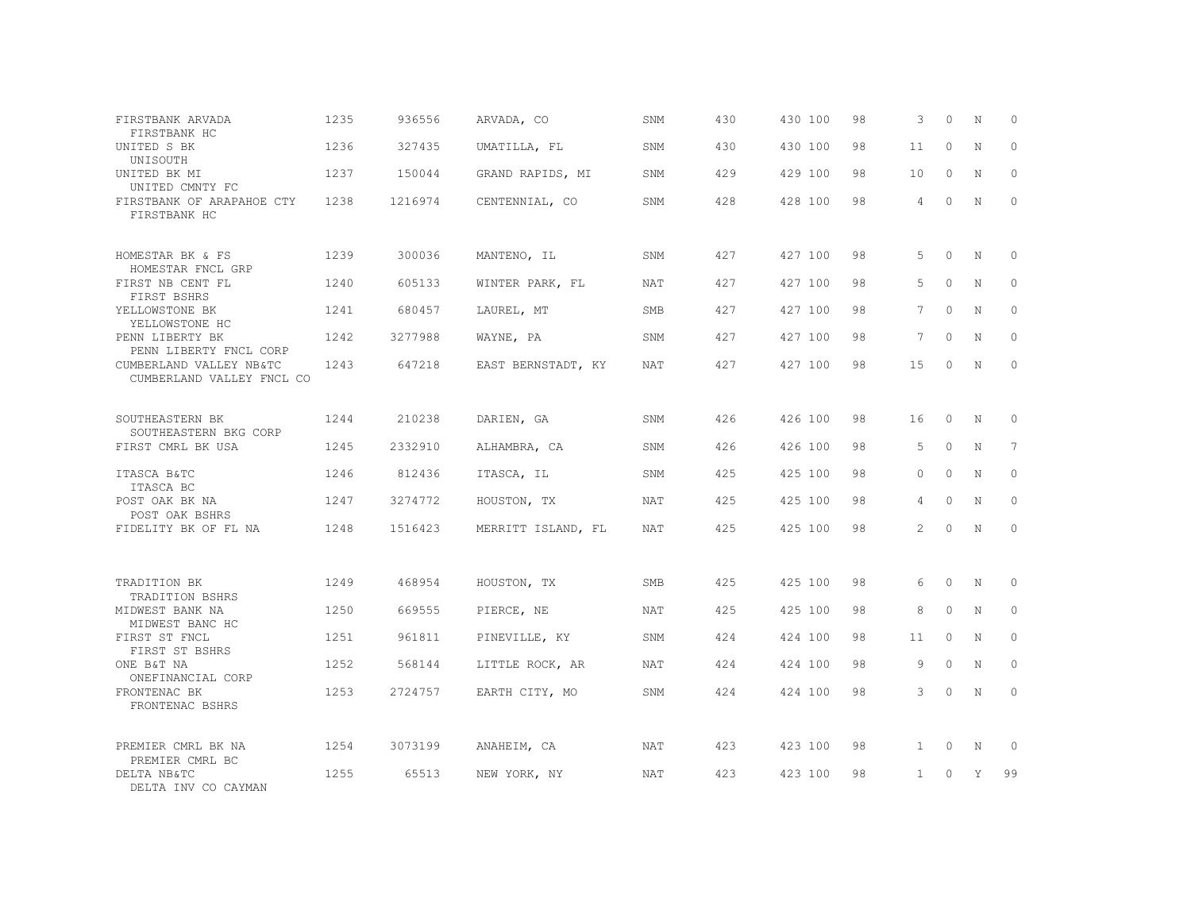| | | | | | | | | | | | |
|---|---|---|---|---|---|---|---|---|---|---|---|
| FIRSTBANK ARVADA<br>FIRSTBANK HC | 1235 | 936556 | ARVADA, CO | SNM | 430 | 430 | 100 | 98 | 3 | 0 | N | 0 |
| UNITED S BK<br>UNISOUTH | 1236 | 327435 | UMATILLA, FL | SNM | 430 | 430 | 100 | 98 | 11 | 0 | N | 0 |
| UNITED BK MI<br>UNITED CMNTY FC | 1237 | 150044 | GRAND RAPIDS, MI | SNM | 429 | 429 | 100 | 98 | 10 | 0 | N | 0 |
| FIRSTBANK OF ARAPAHOE CTY<br>FIRSTBANK HC | 1238 | 1216974 | CENTENNIAL, CO | SNM | 428 | 428 | 100 | 98 | 4 | 0 | N | 0 |
| HOMESTAR BK & FS<br>HOMESTAR FNCL GRP | 1239 | 300036 | MANTENO, IL | SNM | 427 | 427 | 100 | 98 | 5 | 0 | N | 0 |
| FIRST NB CENT FL<br>FIRST BSHRS | 1240 | 605133 | WINTER PARK, FL | NAT | 427 | 427 | 100 | 98 | 5 | 0 | N | 0 |
| YELLOWSTONE BK<br>YELLOWSTONE HC | 1241 | 680457 | LAUREL, MT | SMB | 427 | 427 | 100 | 98 | 7 | 0 | N | 0 |
| PENN LIBERTY BK<br>PENN LIBERTY FNCL CORP | 1242 | 3277988 | WAYNE, PA | SNM | 427 | 427 | 100 | 98 | 7 | 0 | N | 0 |
| CUMBERLAND VALLEY NB&TC<br>CUMBERLAND VALLEY FNCL CO | 1243 | 647218 | EAST BERNSTADT, KY | NAT | 427 | 427 | 100 | 98 | 15 | 0 | N | 0 |
| SOUTHEASTERN BK<br>SOUTHEASTERN BKG CORP | 1244 | 210238 | DARIEN, GA | SNM | 426 | 426 | 100 | 98 | 16 | 0 | N | 0 |
| FIRST CMRL BK USA | 1245 | 2332910 | ALHAMBRA, CA | SNM | 426 | 426 | 100 | 98 | 5 | 0 | N | 7 |
| ITASCA B&TC<br>ITASCA BC | 1246 | 812436 | ITASCA, IL | SNM | 425 | 425 | 100 | 98 | 0 | 0 | N | 0 |
| POST OAK BK NA<br>POST OAK BSHRS | 1247 | 3274772 | HOUSTON, TX | NAT | 425 | 425 | 100 | 98 | 4 | 0 | N | 0 |
| FIDELITY BK OF FL NA | 1248 | 1516423 | MERRITT ISLAND, FL | NAT | 425 | 425 | 100 | 98 | 2 | 0 | N | 0 |
| TRADITION BK<br>TRADITION BSHRS | 1249 | 468954 | HOUSTON, TX | SMB | 425 | 425 | 100 | 98 | 6 | 0 | N | 0 |
| MIDWEST BANK NA<br>MIDWEST BANC HC | 1250 | 669555 | PIERCE, NE | NAT | 425 | 425 | 100 | 98 | 8 | 0 | N | 0 |
| FIRST ST FNCL<br>FIRST ST BSHRS | 1251 | 961811 | PINEVILLE, KY | SNM | 424 | 424 | 100 | 98 | 11 | 0 | N | 0 |
| ONE B&T NA<br>ONEFINANCIAL CORP | 1252 | 568144 | LITTLE ROCK, AR | NAT | 424 | 424 | 100 | 98 | 9 | 0 | N | 0 |
| FRONTENAC BK<br>FRONTENAC BSHRS | 1253 | 2724757 | EARTH CITY, MO | SNM | 424 | 424 | 100 | 98 | 3 | 0 | N | 0 |
| PREMIER CMRL BK NA<br>PREMIER CMRL BC | 1254 | 3073199 | ANAHEIM, CA | NAT | 423 | 423 | 100 | 98 | 1 | 0 | N | 0 |
| DELTA NB&TC<br>DELTA INV CO CAYMAN | 1255 | 65513 | NEW YORK, NY | NAT | 423 | 423 | 100 | 98 | 1 | 0 | Y | 99 |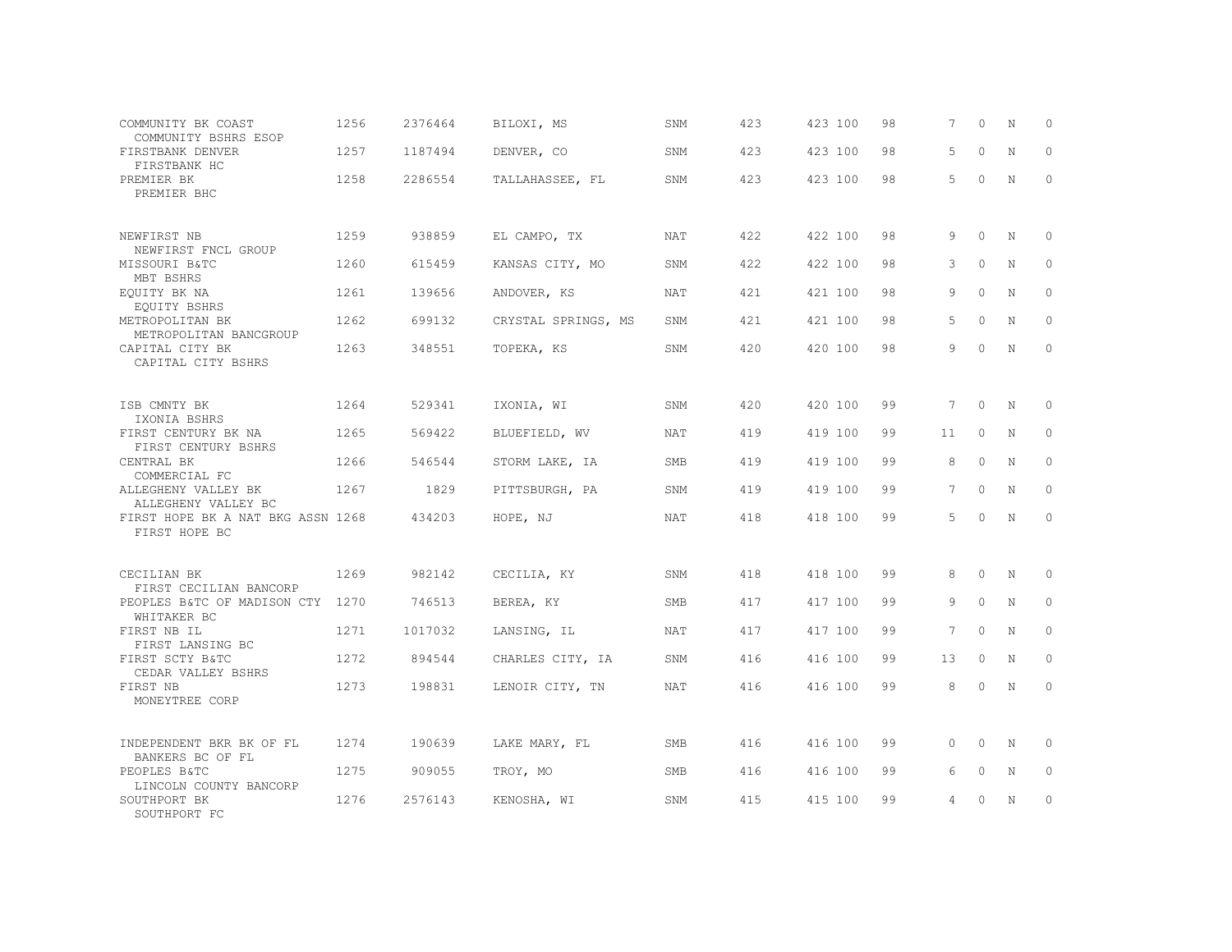| | | | | | | | | | | | |
|---|---|---|---|---|---|---|---|---|---|---|---|
| COMMUNITY BK COAST<br>COMMUNITY BSHRS ESOP | 1256 | 2376464 | BILOXI, MS | SNM | 423 | 423 100 | 98 | 7 | 0 | N | 0 |
| FIRSTBANK DENVER<br>FIRSTBANK HC | 1257 | 1187494 | DENVER, CO | SNM | 423 | 423 100 | 98 | 5 | 0 | N | 0 |
| PREMIER BK<br>PREMIER BHC | 1258 | 2286554 | TALLAHASSEE, FL | SNM | 423 | 423 100 | 98 | 5 | 0 | N | 0 |
| NEWFIRST NB<br>NEWFIRST FNCL GROUP | 1259 | 938859 | EL CAMPO, TX | NAT | 422 | 422 100 | 98 | 9 | 0 | N | 0 |
| MISSOURI B&TC<br>MBT BSHRS | 1260 | 615459 | KANSAS CITY, MO | SNM | 422 | 422 100 | 98 | 3 | 0 | N | 0 |
| EQUITY BK NA<br>EQUITY BSHRS | 1261 | 139656 | ANDOVER, KS | NAT | 421 | 421 100 | 98 | 9 | 0 | N | 0 |
| METROPOLITAN BK<br>METROPOLITAN BANCGROUP | 1262 | 699132 | CRYSTAL SPRINGS, MS | SNM | 421 | 421 100 | 98 | 5 | 0 | N | 0 |
| CAPITAL CITY BK<br>CAPITAL CITY BSHRS | 1263 | 348551 | TOPEKA, KS | SNM | 420 | 420 100 | 98 | 9 | 0 | N | 0 |
| ISB CMNTY BK<br>IXONIA BSHRS | 1264 | 529341 | IXONIA, WI | SNM | 420 | 420 100 | 99 | 7 | 0 | N | 0 |
| FIRST CENTURY BK NA<br>FIRST CENTURY BSHRS | 1265 | 569422 | BLUEFIELD, WV | NAT | 419 | 419 100 | 99 | 11 | 0 | N | 0 |
| CENTRAL BK<br>COMMERCIAL FC | 1266 | 546544 | STORM LAKE, IA | SMB | 419 | 419 100 | 99 | 8 | 0 | N | 0 |
| ALLEGHENY VALLEY BK<br>ALLEGHENY VALLEY BC | 1267 | 1829 | PITTSBURGH, PA | SNM | 419 | 419 100 | 99 | 7 | 0 | N | 0 |
| FIRST HOPE BK A NAT BKG ASSN<br>FIRST HOPE BC | 1268 | 434203 | HOPE, NJ | NAT | 418 | 418 100 | 99 | 5 | 0 | N | 0 |
| CECILIAN BK<br>FIRST CECILIAN BANCORP | 1269 | 982142 | CECILIA, KY | SNM | 418 | 418 100 | 99 | 8 | 0 | N | 0 |
| PEOPLES B&TC OF MADISON CTY<br>WHITAKER BC | 1270 | 746513 | BEREA, KY | SMB | 417 | 417 100 | 99 | 9 | 0 | N | 0 |
| FIRST NB IL<br>FIRST LANSING BC | 1271 | 1017032 | LANSING, IL | NAT | 417 | 417 100 | 99 | 7 | 0 | N | 0 |
| FIRST SCTY B&TC<br>CEDAR VALLEY BSHRS | 1272 | 894544 | CHARLES CITY, IA | SNM | 416 | 416 100 | 99 | 13 | 0 | N | 0 |
| FIRST NB<br>MONEYTREE CORP | 1273 | 198831 | LENOIR CITY, TN | NAT | 416 | 416 100 | 99 | 8 | 0 | N | 0 |
| INDEPENDENT BKR BK OF FL<br>BANKERS BC OF FL | 1274 | 190639 | LAKE MARY, FL | SMB | 416 | 416 100 | 99 | 0 | 0 | N | 0 |
| PEOPLES B&TC<br>LINCOLN COUNTY BANCORP | 1275 | 909055 | TROY, MO | SMB | 416 | 416 100 | 99 | 6 | 0 | N | 0 |
| SOUTHPORT BK<br>SOUTHPORT FC | 1276 | 2576143 | KENOSHA, WI | SNM | 415 | 415 100 | 99 | 4 | 0 | N | 0 |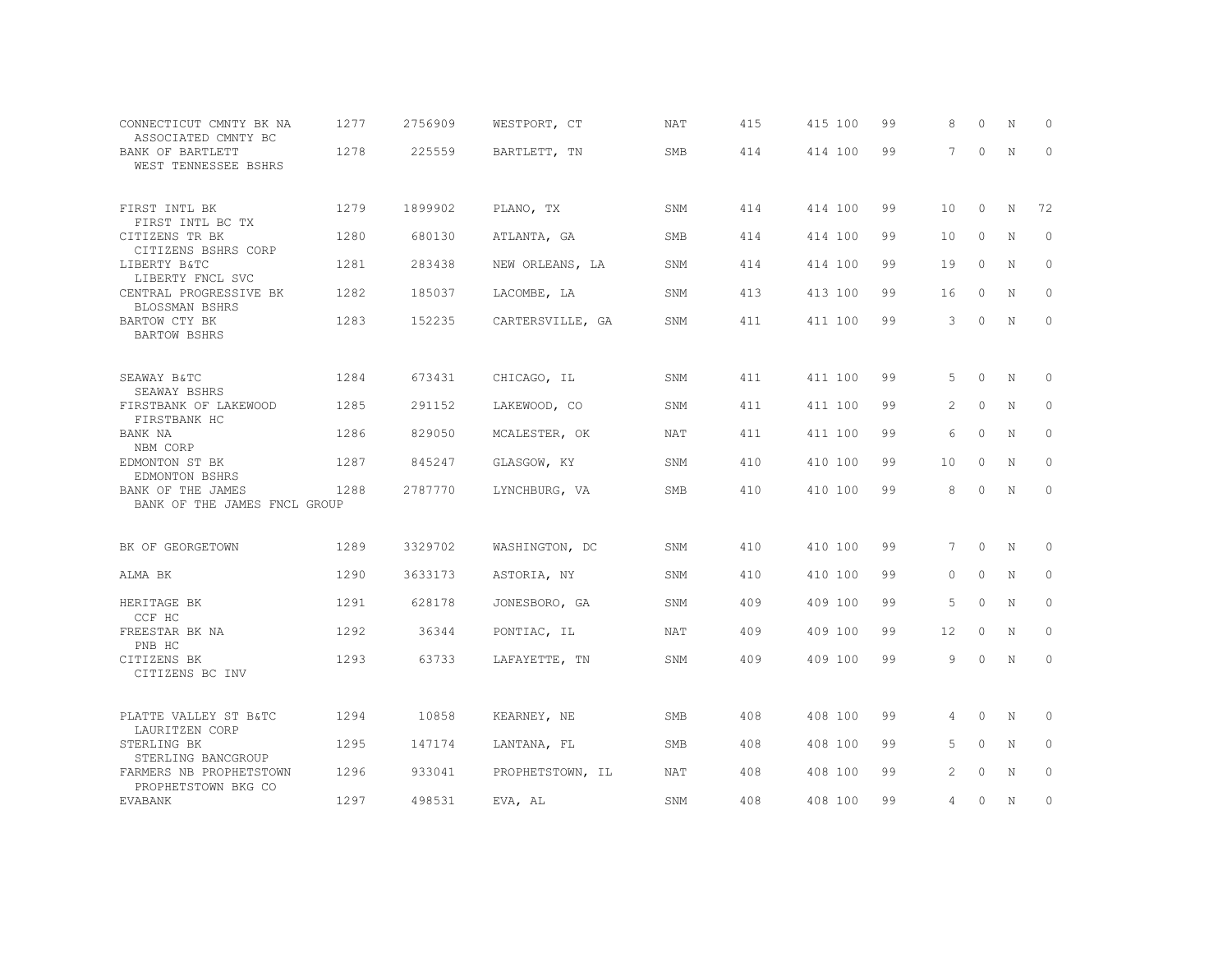| | | | | | | | | | | | |
|---|---|---|---|---|---|---|---|---|---|---|---|
| CONNECTICUT CMNTY BK NA<br>ASSOCIATED CMNTY BC | 1277 | 2756909 | WESTPORT, CT | NAT | 415 | 415 100 | 99 | 8 | 0 | N | 0 |
| BANK OF BARTLETT<br>WEST TENNESSEE BSHRS | 1278 | 225559 | BARTLETT, TN | SMB | 414 | 414 100 | 99 | 7 | 0 | N | 0 |
| FIRST INTL BK<br>FIRST INTL BC TX | 1279 | 1899902 | PLANO, TX | SNM | 414 | 414 100 | 99 | 10 | 0 | N | 72 |
| CITIZENS TR BK<br>CITIZENS BSHRS CORP | 1280 | 680130 | ATLANTA, GA | SMB | 414 | 414 100 | 99 | 10 | 0 | N | 0 |
| LIBERTY B&TC<br>LIBERTY FNCL SVC | 1281 | 283438 | NEW ORLEANS, LA | SNM | 414 | 414 100 | 99 | 19 | 0 | N | 0 |
| CENTRAL PROGRESSIVE BK<br>BLOSSMAN BSHRS | 1282 | 185037 | LACOMBE, LA | SNM | 413 | 413 100 | 99 | 16 | 0 | N | 0 |
| BARTOW CTY BK<br>BARTOW BSHRS | 1283 | 152235 | CARTERSVILLE, GA | SNM | 411 | 411 100 | 99 | 3 | 0 | N | 0 |
| SEAWAY B&TC<br>SEAWAY BSHRS | 1284 | 673431 | CHICAGO, IL | SNM | 411 | 411 100 | 99 | 5 | 0 | N | 0 |
| FIRSTBANK OF LAKEWOOD<br>FIRSTBANK HC | 1285 | 291152 | LAKEWOOD, CO | SNM | 411 | 411 100 | 99 | 2 | 0 | N | 0 |
| BANK NA<br>NBM CORP | 1286 | 829050 | MCALESTER, OK | NAT | 411 | 411 100 | 99 | 6 | 0 | N | 0 |
| EDMONTON ST BK<br>EDMONTON BSHRS | 1287 | 845247 | GLASGOW, KY | SNM | 410 | 410 100 | 99 | 10 | 0 | N | 0 |
| BANK OF THE JAMES<br>BANK OF THE JAMES FNCL GROUP | 1288 | 2787770 | LYNCHBURG, VA | SMB | 410 | 410 100 | 99 | 8 | 0 | N | 0 |
| BK OF GEORGETOWN | 1289 | 3329702 | WASHINGTON, DC | SNM | 410 | 410 100 | 99 | 7 | 0 | N | 0 |
| ALMA BK | 1290 | 3633173 | ASTORIA, NY | SNM | 410 | 410 100 | 99 | 0 | 0 | N | 0 |
| HERITAGE BK<br>CCF HC | 1291 | 628178 | JONESBORO, GA | SNM | 409 | 409 100 | 99 | 5 | 0 | N | 0 |
| FREESTAR BK NA<br>PNB HC | 1292 | 36344 | PONTIAC, IL | NAT | 409 | 409 100 | 99 | 12 | 0 | N | 0 |
| CITIZENS BK<br>CITIZENS BC INV | 1293 | 63733 | LAFAYETTE, TN | SNM | 409 | 409 100 | 99 | 9 | 0 | N | 0 |
| PLATTE VALLEY ST B&TC<br>LAURITZEN CORP | 1294 | 10858 | KEARNEY, NE | SMB | 408 | 408 100 | 99 | 4 | 0 | N | 0 |
| STERLING BK<br>STERLING BANCGROUP | 1295 | 147174 | LANTANA, FL | SMB | 408 | 408 100 | 99 | 5 | 0 | N | 0 |
| FARMERS NB PROPHETSTOWN<br>PROPHETSTOWN BKG CO | 1296 | 933041 | PROPHETSTOWN, IL | NAT | 408 | 408 100 | 99 | 2 | 0 | N | 0 |
| EVABANK | 1297 | 498531 | EVA, AL | SNM | 408 | 408 100 | 99 | 4 | 0 | N | 0 |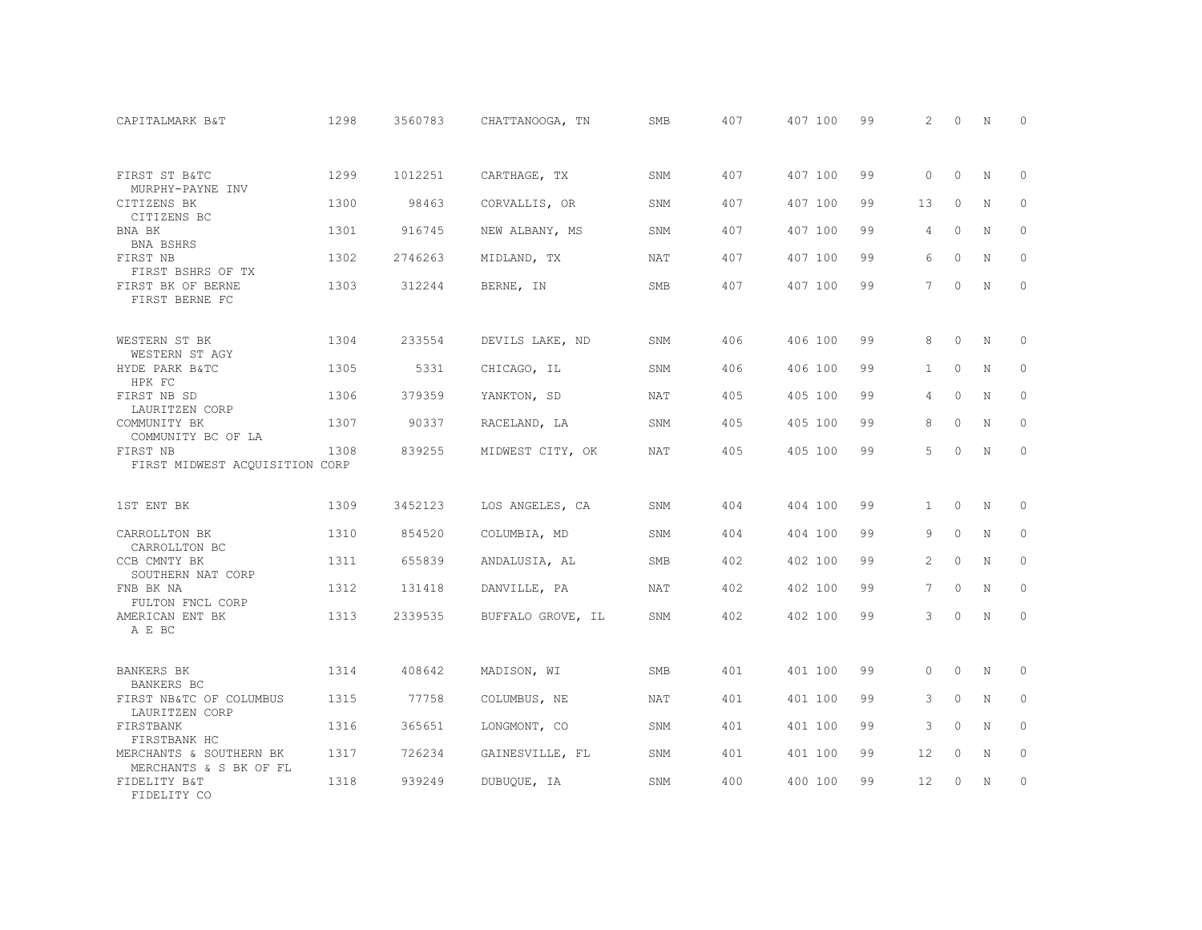| | | | | | | | | | | | | |
|---|---|---|---|---|---|---|---|---|---|---|---|---|
| CAPITALMARK B&T | 1298 | 3560783 | CHATTANOOGA, TN | SMB | 407 | 407 | 100 | 99 | 2 | 0 | N | 0 |
| FIRST ST B&TC<br>MURPHY-PAYNE INV | 1299 | 1012251 | CARTHAGE, TX | SNM | 407 | 407 | 100 | 99 | 0 | 0 | N | 0 |
| CITIZENS BK<br>CITIZENS BC | 1300 | 98463 | CORVALLIS, OR | SNM | 407 | 407 | 100 | 99 | 13 | 0 | N | 0 |
| BNA BK<br>BNA BSHRS | 1301 | 916745 | NEW ALBANY, MS | SNM | 407 | 407 | 100 | 99 | 4 | 0 | N | 0 |
| FIRST NB<br>FIRST BSHRS OF TX | 1302 | 2746263 | MIDLAND, TX | NAT | 407 | 407 | 100 | 99 | 6 | 0 | N | 0 |
| FIRST BK OF BERNE<br>FIRST BERNE FC | 1303 | 312244 | BERNE, IN | SMB | 407 | 407 | 100 | 99 | 7 | 0 | N | 0 |
| WESTERN ST BK<br>WESTERN ST AGY | 1304 | 233554 | DEVILS LAKE, ND | SNM | 406 | 406 | 100 | 99 | 8 | 0 | N | 0 |
| HYDE PARK B&TC<br>HPK FC | 1305 | 5331 | CHICAGO, IL | SNM | 406 | 406 | 100 | 99 | 1 | 0 | N | 0 |
| FIRST NB SD<br>LAURITZEN CORP | 1306 | 379359 | YANKTON, SD | NAT | 405 | 405 | 100 | 99 | 4 | 0 | N | 0 |
| COMMUNITY BK<br>COMMUNITY BC OF LA | 1307 | 90337 | RACELAND, LA | SNM | 405 | 405 | 100 | 99 | 8 | 0 | N | 0 |
| FIRST NB<br>FIRST MIDWEST ACQUISITION CORP | 1308 | 839255 | MIDWEST CITY, OK | NAT | 405 | 405 | 100 | 99 | 5 | 0 | N | 0 |
| 1ST ENT BK | 1309 | 3452123 | LOS ANGELES, CA | SNM | 404 | 404 | 100 | 99 | 1 | 0 | N | 0 |
| CARROLLTON BK<br>CARROLLTON BC | 1310 | 854520 | COLUMBIA, MD | SNM | 404 | 404 | 100 | 99 | 9 | 0 | N | 0 |
| CCB CMNTY BK<br>SOUTHERN NAT CORP | 1311 | 655839 | ANDALUSIA, AL | SMB | 402 | 402 | 100 | 99 | 2 | 0 | N | 0 |
| FNB BK NA<br>FULTON FNCL CORP | 1312 | 131418 | DANVILLE, PA | NAT | 402 | 402 | 100 | 99 | 7 | 0 | N | 0 |
| AMERICAN ENT BK<br>A E BC | 1313 | 2339535 | BUFFALO GROVE, IL | SNM | 402 | 402 | 100 | 99 | 3 | 0 | N | 0 |
| BANKERS BK<br>BANKERS BC | 1314 | 408642 | MADISON, WI | SMB | 401 | 401 | 100 | 99 | 0 | 0 | N | 0 |
| FIRST NB&TC OF COLUMBUS<br>LAURITZEN CORP | 1315 | 77758 | COLUMBUS, NE | NAT | 401 | 401 | 100 | 99 | 3 | 0 | N | 0 |
| FIRSTBANK<br>FIRSTBANK HC | 1316 | 365651 | LONGMONT, CO | SNM | 401 | 401 | 100 | 99 | 3 | 0 | N | 0 |
| MERCHANTS & SOUTHERN BK<br>MERCHANTS & S BK OF FL | 1317 | 726234 | GAINESVILLE, FL | SNM | 401 | 401 | 100 | 99 | 12 | 0 | N | 0 |
| FIDELITY B&T<br>FIDELITY CO | 1318 | 939249 | DUBUQUE, IA | SNM | 400 | 400 | 100 | 99 | 12 | 0 | N | 0 |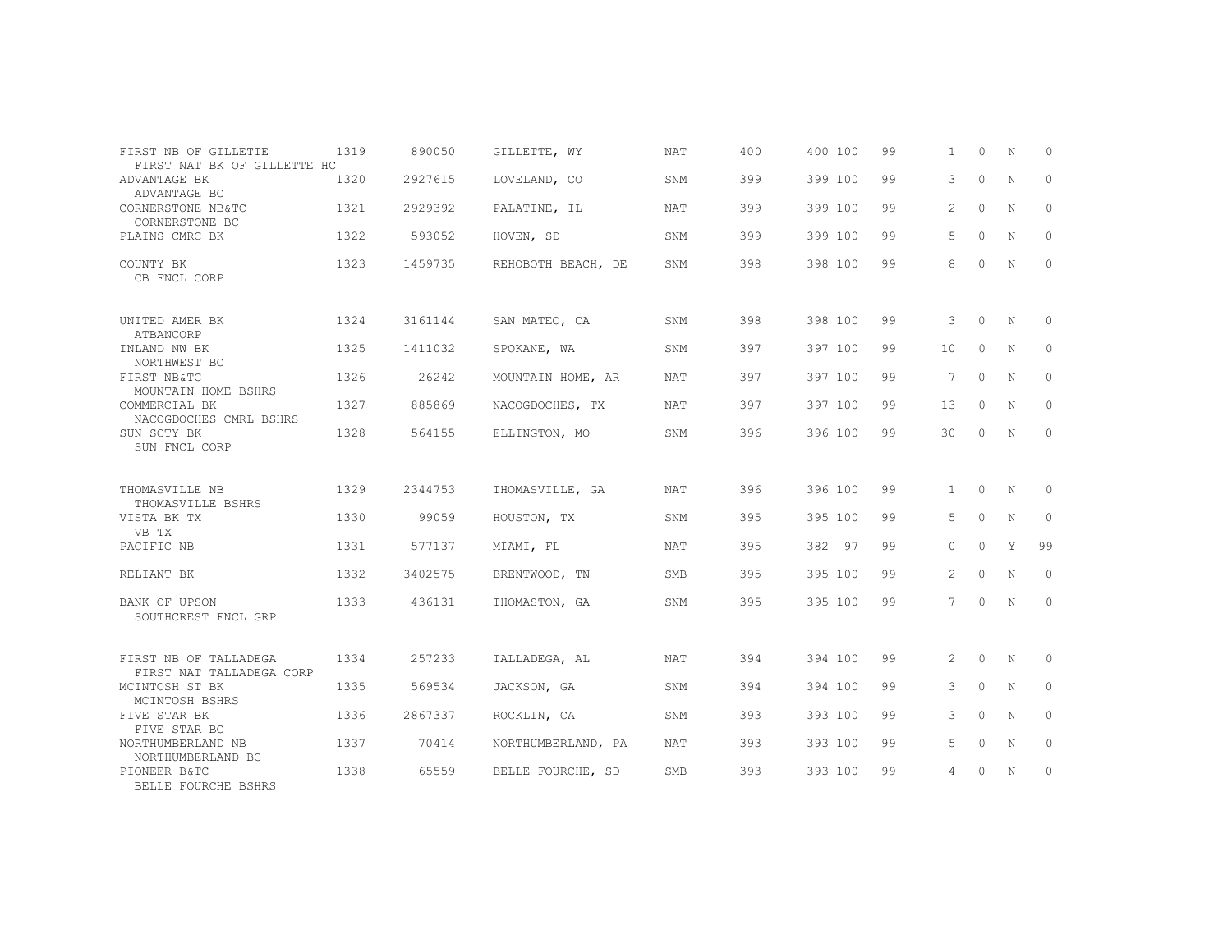| | | | | | | | | | | | |
|---|---|---|---|---|---|---|---|---|---|---|---|
| FIRST NB OF GILLETTE<br>FIRST NAT BK OF GILLETTE HC | 1319 | 890050 | GILLETTE, WY | NAT | 400 | 400 100 | 99 | 1 | 0 | N | 0 |
| ADVANTAGE BK<br>ADVANTAGE BC | 1320 | 2927615 | LOVELAND, CO | SNM | 399 | 399 100 | 99 | 3 | 0 | N | 0 |
| CORNERSTONE NB&TC<br>CORNERSTONE BC | 1321 | 2929392 | PALATINE, IL | NAT | 399 | 399 100 | 99 | 2 | 0 | N | 0 |
| PLAINS CMRC BK | 1322 | 593052 | HOVEN, SD | SNM | 399 | 399 100 | 99 | 5 | 0 | N | 0 |
| COUNTY BK<br>CB FNCL CORP | 1323 | 1459735 | REHOBOTH BEACH, DE | SNM | 398 | 398 100 | 99 | 8 | 0 | N | 0 |
| UNITED AMER BK<br>ATBANCORP | 1324 | 3161144 | SAN MATEO, CA | SNM | 398 | 398 100 | 99 | 3 | 0 | N | 0 |
| INLAND NW BK<br>NORTHWEST BC | 1325 | 1411032 | SPOKANE, WA | SNM | 397 | 397 100 | 99 | 10 | 0 | N | 0 |
| FIRST NB&TC<br>MOUNTAIN HOME BSHRS | 1326 | 26242 | MOUNTAIN HOME, AR | NAT | 397 | 397 100 | 99 | 7 | 0 | N | 0 |
| COMMERCIAL BK<br>NACOGDOCHES CMRL BSHRS | 1327 | 885869 | NACOGDOCHES, TX | NAT | 397 | 397 100 | 99 | 13 | 0 | N | 0 |
| SUN SCTY BK<br>SUN FNCL CORP | 1328 | 564155 | ELLINGTON, MO | SNM | 396 | 396 100 | 99 | 30 | 0 | N | 0 |
| THOMASVILLE NB<br>THOMASVILLE BSHRS | 1329 | 2344753 | THOMASVILLE, GA | NAT | 396 | 396 100 | 99 | 1 | 0 | N | 0 |
| VISTA BK TX<br>VB TX | 1330 | 99059 | HOUSTON, TX | SNM | 395 | 395 100 | 99 | 5 | 0 | N | 0 |
| PACIFIC NB | 1331 | 577137 | MIAMI, FL | NAT | 395 | 382 97 | 99 | 0 | 0 | Y | 99 |
| RELIANT BK | 1332 | 3402575 | BRENTWOOD, TN | SMB | 395 | 395 100 | 99 | 2 | 0 | N | 0 |
| BANK OF UPSON<br>SOUTHCREST FNCL GRP | 1333 | 436131 | THOMASTON, GA | SNM | 395 | 395 100 | 99 | 7 | 0 | N | 0 |
| FIRST NB OF TALLADEGA<br>FIRST NAT TALLADEGA CORP | 1334 | 257233 | TALLADEGA, AL | NAT | 394 | 394 100 | 99 | 2 | 0 | N | 0 |
| MCINTOSH ST BK<br>MCINTOSH BSHRS | 1335 | 569534 | JACKSON, GA | SNM | 394 | 394 100 | 99 | 3 | 0 | N | 0 |
| FIVE STAR BK<br>FIVE STAR BC | 1336 | 2867337 | ROCKLIN, CA | SNM | 393 | 393 100 | 99 | 3 | 0 | N | 0 |
| NORTHUMBERLAND NB<br>NORTHUMBERLAND BC | 1337 | 70414 | NORTHUMBERLAND, PA | NAT | 393 | 393 100 | 99 | 5 | 0 | N | 0 |
| PIONEER B&TC<br>BELLE FOURCHE BSHRS | 1338 | 65559 | BELLE FOURCHE, SD | SMB | 393 | 393 100 | 99 | 4 | 0 | N | 0 |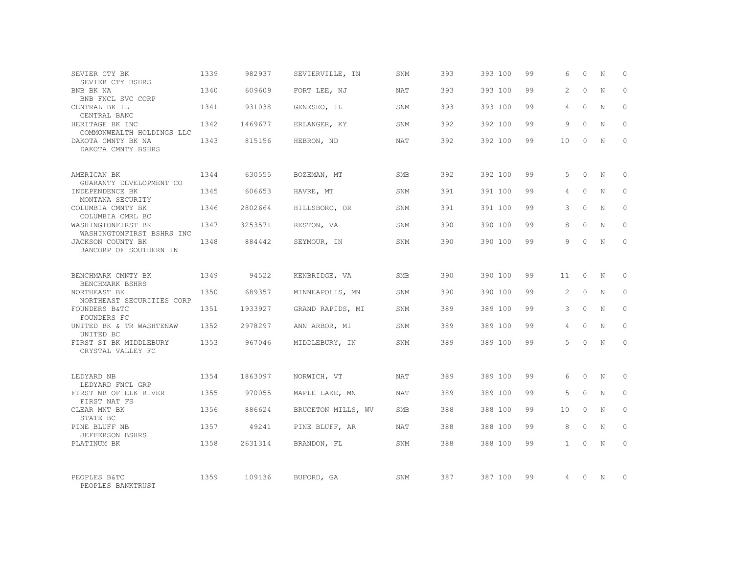| | | | | | | | | | | | |
|---|---|---|---|---|---|---|---|---|---|---|---|
| SEVIER CTY BK<br>SEVIER CTY BSHRS | 1339 | 982937 | SEVIERVILLE, TN | SNM | 393 | 393 100 | 99 | 6 | 0 | N | 0 |
| BNB BK NA<br>BNB FNCL SVC CORP | 1340 | 609609 | FORT LEE, NJ | NAT | 393 | 393 100 | 99 | 2 | 0 | N | 0 |
| CENTRAL BK IL<br>CENTRAL BANC | 1341 | 931038 | GENESEO, IL | SNM | 393 | 393 100 | 99 | 4 | 0 | N | 0 |
| HERITAGE BK INC<br>COMMONWEALTH HOLDINGS LLC | 1342 | 1469677 | ERLANGER, KY | SNM | 392 | 392 100 | 99 | 9 | 0 | N | 0 |
| DAKOTA CMNTY BK NA<br>DAKOTA CMNTY BSHRS | 1343 | 815156 | HEBRON, ND | NAT | 392 | 392 100 | 99 | 10 | 0 | N | 0 |
| AMERICAN BK<br>GUARANTY DEVELOPMENT CO | 1344 | 630555 | BOZEMAN, MT | SMB | 392 | 392 100 | 99 | 5 | 0 | N | 0 |
| INDEPENDENCE BK<br>MONTANA SECURITY | 1345 | 606653 | HAVRE, MT | SNM | 391 | 391 100 | 99 | 4 | 0 | N | 0 |
| COLUMBIA CMNTY BK<br>COLUMBIA CMRL BC | 1346 | 2802664 | HILLSBORO, OR | SNM | 391 | 391 100 | 99 | 3 | 0 | N | 0 |
| WASHINGTONFIRST BK<br>WASHINGTONFIRST BSHRS INC | 1347 | 3253571 | RESTON, VA | SNM | 390 | 390 100 | 99 | 8 | 0 | N | 0 |
| JACKSON COUNTY BK<br>BANCORP OF SOUTHERN IN | 1348 | 884442 | SEYMOUR, IN | SNM | 390 | 390 100 | 99 | 9 | 0 | N | 0 |
| BENCHMARK CMNTY BK<br>BENCHMARK BSHRS | 1349 | 94522 | KENBRIDGE, VA | SMB | 390 | 390 100 | 99 | 11 | 0 | N | 0 |
| NORTHEAST BK<br>NORTHEAST SECURITIES CORP | 1350 | 689357 | MINNEAPOLIS, MN | SNM | 390 | 390 100 | 99 | 2 | 0 | N | 0 |
| FOUNDERS B&TC<br>FOUNDERS FC | 1351 | 1933927 | GRAND RAPIDS, MI | SNM | 389 | 389 100 | 99 | 3 | 0 | N | 0 |
| UNITED BK & TR WASHTENAW<br>UNITED BC | 1352 | 2978297 | ANN ARBOR, MI | SNM | 389 | 389 100 | 99 | 4 | 0 | N | 0 |
| FIRST ST BK MIDDLEBURY<br>CRYSTAL VALLEY FC | 1353 | 967046 | MIDDLEBURY, IN | SNM | 389 | 389 100 | 99 | 5 | 0 | N | 0 |
| LEDYARD NB<br>LEDYARD FNCL GRP | 1354 | 1863097 | NORWICH, VT | NAT | 389 | 389 100 | 99 | 6 | 0 | N | 0 |
| FIRST NB OF ELK RIVER<br>FIRST NAT FS | 1355 | 970055 | MAPLE LAKE, MN | NAT | 389 | 389 100 | 99 | 5 | 0 | N | 0 |
| CLEAR MNT BK<br>STATE BC | 1356 | 886624 | BRUCETON MILLS, WV | SMB | 388 | 388 100 | 99 | 10 | 0 | N | 0 |
| PINE BLUFF NB<br>JEFFERSON BSHRS | 1357 | 49241 | PINE BLUFF, AR | NAT | 388 | 388 100 | 99 | 8 | 0 | N | 0 |
| PLATINUM BK | 1358 | 2631314 | BRANDON, FL | SNM | 388 | 388 100 | 99 | 1 | 0 | N | 0 |
| PEOPLES B&TC<br>PEOPLES BANKTRUST | 1359 | 109136 | BUFORD, GA | SNM | 387 | 387 100 | 99 | 4 | 0 | N | 0 |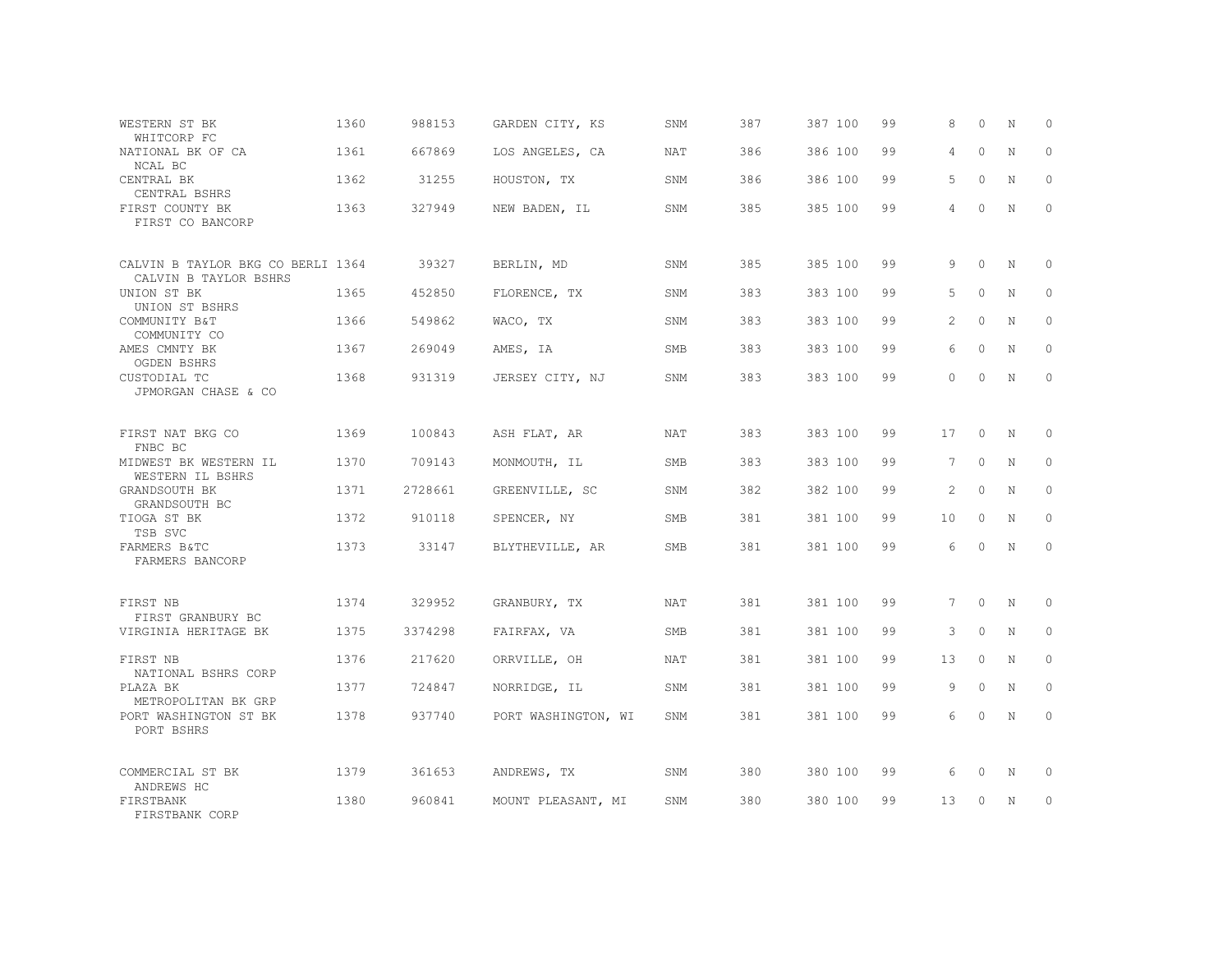| | | | | | | | | | | | | |
|---|---|---|---|---|---|---|---|---|---|---|---|---|
| WESTERN ST BK<br>WHITCORP FC | 1360 | 988153 | GARDEN CITY, KS | SNM | 387 | 387 | 100 | 99 | 8 | 0 | N | 0 |
| NATIONAL BK OF CA<br>NCAL BC | 1361 | 667869 | LOS ANGELES, CA | NAT | 386 | 386 | 100 | 99 | 4 | 0 | N | 0 |
| CENTRAL BK<br>CENTRAL BSHRS | 1362 | 31255 | HOUSTON, TX | SNM | 386 | 386 | 100 | 99 | 5 | 0 | N | 0 |
| FIRST COUNTY BK<br>FIRST CO BANCORP | 1363 | 327949 | NEW BADEN, IL | SNM | 385 | 385 | 100 | 99 | 4 | 0 | N | 0 |
| CALVIN B TAYLOR BKG CO BERLI<br>CALVIN B TAYLOR BSHRS | 1364 | 39327 | BERLIN, MD | SNM | 385 | 385 | 100 | 99 | 9 | 0 | N | 0 |
| UNION ST BK<br>UNION ST BSHRS | 1365 | 452850 | FLORENCE, TX | SNM | 383 | 383 | 100 | 99 | 5 | 0 | N | 0 |
| COMMUNITY B&T<br>COMMUNITY CO | 1366 | 549862 | WACO, TX | SNM | 383 | 383 | 100 | 99 | 2 | 0 | N | 0 |
| AMES CMNTY BK<br>OGDEN BSHRS | 1367 | 269049 | AMES, IA | SMB | 383 | 383 | 100 | 99 | 6 | 0 | N | 0 |
| CUSTODIAL TC<br>JPMORGAN CHASE & CO | 1368 | 931319 | JERSEY CITY, NJ | SNM | 383 | 383 | 100 | 99 | 0 | 0 | N | 0 |
| FIRST NAT BKG CO<br>FNBC BC | 1369 | 100843 | ASH FLAT, AR | NAT | 383 | 383 | 100 | 99 | 17 | 0 | N | 0 |
| MIDWEST BK WESTERN IL<br>WESTERN IL BSHRS | 1370 | 709143 | MONMOUTH, IL | SMB | 383 | 383 | 100 | 99 | 7 | 0 | N | 0 |
| GRANDSOUTH BK<br>GRANDSOUTH BC | 1371 | 2728661 | GREENVILLE, SC | SNM | 382 | 382 | 100 | 99 | 2 | 0 | N | 0 |
| TIOGA ST BK<br>TSB SVC | 1372 | 910118 | SPENCER, NY | SMB | 381 | 381 | 100 | 99 | 10 | 0 | N | 0 |
| FARMERS B&TC<br>FARMERS BANCORP | 1373 | 33147 | BLYTHEVILLE, AR | SMB | 381 | 381 | 100 | 99 | 6 | 0 | N | 0 |
| FIRST NB<br>FIRST GRANBURY BC | 1374 | 329952 | GRANBURY, TX | NAT | 381 | 381 | 100 | 99 | 7 | 0 | N | 0 |
| VIRGINIA HERITAGE BK | 1375 | 3374298 | FAIRFAX, VA | SMB | 381 | 381 | 100 | 99 | 3 | 0 | N | 0 |
| FIRST NB<br>NATIONAL BSHRS CORP | 1376 | 217620 | ORRVILLE, OH | NAT | 381 | 381 | 100 | 99 | 13 | 0 | N | 0 |
| PLAZA BK<br>METROPOLITAN BK GRP | 1377 | 724847 | NORRIDGE, IL | SNM | 381 | 381 | 100 | 99 | 9 | 0 | N | 0 |
| PORT WASHINGTON ST BK<br>PORT BSHRS | 1378 | 937740 | PORT WASHINGTON, WI | SNM | 381 | 381 | 100 | 99 | 6 | 0 | N | 0 |
| COMMERCIAL ST BK<br>ANDREWS HC | 1379 | 361653 | ANDREWS, TX | SNM | 380 | 380 | 100 | 99 | 6 | 0 | N | 0 |
| FIRSTBANK<br>FIRSTBANK CORP | 1380 | 960841 | MOUNT PLEASANT, MI | SNM | 380 | 380 | 100 | 99 | 13 | 0 | N | 0 |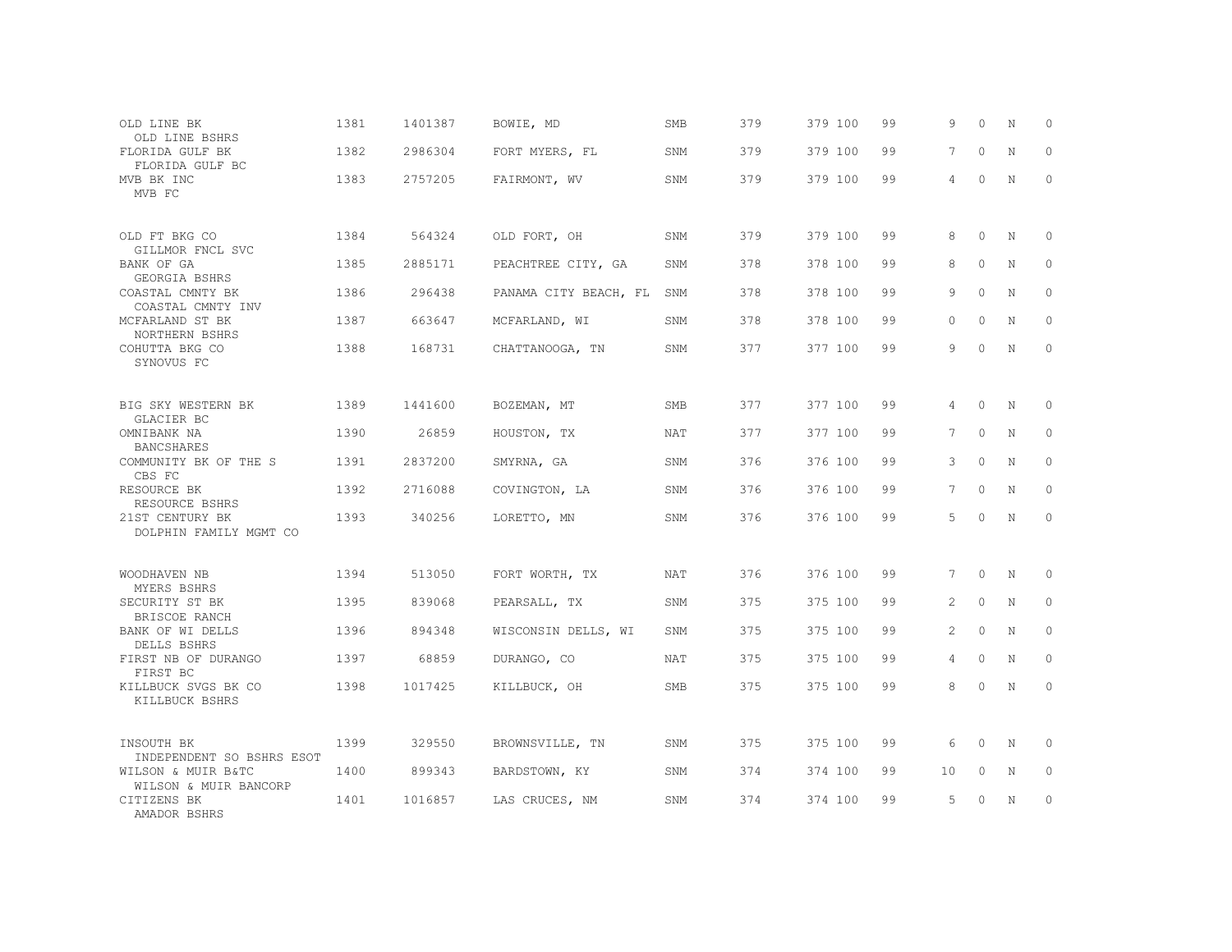| | | | | | | | | | | | |
|---|---|---|---|---|---|---|---|---|---|---|---|
| OLD LINE BK<br>OLD LINE BSHRS | 1381 | 1401387 | BOWIE, MD | SMB | 379 | 379 100 | 99 | 9 | 0 | N | 0 |
| FLORIDA GULF BK<br>FLORIDA GULF BC | 1382 | 2986304 | FORT MYERS, FL | SNM | 379 | 379 100 | 99 | 7 | 0 | N | 0 |
| MVB BK INC<br>MVB FC | 1383 | 2757205 | FAIRMONT, WV | SNM | 379 | 379 100 | 99 | 4 | 0 | N | 0 |
| OLD FT BKG CO<br>GILLMOR FNCL SVC | 1384 | 564324 | OLD FORT, OH | SNM | 379 | 379 100 | 99 | 8 | 0 | N | 0 |
| BANK OF GA<br>GEORGIA BSHRS | 1385 | 2885171 | PEACHTREE CITY, GA | SNM | 378 | 378 100 | 99 | 8 | 0 | N | 0 |
| COASTAL CMNTY BK<br>COASTAL CMNTY INV | 1386 | 296438 | PANAMA CITY BEACH, FL | SNM | 378 | 378 100 | 99 | 9 | 0 | N | 0 |
| MCFARLAND ST BK<br>NORTHERN BSHRS | 1387 | 663647 | MCFARLAND, WI | SNM | 378 | 378 100 | 99 | 0 | 0 | N | 0 |
| COHUTTA BKG CO<br>SYNOVUS FC | 1388 | 168731 | CHATTANOOGA, TN | SNM | 377 | 377 100 | 99 | 9 | 0 | N | 0 |
| BIG SKY WESTERN BK<br>GLACIER BC | 1389 | 1441600 | BOZEMAN, MT | SMB | 377 | 377 100 | 99 | 4 | 0 | N | 0 |
| OMNIBANK NA<br>BANCSHARES | 1390 | 26859 | HOUSTON, TX | NAT | 377 | 377 100 | 99 | 7 | 0 | N | 0 |
| COMMUNITY BK OF THE S<br>CBS FC | 1391 | 2837200 | SMYRNA, GA | SNM | 376 | 376 100 | 99 | 3 | 0 | N | 0 |
| RESOURCE BK<br>RESOURCE BSHRS | 1392 | 2716088 | COVINGTON, LA | SNM | 376 | 376 100 | 99 | 7 | 0 | N | 0 |
| 21ST CENTURY BK<br>DOLPHIN FAMILY MGMT CO | 1393 | 340256 | LORETTO, MN | SNM | 376 | 376 100 | 99 | 5 | 0 | N | 0 |
| WOODHAVEN NB<br>MYERS BSHRS | 1394 | 513050 | FORT WORTH, TX | NAT | 376 | 376 100 | 99 | 7 | 0 | N | 0 |
| SECURITY ST BK<br>BRISCOE RANCH | 1395 | 839068 | PEARSALL, TX | SNM | 375 | 375 100 | 99 | 2 | 0 | N | 0 |
| BANK OF WI DELLS<br>DELLS BSHRS | 1396 | 894348 | WISCONSIN DELLS, WI | SNM | 375 | 375 100 | 99 | 2 | 0 | N | 0 |
| FIRST NB OF DURANGO<br>FIRST BC | 1397 | 68859 | DURANGO, CO | NAT | 375 | 375 100 | 99 | 4 | 0 | N | 0 |
| KILLBUCK SVGS BK CO<br>KILLBUCK BSHRS | 1398 | 1017425 | KILLBUCK, OH | SMB | 375 | 375 100 | 99 | 8 | 0 | N | 0 |
| INSOUTH BK<br>INDEPENDENT SO BSHRS ESOT | 1399 | 329550 | BROWNSVILLE, TN | SNM | 375 | 375 100 | 99 | 6 | 0 | N | 0 |
| WILSON & MUIR B&TC<br>WILSON & MUIR BANCORP | 1400 | 899343 | BARDSTOWN, KY | SNM | 374 | 374 100 | 99 | 10 | 0 | N | 0 |
| CITIZENS BK<br>AMADOR BSHRS | 1401 | 1016857 | LAS CRUCES, NM | SNM | 374 | 374 100 | 99 | 5 | 0 | N | 0 |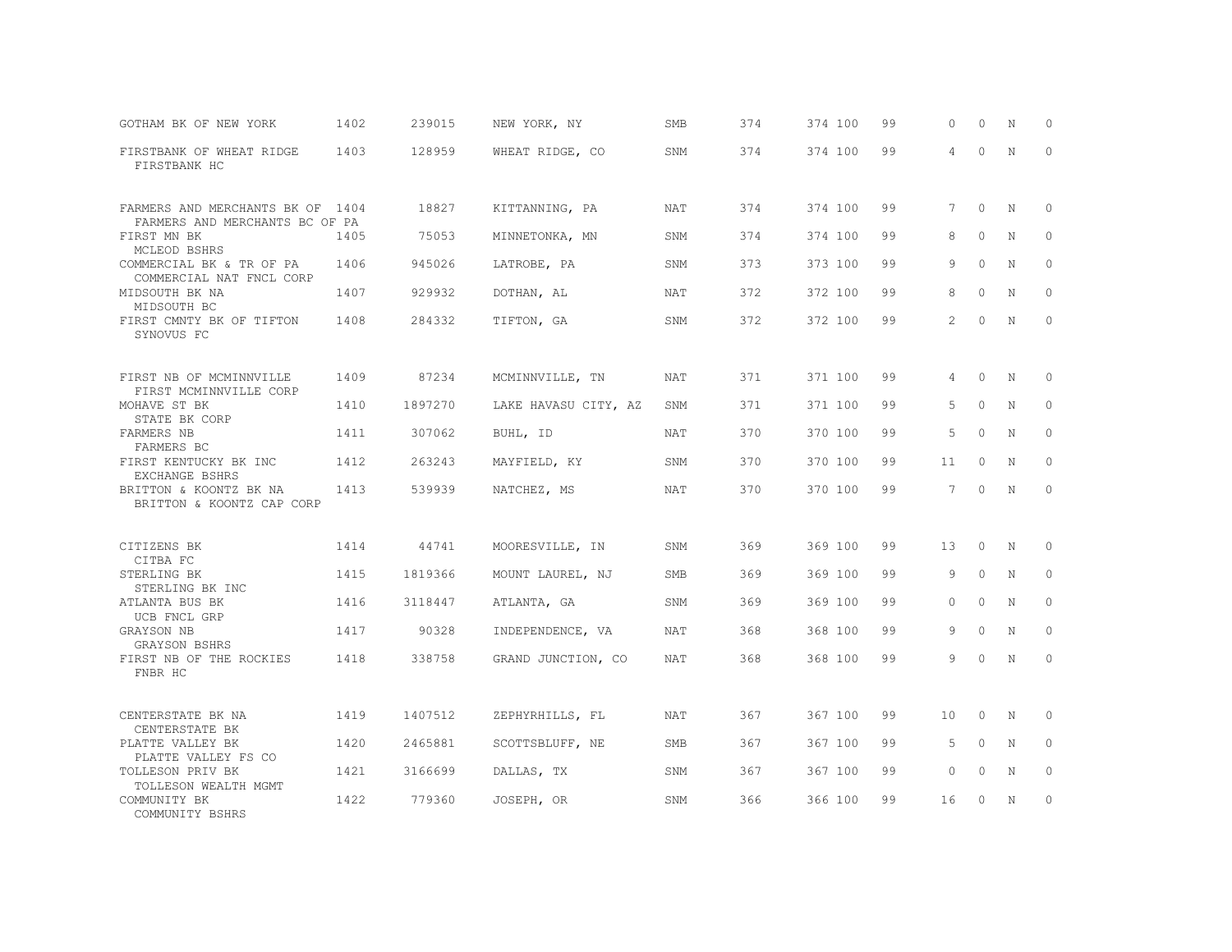| | | | | | | | | | | | | |
|---|---|---|---|---|---|---|---|---|---|---|---|---|
| GOTHAM BK OF NEW YORK | 1402 | 239015 | NEW YORK, NY | SMB | 374 | 374 | 100 | 99 | 0 | 0 | N | 0 |
| FIRSTBANK OF WHEAT RIDGE<br>FIRSTBANK HC | 1403 | 128959 | WHEAT RIDGE, CO | SNM | 374 | 374 | 100 | 99 | 4 | 0 | N | 0 |
| FARMERS AND MERCHANTS BK OF<br>FARMERS AND MERCHANTS BC OF PA | 1404 | 18827 | KITTANNING, PA | NAT | 374 | 374 | 100 | 99 | 7 | 0 | N | 0 |
| FIRST MN BK<br>MCLEOD BSHRS | 1405 | 75053 | MINNETONKA, MN | SNM | 374 | 374 | 100 | 99 | 8 | 0 | N | 0 |
| COMMERCIAL BK & TR OF PA<br>COMMERCIAL NAT FNCL CORP | 1406 | 945026 | LATROBE, PA | SNM | 373 | 373 | 100 | 99 | 9 | 0 | N | 0 |
| MIDSOUTH BK NA<br>MIDSOUTH BC | 1407 | 929932 | DOTHAN, AL | NAT | 372 | 372 | 100 | 99 | 8 | 0 | N | 0 |
| FIRST CMNTY BK OF TIFTON<br>SYNOVUS FC | 1408 | 284332 | TIFTON, GA | SNM | 372 | 372 | 100 | 99 | 2 | 0 | N | 0 |
| FIRST NB OF MCMINNVILLE<br>FIRST MCMINNVILLE CORP | 1409 | 87234 | MCMINNVILLE, TN | NAT | 371 | 371 | 100 | 99 | 4 | 0 | N | 0 |
| MOHAVE ST BK<br>STATE BK CORP | 1410 | 1897270 | LAKE HAVASU CITY, AZ | SNM | 371 | 371 | 100 | 99 | 5 | 0 | N | 0 |
| FARMERS NB<br>FARMERS BC | 1411 | 307062 | BUHL, ID | NAT | 370 | 370 | 100 | 99 | 5 | 0 | N | 0 |
| FIRST KENTUCKY BK INC<br>EXCHANGE BSHRS | 1412 | 263243 | MAYFIELD, KY | SNM | 370 | 370 | 100 | 99 | 11 | 0 | N | 0 |
| BRITTON & KOONTZ BK NA<br>BRITTON & KOONTZ CAP CORP | 1413 | 539939 | NATCHEZ, MS | NAT | 370 | 370 | 100 | 99 | 7 | 0 | N | 0 |
| CITIZENS BK<br>CITBA FC | 1414 | 44741 | MOORESVILLE, IN | SNM | 369 | 369 | 100 | 99 | 13 | 0 | N | 0 |
| STERLING BK<br>STERLING BK INC | 1415 | 1819366 | MOUNT LAUREL, NJ | SMB | 369 | 369 | 100 | 99 | 9 | 0 | N | 0 |
| ATLANTA BUS BK<br>UCB FNCL GRP | 1416 | 3118447 | ATLANTA, GA | SNM | 369 | 369 | 100 | 99 | 0 | 0 | N | 0 |
| GRAYSON NB<br>GRAYSON BSHRS | 1417 | 90328 | INDEPENDENCE, VA | NAT | 368 | 368 | 100 | 99 | 9 | 0 | N | 0 |
| FIRST NB OF THE ROCKIES<br>FNBR HC | 1418 | 338758 | GRAND JUNCTION, CO | NAT | 368 | 368 | 100 | 99 | 9 | 0 | N | 0 |
| CENTERSTATE BK NA<br>CENTERSTATE BK | 1419 | 1407512 | ZEPHYRHILLS, FL | NAT | 367 | 367 | 100 | 99 | 10 | 0 | N | 0 |
| PLATTE VALLEY BK<br>PLATTE VALLEY FS CO | 1420 | 2465881 | SCOTTSBLUFF, NE | SMB | 367 | 367 | 100 | 99 | 5 | 0 | N | 0 |
| TOLLESON PRIV BK<br>TOLLESON WEALTH MGMT | 1421 | 3166699 | DALLAS, TX | SNM | 367 | 367 | 100 | 99 | 0 | 0 | N | 0 |
| COMMUNITY BK<br>COMMUNITY BSHRS | 1422 | 779360 | JOSEPH, OR | SNM | 366 | 366 | 100 | 99 | 16 | 0 | N | 0 |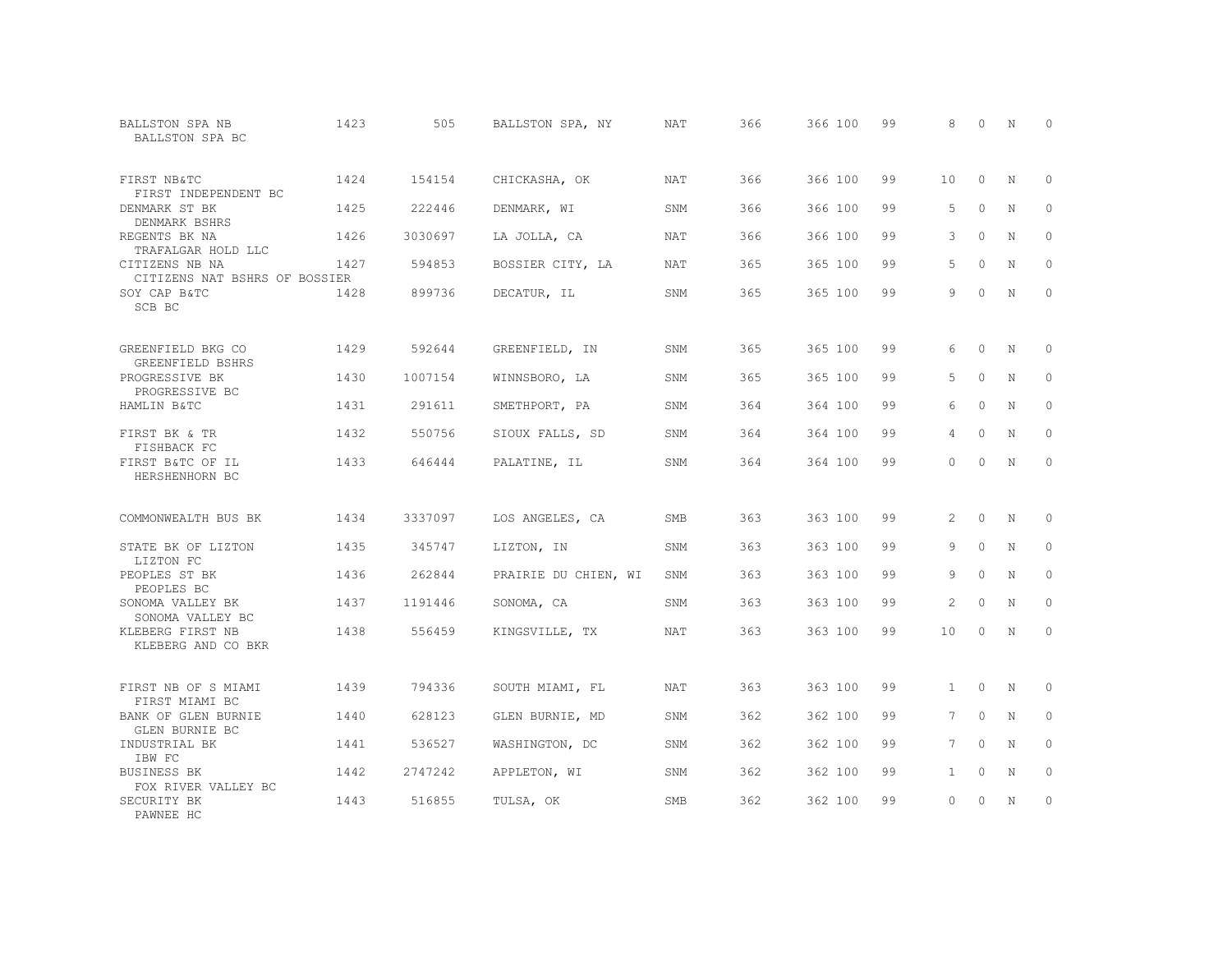| | | | | | | | | | | | |
|---|---|---|---|---|---|---|---|---|---|---|---|
| BALLSTON SPA NB<br>BALLSTON SPA BC | 1423 | 505 | BALLSTON SPA, NY | NAT | 366 | 366 100 | 99 | 8 | 0 | N | 0 |
| FIRST NB&TC<br>FIRST INDEPENDENT BC | 1424 | 154154 | CHICKASHA, OK | NAT | 366 | 366 100 | 99 | 10 | 0 | N | 0 |
| DENMARK ST BK<br>DENMARK BSHRS | 1425 | 222446 | DENMARK, WI | SNM | 366 | 366 100 | 99 | 5 | 0 | N | 0 |
| REGENTS BK NA<br>TRAFALGAR HOLD LLC | 1426 | 3030697 | LA JOLLA, CA | NAT | 366 | 366 100 | 99 | 3 | 0 | N | 0 |
| CITIZENS NB NA<br>CITIZENS NAT BSHRS OF BOSSIER | 1427 | 594853 | BOSSIER CITY, LA | NAT | 365 | 365 100 | 99 | 5 | 0 | N | 0 |
| SOY CAP B&TC<br>SCB BC | 1428 | 899736 | DECATUR, IL | SNM | 365 | 365 100 | 99 | 9 | 0 | N | 0 |
| GREENFIELD BKG CO<br>GREENFIELD BSHRS | 1429 | 592644 | GREENFIELD, IN | SNM | 365 | 365 100 | 99 | 6 | 0 | N | 0 |
| PROGRESSIVE BK<br>PROGRESSIVE BC | 1430 | 1007154 | WINNSBORO, LA | SNM | 365 | 365 100 | 99 | 5 | 0 | N | 0 |
| HAMLIN B&TC | 1431 | 291611 | SMETHPORT, PA | SNM | 364 | 364 100 | 99 | 6 | 0 | N | 0 |
| FIRST BK & TR<br>FISHBACK FC | 1432 | 550756 | SIOUX FALLS, SD | SNM | 364 | 364 100 | 99 | 4 | 0 | N | 0 |
| FIRST B&TC OF IL<br>HERSHENHORN BC | 1433 | 646444 | PALATINE, IL | SNM | 364 | 364 100 | 99 | 0 | 0 | N | 0 |
| COMMONWEALTH BUS BK | 1434 | 3337097 | LOS ANGELES, CA | SMB | 363 | 363 100 | 99 | 2 | 0 | N | 0 |
| STATE BK OF LIZTON<br>LIZTON FC | 1435 | 345747 | LIZTON, IN | SNM | 363 | 363 100 | 99 | 9 | 0 | N | 0 |
| PEOPLES ST BK<br>PEOPLES BC | 1436 | 262844 | PRAIRIE DU CHIEN, WI | SNM | 363 | 363 100 | 99 | 9 | 0 | N | 0 |
| SONOMA VALLEY BK<br>SONOMA VALLEY BC | 1437 | 1191446 | SONOMA, CA | SNM | 363 | 363 100 | 99 | 2 | 0 | N | 0 |
| KLEBERG FIRST NB<br>KLEBERG AND CO BKR | 1438 | 556459 | KINGSVILLE, TX | NAT | 363 | 363 100 | 99 | 10 | 0 | N | 0 |
| FIRST NB OF S MIAMI<br>FIRST MIAMI BC | 1439 | 794336 | SOUTH MIAMI, FL | NAT | 363 | 363 100 | 99 | 1 | 0 | N | 0 |
| BANK OF GLEN BURNIE<br>GLEN BURNIE BC | 1440 | 628123 | GLEN BURNIE, MD | SNM | 362 | 362 100 | 99 | 7 | 0 | N | 0 |
| INDUSTRIAL BK<br>IBW FC | 1441 | 536527 | WASHINGTON, DC | SNM | 362 | 362 100 | 99 | 7 | 0 | N | 0 |
| BUSINESS BK<br>FOX RIVER VALLEY BC | 1442 | 2747242 | APPLETON, WI | SNM | 362 | 362 100 | 99 | 1 | 0 | N | 0 |
| SECURITY BK<br>PAWNEE HC | 1443 | 516855 | TULSA, OK | SMB | 362 | 362 100 | 99 | 0 | 0 | N | 0 |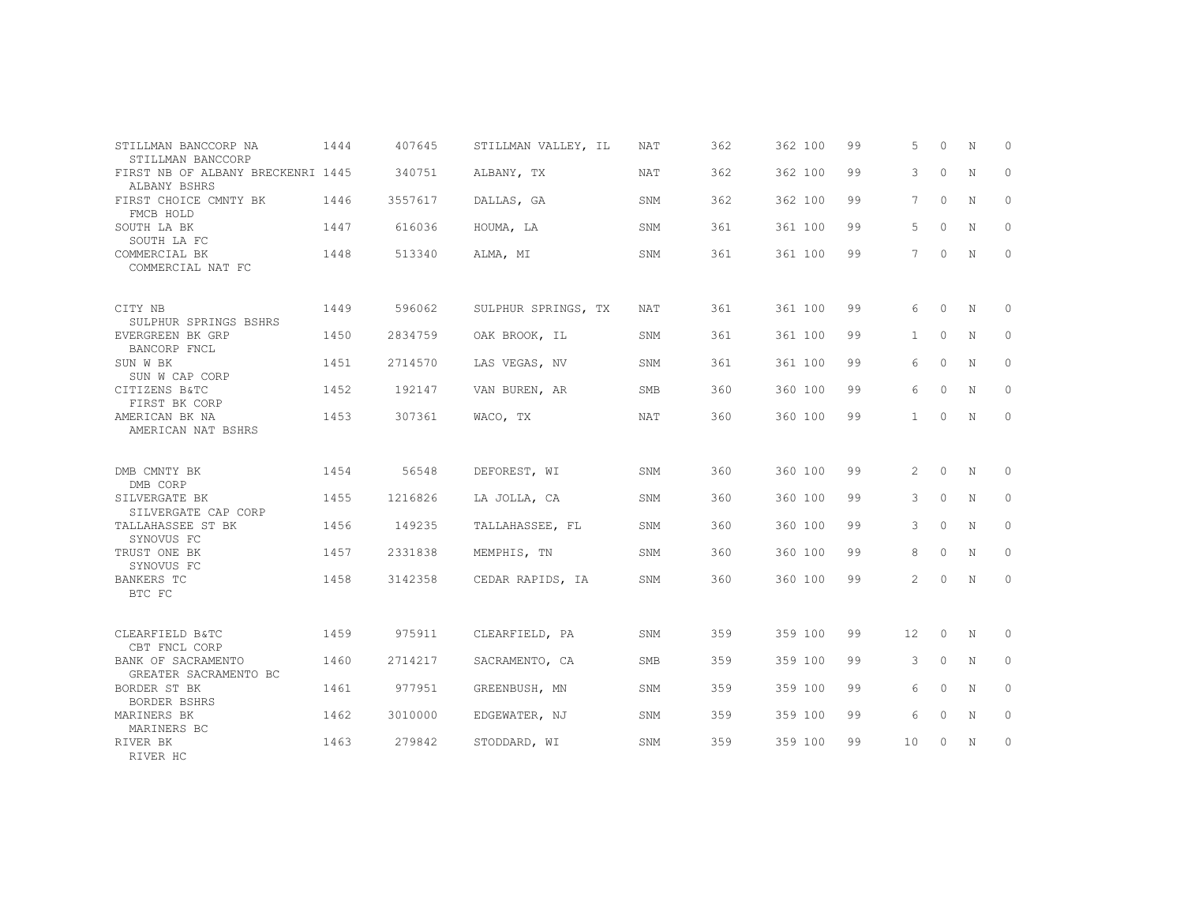| | | | | | | | | | | | | |
|---|---|---|---|---|---|---|---|---|---|---|---|---|
| STILLMAN BANCCORP NA<br>STILLMAN BANCCORP | 1444 | 407645 | STILLMAN VALLEY, IL | NAT | 362 | 362 | 100 | 99 | 5 | 0 | N | 0 |
| FIRST NB OF ALBANY BRECKENRI<br>ALBANY BSHRS | 1445 | 340751 | ALBANY, TX | NAT | 362 | 362 | 100 | 99 | 3 | 0 | N | 0 |
| FIRST CHOICE CMNTY BK<br>FMCB HOLD | 1446 | 3557617 | DALLAS, GA | SNM | 362 | 362 | 100 | 99 | 7 | 0 | N | 0 |
| SOUTH LA BK<br>SOUTH LA FC | 1447 | 616036 | HOUMA, LA | SNM | 361 | 361 | 100 | 99 | 5 | 0 | N | 0 |
| COMMERCIAL BK<br>COMMERCIAL NAT FC | 1448 | 513340 | ALMA, MI | SNM | 361 | 361 | 100 | 99 | 7 | 0 | N | 0 |
| CITY NB<br>SULPHUR SPRINGS BSHRS | 1449 | 596062 | SULPHUR SPRINGS, TX | NAT | 361 | 361 | 100 | 99 | 6 | 0 | N | 0 |
| EVERGREEN BK GRP<br>BANCORP FNCL | 1450 | 2834759 | OAK BROOK, IL | SNM | 361 | 361 | 100 | 99 | 1 | 0 | N | 0 |
| SUN W BK<br>SUN W CAP CORP | 1451 | 2714570 | LAS VEGAS, NV | SNM | 361 | 361 | 100 | 99 | 6 | 0 | N | 0 |
| CITIZENS B&TC<br>FIRST BK CORP | 1452 | 192147 | VAN BUREN, AR | SMB | 360 | 360 | 100 | 99 | 6 | 0 | N | 0 |
| AMERICAN BK NA<br>AMERICAN NAT BSHRS | 1453 | 307361 | WACO, TX | NAT | 360 | 360 | 100 | 99 | 1 | 0 | N | 0 |
| DMB CMNTY BK<br>DMB CORP | 1454 | 56548 | DEFOREST, WI | SNM | 360 | 360 | 100 | 99 | 2 | 0 | N | 0 |
| SILVERGATE BK<br>SILVERGATE CAP CORP | 1455 | 1216826 | LA JOLLA, CA | SNM | 360 | 360 | 100 | 99 | 3 | 0 | N | 0 |
| TALLAHASSEE ST BK<br>SYNOVUS FC | 1456 | 149235 | TALLAHASSEE, FL | SNM | 360 | 360 | 100 | 99 | 3 | 0 | N | 0 |
| TRUST ONE BK<br>SYNOVUS FC | 1457 | 2331838 | MEMPHIS, TN | SNM | 360 | 360 | 100 | 99 | 8 | 0 | N | 0 |
| BANKERS TC<br>BTC FC | 1458 | 3142358 | CEDAR RAPIDS, IA | SNM | 360 | 360 | 100 | 99 | 2 | 0 | N | 0 |
| CLEARFIELD B&TC<br>CBT FNCL CORP | 1459 | 975911 | CLEARFIELD, PA | SNM | 359 | 359 | 100 | 99 | 12 | 0 | N | 0 |
| BANK OF SACRAMENTO<br>GREATER SACRAMENTO BC | 1460 | 2714217 | SACRAMENTO, CA | SMB | 359 | 359 | 100 | 99 | 3 | 0 | N | 0 |
| BORDER ST BK<br>BORDER BSHRS | 1461 | 977951 | GREENBUSH, MN | SNM | 359 | 359 | 100 | 99 | 6 | 0 | N | 0 |
| MARINERS BK<br>MARINERS BC | 1462 | 3010000 | EDGEWATER, NJ | SNM | 359 | 359 | 100 | 99 | 6 | 0 | N | 0 |
| RIVER BK<br>RIVER HC | 1463 | 279842 | STODDARD, WI | SNM | 359 | 359 | 100 | 99 | 10 | 0 | N | 0 |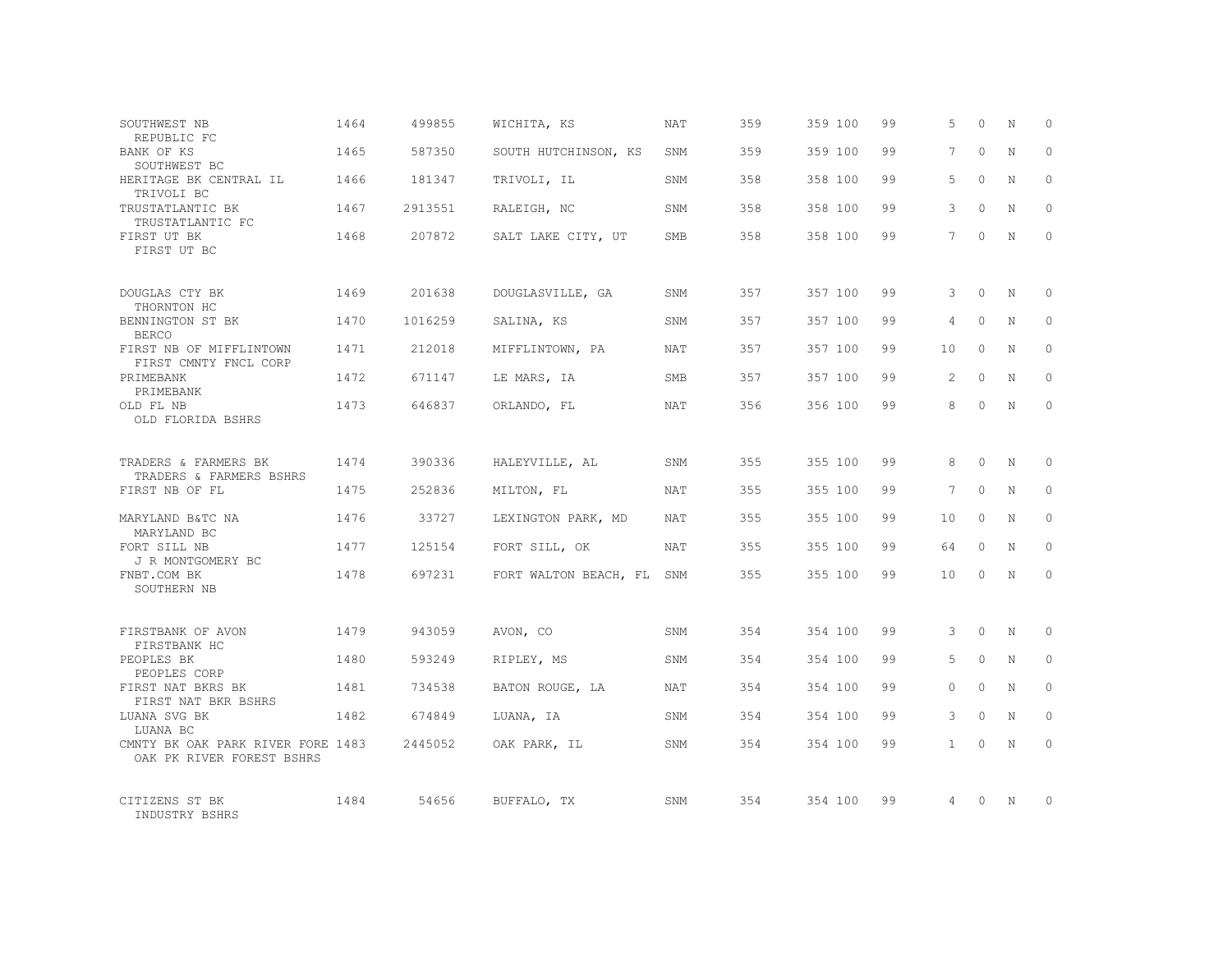| | | | | | | | | | | | | |
|---|---|---|---|---|---|---|---|---|---|---|---|---|
| SOUTHWEST NB<br>REPUBLIC FC | 1464 | 499855 | WICHITA, KS | NAT | 359 | 359 | 100 | 99 | 5 | 0 | N | 0 |
| BANK OF KS<br>SOUTHWEST BC | 1465 | 587350 | SOUTH HUTCHINSON, KS | SNM | 359 | 359 | 100 | 99 | 7 | 0 | N | 0 |
| HERITAGE BK CENTRAL IL<br>TRIVOLI BC | 1466 | 181347 | TRIVOLI, IL | SNM | 358 | 358 | 100 | 99 | 5 | 0 | N | 0 |
| TRUSTATLANTIC BK<br>TRUSTATLANTIC FC | 1467 | 2913551 | RALEIGH, NC | SNM | 358 | 358 | 100 | 99 | 3 | 0 | N | 0 |
| FIRST UT BK<br>FIRST UT BC | 1468 | 207872 | SALT LAKE CITY, UT | SMB | 358 | 358 | 100 | 99 | 7 | 0 | N | 0 |
| DOUGLAS CTY BK<br>THORNTON HC | 1469 | 201638 | DOUGLASVILLE, GA | SNM | 357 | 357 | 100 | 99 | 3 | 0 | N | 0 |
| BENNINGTON ST BK<br>BERCO | 1470 | 1016259 | SALINA, KS | SNM | 357 | 357 | 100 | 99 | 4 | 0 | N | 0 |
| FIRST NB OF MIFFLINTOWN<br>FIRST CMNTY FNCL CORP | 1471 | 212018 | MIFFLINTOWN, PA | NAT | 357 | 357 | 100 | 99 | 10 | 0 | N | 0 |
| PRIMEBANK<br>PRIMEBANK | 1472 | 671147 | LE MARS, IA | SMB | 357 | 357 | 100 | 99 | 2 | 0 | N | 0 |
| OLD FL NB<br>OLD FLORIDA BSHRS | 1473 | 646837 | ORLANDO, FL | NAT | 356 | 356 | 100 | 99 | 8 | 0 | N | 0 |
| TRADERS & FARMERS BK<br>TRADERS & FARMERS BSHRS | 1474 | 390336 | HALEYVILLE, AL | SNM | 355 | 355 | 100 | 99 | 8 | 0 | N | 0 |
| FIRST NB OF FL | 1475 | 252836 | MILTON, FL | NAT | 355 | 355 | 100 | 99 | 7 | 0 | N | 0 |
| MARYLAND B&TC NA<br>MARYLAND BC | 1476 | 33727 | LEXINGTON PARK, MD | NAT | 355 | 355 | 100 | 99 | 10 | 0 | N | 0 |
| FORT SILL NB<br>J R MONTGOMERY BC | 1477 | 125154 | FORT SILL, OK | NAT | 355 | 355 | 100 | 99 | 64 | 0 | N | 0 |
| FNBT.COM BK<br>SOUTHERN NB | 1478 | 697231 | FORT WALTON BEACH, FL | SNM | 355 | 355 | 100 | 99 | 10 | 0 | N | 0 |
| FIRSTBANK OF AVON<br>FIRSTBANK HC | 1479 | 943059 | AVON, CO | SNM | 354 | 354 | 100 | 99 | 3 | 0 | N | 0 |
| PEOPLES BK<br>PEOPLES CORP | 1480 | 593249 | RIPLEY, MS | SNM | 354 | 354 | 100 | 99 | 5 | 0 | N | 0 |
| FIRST NAT BKRS BK<br>FIRST NAT BKR BSHRS | 1481 | 734538 | BATON ROUGE, LA | NAT | 354 | 354 | 100 | 99 | 0 | 0 | N | 0 |
| LUANA SVG BK<br>LUANA BC | 1482 | 674849 | LUANA, IA | SNM | 354 | 354 | 100 | 99 | 3 | 0 | N | 0 |
| CMNTY BK OAK PARK RIVER FORE<br>OAK PK RIVER FOREST BSHRS | 1483 | 2445052 | OAK PARK, IL | SNM | 354 | 354 | 100 | 99 | 1 | 0 | N | 0 |
| CITIZENS ST BK<br>INDUSTRY BSHRS | 1484 | 54656 | BUFFALO, TX | SNM | 354 | 354 | 100 | 99 | 4 | 0 | N | 0 |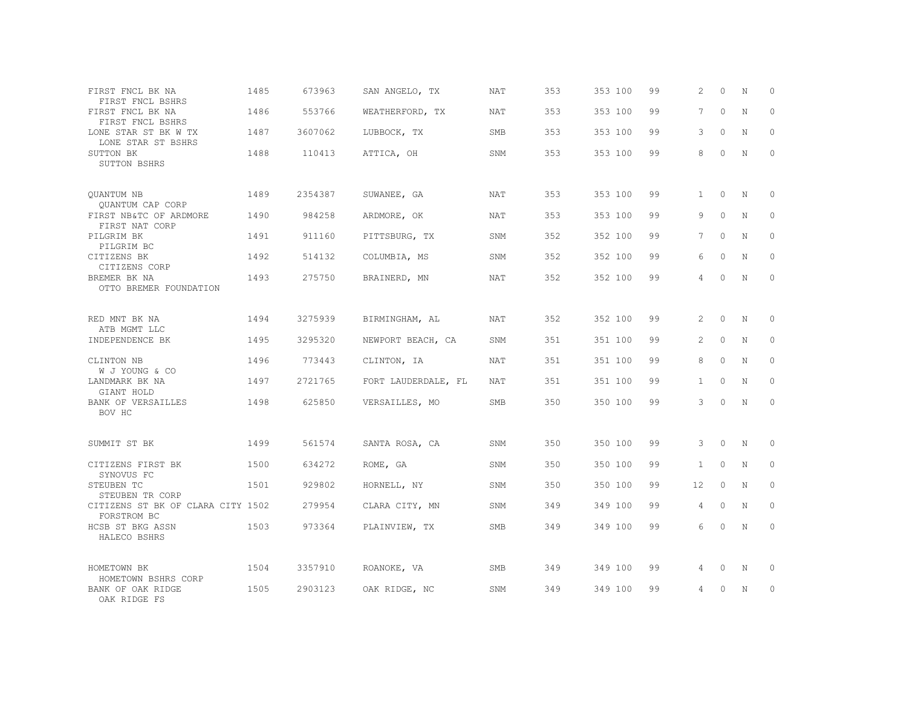| | | | | | | | | | | | |
|---|---|---|---|---|---|---|---|---|---|---|---|
| FIRST FNCL BK NA<br>FIRST FNCL BSHRS | 1485 | 673963 | SAN ANGELO, TX | NAT | 353 | 353 100 | 99 | 2 | 0 | N | 0 |
| FIRST FNCL BK NA<br>FIRST FNCL BSHRS | 1486 | 553766 | WEATHERFORD, TX | NAT | 353 | 353 100 | 99 | 7 | 0 | N | 0 |
| LONE STAR ST BK W TX<br>LONE STAR ST BSHRS | 1487 | 3607062 | LUBBOCK, TX | SMB | 353 | 353 100 | 99 | 3 | 0 | N | 0 |
| SUTTON BK<br>SUTTON BSHRS | 1488 | 110413 | ATTICA, OH | SNM | 353 | 353 100 | 99 | 8 | 0 | N | 0 |
| QUANTUM NB<br>QUANTUM CAP CORP | 1489 | 2354387 | SUWANEE, GA | NAT | 353 | 353 100 | 99 | 1 | 0 | N | 0 |
| FIRST NB&TC OF ARDMORE<br>FIRST NAT CORP | 1490 | 984258 | ARDMORE, OK | NAT | 353 | 353 100 | 99 | 9 | 0 | N | 0 |
| PILGRIM BK<br>PILGRIM BC | 1491 | 911160 | PITTSBURG, TX | SNM | 352 | 352 100 | 99 | 7 | 0 | N | 0 |
| CITIZENS BK<br>CITIZENS CORP | 1492 | 514132 | COLUMBIA, MS | SNM | 352 | 352 100 | 99 | 6 | 0 | N | 0 |
| BREMER BK NA<br>OTTO BREMER FOUNDATION | 1493 | 275750 | BRAINERD, MN | NAT | 352 | 352 100 | 99 | 4 | 0 | N | 0 |
| RED MNT BK NA<br>ATB MGMT LLC | 1494 | 3275939 | BIRMINGHAM, AL | NAT | 352 | 352 100 | 99 | 2 | 0 | N | 0 |
| INDEPENDENCE BK | 1495 | 3295320 | NEWPORT BEACH, CA | SNM | 351 | 351 100 | 99 | 2 | 0 | N | 0 |
| CLINTON NB<br>W J YOUNG & CO | 1496 | 773443 | CLINTON, IA | NAT | 351 | 351 100 | 99 | 8 | 0 | N | 0 |
| LANDMARK BK NA<br>GIANT HOLD | 1497 | 2721765 | FORT LAUDERDALE, FL | NAT | 351 | 351 100 | 99 | 1 | 0 | N | 0 |
| BANK OF VERSAILLES<br>BOV HC | 1498 | 625850 | VERSAILLES, MO | SMB | 350 | 350 100 | 99 | 3 | 0 | N | 0 |
| SUMMIT ST BK | 1499 | 561574 | SANTA ROSA, CA | SNM | 350 | 350 100 | 99 | 3 | 0 | N | 0 |
| CITIZENS FIRST BK<br>SYNOVUS FC | 1500 | 634272 | ROME, GA | SNM | 350 | 350 100 | 99 | 1 | 0 | N | 0 |
| STEUBEN TC<br>STEUBEN TR CORP | 1501 | 929802 | HORNELL, NY | SNM | 350 | 350 100 | 99 | 12 | 0 | N | 0 |
| CITIZENS ST BK OF CLARA CITY<br>FORSTROM BC | 1502 | 279954 | CLARA CITY, MN | SNM | 349 | 349 100 | 99 | 4 | 0 | N | 0 |
| HCSB ST BKG ASSN<br>HALECO BSHRS | 1503 | 973364 | PLAINVIEW, TX | SMB | 349 | 349 100 | 99 | 6 | 0 | N | 0 |
| HOMETOWN BK<br>HOMETOWN BSHRS CORP | 1504 | 3357910 | ROANOKE, VA | SMB | 349 | 349 100 | 99 | 4 | 0 | N | 0 |
| BANK OF OAK RIDGE<br>OAK RIDGE FS | 1505 | 2903123 | OAK RIDGE, NC | SNM | 349 | 349 100 | 99 | 4 | 0 | N | 0 |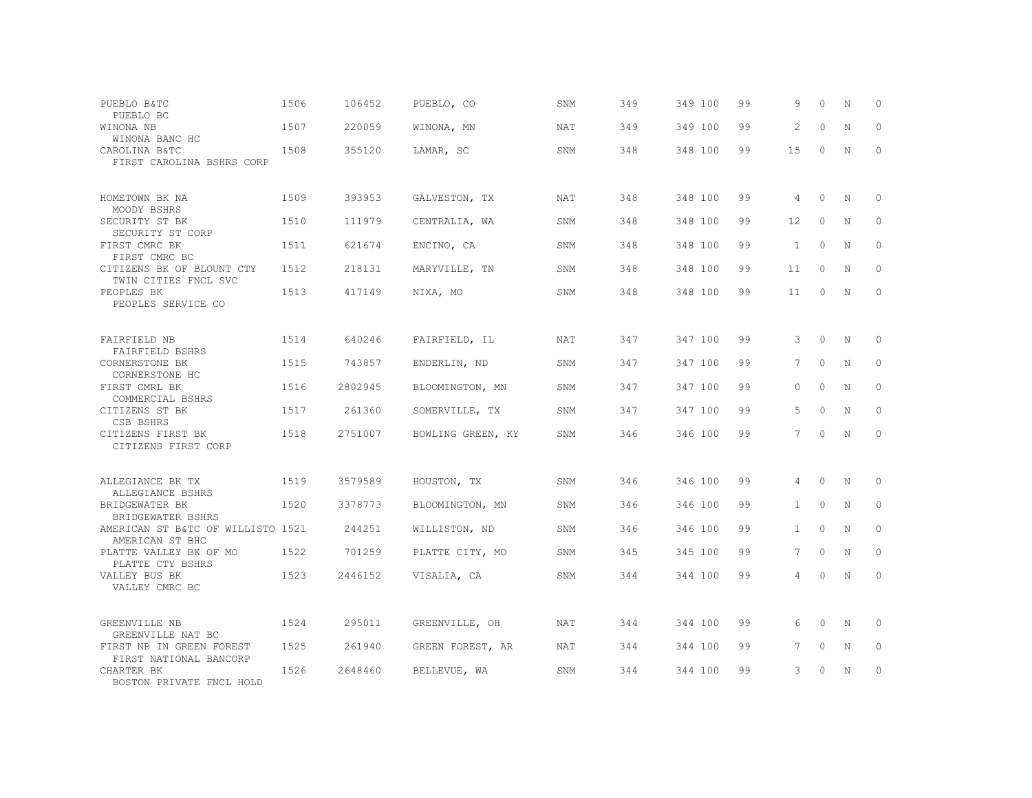| | | | | | | | | | | | |
|---|---|---|---|---|---|---|---|---|---|---|---|
| PUEBLO B&TC<br>PUEBLO BC | 1506 | 106452 | PUEBLO, CO | SNM | 349 | 349 100 | 99 | 9 | 0 | N | 0 |
| WINONA NB<br>WINONA BANC HC | 1507 | 220059 | WINONA, MN | NAT | 349 | 349 100 | 99 | 2 | 0 | N | 0 |
| CAROLINA B&TC<br>FIRST CAROLINA BSHRS CORP | 1508 | 355120 | LAMAR, SC | SNM | 348 | 348 100 | 99 | 15 | 0 | N | 0 |
| HOMETOWN BK NA<br>MOODY BSHRS | 1509 | 393953 | GALVESTON, TX | NAT | 348 | 348 100 | 99 | 4 | 0 | N | 0 |
| SECURITY ST BK<br>SECURITY ST CORP | 1510 | 111979 | CENTRALIA, WA | SNM | 348 | 348 100 | 99 | 12 | 0 | N | 0 |
| FIRST CMRC BK<br>FIRST CMRC BC | 1511 | 621674 | ENCINO, CA | SNM | 348 | 348 100 | 99 | 1 | 0 | N | 0 |
| CITIZENS BK OF BLOUNT CTY<br>TWIN CITIES FNCL SVC | 1512 | 218131 | MARYVILLE, TN | SNM | 348 | 348 100 | 99 | 11 | 0 | N | 0 |
| PEOPLES BK<br>PEOPLES SERVICE CO | 1513 | 417149 | NIXA, MO | SNM | 348 | 348 100 | 99 | 11 | 0 | N | 0 |
| FAIRFIELD NB<br>FAIRFIELD BSHRS | 1514 | 640246 | FAIRFIELD, IL | NAT | 347 | 347 100 | 99 | 3 | 0 | N | 0 |
| CORNERSTONE BK<br>CORNERSTONE HC | 1515 | 743857 | ENDERLIN, ND | SNM | 347 | 347 100 | 99 | 7 | 0 | N | 0 |
| FIRST CMRL BK<br>COMMERCIAL BSHRS | 1516 | 2802945 | BLOOMINGTON, MN | SNM | 347 | 347 100 | 99 | 0 | 0 | N | 0 |
| CITIZENS ST BK<br>CSB BSHRS | 1517 | 261360 | SOMERVILLE, TX | SNM | 347 | 347 100 | 99 | 5 | 0 | N | 0 |
| CITIZENS FIRST BK<br>CITIZENS FIRST CORP | 1518 | 2751007 | BOWLING GREEN, KY | SNM | 346 | 346 100 | 99 | 7 | 0 | N | 0 |
| ALLEGIANCE BK TX<br>ALLEGIANCE BSHRS | 1519 | 3579589 | HOUSTON, TX | SNM | 346 | 346 100 | 99 | 4 | 0 | N | 0 |
| BRIDGEWATER BK<br>BRIDGEWATER BSHRS | 1520 | 3378773 | BLOOMINGTON, MN | SNM | 346 | 346 100 | 99 | 1 | 0 | N | 0 |
| AMERICAN ST B&TC OF WILLISTO<br>AMERICAN ST BHC | 1521 | 244251 | WILLISTON, ND | SNM | 346 | 346 100 | 99 | 1 | 0 | N | 0 |
| PLATTE VALLEY BK OF MO<br>PLATTE CTY BSHRS | 1522 | 701259 | PLATTE CITY, MO | SNM | 345 | 345 100 | 99 | 7 | 0 | N | 0 |
| VALLEY BUS BK<br>VALLEY CMRC BC | 1523 | 2446152 | VISALIA, CA | SNM | 344 | 344 100 | 99 | 4 | 0 | N | 0 |
| GREENVILLE NB<br>GREENVILLE NAT BC | 1524 | 295011 | GREENVILLE, OH | NAT | 344 | 344 100 | 99 | 6 | 0 | N | 0 |
| FIRST NB IN GREEN FOREST<br>FIRST NATIONAL BANCORP | 1525 | 261940 | GREEN FOREST, AR | NAT | 344 | 344 100 | 99 | 7 | 0 | N | 0 |
| CHARTER BK<br>BOSTON PRIVATE FNCL HOLD | 1526 | 2648460 | BELLEVUE, WA | SNM | 344 | 344 100 | 99 | 3 | 0 | N | 0 |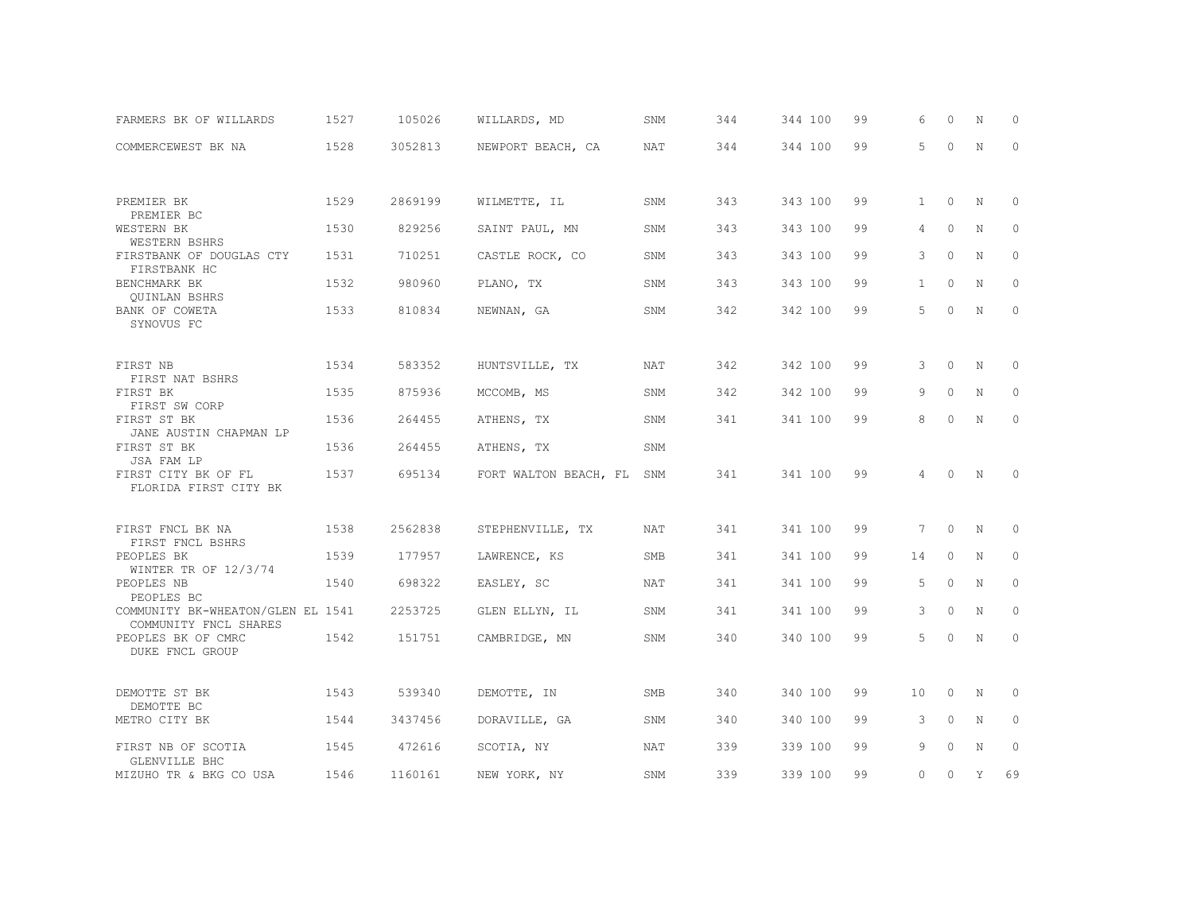| | | | | | | | | | | | | |
|---|---|---|---|---|---|---|---|---|---|---|---|---|
| FARMERS BK OF WILLARDS | 1527 | 105026 | WILLARDS, MD | SNM | 344 | 344 | 100 | 99 | 6 | 0 | N | 0 |
| COMMERCEWEST BK NA | 1528 | 3052813 | NEWPORT BEACH, CA | NAT | 344 | 344 | 100 | 99 | 5 | 0 | N | 0 |
| PREMIER BK<br>PREMIER BC | 1529 | 2869199 | WILMETTE, IL | SNM | 343 | 343 | 100 | 99 | 1 | 0 | N | 0 |
| WESTERN BK<br>WESTERN BSHRS | 1530 | 829256 | SAINT PAUL, MN | SNM | 343 | 343 | 100 | 99 | 4 | 0 | N | 0 |
| FIRSTBANK OF DOUGLAS CTY<br>FIRSTBANK HC | 1531 | 710251 | CASTLE ROCK, CO | SNM | 343 | 343 | 100 | 99 | 3 | 0 | N | 0 |
| BENCHMARK BK<br>QUINLAN BSHRS | 1532 | 980960 | PLANO, TX | SNM | 343 | 343 | 100 | 99 | 1 | 0 | N | 0 |
| BANK OF COWETA<br>SYNOVUS FC | 1533 | 810834 | NEWNAN, GA | SNM | 342 | 342 | 100 | 99 | 5 | 0 | N | 0 |
| FIRST NB<br>FIRST NAT BSHRS | 1534 | 583352 | HUNTSVILLE, TX | NAT | 342 | 342 | 100 | 99 | 3 | 0 | N | 0 |
| FIRST BK<br>FIRST SW CORP | 1535 | 875936 | MCCOMB, MS | SNM | 342 | 342 | 100 | 99 | 9 | 0 | N | 0 |
| FIRST ST BK<br>JANE AUSTIN CHAPMAN LP | 1536 | 264455 | ATHENS, TX | SNM | 341 | 341 | 100 | 99 | 8 | 0 | N | 0 |
| FIRST ST BK<br>JSA FAM LP | 1536 | 264455 | ATHENS, TX | SNM | | | | | | | | |
| FIRST CITY BK OF FL<br>FLORIDA FIRST CITY BK | 1537 | 695134 | FORT WALTON BEACH, FL | SNM | 341 | 341 | 100 | 99 | 4 | 0 | N | 0 |
| FIRST FNCL BK NA<br>FIRST FNCL BSHRS | 1538 | 2562838 | STEPHENVILLE, TX | NAT | 341 | 341 | 100 | 99 | 7 | 0 | N | 0 |
| PEOPLES BK<br>WINTER TR OF 12/3/74 | 1539 | 177957 | LAWRENCE, KS | SMB | 341 | 341 | 100 | 99 | 14 | 0 | N | 0 |
| PEOPLES NB<br>PEOPLES BC | 1540 | 698322 | EASLEY, SC | NAT | 341 | 341 | 100 | 99 | 5 | 0 | N | 0 |
| COMMUNITY BK-WHEATON/GLEN EL<br>COMMUNITY FNCL SHARES | 1541 | 2253725 | GLEN ELLYN, IL | SNM | 341 | 341 | 100 | 99 | 3 | 0 | N | 0 |
| PEOPLES BK OF CMRC<br>DUKE FNCL GROUP | 1542 | 151751 | CAMBRIDGE, MN | SNM | 340 | 340 | 100 | 99 | 5 | 0 | N | 0 |
| DEMOTTE ST BK<br>DEMOTTE BC | 1543 | 539340 | DEMOTTE, IN | SMB | 340 | 340 | 100 | 99 | 10 | 0 | N | 0 |
| METRO CITY BK | 1544 | 3437456 | DORAVILLE, GA | SNM | 340 | 340 | 100 | 99 | 3 | 0 | N | 0 |
| FIRST NB OF SCOTIA<br>GLENVILLE BHC | 1545 | 472616 | SCOTIA, NY | NAT | 339 | 339 | 100 | 99 | 9 | 0 | N | 0 |
| MIZUHO TR & BKG CO USA | 1546 | 1160161 | NEW YORK, NY | SNM | 339 | 339 | 100 | 99 | 0 | 0 | Y | 69 |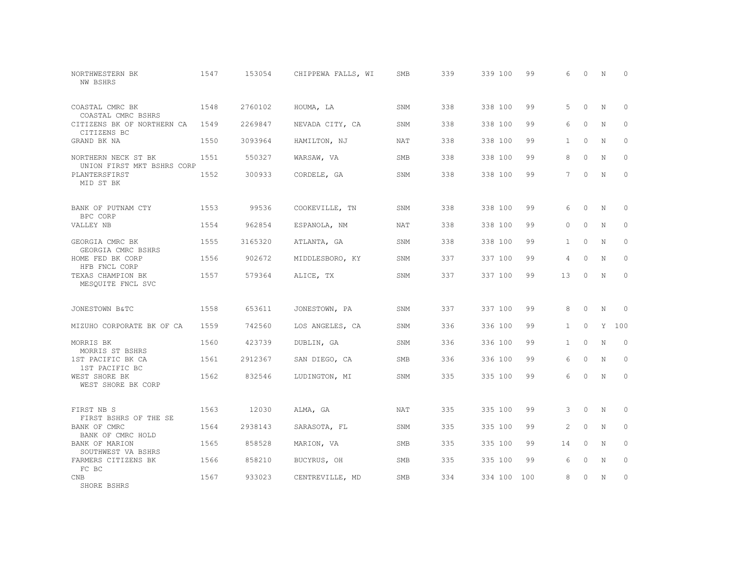| | | | | | | | | | | | | |
|---|---|---|---|---|---|---|---|---|---|---|---|---|
| NORTHWESTERN BK<br>NW BSHRS | 1547 | 153054 | CHIPPEWA FALLS, WI | SMB | 339 | 339 | 100 | 99 | 6 | 0 | N | 0 |
| COASTAL CMRC BK<br>COASTAL CMRC BSHRS | 1548 | 2760102 | HOUMA, LA | SNM | 338 | 338 | 100 | 99 | 5 | 0 | N | 0 |
| CITIZENS BK OF NORTHERN CA<br>CITIZENS BC | 1549 | 2269847 | NEVADA CITY, CA | SNM | 338 | 338 | 100 | 99 | 6 | 0 | N | 0 |
| GRAND BK NA | 1550 | 3093964 | HAMILTON, NJ | NAT | 338 | 338 | 100 | 99 | 1 | 0 | N | 0 |
| NORTHERN NECK ST BK<br>UNION FIRST MKT BSHRS CORP | 1551 | 550327 | WARSAW, VA | SMB | 338 | 338 | 100 | 99 | 8 | 0 | N | 0 |
| PLANTERSFIRST<br>MID ST BK | 1552 | 300933 | CORDELE, GA | SNM | 338 | 338 | 100 | 99 | 7 | 0 | N | 0 |
| BANK OF PUTNAM CTY<br>BPC CORP | 1553 | 99536 | COOKEVILLE, TN | SNM | 338 | 338 | 100 | 99 | 6 | 0 | N | 0 |
| VALLEY NB | 1554 | 962854 | ESPANOLA, NM | NAT | 338 | 338 | 100 | 99 | 0 | 0 | N | 0 |
| GEORGIA CMRC BK<br>GEORGIA CMRC BSHRS | 1555 | 3165320 | ATLANTA, GA | SNM | 338 | 338 | 100 | 99 | 1 | 0 | N | 0 |
| HOME FED BK CORP<br>HFB FNCL CORP | 1556 | 902672 | MIDDLESBORO, KY | SNM | 337 | 337 | 100 | 99 | 4 | 0 | N | 0 |
| TEXAS CHAMPION BK<br>MESQUITE FNCL SVC | 1557 | 579364 | ALICE, TX | SNM | 337 | 337 | 100 | 99 | 13 | 0 | N | 0 |
| JONESTOWN B&TC | 1558 | 653611 | JONESTOWN, PA | SNM | 337 | 337 | 100 | 99 | 8 | 0 | N | 0 |
| MIZUHO CORPORATE BK OF CA | 1559 | 742560 | LOS ANGELES, CA | SNM | 336 | 336 | 100 | 99 | 1 | 0 | Y | 100 |
| MORRIS BK<br>MORRIS ST BSHRS | 1560 | 423739 | DUBLIN, GA | SNM | 336 | 336 | 100 | 99 | 1 | 0 | N | 0 |
| 1ST PACIFIC BK CA<br>1ST PACIFIC BC | 1561 | 2912367 | SAN DIEGO, CA | SMB | 336 | 336 | 100 | 99 | 6 | 0 | N | 0 |
| WEST SHORE BK<br>WEST SHORE BK CORP | 1562 | 832546 | LUDINGTON, MI | SNM | 335 | 335 | 100 | 99 | 6 | 0 | N | 0 |
| FIRST NB S<br>FIRST BSHRS OF THE SE | 1563 | 12030 | ALMA, GA | NAT | 335 | 335 | 100 | 99 | 3 | 0 | N | 0 |
| BANK OF CMRC<br>BANK OF CMRC HOLD | 1564 | 2938143 | SARASOTA, FL | SNM | 335 | 335 | 100 | 99 | 2 | 0 | N | 0 |
| BANK OF MARION<br>SOUTHWEST VA BSHRS | 1565 | 858528 | MARION, VA | SMB | 335 | 335 | 100 | 99 | 14 | 0 | N | 0 |
| FARMERS CITIZENS BK<br>FC BC | 1566 | 858210 | BUCYRUS, OH | SMB | 335 | 335 | 100 | 99 | 6 | 0 | N | 0 |
| CNB<br>SHORE BSHRS | 1567 | 933023 | CENTREVILLE, MD | SMB | 334 | 334 | 100 | 100 | 8 | 0 | N | 0 |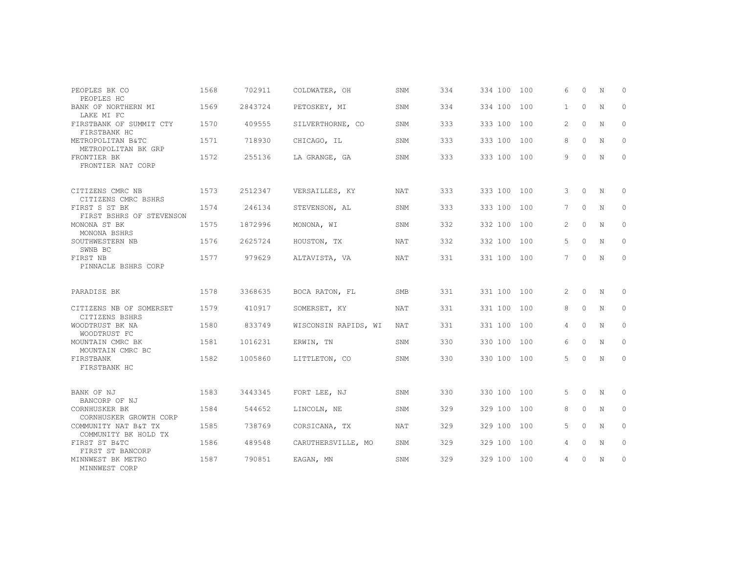| | | | | | | | | | | | |
|---|---|---|---|---|---|---|---|---|---|---|---|
| PEOPLES BK CO<br>PEOPLES HC | 1568 | 702911 | COLDWATER, OH | SNM | 334 | 334 | 100 | 100 | 6 | 0 | N | 0 |
| BANK OF NORTHERN MI<br>LAKE MI FC | 1569 | 2843724 | PETOSKEY, MI | SNM | 334 | 334 | 100 | 100 | 1 | 0 | N | 0 |
| FIRSTBANK OF SUMMIT CTY<br>FIRSTBANK HC | 1570 | 409555 | SILVERTHORNE, CO | SNM | 333 | 333 | 100 | 100 | 2 | 0 | N | 0 |
| METROPOLITAN B&TC<br>METROPOLITAN BK GRP | 1571 | 718930 | CHICAGO, IL | SNM | 333 | 333 | 100 | 100 | 8 | 0 | N | 0 |
| FRONTIER BK<br>FRONTIER NAT CORP | 1572 | 255136 | LA GRANGE, GA | SNM | 333 | 333 | 100 | 100 | 9 | 0 | N | 0 |
| CITIZENS CMRC NB<br>CITIZENS CMRC BSHRS | 1573 | 2512347 | VERSAILLES, KY | NAT | 333 | 333 | 100 | 100 | 3 | 0 | N | 0 |
| FIRST S ST BK<br>FIRST BSHRS OF STEVENSON | 1574 | 246134 | STEVENSON, AL | SNM | 333 | 333 | 100 | 100 | 7 | 0 | N | 0 |
| MONONA ST BK<br>MONONA BSHRS | 1575 | 1872996 | MONONA, WI | SNM | 332 | 332 | 100 | 100 | 2 | 0 | N | 0 |
| SOUTHWESTERN NB<br>SWNB BC | 1576 | 2625724 | HOUSTON, TX | NAT | 332 | 332 | 100 | 100 | 5 | 0 | N | 0 |
| FIRST NB<br>PINNACLE BSHRS CORP | 1577 | 979629 | ALTAVISTA, VA | NAT | 331 | 331 | 100 | 100 | 7 | 0 | N | 0 |
| PARADISE BK | 1578 | 3368635 | BOCA RATON, FL | SMB | 331 | 331 | 100 | 100 | 2 | 0 | N | 0 |
| CITIZENS NB OF SOMERSET<br>CITIZENS BSHRS | 1579 | 410917 | SOMERSET, KY | NAT | 331 | 331 | 100 | 100 | 8 | 0 | N | 0 |
| WOODTRUST BK NA<br>WOODTRUST FC | 1580 | 833749 | WISCONSIN RAPIDS, WI | NAT | 331 | 331 | 100 | 100 | 4 | 0 | N | 0 |
| MOUNTAIN CMRC BK<br>MOUNTAIN CMRC BC | 1581 | 1016231 | ERWIN, TN | SNM | 330 | 330 | 100 | 100 | 6 | 0 | N | 0 |
| FIRSTBANK<br>FIRSTBANK HC | 1582 | 1005860 | LITTLETON, CO | SNM | 330 | 330 | 100 | 100 | 5 | 0 | N | 0 |
| BANK OF NJ<br>BANCORP OF NJ | 1583 | 3443345 | FORT LEE, NJ | SNM | 330 | 330 | 100 | 100 | 5 | 0 | N | 0 |
| CORNHUSKER BK<br>CORNHUSKER GROWTH CORP | 1584 | 544652 | LINCOLN, NE | SNM | 329 | 329 | 100 | 100 | 8 | 0 | N | 0 |
| COMMUNITY NAT B&T TX<br>COMMUNITY BK HOLD TX | 1585 | 738769 | CORSICANA, TX | NAT | 329 | 329 | 100 | 100 | 5 | 0 | N | 0 |
| FIRST ST B&TC<br>FIRST ST BANCORP | 1586 | 489548 | CARUTHERSVILLE, MO | SNM | 329 | 329 | 100 | 100 | 4 | 0 | N | 0 |
| MINNWEST BK METRO<br>MINNWEST CORP | 1587 | 790851 | EAGAN, MN | SNM | 329 | 329 | 100 | 100 | 4 | 0 | N | 0 |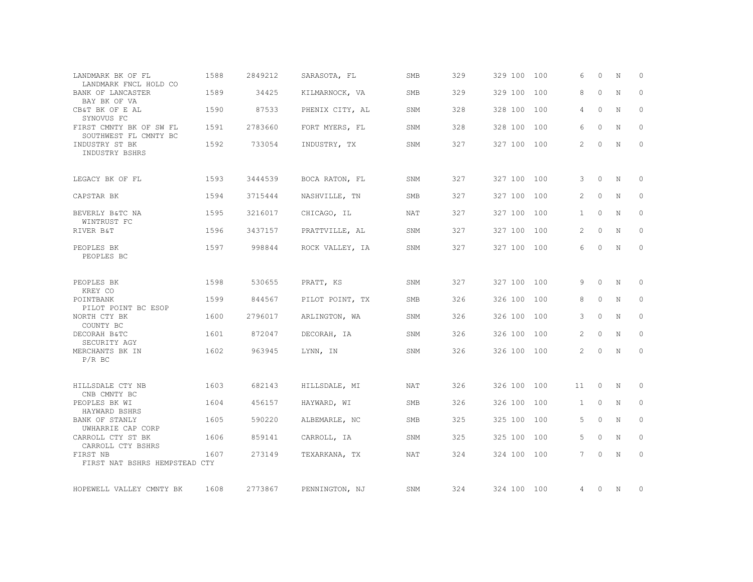| | | | | | | | | | | | | |
|---|---|---|---|---|---|---|---|---|---|---|---|---|
| LANDMARK BK OF FL<br>LANDMARK FNCL HOLD CO | 1588 | 2849212 | SARASOTA, FL | SMB | 329 | 329 | 100 | 100 | 6 | 0 | N | 0 |
| BANK OF LANCASTER<br>BAY BK OF VA | 1589 | 34425 | KILMARNOCK, VA | SMB | 329 | 329 | 100 | 100 | 8 | 0 | N | 0 |
| CB&T BK OF E AL<br>SYNOVUS FC | 1590 | 87533 | PHENIX CITY, AL | SNM | 328 | 328 | 100 | 100 | 4 | 0 | N | 0 |
| FIRST CMNTY BK OF SW FL<br>SOUTHWEST FL CMNTY BC | 1591 | 2783660 | FORT MYERS, FL | SNM | 328 | 328 | 100 | 100 | 6 | 0 | N | 0 |
| INDUSTRY ST BK<br>INDUSTRY BSHRS | 1592 | 733054 | INDUSTRY, TX | SNM | 327 | 327 | 100 | 100 | 2 | 0 | N | 0 |
| LEGACY BK OF FL | 1593 | 3444539 | BOCA RATON, FL | SNM | 327 | 327 | 100 | 100 | 3 | 0 | N | 0 |
| CAPSTAR BK | 1594 | 3715444 | NASHVILLE, TN | SMB | 327 | 327 | 100 | 100 | 2 | 0 | N | 0 |
| BEVERLY B&TC NA<br>WINTRUST FC | 1595 | 3216017 | CHICAGO, IL | NAT | 327 | 327 | 100 | 100 | 1 | 0 | N | 0 |
| RIVER B&T | 1596 | 3437157 | PRATTVILLE, AL | SNM | 327 | 327 | 100 | 100 | 2 | 0 | N | 0 |
| PEOPLES BK<br>PEOPLES BC | 1597 | 998844 | ROCK VALLEY, IA | SNM | 327 | 327 | 100 | 100 | 6 | 0 | N | 0 |
| PEOPLES BK<br>KREY CO | 1598 | 530655 | PRATT, KS | SNM | 327 | 327 | 100 | 100 | 9 | 0 | N | 0 |
| POINTBANK<br>PILOT POINT BC ESOP | 1599 | 844567 | PILOT POINT, TX | SMB | 326 | 326 | 100 | 100 | 8 | 0 | N | 0 |
| NORTH CTY BK<br>COUNTY BC | 1600 | 2796017 | ARLINGTON, WA | SNM | 326 | 326 | 100 | 100 | 3 | 0 | N | 0 |
| DECORAH B&TC<br>SECURITY AGY | 1601 | 872047 | DECORAH, IA | SNM | 326 | 326 | 100 | 100 | 2 | 0 | N | 0 |
| MERCHANTS BK IN<br>P/R BC | 1602 | 963945 | LYNN, IN | SNM | 326 | 326 | 100 | 100 | 2 | 0 | N | 0 |
| HILLSDALE CTY NB<br>CNB CMNTY BC | 1603 | 682143 | HILLSDALE, MI | NAT | 326 | 326 | 100 | 100 | 11 | 0 | N | 0 |
| PEOPLES BK WI<br>HAYWARD BSHRS | 1604 | 456157 | HAYWARD, WI | SMB | 326 | 326 | 100 | 100 | 1 | 0 | N | 0 |
| BANK OF STANLY<br>UWHARRIE CAP CORP | 1605 | 590220 | ALBEMARLE, NC | SMB | 325 | 325 | 100 | 100 | 5 | 0 | N | 0 |
| CARROLL CTY ST BK<br>CARROLL CTY BSHRS | 1606 | 859141 | CARROLL, IA | SNM | 325 | 325 | 100 | 100 | 5 | 0 | N | 0 |
| FIRST NB<br>FIRST NAT BSHRS HEMPSTEAD CTY | 1607 | 273149 | TEXARKANA, TX | NAT | 324 | 324 | 100 | 100 | 7 | 0 | N | 0 |
| HOPEWELL VALLEY CMNTY BK | 1608 | 2773867 | PENNINGTON, NJ | SNM | 324 | 324 | 100 | 100 | 4 | 0 | N | 0 |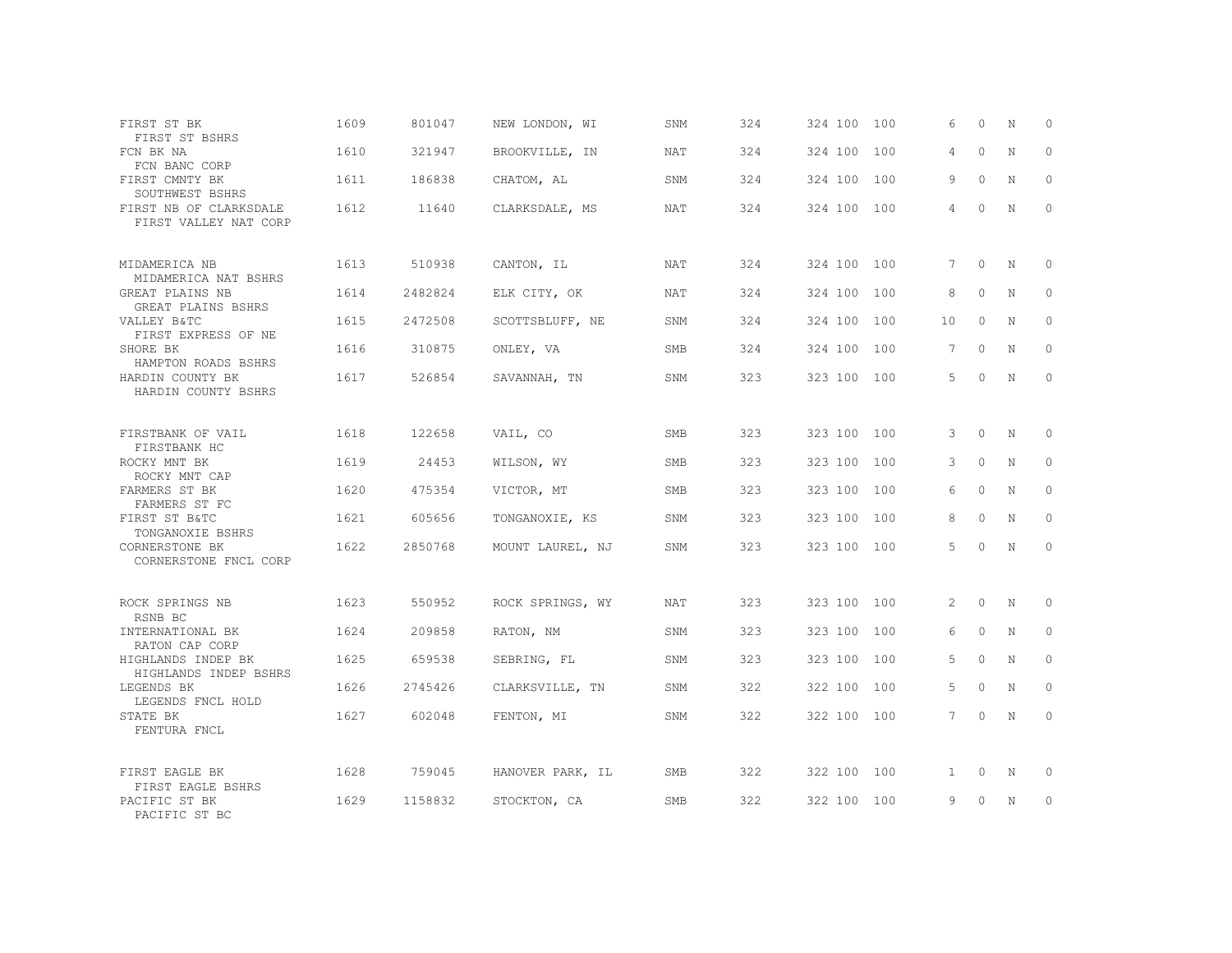| | | | | | | | | | | | | |
|---|---|---|---|---|---|---|---|---|---|---|---|---|
| FIRST ST BK<br>FIRST ST BSHRS | 1609 | 801047 | NEW LONDON, WI | SNM | 324 | 324 | 100 | 100 | 6 | 0 | N | 0 |
| FCN BK NA<br>FCN BANC CORP | 1610 | 321947 | BROOKVILLE, IN | NAT | 324 | 324 | 100 | 100 | 4 | 0 | N | 0 |
| FIRST CMNTY BK<br>SOUTHWEST BSHRS | 1611 | 186838 | CHATOM, AL | SNM | 324 | 324 | 100 | 100 | 9 | 0 | N | 0 |
| FIRST NB OF CLARKSDALE<br>FIRST VALLEY NAT CORP | 1612 | 11640 | CLARKSDALE, MS | NAT | 324 | 324 | 100 | 100 | 4 | 0 | N | 0 |
| MIDAMERICA NB<br>MIDAMERICA NAT BSHRS | 1613 | 510938 | CANTON, IL | NAT | 324 | 324 | 100 | 100 | 7 | 0 | N | 0 |
| GREAT PLAINS NB<br>GREAT PLAINS BSHRS | 1614 | 2482824 | ELK CITY, OK | NAT | 324 | 324 | 100 | 100 | 8 | 0 | N | 0 |
| VALLEY B&TC<br>FIRST EXPRESS OF NE | 1615 | 2472508 | SCOTTSBLUFF, NE | SNM | 324 | 324 | 100 | 100 | 10 | 0 | N | 0 |
| SHORE BK<br>HAMPTON ROADS BSHRS | 1616 | 310875 | ONLEY, VA | SMB | 324 | 324 | 100 | 100 | 7 | 0 | N | 0 |
| HARDIN COUNTY BK<br>HARDIN COUNTY BSHRS | 1617 | 526854 | SAVANNAH, TN | SNM | 323 | 323 | 100 | 100 | 5 | 0 | N | 0 |
| FIRSTBANK OF VAIL<br>FIRSTBANK HC | 1618 | 122658 | VAIL, CO | SMB | 323 | 323 | 100 | 100 | 3 | 0 | N | 0 |
| ROCKY MNT BK<br>ROCKY MNT CAP | 1619 | 24453 | WILSON, WY | SMB | 323 | 323 | 100 | 100 | 3 | 0 | N | 0 |
| FARMERS ST BK<br>FARMERS ST FC | 1620 | 475354 | VICTOR, MT | SMB | 323 | 323 | 100 | 100 | 6 | 0 | N | 0 |
| FIRST ST B&TC<br>TONGANOXIE BSHRS | 1621 | 605656 | TONGANOXIE, KS | SNM | 323 | 323 | 100 | 100 | 8 | 0 | N | 0 |
| CORNERSTONE BK<br>CORNERSTONE FNCL CORP | 1622 | 2850768 | MOUNT LAUREL, NJ | SNM | 323 | 323 | 100 | 100 | 5 | 0 | N | 0 |
| ROCK SPRINGS NB<br>RSNB BC | 1623 | 550952 | ROCK SPRINGS, WY | NAT | 323 | 323 | 100 | 100 | 2 | 0 | N | 0 |
| INTERNATIONAL BK<br>RATON CAP CORP | 1624 | 209858 | RATON, NM | SNM | 323 | 323 | 100 | 100 | 6 | 0 | N | 0 |
| HIGHLANDS INDEP BK<br>HIGHLANDS INDEP BSHRS | 1625 | 659538 | SEBRING, FL | SNM | 323 | 323 | 100 | 100 | 5 | 0 | N | 0 |
| LEGENDS BK<br>LEGENDS FNCL HOLD | 1626 | 2745426 | CLARKSVILLE, TN | SNM | 322 | 322 | 100 | 100 | 5 | 0 | N | 0 |
| STATE BK<br>FENTURA FNCL | 1627 | 602048 | FENTON, MI | SNM | 322 | 322 | 100 | 100 | 7 | 0 | N | 0 |
| FIRST EAGLE BK<br>FIRST EAGLE BSHRS | 1628 | 759045 | HANOVER PARK, IL | SMB | 322 | 322 | 100 | 100 | 1 | 0 | N | 0 |
| PACIFIC ST BK<br>PACIFIC ST BC | 1629 | 1158832 | STOCKTON, CA | SMB | 322 | 322 | 100 | 100 | 9 | 0 | N | 0 |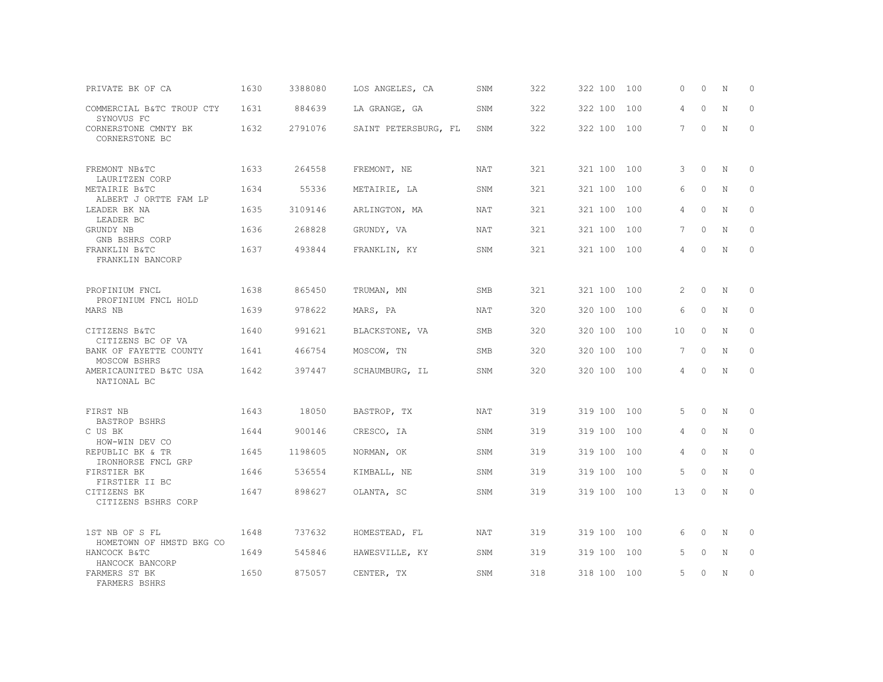| | | | | | | | | | | | | |
|---|---|---|---|---|---|---|---|---|---|---|---|---|
| PRIVATE BK OF CA | 1630 | 3388080 | LOS ANGELES, CA | SNM | 322 | 322 | 100 | 100 | 0 | 0 | N | 0 |
| COMMERCIAL B&TC TROUP CTY<br>SYNOVUS FC | 1631 | 884639 | LA GRANGE, GA | SNM | 322 | 322 | 100 | 100 | 4 | 0 | N | 0 |
| CORNERSTONE CMNTY BK<br>CORNERSTONE BC | 1632 | 2791076 | SAINT PETERSBURG, FL | SNM | 322 | 322 | 100 | 100 | 7 | 0 | N | 0 |
| FREMONT NB&TC<br>LAURITZEN CORP | 1633 | 264558 | FREMONT, NE | NAT | 321 | 321 | 100 | 100 | 3 | 0 | N | 0 |
| METAIRIE B&TC<br>ALBERT J ORTTE FAM LP | 1634 | 55336 | METAIRIE, LA | SNM | 321 | 321 | 100 | 100 | 6 | 0 | N | 0 |
| LEADER BK NA<br>LEADER BC | 1635 | 3109146 | ARLINGTON, MA | NAT | 321 | 321 | 100 | 100 | 4 | 0 | N | 0 |
| GRUNDY NB<br>GNB BSHRS CORP | 1636 | 268828 | GRUNDY, VA | NAT | 321 | 321 | 100 | 100 | 7 | 0 | N | 0 |
| FRANKLIN B&TC<br>FRANKLIN BANCORP | 1637 | 493844 | FRANKLIN, KY | SNM | 321 | 321 | 100 | 100 | 4 | 0 | N | 0 |
| PROFINIUM FNCL<br>PROFINIUM FNCL HOLD | 1638 | 865450 | TRUMAN, MN | SMB | 321 | 321 | 100 | 100 | 2 | 0 | N | 0 |
| MARS NB | 1639 | 978622 | MARS, PA | NAT | 320 | 320 | 100 | 100 | 6 | 0 | N | 0 |
| CITIZENS B&TC<br>CITIZENS BC OF VA | 1640 | 991621 | BLACKSTONE, VA | SMB | 320 | 320 | 100 | 100 | 10 | 0 | N | 0 |
| BANK OF FAYETTE COUNTY<br>MOSCOW BSHRS | 1641 | 466754 | MOSCOW, TN | SMB | 320 | 320 | 100 | 100 | 7 | 0 | N | 0 |
| AMERICAUNITED B&TC USA<br>NATIONAL BC | 1642 | 397447 | SCHAUMBURG, IL | SNM | 320 | 320 | 100 | 100 | 4 | 0 | N | 0 |
| FIRST NB<br>BASTROP BSHRS | 1643 | 18050 | BASTROP, TX | NAT | 319 | 319 | 100 | 100 | 5 | 0 | N | 0 |
| C US BK<br>HOW-WIN DEV CO | 1644 | 900146 | CRESCO, IA | SNM | 319 | 319 | 100 | 100 | 4 | 0 | N | 0 |
| REPUBLIC BK & TR<br>IRONHORSE FNCL GRP | 1645 | 1198605 | NORMAN, OK | SNM | 319 | 319 | 100 | 100 | 4 | 0 | N | 0 |
| FIRSTIER BK<br>FIRSTIER II BC | 1646 | 536554 | KIMBALL, NE | SNM | 319 | 319 | 100 | 100 | 5 | 0 | N | 0 |
| CITIZENS BK<br>CITIZENS BSHRS CORP | 1647 | 898627 | OLANTA, SC | SNM | 319 | 319 | 100 | 100 | 13 | 0 | N | 0 |
| 1ST NB OF S FL<br>HOMETOWN OF HMSTD BKG CO | 1648 | 737632 | HOMESTEAD, FL | NAT | 319 | 319 | 100 | 100 | 6 | 0 | N | 0 |
| HANCOCK B&TC<br>HANCOCK BANCORP | 1649 | 545846 | HAWESVILLE, KY | SNM | 319 | 319 | 100 | 100 | 5 | 0 | N | 0 |
| FARMERS ST BK<br>FARMERS BSHRS | 1650 | 875057 | CENTER, TX | SNM | 318 | 318 | 100 | 100 | 5 | 0 | N | 0 |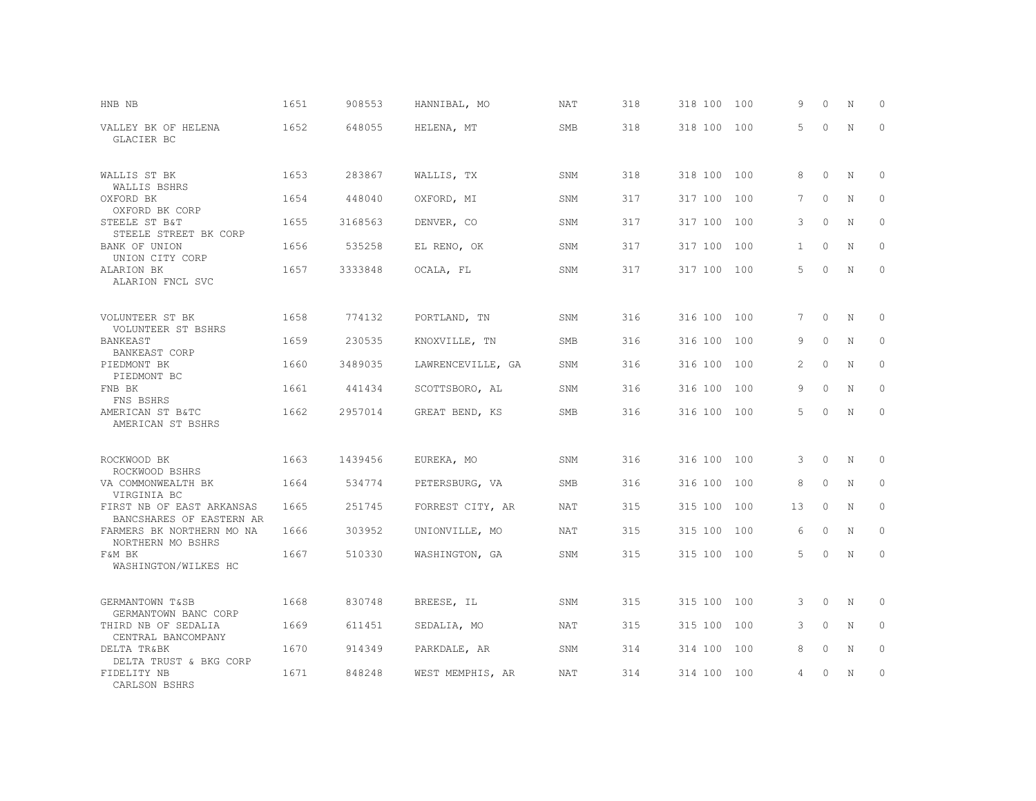| | | | | | | | | | | | | |
|---|---|---|---|---|---|---|---|---|---|---|---|---|
| HNB NB | 1651 | 908553 | HANNIBAL, MO | NAT | 318 | 318 | 100 | 100 | 9 | 0 | N | 0 |
| VALLEY BK OF HELENA<br>GLACIER BC | 1652 | 648055 | HELENA, MT | SMB | 318 | 318 | 100 | 100 | 5 | 0 | N | 0 |
| WALLIS ST BK<br>WALLIS BSHRS | 1653 | 283867 | WALLIS, TX | SNM | 318 | 318 | 100 | 100 | 8 | 0 | N | 0 |
| OXFORD BK<br>OXFORD BK CORP | 1654 | 448040 | OXFORD, MI | SNM | 317 | 317 | 100 | 100 | 7 | 0 | N | 0 |
| STEELE ST B&T<br>STEELE STREET BK CORP | 1655 | 3168563 | DENVER, CO | SNM | 317 | 317 | 100 | 100 | 3 | 0 | N | 0 |
| BANK OF UNION<br>UNION CITY CORP | 1656 | 535258 | EL RENO, OK | SNM | 317 | 317 | 100 | 100 | 1 | 0 | N | 0 |
| ALARION BK<br>ALARION FNCL SVC | 1657 | 3333848 | OCALA, FL | SNM | 317 | 317 | 100 | 100 | 5 | 0 | N | 0 |
| VOLUNTEER ST BK<br>VOLUNTEER ST BSHRS | 1658 | 774132 | PORTLAND, TN | SNM | 316 | 316 | 100 | 100 | 7 | 0 | N | 0 |
| BANKEAST<br>BANKEAST CORP | 1659 | 230535 | KNOXVILLE, TN | SMB | 316 | 316 | 100 | 100 | 9 | 0 | N | 0 |
| PIEDMONT BK<br>PIEDMONT BC | 1660 | 3489035 | LAWRENCEVILLE, GA | SNM | 316 | 316 | 100 | 100 | 2 | 0 | N | 0 |
| FNB BK<br>FNS BSHRS | 1661 | 441434 | SCOTTSBORO, AL | SNM | 316 | 316 | 100 | 100 | 9 | 0 | N | 0 |
| AMERICAN ST B&TC<br>AMERICAN ST BSHRS | 1662 | 2957014 | GREAT BEND, KS | SMB | 316 | 316 | 100 | 100 | 5 | 0 | N | 0 |
| ROCKWOOD BK<br>ROCKWOOD BSHRS | 1663 | 1439456 | EUREKA, MO | SNM | 316 | 316 | 100 | 100 | 3 | 0 | N | 0 |
| VA COMMONWEALTH BK<br>VIRGINIA BC | 1664 | 534774 | PETERSBURG, VA | SMB | 316 | 316 | 100 | 100 | 8 | 0 | N | 0 |
| FIRST NB OF EAST ARKANSAS<br>BANCSHARES OF EASTERN AR | 1665 | 251745 | FORREST CITY, AR | NAT | 315 | 315 | 100 | 100 | 13 | 0 | N | 0 |
| FARMERS BK NORTHERN MO NA<br>NORTHERN MO BSHRS | 1666 | 303952 | UNIONVILLE, MO | NAT | 315 | 315 | 100 | 100 | 6 | 0 | N | 0 |
| F&M BK<br>WASHINGTON/WILKES HC | 1667 | 510330 | WASHINGTON, GA | SNM | 315 | 315 | 100 | 100 | 5 | 0 | N | 0 |
| GERMANTOWN T&SB<br>GERMANTOWN BANC CORP | 1668 | 830748 | BREESE, IL | SNM | 315 | 315 | 100 | 100 | 3 | 0 | N | 0 |
| THIRD NB OF SEDALIA<br>CENTRAL BANCOMPANY | 1669 | 611451 | SEDALIA, MO | NAT | 315 | 315 | 100 | 100 | 3 | 0 | N | 0 |
| DELTA TR&BK<br>DELTA TRUST & BKG CORP | 1670 | 914349 | PARKDALE, AR | SNM | 314 | 314 | 100 | 100 | 8 | 0 | N | 0 |
| FIDELITY NB<br>CARLSON BSHRS | 1671 | 848248 | WEST MEMPHIS, AR | NAT | 314 | 314 | 100 | 100 | 4 | 0 | N | 0 |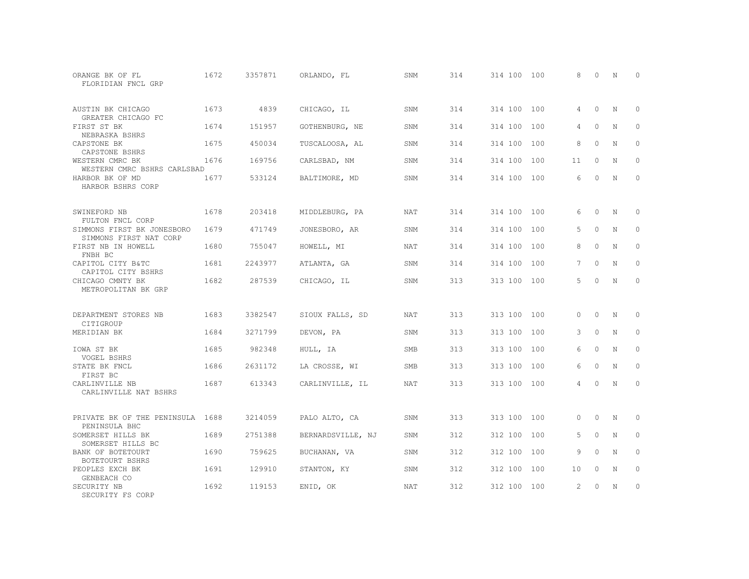| | | | | | | | | | | | | |
|---|---|---|---|---|---|---|---|---|---|---|---|---|
| ORANGE BK OF FL<br>FLORIDIAN FNCL GRP | 1672 | 3357871 | ORLANDO, FL | SNM | 314 | 314 | 100 | 100 | 8 | 0 | N | 0 |
| AUSTIN BK CHICAGO<br>GREATER CHICAGO FC | 1673 | 4839 | CHICAGO, IL | SNM | 314 | 314 | 100 | 100 | 4 | 0 | N | 0 |
| FIRST ST BK<br>NEBRASKA BSHRS | 1674 | 151957 | GOTHENBURG, NE | SNM | 314 | 314 | 100 | 100 | 4 | 0 | N | 0 |
| CAPSTONE BK<br>CAPSTONE BSHRS | 1675 | 450034 | TUSCALOOSA, AL | SNM | 314 | 314 | 100 | 100 | 8 | 0 | N | 0 |
| WESTERN CMRC BK<br>WESTERN CMRC BSHRS CARLSBAD | 1676 | 169756 | CARLSBAD, NM | SNM | 314 | 314 | 100 | 100 | 11 | 0 | N | 0 |
| HARBOR BK OF MD<br>HARBOR BSHRS CORP | 1677 | 533124 | BALTIMORE, MD | SNM | 314 | 314 | 100 | 100 | 6 | 0 | N | 0 |
| SWINEFORD NB<br>FULTON FNCL CORP | 1678 | 203418 | MIDDLEBURG, PA | NAT | 314 | 314 | 100 | 100 | 6 | 0 | N | 0 |
| SIMMONS FIRST BK JONESBORO<br>SIMMONS FIRST NAT CORP | 1679 | 471749 | JONESBORO, AR | SNM | 314 | 314 | 100 | 100 | 5 | 0 | N | 0 |
| FIRST NB IN HOWELL<br>FNBH BC | 1680 | 755047 | HOWELL, MI | NAT | 314 | 314 | 100 | 100 | 8 | 0 | N | 0 |
| CAPITOL CITY B&TC<br>CAPITOL CITY BSHRS | 1681 | 2243977 | ATLANTA, GA | SNM | 314 | 314 | 100 | 100 | 7 | 0 | N | 0 |
| CHICAGO CMNTY BK<br>METROPOLITAN BK GRP | 1682 | 287539 | CHICAGO, IL | SNM | 313 | 313 | 100 | 100 | 5 | 0 | N | 0 |
| DEPARTMENT STORES NB<br>CITIGROUP | 1683 | 3382547 | SIOUX FALLS, SD | NAT | 313 | 313 | 100 | 100 | 0 | 0 | N | 0 |
| MERIDIAN BK | 1684 | 3271799 | DEVON, PA | SNM | 313 | 313 | 100 | 100 | 3 | 0 | N | 0 |
| IOWA ST BK<br>VOGEL BSHRS | 1685 | 982348 | HULL, IA | SMB | 313 | 313 | 100 | 100 | 6 | 0 | N | 0 |
| STATE BK FNCL<br>FIRST BC | 1686 | 2631172 | LA CROSSE, WI | SMB | 313 | 313 | 100 | 100 | 6 | 0 | N | 0 |
| CARLINVILLE NB<br>CARLINVILLE NAT BSHRS | 1687 | 613343 | CARLINVILLE, IL | NAT | 313 | 313 | 100 | 100 | 4 | 0 | N | 0 |
| PRIVATE BK OF THE PENINSULA<br>PENINSULA BHC | 1688 | 3214059 | PALO ALTO, CA | SNM | 313 | 313 | 100 | 100 | 0 | 0 | N | 0 |
| SOMERSET HILLS BK<br>SOMERSET HILLS BC | 1689 | 2751388 | BERNARDSVILLE, NJ | SNM | 312 | 312 | 100 | 100 | 5 | 0 | N | 0 |
| BANK OF BOTETOURT<br>BOTETOURT BSHRS | 1690 | 759625 | BUCHANAN, VA | SNM | 312 | 312 | 100 | 100 | 9 | 0 | N | 0 |
| PEOPLES EXCH BK<br>GENBEACH CO | 1691 | 129910 | STANTON, KY | SNM | 312 | 312 | 100 | 100 | 10 | 0 | N | 0 |
| SECURITY NB<br>SECURITY FS CORP | 1692 | 119153 | ENID, OK | NAT | 312 | 312 | 100 | 100 | 2 | 0 | N | 0 |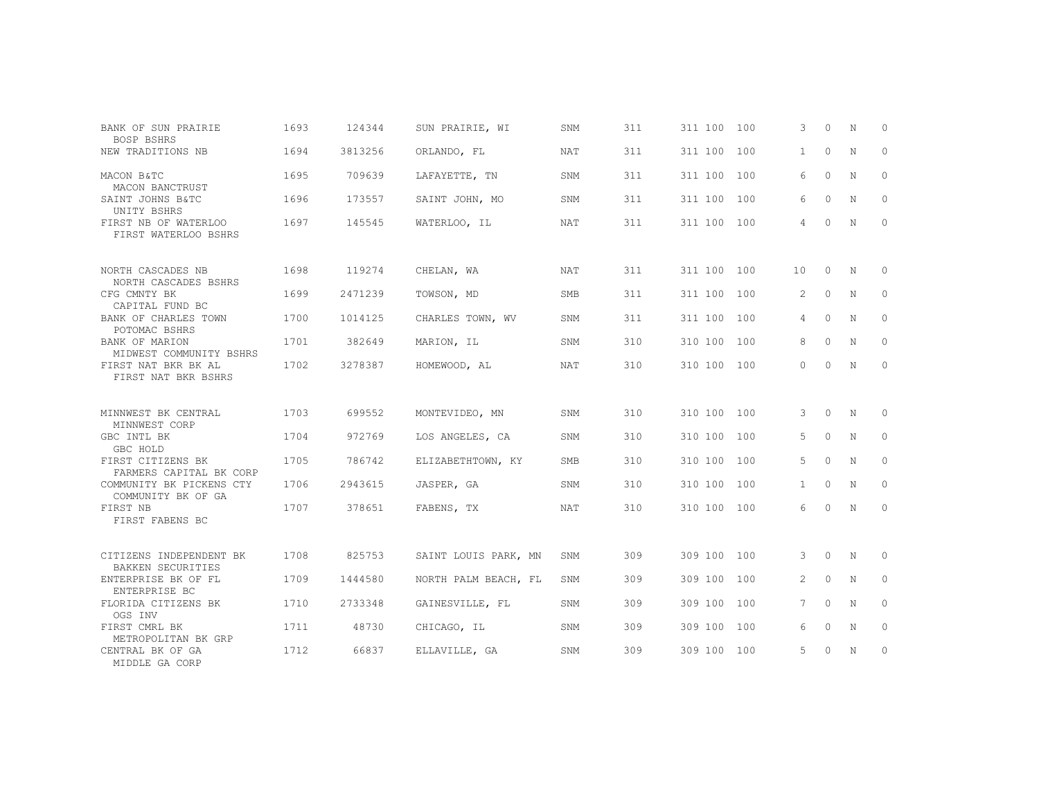| | | | | | | | | | | | | | |
|---|---|---|---|---|---|---|---|---|---|---|---|---|---|
| BANK OF SUN PRAIRIE<br>BOSP BSHRS | 1693 | 124344 | SUN PRAIRIE, WI | SNM | 311 | 311 | 100 | 100 | 3 | 0 | N | 0 |
| NEW TRADITIONS NB | 1694 | 3813256 | ORLANDO, FL | NAT | 311 | 311 | 100 | 100 | 1 | 0 | N | 0 |
| MACON B&TC<br>MACON BANCTRUST | 1695 | 709639 | LAFAYETTE, TN | SNM | 311 | 311 | 100 | 100 | 6 | 0 | N | 0 |
| SAINT JOHNS B&TC<br>UNITY BSHRS | 1696 | 173557 | SAINT JOHN, MO | SNM | 311 | 311 | 100 | 100 | 6 | 0 | N | 0 |
| FIRST NB OF WATERLOO<br>FIRST WATERLOO BSHRS | 1697 | 145545 | WATERLOO, IL | NAT | 311 | 311 | 100 | 100 | 4 | 0 | N | 0 |
| NORTH CASCADES NB<br>NORTH CASCADES BSHRS | 1698 | 119274 | CHELAN, WA | NAT | 311 | 311 | 100 | 100 | 10 | 0 | N | 0 |
| CFG CMNTY BK<br>CAPITAL FUND BC | 1699 | 2471239 | TOWSON, MD | SMB | 311 | 311 | 100 | 100 | 2 | 0 | N | 0 |
| BANK OF CHARLES TOWN<br>POTOMAC BSHRS | 1700 | 1014125 | CHARLES TOWN, WV | SNM | 311 | 311 | 100 | 100 | 4 | 0 | N | 0 |
| BANK OF MARION<br>MIDWEST COMMUNITY BSHRS | 1701 | 382649 | MARION, IL | SNM | 310 | 310 | 100 | 100 | 8 | 0 | N | 0 |
| FIRST NAT BKR BK AL<br>FIRST NAT BKR BSHRS | 1702 | 3278387 | HOMEWOOD, AL | NAT | 310 | 310 | 100 | 100 | 0 | 0 | N | 0 |
| MINNWEST BK CENTRAL<br>MINNWEST CORP | 1703 | 699552 | MONTEVIDEO, MN | SNM | 310 | 310 | 100 | 100 | 3 | 0 | N | 0 |
| GBC INTL BK<br>GBC HOLD | 1704 | 972769 | LOS ANGELES, CA | SNM | 310 | 310 | 100 | 100 | 5 | 0 | N | 0 |
| FIRST CITIZENS BK<br>FARMERS CAPITAL BK CORP | 1705 | 786742 | ELIZABETHTOWN, KY | SMB | 310 | 310 | 100 | 100 | 5 | 0 | N | 0 |
| COMMUNITY BK PICKENS CTY<br>COMMUNITY BK OF GA | 1706 | 2943615 | JASPER, GA | SNM | 310 | 310 | 100 | 100 | 1 | 0 | N | 0 |
| FIRST NB<br>FIRST FABENS BC | 1707 | 378651 | FABENS, TX | NAT | 310 | 310 | 100 | 100 | 6 | 0 | N | 0 |
| CITIZENS INDEPENDENT BK<br>BAKKEN SECURITIES | 1708 | 825753 | SAINT LOUIS PARK, MN | SNM | 309 | 309 | 100 | 100 | 3 | 0 | N | 0 |
| ENTERPRISE BK OF FL<br>ENTERPRISE BC | 1709 | 1444580 | NORTH PALM BEACH, FL | SNM | 309 | 309 | 100 | 100 | 2 | 0 | N | 0 |
| FLORIDA CITIZENS BK<br>OGS INV | 1710 | 2733348 | GAINESVILLE, FL | SNM | 309 | 309 | 100 | 100 | 7 | 0 | N | 0 |
| FIRST CMRL BK<br>METROPOLITAN BK GRP | 1711 | 48730 | CHICAGO, IL | SNM | 309 | 309 | 100 | 100 | 6 | 0 | N | 0 |
| CENTRAL BK OF GA<br>MIDDLE GA CORP | 1712 | 66837 | ELLAVILLE, GA | SNM | 309 | 309 | 100 | 100 | 5 | 0 | N | 0 |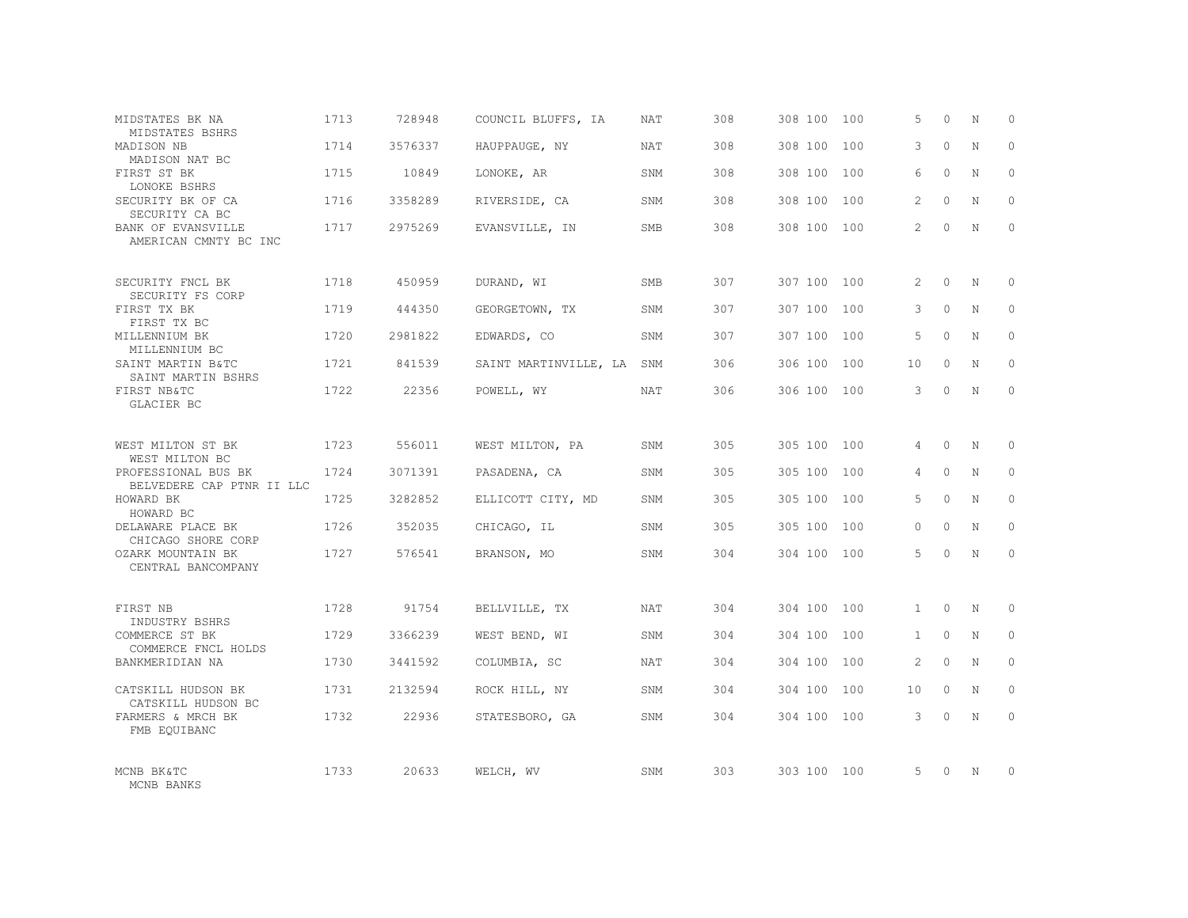| | | | | | | | | | | | |
|---|---|---|---|---|---|---|---|---|---|---|---|
| MIDSTATES BK NA<br>MIDSTATES BSHRS | 1713 | 728948 | COUNCIL BLUFFS, IA | NAT | 308 | 308 | 100 | 100 | 5 | 0 | N | 0 |
| MADISON NB<br>MADISON NAT BC | 1714 | 3576337 | HAUPPAUGE, NY | NAT | 308 | 308 | 100 | 100 | 3 | 0 | N | 0 |
| FIRST ST BK<br>LONOKE BSHRS | 1715 | 10849 | LONOKE, AR | SNM | 308 | 308 | 100 | 100 | 6 | 0 | N | 0 |
| SECURITY BK OF CA<br>SECURITY CA BC | 1716 | 3358289 | RIVERSIDE, CA | SNM | 308 | 308 | 100 | 100 | 2 | 0 | N | 0 |
| BANK OF EVANSVILLE<br>AMERICAN CMNTY BC INC | 1717 | 2975269 | EVANSVILLE, IN | SMB | 308 | 308 | 100 | 100 | 2 | 0 | N | 0 |
| SECURITY FNCL BK<br>SECURITY FS CORP | 1718 | 450959 | DURAND, WI | SMB | 307 | 307 | 100 | 100 | 2 | 0 | N | 0 |
| FIRST TX BK<br>FIRST TX BC | 1719 | 444350 | GEORGETOWN, TX | SNM | 307 | 307 | 100 | 100 | 3 | 0 | N | 0 |
| MILLENNIUM BK<br>MILLENNIUM BC | 1720 | 2981822 | EDWARDS, CO | SNM | 307 | 307 | 100 | 100 | 5 | 0 | N | 0 |
| SAINT MARTIN B&TC<br>SAINT MARTIN BSHRS | 1721 | 841539 | SAINT MARTINVILLE, LA | SNM | 306 | 306 | 100 | 100 | 10 | 0 | N | 0 |
| FIRST NB&TC<br>GLACIER BC | 1722 | 22356 | POWELL, WY | NAT | 306 | 306 | 100 | 100 | 3 | 0 | N | 0 |
| WEST MILTON ST BK<br>WEST MILTON BC | 1723 | 556011 | WEST MILTON, PA | SNM | 305 | 305 | 100 | 100 | 4 | 0 | N | 0 |
| PROFESSIONAL BUS BK<br>BELVEDERE CAP PTNR II LLC | 1724 | 3071391 | PASADENA, CA | SNM | 305 | 305 | 100 | 100 | 4 | 0 | N | 0 |
| HOWARD BK<br>HOWARD BC | 1725 | 3282852 | ELLICOTT CITY, MD | SNM | 305 | 305 | 100 | 100 | 5 | 0 | N | 0 |
| DELAWARE PLACE BK<br>CHICAGO SHORE CORP | 1726 | 352035 | CHICAGO, IL | SNM | 305 | 305 | 100 | 100 | 0 | 0 | N | 0 |
| OZARK MOUNTAIN BK<br>CENTRAL BANCOMPANY | 1727 | 576541 | BRANSON, MO | SNM | 304 | 304 | 100 | 100 | 5 | 0 | N | 0 |
| FIRST NB<br>INDUSTRY BSHRS | 1728 | 91754 | BELLVILLE, TX | NAT | 304 | 304 | 100 | 100 | 1 | 0 | N | 0 |
| COMMERCE ST BK<br>COMMERCE FNCL HOLDS | 1729 | 3366239 | WEST BEND, WI | SNM | 304 | 304 | 100 | 100 | 1 | 0 | N | 0 |
| BANKMERIDIAN NA | 1730 | 3441592 | COLUMBIA, SC | NAT | 304 | 304 | 100 | 100 | 2 | 0 | N | 0 |
| CATSKILL HUDSON BK<br>CATSKILL HUDSON BC | 1731 | 2132594 | ROCK HILL, NY | SNM | 304 | 304 | 100 | 100 | 10 | 0 | N | 0 |
| FARMERS & MRCH BK<br>FMB EQUIBANC | 1732 | 22936 | STATESBORO, GA | SNM | 304 | 304 | 100 | 100 | 3 | 0 | N | 0 |
| MCNB BK&TC<br>MCNB BANKS | 1733 | 20633 | WELCH, WV | SNM | 303 | 303 | 100 | 100 | 5 | 0 | N | 0 |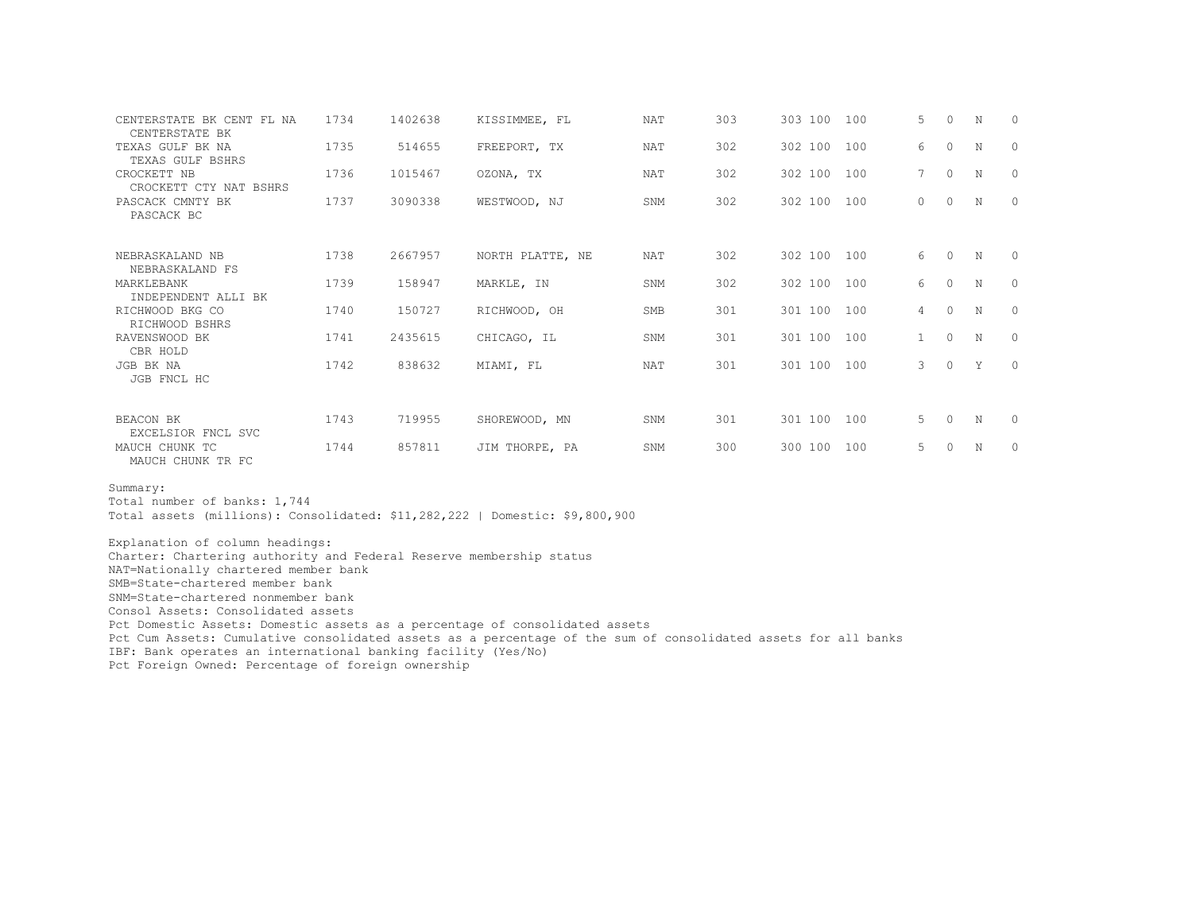| | | | | | | | | | | | | |
|---|---|---|---|---|---|---|---|---|---|---|---|---|
| CENTERSTATE BK CENT FL NA<br>CENTERSTATE BK | 1734 | 1402638 | KISSIMMEE, FL | NAT | 303 | 303 | 100 | 100 | 5 | 0 | N | 0 |
| TEXAS GULF BK NA<br>TEXAS GULF BSHRS | 1735 | 514655 | FREEPORT, TX | NAT | 302 | 302 | 100 | 100 | 6 | 0 | N | 0 |
| CROCKETT NB<br>CROCKETT CTY NAT BSHRS | 1736 | 1015467 | OZONA, TX | NAT | 302 | 302 | 100 | 100 | 7 | 0 | N | 0 |
| PASCACK CMNTY BK<br>PASCACK BC | 1737 | 3090338 | WESTWOOD, NJ | SNM | 302 | 302 | 100 | 100 | 0 | 0 | N | 0 |
| NEBRASKALAND NB<br>NEBRASKALAND FS | 1738 | 2667957 | NORTH PLATTE, NE | NAT | 302 | 302 | 100 | 100 | 6 | 0 | N | 0 |
| MARKLEBANK<br>INDEPENDENT ALLI BK | 1739 | 158947 | MARKLE, IN | SNM | 302 | 302 | 100 | 100 | 6 | 0 | N | 0 |
| RICHWOOD BKG CO<br>RICHWOOD BSHRS | 1740 | 150727 | RICHWOOD, OH | SMB | 301 | 301 | 100 | 100 | 4 | 0 | N | 0 |
| RAVENSWOOD BK<br>CBR HOLD | 1741 | 2435615 | CHICAGO, IL | SNM | 301 | 301 | 100 | 100 | 1 | 0 | N | 0 |
| JGB BK NA<br>JGB FNCL HC | 1742 | 838632 | MIAMI, FL | NAT | 301 | 301 | 100 | 100 | 3 | 0 | Y | 0 |
| BEACON BK<br>EXCELSIOR FNCL SVC | 1743 | 719955 | SHOREWOOD, MN | SNM | 301 | 301 | 100 | 100 | 5 | 0 | N | 0 |
| MAUCH CHUNK TC<br>MAUCH CHUNK TR FC | 1744 | 857811 | JIM THORPE, PA | SNM | 300 | 300 | 100 | 100 | 5 | 0 | N | 0 |

Summary:
Total number of banks: 1,744
Total assets (millions): Consolidated: $11,282,222 | Domestic: $9,800,900

Explanation of column headings:
Charter: Chartering authority and Federal Reserve membership status
NAT=Nationally chartered member bank
SMB=State-chartered member bank
SNM=State-chartered nonmember bank
Consol Assets: Consolidated assets
Pct Domestic Assets: Domestic assets as a percentage of consolidated assets
Pct Cum Assets: Cumulative consolidated assets as a percentage of the sum of consolidated assets for all banks
IBF: Bank operates an international banking facility (Yes/No)
Pct Foreign Owned: Percentage of foreign ownership